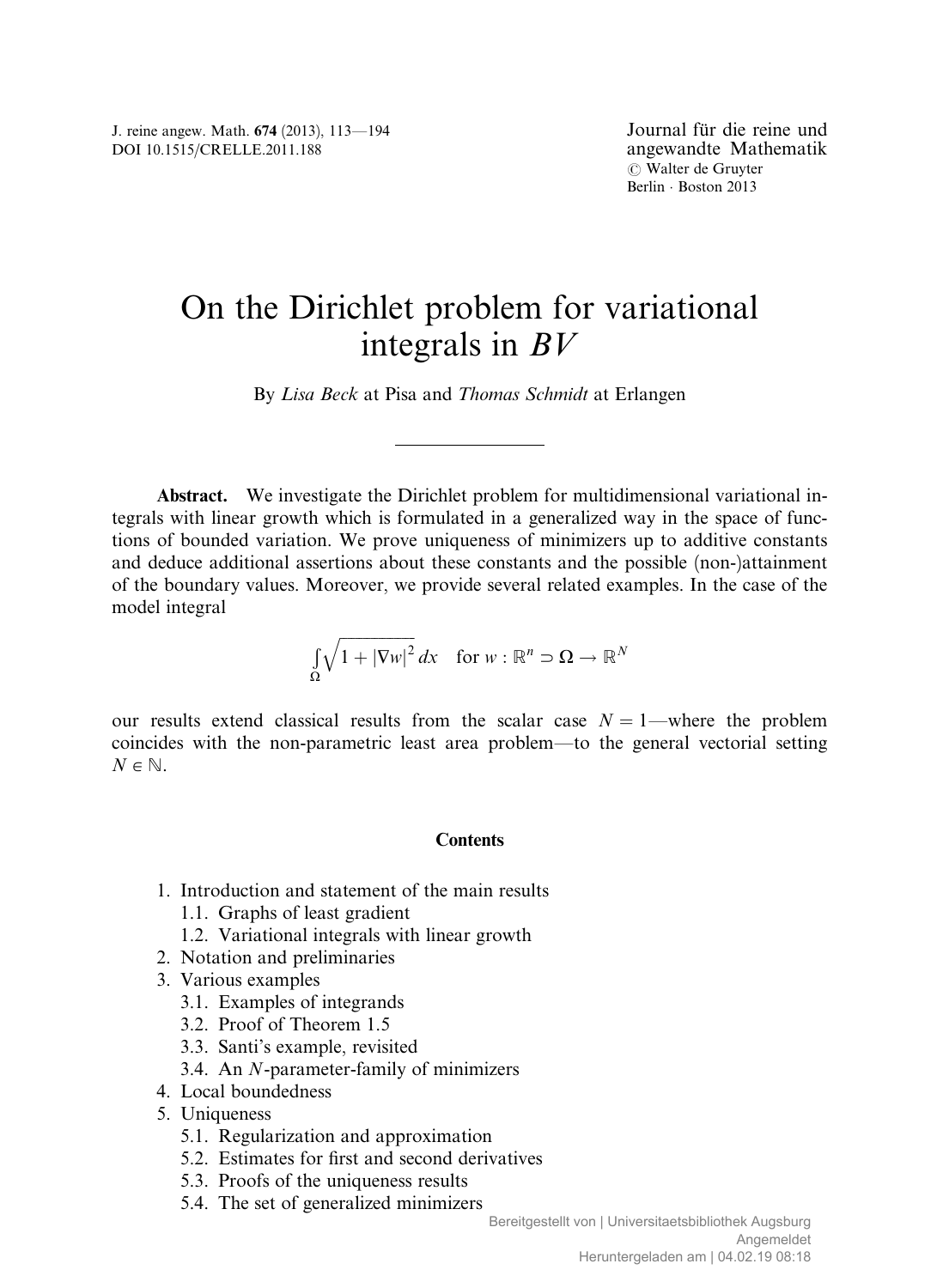# On the Dirichlet problem for variational integrals in $BV$

By *Lisa Beck* at Pisa and *Thomas Schmidt* at Erlangen

---

**Abstract.** We investigate the Dirichlet problem for multidimensional variational integrals with linear growth which is formulated in a generalized way in the space of functions of bounded variation. We prove uniqueness of minimizers up to additive constants and deduce additional assertions about these constants and the possible (non-)attainment of the boundary values. Moreover, we provide several related examples. In the case of the model integral

$$\int_\Omega \sqrt{1+|\nabla w|^2}\,dx \quad \text{for } w : \mathbb{R}^n \supset \Omega \to \mathbb{R}^N$$

our results extend classical results from the scalar case $N = 1$—where the problem coincides with the non-parametric least area problem—to the general vectorial setting $N \in \mathbb{N}$.

### Contents

1. Introduction and statement of the main results
   - 1.1. Graphs of least gradient
   - 1.2. Variational integrals with linear growth
2. Notation and preliminaries
3. Various examples
   - 3.1. Examples of integrands
   - 3.2. Proof of Theorem 1.5
   - 3.3. Santi's example, revisited
   - 3.4. An $N$-parameter-family of minimizers
4. Local boundedness
5. Uniqueness
   - 5.1. Regularization and approximation
   - 5.2. Estimates for first and second derivatives
   - 5.3. Proofs of the uniqueness results
   - 5.4. The set of generalized minimizers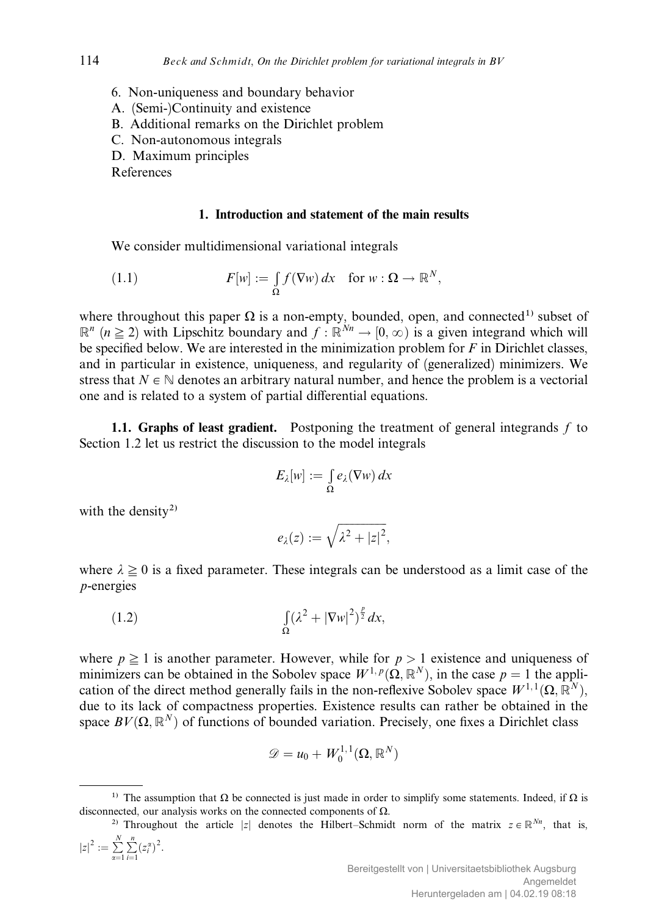6. Non-uniqueness and boundary behavior
A. (Semi-)Continuity and existence
B. Additional remarks on the Dirichlet problem
C. Non-autonomous integrals
D. Maximum principles
References

## 1. Introduction and statement of the main results

We consider multidimensional variational integrals

$$F[w] := \int_\Omega f(\nabla w)\,dx \quad \text{for } w : \Omega \to \mathbb{R}^N, \tag{1.1}$$

where throughout this paper $\Omega$ is a non-empty, bounded, open, and connected[1] subset of $\mathbb{R}^n$ ($n \geqq 2$) with Lipschitz boundary and $f : \mathbb{R}^{Nn} \to [0,\infty)$ is a given integrand which will be specified below. We are interested in the minimization problem for $F$ in Dirichlet classes, and in particular in existence, uniqueness, and regularity of (generalized) minimizers. We stress that $N \in \mathbb{N}$ denotes an arbitrary natural number, and hence the problem is a vectorial one and is related to a system of partial differential equations.

**1.1. Graphs of least gradient.** Postponing the treatment of general integrands $f$ to Section 1.2 let us restrict the discussion to the model integrals

$$E_\lambda[w] := \int_\Omega e_\lambda(\nabla w)\,dx$$

with the density[2]

$$e_\lambda(z) := \sqrt{\lambda^2 + |z|^2},$$

where $\lambda \geqq 0$ is a fixed parameter. These integrals can be understood as a limit case of the $p$-energies

$$\int_\Omega (\lambda^2 + |\nabla w|^2)^{\frac{p}{2}}\,dx, \tag{1.2}$$

where $p \geqq 1$ is another parameter. However, while for $p > 1$ existence and uniqueness of minimizers can be obtained in the Sobolev space $W^{1,p}(\Omega,\mathbb{R}^N)$, in the case $p = 1$ the application of the direct method generally fails in the non-reflexive Sobolev space $W^{1,1}(\Omega,\mathbb{R}^N)$, due to its lack of compactness properties. Existence results can rather be obtained in the space $BV(\Omega,\mathbb{R}^N)$ of functions of bounded variation. Precisely, one fixes a Dirichlet class

$$\mathscr{D} = u_0 + W_0^{1,1}(\Omega,\mathbb{R}^N)$$

---

[1] The assumption that $\Omega$ be connected is just made in order to simplify some statements. Indeed, if $\Omega$ is disconnected, our analysis works on the connected components of $\Omega$.

[2] Throughout the article $|z|$ denotes the Hilbert–Schmidt norm of the matrix $z \in \mathbb{R}^{Nn}$, that is, $|z|^2 := \sum_{\alpha=1}^N \sum_{i=1}^n (z_i^\alpha)^2$.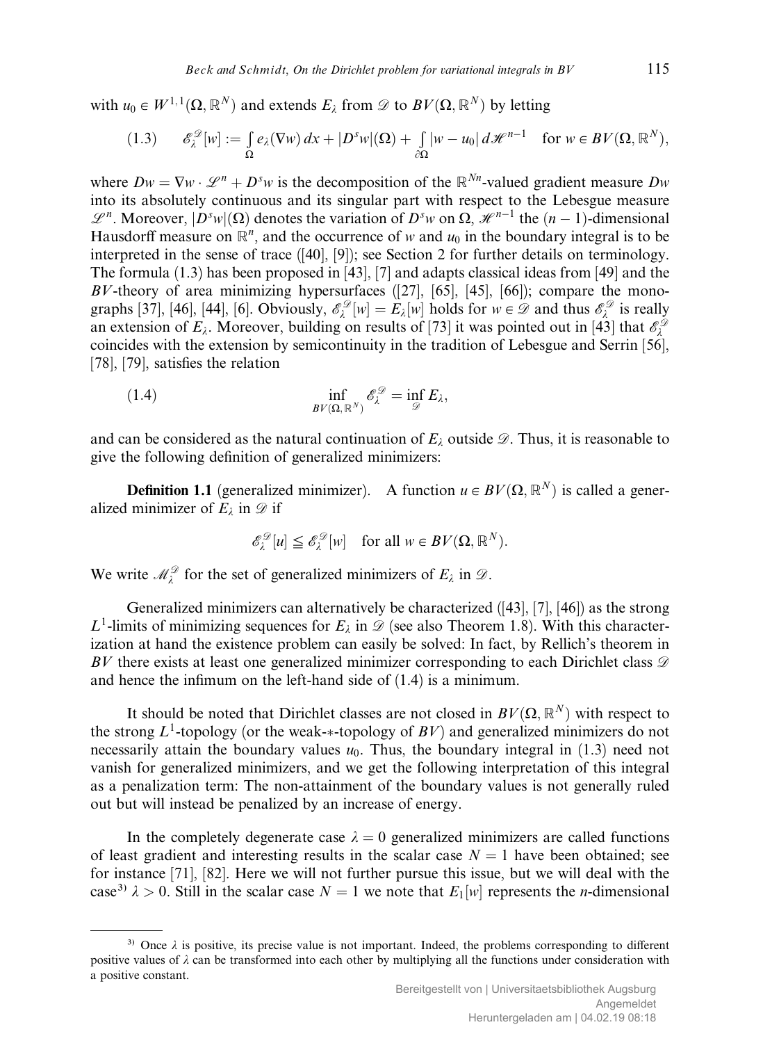with $u_0 \in W^{1,1}(\Omega, \mathbb{R}^N)$ and extends $E_\lambda$ from $\mathscr{D}$ to $BV(\Omega, \mathbb{R}^N)$ by letting

$$(1.3) \qquad \mathscr{E}_\lambda^{\mathscr{D}}[w] := \int_\Omega e_\lambda(\nabla w)\,dx + |D^s w|(\Omega) + \int_{\partial\Omega} |w - u_0|\,d\mathscr{H}^{n-1} \quad \text{for } w \in BV(\Omega, \mathbb{R}^N),$$

where $Dw = \nabla w \cdot \mathscr{L}^n + D^s w$ is the decomposition of the $\mathbb{R}^{Nn}$-valued gradient measure $Dw$ into its absolutely continuous and its singular part with respect to the Lebesgue measure $\mathscr{L}^n$. Moreover, $|D^s w|(\Omega)$ denotes the variation of $D^s w$ on $\Omega$, $\mathscr{H}^{n-1}$ the $(n-1)$-dimensional Hausdorff measure on $\mathbb{R}^n$, and the occurrence of $w$ and $u_0$ in the boundary integral is to be interpreted in the sense of trace ([40], [9]); see Section 2 for further details on terminology. The formula (1.3) has been proposed in [43], [7] and adapts classical ideas from [49] and the $BV$-theory of area minimizing hypersurfaces ([27], [65], [45], [66]); compare the monographs [37], [46], [44], [6]. Obviously, $\mathscr{E}_\lambda^{\mathscr{D}}[w] = E_\lambda[w]$ holds for $w \in \mathscr{D}$ and thus $\mathscr{E}_\lambda^{\mathscr{D}}$ is really an extension of $E_\lambda$. Moreover, building on results of [73] it was pointed out in [43] that $\mathscr{E}_\lambda^{\mathscr{D}}$ coincides with the extension by semicontinuity in the tradition of Lebesgue and Serrin [56], [78], [79], satisfies the relation

$$(1.4) \qquad \inf_{BV(\Omega, \mathbb{R}^N)} \mathscr{E}_\lambda^{\mathscr{D}} = \inf_{\mathscr{D}} E_\lambda,$$

and can be considered as the natural continuation of $E_\lambda$ outside $\mathscr{D}$. Thus, it is reasonable to give the following definition of generalized minimizers:

**Definition 1.1** (generalized minimizer). A function $u \in BV(\Omega, \mathbb{R}^N)$ is called a generalized minimizer of $E_\lambda$ in $\mathscr{D}$ if

$$\mathscr{E}_\lambda^{\mathscr{D}}[u] \leqq \mathscr{E}_\lambda^{\mathscr{D}}[w] \quad \text{for all } w \in BV(\Omega, \mathbb{R}^N).$$

We write $\mathscr{M}_\lambda^{\mathscr{D}}$ for the set of generalized minimizers of $E_\lambda$ in $\mathscr{D}$.

Generalized minimizers can alternatively be characterized ([43], [7], [46]) as the strong $L^1$-limits of minimizing sequences for $E_\lambda$ in $\mathscr{D}$ (see also Theorem 1.8). With this characterization at hand the existence problem can easily be solved: In fact, by Rellich's theorem in $BV$ there exists at least one generalized minimizer corresponding to each Dirichlet class $\mathscr{D}$ and hence the infimum on the left-hand side of (1.4) is a minimum.

It should be noted that Dirichlet classes are not closed in $BV(\Omega, \mathbb{R}^N)$ with respect to the strong $L^1$-topology (or the weak-$*$-topology of $BV$) and generalized minimizers do not necessarily attain the boundary values $u_0$. Thus, the boundary integral in (1.3) need not vanish for generalized minimizers, and we get the following interpretation of this integral as a penalization term: The non-attainment of the boundary values is not generally ruled out but will instead be penalized by an increase of energy.

In the completely degenerate case $\lambda = 0$ generalized minimizers are called functions of least gradient and interesting results in the scalar case $N = 1$ have been obtained; see for instance [71], [82]. Here we will not further pursue this issue, but we will deal with the case[3] $\lambda > 0$. Still in the scalar case $N = 1$ we note that $E_1[w]$ represents the $n$-dimensional

[3] Once $\lambda$ is positive, its precise value is not important. Indeed, the problems corresponding to different positive values of $\lambda$ can be transformed into each other by multiplying all the functions under consideration with a positive constant.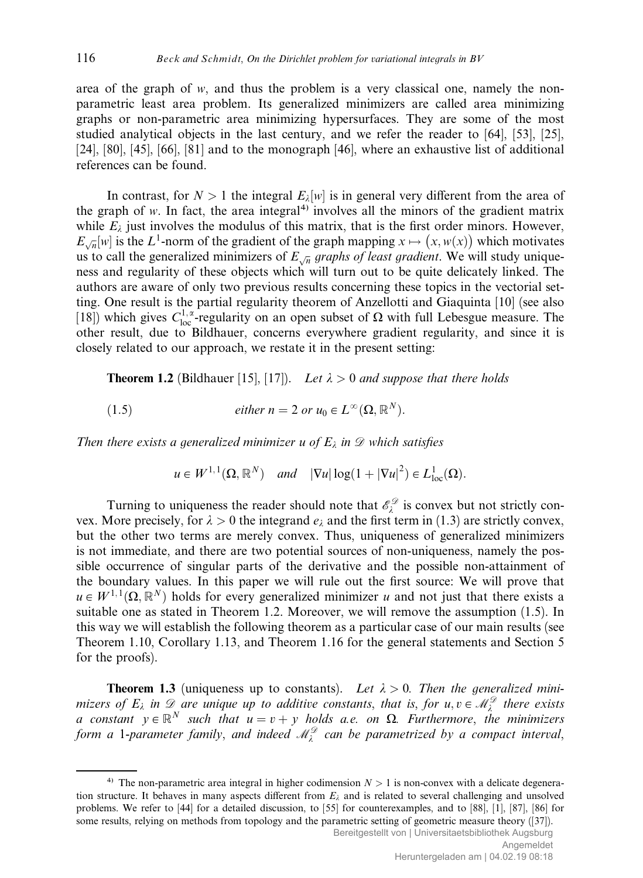area of the graph of $w$, and thus the problem is a very classical one, namely the non-parametric least area problem. Its generalized minimizers are called area minimizing graphs or non-parametric area minimizing hypersurfaces. They are some of the most studied analytical objects in the last century, and we refer the reader to [64], [53], [25], [24], [80], [45], [66], [81] and to the monograph [46], where an exhaustive list of additional references can be found.

In contrast, for $N > 1$ the integral $E_\lambda[w]$ is in general very different from the area of the graph of $w$. In fact, the area integral[4] involves all the minors of the gradient matrix while $E_\lambda$ just involves the modulus of this matrix, that is the first order minors. However, $E_{\sqrt{n}}[w]$ is the $L^1$-norm of the gradient of the graph mapping $x \mapsto (x, w(x))$ which motivates us to call the generalized minimizers of $E_{\sqrt{n}}$ *graphs of least gradient*. We will study uniqueness and regularity of these objects which will turn out to be quite delicately linked. The authors are aware of only two previous results concerning these topics in the vectorial setting. One result is the partial regularity theorem of Anzellotti and Giaquinta [10] (see also [18]) which gives $C^{1,\alpha}_{\mathrm{loc}}$-regularity on an open subset of $\Omega$ with full Lebesgue measure. The other result, due to Bildhauer, concerns everywhere gradient regularity, and since it is closely related to our approach, we restate it in the present setting:

**Theorem 1.2** (Bildhauer [15], [17]). *Let $\lambda > 0$ and suppose that there holds*

$$\text{(1.5)} \qquad \textit{either } n = 2 \textit{ or } u_0 \in L^\infty(\Omega, \mathbb{R}^N).$$

*Then there exists a generalized minimizer $u$ of $E_\lambda$ in $\mathscr{D}$ which satisfies*

$$u \in W^{1,1}(\Omega, \mathbb{R}^N) \quad \textit{and} \quad |\nabla u| \log(1 + |\nabla u|^2) \in L^1_{\mathrm{loc}}(\Omega).$$

Turning to uniqueness the reader should note that $\mathscr{E}^{\mathscr{D}}_\lambda$ is convex but not strictly convex. More precisely, for $\lambda > 0$ the integrand $e_\lambda$ and the first term in (1.3) are strictly convex, but the other two terms are merely convex. Thus, uniqueness of generalized minimizers is not immediate, and there are two potential sources of non-uniqueness, namely the possible occurrence of singular parts of the derivative and the possible non-attainment of the boundary values. In this paper we will rule out the first source: We will prove that $u \in W^{1,1}(\Omega, \mathbb{R}^N)$ holds for every generalized minimizer $u$ and not just that there exists a suitable one as stated in Theorem 1.2. Moreover, we will remove the assumption (1.5). In this way we will establish the following theorem as a particular case of our main results (see Theorem 1.10, Corollary 1.13, and Theorem 1.16 for the general statements and Section 5 for the proofs).

**Theorem 1.3** (uniqueness up to constants). *Let $\lambda > 0$. Then the generalized minimizers of $E_\lambda$ in $\mathscr{D}$ are unique up to additive constants, that is, for $u, v \in \mathscr{M}^{\mathscr{D}}_\lambda$ there exists a constant $y \in \mathbb{R}^N$ such that $u = v + y$ holds a.e. on $\Omega$. Furthermore, the minimizers form a 1-parameter family, and indeed $\mathscr{M}^{\mathscr{D}}_\lambda$ can be parametrized by a compact interval,*

---

[4] The non-parametric area integral in higher codimension $N > 1$ is non-convex with a delicate degeneration structure. It behaves in many aspects different from $E_\lambda$ and is related to several challenging and unsolved problems. We refer to [44] for a detailed discussion, to [55] for counterexamples, and to [88], [1], [87], [86] for some results, relying on methods from topology and the parametric setting of geometric measure theory ([37]).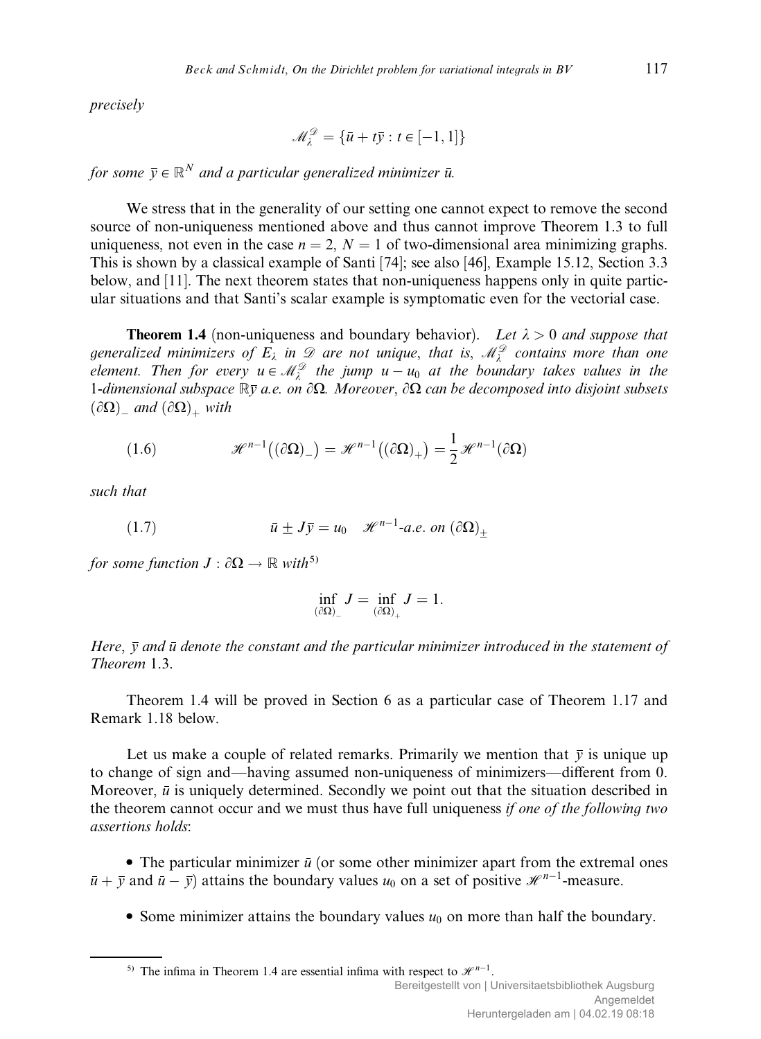*precisely*

$$\mathscr{M}_\lambda^{\mathscr{D}} = \{\bar{u} + t\bar{y} : t \in [-1, 1]\}$$

*for some* $\bar{y} \in \mathbb{R}^N$ *and a particular generalized minimizer* $\bar{u}$.

We stress that in the generality of our setting one cannot expect to remove the second source of non-uniqueness mentioned above and thus cannot improve Theorem 1.3 to full uniqueness, not even in the case $n = 2$, $N = 1$ of two-dimensional area minimizing graphs. This is shown by a classical example of Santi [74]; see also [46], Example 15.12, Section 3.3 below, and [11]. The next theorem states that non-uniqueness happens only in quite particular situations and that Santi's scalar example is symptomatic even for the vectorial case.

**Theorem 1.4** (non-uniqueness and boundary behavior). *Let* $\lambda > 0$ *and suppose that generalized minimizers of* $E_\lambda$ *in* $\mathscr{D}$ *are not unique, that is,* $\mathscr{M}_\lambda^{\mathscr{D}}$ *contains more than one element. Then for every* $u \in \mathscr{M}_\lambda^{\mathscr{D}}$ *the jump* $u - u_0$ *at the boundary takes values in the 1-dimensional subspace* $\mathbb{R}\bar{y}$ *a.e. on* $\partial\Omega$. *Moreover,* $\partial\Omega$ *can be decomposed into disjoint subsets* $(\partial\Omega)_-$ *and* $(\partial\Omega)_+$ *with*

$$\mathscr{H}^{n-1}\big((\partial\Omega)_-\big) = \mathscr{H}^{n-1}\big((\partial\Omega)_+\big) = \frac{1}{2}\mathscr{H}^{n-1}(\partial\Omega) \tag{1.6}$$

*such that*

$$\bar{u} \pm J\bar{y} = u_0 \quad \mathscr{H}^{n-1}\text{-a.e. on } (\partial\Omega)_\pm \tag{1.7}$$

*for some function* $J : \partial\Omega \to \mathbb{R}$ *with*[5]

$$\inf_{(\partial\Omega)_-} J = \inf_{(\partial\Omega)_+} J = 1.$$

*Here,* $\bar{y}$ *and* $\bar{u}$ *denote the constant and the particular minimizer introduced in the statement of Theorem* 1.3.

Theorem 1.4 will be proved in Section 6 as a particular case of Theorem 1.17 and Remark 1.18 below.

Let us make a couple of related remarks. Primarily we mention that $\bar{y}$ is unique up to change of sign and—having assumed non-uniqueness of minimizers—different from 0. Moreover, $\bar{u}$ is uniquely determined. Secondly we point out that the situation described in the theorem cannot occur and we must thus have full uniqueness *if one of the following two assertions holds*:

- The particular minimizer $\bar{u}$ (or some other minimizer apart from the extremal ones $\bar{u} + \bar{y}$ and $\bar{u} - \bar{y}$) attains the boundary values $u_0$ on a set of positive $\mathscr{H}^{n-1}$-measure.

- Some minimizer attains the boundary values $u_0$ on more than half the boundary.

---

[5] The infima in Theorem 1.4 are essential infima with respect to $\mathscr{H}^{n-1}$.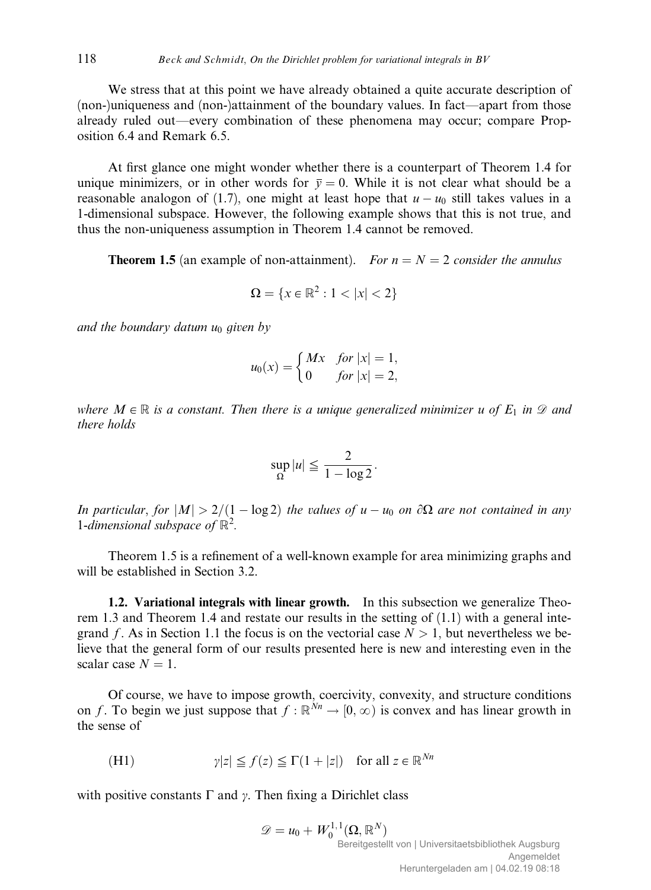We stress that at this point we have already obtained a quite accurate description of (non-)uniqueness and (non-)attainment of the boundary values. In fact—apart from those already ruled out—every combination of these phenomena may occur; compare Proposition 6.4 and Remark 6.5.

At first glance one might wonder whether there is a counterpart of Theorem 1.4 for unique minimizers, or in other words for $\bar{y} = 0$. While it is not clear what should be a reasonable analogon of (1.7), one might at least hope that $u - u_0$ still takes values in a 1-dimensional subspace. However, the following example shows that this is not true, and thus the non-uniqueness assumption in Theorem 1.4 cannot be removed.

**Theorem 1.5** (an example of non-attainment). *For $n = N = 2$ consider the annulus*

$$\Omega = \{x \in \mathbb{R}^2 : 1 < |x| < 2\}$$

*and the boundary datum $u_0$ given by*

$$u_0(x) = \begin{cases} Mx & \text{for } |x| = 1, \\ 0 & \text{for } |x| = 2, \end{cases}$$

*where $M \in \mathbb{R}$ is a constant. Then there is a unique generalized minimizer $u$ of $E_1$ in $\mathscr{D}$ and there holds*

$$\sup_{\Omega} |u| \leqq \frac{2}{1 - \log 2}.$$

*In particular, for $|M| > 2/(1 - \log 2)$ the values of $u - u_0$ on $\partial\Omega$ are not contained in any 1-dimensional subspace of $\mathbb{R}^2$.*

Theorem 1.5 is a refinement of a well-known example for area minimizing graphs and will be established in Section 3.2.

**1.2. Variational integrals with linear growth.** In this subsection we generalize Theorem 1.3 and Theorem 1.4 and restate our results in the setting of (1.1) with a general integrand $f$. As in Section 1.1 the focus is on the vectorial case $N > 1$, but nevertheless we believe that the general form of our results presented here is new and interesting even in the scalar case $N = 1$.

Of course, we have to impose growth, coercivity, convexity, and structure conditions on $f$. To begin we just suppose that $f : \mathbb{R}^{Nn} \to [0, \infty)$ is convex and has linear growth in the sense of

$$\text{(H1)} \qquad \gamma|z| \leqq f(z) \leqq \Gamma(1 + |z|) \quad \text{for all } z \in \mathbb{R}^{Nn}$$

with positive constants $\Gamma$ and $\gamma$. Then fixing a Dirichlet class

$$\mathscr{D} = u_0 + W_0^{1,1}(\Omega, \mathbb{R}^N)$$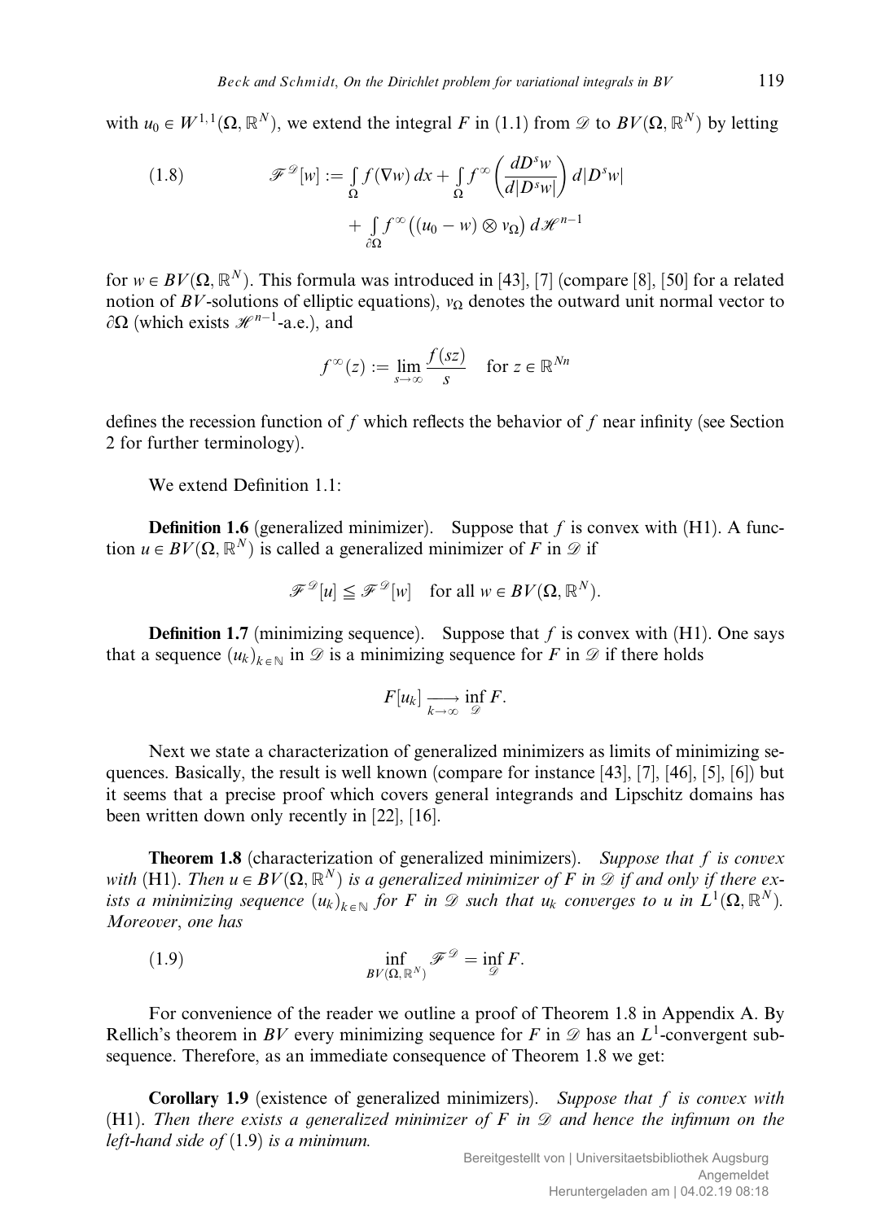with $u_0 \in W^{1,1}(\Omega, \mathbb{R}^N)$, we extend the integral $F$ in (1.1) from $\mathscr{D}$ to $BV(\Omega, \mathbb{R}^N)$ by letting

$$
\mathscr{F}^{\mathscr{D}}[w] := \int_\Omega f(\nabla w)\,dx + \int_\Omega f^\infty\left(\frac{dD^s w}{d|D^s w|}\right) d|D^s w| + \int_{\partial\Omega} f^\infty\big((u_0 - w) \otimes \nu_\Omega\big)\,d\mathscr{H}^{n-1} \tag{1.8}
$$

for $w \in BV(\Omega, \mathbb{R}^N)$. This formula was introduced in [43], [7] (compare [8], [50] for a related notion of $BV$-solutions of elliptic equations), $\nu_\Omega$ denotes the outward unit normal vector to $\partial\Omega$ (which exists $\mathscr{H}^{n-1}$-a.e.), and

$$
f^\infty(z) := \lim_{s \to \infty} \frac{f(sz)}{s} \quad \text{for } z \in \mathbb{R}^{Nn}
$$

defines the recession function of $f$ which reflects the behavior of $f$ near infinity (see Section 2 for further terminology).

We extend Definition 1.1:

**Definition 1.6** (generalized minimizer). Suppose that $f$ is convex with (H1). A function $u \in BV(\Omega, \mathbb{R}^N)$ is called a generalized minimizer of $F$ in $\mathscr{D}$ if

$$
\mathscr{F}^{\mathscr{D}}[u] \leqq \mathscr{F}^{\mathscr{D}}[w] \quad \text{for all } w \in BV(\Omega, \mathbb{R}^N).
$$

**Definition 1.7** (minimizing sequence). Suppose that $f$ is convex with (H1). One says that a sequence $(u_k)_{k \in \mathbb{N}}$ in $\mathscr{D}$ is a minimizing sequence for $F$ in $\mathscr{D}$ if there holds

$$
F[u_k] \xrightarrow[k \to \infty]{} \inf_{\mathscr{D}} F.
$$

Next we state a characterization of generalized minimizers as limits of minimizing sequences. Basically, the result is well known (compare for instance [43], [7], [46], [5], [6]) but it seems that a precise proof which covers general integrands and Lipschitz domains has been written down only recently in [22], [16].

**Theorem 1.8** (characterization of generalized minimizers). *Suppose that $f$ is convex with* (H1). *Then $u \in BV(\Omega, \mathbb{R}^N)$ is a generalized minimizer of $F$ in $\mathscr{D}$ if and only if there exists a minimizing sequence $(u_k)_{k \in \mathbb{N}}$ for $F$ in $\mathscr{D}$ such that $u_k$ converges to $u$ in $L^1(\Omega, \mathbb{R}^N)$. Moreover, one has*

$$
\inf_{BV(\Omega, \mathbb{R}^N)} \mathscr{F}^{\mathscr{D}} = \inf_{\mathscr{D}} F. \tag{1.9}
$$

For convenience of the reader we outline a proof of Theorem 1.8 in Appendix A. By Rellich's theorem in $BV$ every minimizing sequence for $F$ in $\mathscr{D}$ has an $L^1$-convergent subsequence. Therefore, as an immediate consequence of Theorem 1.8 we get:

**Corollary 1.9** (existence of generalized minimizers). *Suppose that $f$ is convex with* (H1). *Then there exists a generalized minimizer of $F$ in $\mathscr{D}$ and hence the infimum on the left-hand side of* (1.9) *is a minimum.*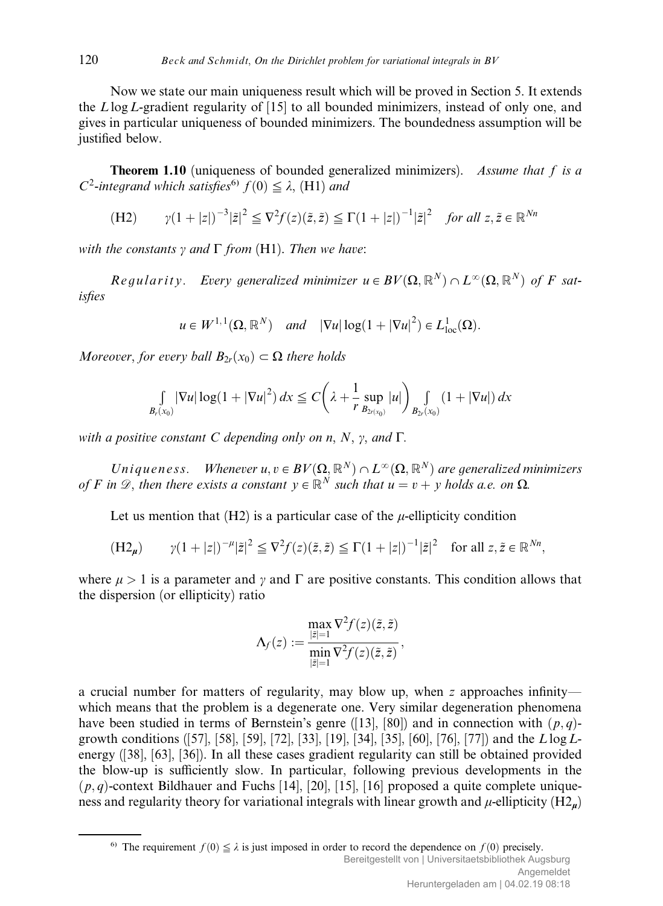Now we state our main uniqueness result which will be proved in Section 5. It extends the $L\log L$-gradient regularity of [15] to all bounded minimizers, instead of only one, and gives in particular uniqueness of bounded minimizers. The boundedness assumption will be justified below.

**Theorem 1.10** (uniqueness of bounded generalized minimizers). *Assume that $f$ is a $C^2$-integrand which satisfies*[6] $f(0) \leqq \lambda$, (H1) *and*

$$\text{(H2)} \qquad \gamma(1+|z|)^{-3}|\tilde{z}|^2 \leqq \nabla^2 f(z)(\tilde{z},\tilde{z}) \leqq \Gamma(1+|z|)^{-1}|\tilde{z}|^2 \quad \text{for all } z,\tilde{z} \in \mathbb{R}^{Nn}$$

*with the constants $\gamma$ and $\Gamma$ from* (H1). *Then we have*:

*Regularity.* *Every generalized minimizer $u \in BV(\Omega,\mathbb{R}^N) \cap L^\infty(\Omega,\mathbb{R}^N)$ of $F$ satisfies*

$$u \in W^{1,1}(\Omega,\mathbb{R}^N) \quad \text{and} \quad |\nabla u| \log(1+|\nabla u|^2) \in L^1_{\mathrm{loc}}(\Omega).$$

*Moreover, for every ball $B_{2r}(x_0) \subset \Omega$ there holds*

$$\int_{B_r(x_0)} |\nabla u| \log(1+|\nabla u|^2)\,dx \leqq C\left(\lambda + \frac{1}{r}\sup_{B_{2r}(x_0)} |u|\right) \int_{B_{2r}(x_0)} (1+|\nabla u|)\,dx$$

*with a positive constant $C$ depending only on $n$, $N$, $\gamma$, and $\Gamma$.*

*Uniqueness.* *Whenever $u, v \in BV(\Omega,\mathbb{R}^N) \cap L^\infty(\Omega,\mathbb{R}^N)$ are generalized minimizers of $F$ in $\mathscr{D}$, then there exists a constant $y \in \mathbb{R}^N$ such that $u = v + y$ holds a.e. on $\Omega$.*

Let us mention that (H2) is a particular case of the $\mu$-ellipticity condition

$$(\text{H2}_{\boldsymbol{\mu}}) \qquad \gamma(1+|z|)^{-\mu}|\tilde{z}|^2 \leqq \nabla^2 f(z)(\tilde{z},\tilde{z}) \leqq \Gamma(1+|z|)^{-1}|\tilde{z}|^2 \quad \text{for all } z,\tilde{z} \in \mathbb{R}^{Nn},$$

where $\mu > 1$ is a parameter and $\gamma$ and $\Gamma$ are positive constants. This condition allows that the dispersion (or ellipticity) ratio

$$\Lambda_f(z) := \frac{\max\limits_{|\tilde{z}|=1} \nabla^2 f(z)(\tilde{z},\tilde{z})}{\min\limits_{|\tilde{z}|=1} \nabla^2 f(z)(\tilde{z},\tilde{z})},$$

a crucial number for matters of regularity, may blow up, when $z$ approaches infinity—which means that the problem is a degenerate one. Very similar degeneration phenomena have been studied in terms of Bernstein's genre ([13], [80]) and in connection with $(p,q)$-growth conditions ([57], [58], [59], [72], [33], [19], [34], [35], [60], [76], [77]) and the $L\log L$-energy ([38], [63], [36]). In all these cases gradient regularity can still be obtained provided the blow-up is sufficiently slow. In particular, following previous developments in the $(p,q)$-context Bildhauer and Fuchs [14], [20], [15], [16] proposed a quite complete uniqueness and regularity theory for variational integrals with linear growth and $\mu$-ellipticity $(\text{H2}_{\boldsymbol{\mu}})$

[6] The requirement $f(0) \leqq \lambda$ is just imposed in order to record the dependence on $f(0)$ precisely.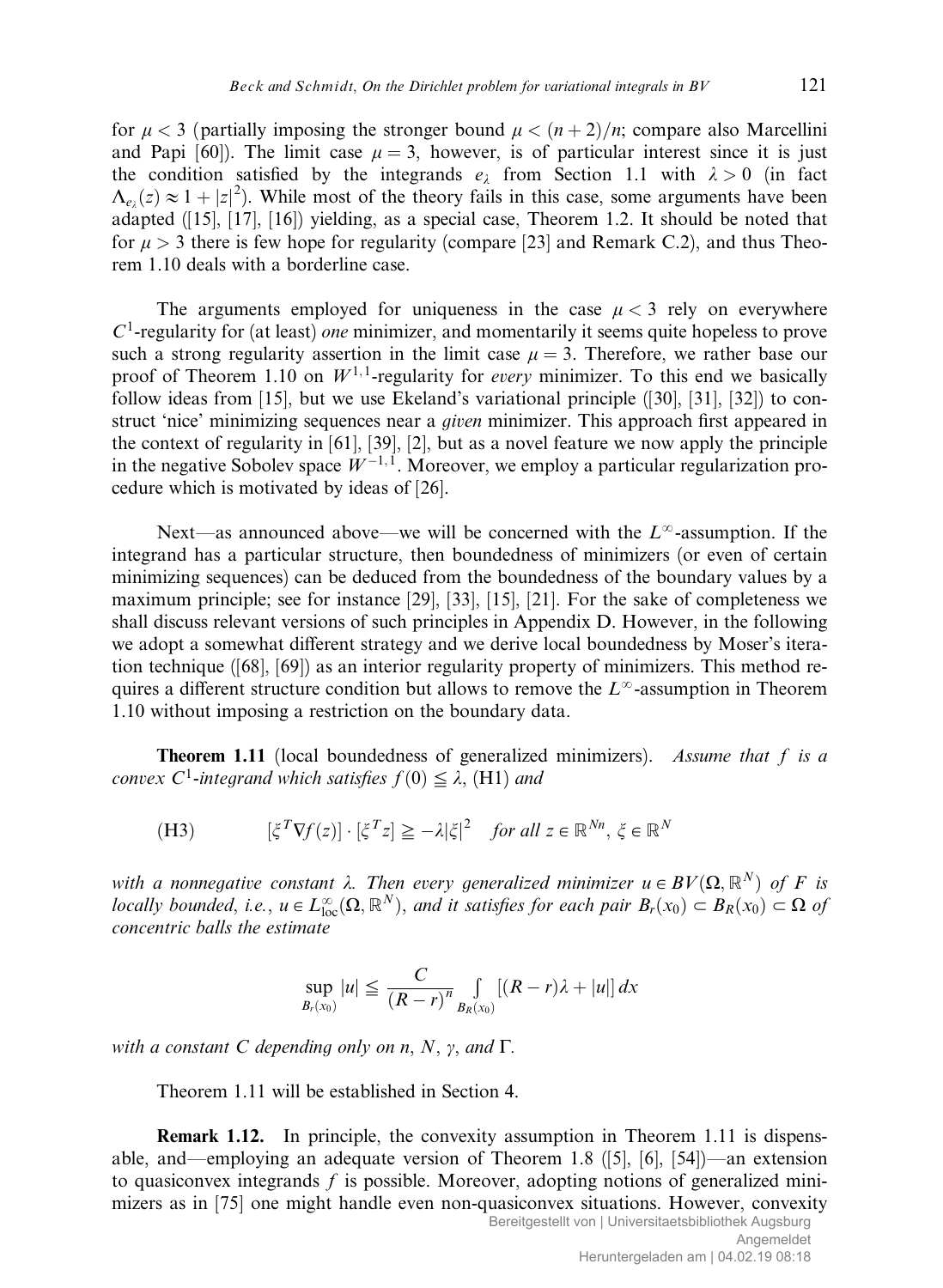for $\mu < 3$ (partially imposing the stronger bound $\mu < (n+2)/n$; compare also Marcellini and Papi [60]). The limit case $\mu = 3$, however, is of particular interest since it is just the condition satisfied by the integrands $e_\lambda$ from Section 1.1 with $\lambda > 0$ (in fact $\Lambda_{e_\lambda}(z) \approx 1 + |z|^2$). While most of the theory fails in this case, some arguments have been adapted ([15], [17], [16]) yielding, as a special case, Theorem 1.2. It should be noted that for $\mu > 3$ there is few hope for regularity (compare [23] and Remark C.2), and thus Theorem 1.10 deals with a borderline case.

The arguments employed for uniqueness in the case $\mu < 3$ rely on everywhere $C^1$-regularity for (at least) *one* minimizer, and momentarily it seems quite hopeless to prove such a strong regularity assertion in the limit case $\mu = 3$. Therefore, we rather base our proof of Theorem 1.10 on $W^{1,1}$-regularity for *every* minimizer. To this end we basically follow ideas from [15], but we use Ekeland's variational principle ([30], [31], [32]) to construct 'nice' minimizing sequences near a *given* minimizer. This approach first appeared in the context of regularity in [61], [39], [2], but as a novel feature we now apply the principle in the negative Sobolev space $W^{-1,1}$. Moreover, we employ a particular regularization procedure which is motivated by ideas of [26].

Next—as announced above—we will be concerned with the $L^\infty$-assumption. If the integrand has a particular structure, then boundedness of minimizers (or even of certain minimizing sequences) can be deduced from the boundedness of the boundary values by a maximum principle; see for instance [29], [33], [15], [21]. For the sake of completeness we shall discuss relevant versions of such principles in Appendix D. However, in the following we adopt a somewhat different strategy and we derive local boundedness by Moser's iteration technique ([68], [69]) as an interior regularity property of minimizers. This method requires a different structure condition but allows to remove the $L^\infty$-assumption in Theorem 1.10 without imposing a restriction on the boundary data.

**Theorem 1.11** (local boundedness of generalized minimizers). *Assume that $f$ is a convex $C^1$-integrand which satisfies $f(0) \leqq \lambda$, (H1) and*

$$\text{(H3)} \qquad [\xi^T \nabla f(z)] \cdot [\xi^T z] \geqq -\lambda |\xi|^2 \quad \text{for all } z \in \mathbb{R}^{Nn},\ \xi \in \mathbb{R}^N$$

*with a nonnegative constant $\lambda$. Then every generalized minimizer $u \in BV(\Omega, \mathbb{R}^N)$ of $F$ is locally bounded, i.e., $u \in L^\infty_{\mathrm{loc}}(\Omega, \mathbb{R}^N)$, and it satisfies for each pair $B_r(x_0) \subset B_R(x_0) \subset \Omega$ of concentric balls the estimate*

$$\sup_{B_r(x_0)} |u| \leqq \frac{C}{(R-r)^n} \int_{B_R(x_0)} [(R-r)\lambda + |u|]\, dx$$

*with a constant $C$ depending only on $n$, $N$, $\gamma$, and $\Gamma$.*

Theorem 1.11 will be established in Section 4.

**Remark 1.12.** In principle, the convexity assumption in Theorem 1.11 is dispensable, and—employing an adequate version of Theorem 1.8 ([5], [6], [54])—an extension to quasiconvex integrands $f$ is possible. Moreover, adopting notions of generalized minimizers as in [75] one might handle even non-quasiconvex situations. However, convexity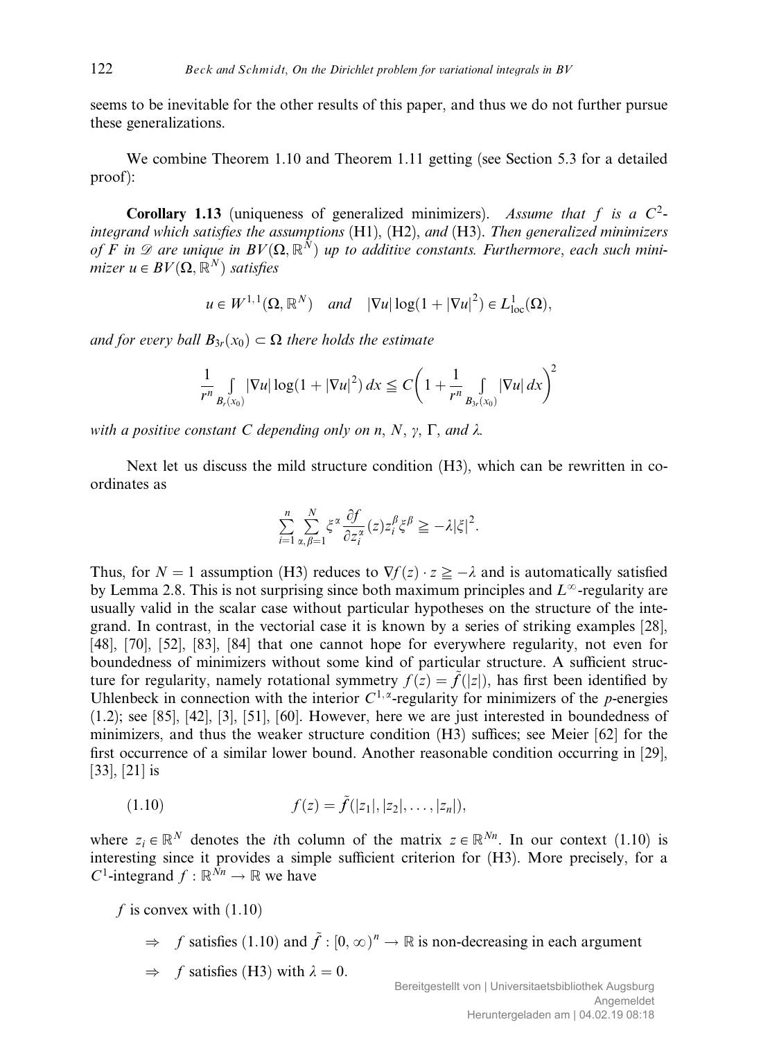seems to be inevitable for the other results of this paper, and thus we do not further pursue these generalizations.

We combine Theorem 1.10 and Theorem 1.11 getting (see Section 5.3 for a detailed proof):

**Corollary 1.13** (uniqueness of generalized minimizers). *Assume that $f$ is a $C^2$-integrand which satisfies the assumptions* (H1), (H2), *and* (H3). *Then generalized minimizers of $F$ in $\mathscr{D}$ are unique in $BV(\Omega, \mathbb{R}^N)$ up to additive constants. Furthermore, each such minimizer $u \in BV(\Omega, \mathbb{R}^N)$ satisfies*

$$u \in W^{1,1}(\Omega, \mathbb{R}^N) \quad \text{and} \quad |\nabla u| \log(1 + |\nabla u|^2) \in L^1_{\mathrm{loc}}(\Omega),$$

*and for every ball $B_{3r}(x_0) \subset \Omega$ there holds the estimate*

$$\frac{1}{r^n} \int_{B_r(x_0)} |\nabla u| \log(1 + |\nabla u|^2)\, dx \leqq C\left(1 + \frac{1}{r^n} \int_{B_{3r}(x_0)} |\nabla u|\, dx\right)^2$$

*with a positive constant $C$ depending only on $n$, $N$, $\gamma$, $\Gamma$, and $\lambda$.*

Next let us discuss the mild structure condition (H3), which can be rewritten in coordinates as

$$\sum_{i=1}^{n} \sum_{\alpha,\beta=1}^{N} \xi^\alpha \frac{\partial f}{\partial z_i^\alpha}(z) z_i^\beta \xi^\beta \geqq -\lambda |\xi|^2.$$

Thus, for $N = 1$ assumption (H3) reduces to $\nabla f(z) \cdot z \geqq -\lambda$ and is automatically satisfied by Lemma 2.8. This is not surprising since both maximum principles and $L^\infty$-regularity are usually valid in the scalar case without particular hypotheses on the structure of the integrand. In contrast, in the vectorial case it is known by a series of striking examples [28], [48], [70], [52], [83], [84] that one cannot hope for everywhere regularity, not even for boundedness of minimizers without some kind of particular structure. A sufficient structure for regularity, namely rotational symmetry $f(z) = \tilde{f}(|z|)$, has first been identified by Uhlenbeck in connection with the interior $C^{1,\alpha}$-regularity for minimizers of the $p$-energies (1.2); see [85], [42], [3], [51], [60]. However, here we are just interested in boundedness of minimizers, and thus the weaker structure condition (H3) suffices; see Meier [62] for the first occurrence of a similar lower bound. Another reasonable condition occurring in [29], [33], [21] is

$$f(z) = \tilde{f}(|z_1|, |z_2|, \ldots, |z_n|), \tag{1.10}$$

where $z_i \in \mathbb{R}^N$ denotes the $i$th column of the matrix $z \in \mathbb{R}^{Nn}$. In our context (1.10) is interesting since it provides a simple sufficient criterion for (H3). More precisely, for a $C^1$-integrand $f : \mathbb{R}^{Nn} \to \mathbb{R}$ we have

$f$ is convex with (1.10)

$\Rightarrow$ $f$ satisfies (1.10) and $\tilde{f} : [0, \infty)^n \to \mathbb{R}$ is non-decreasing in each argument

$\Rightarrow$ $f$ satisfies (H3) with $\lambda = 0$.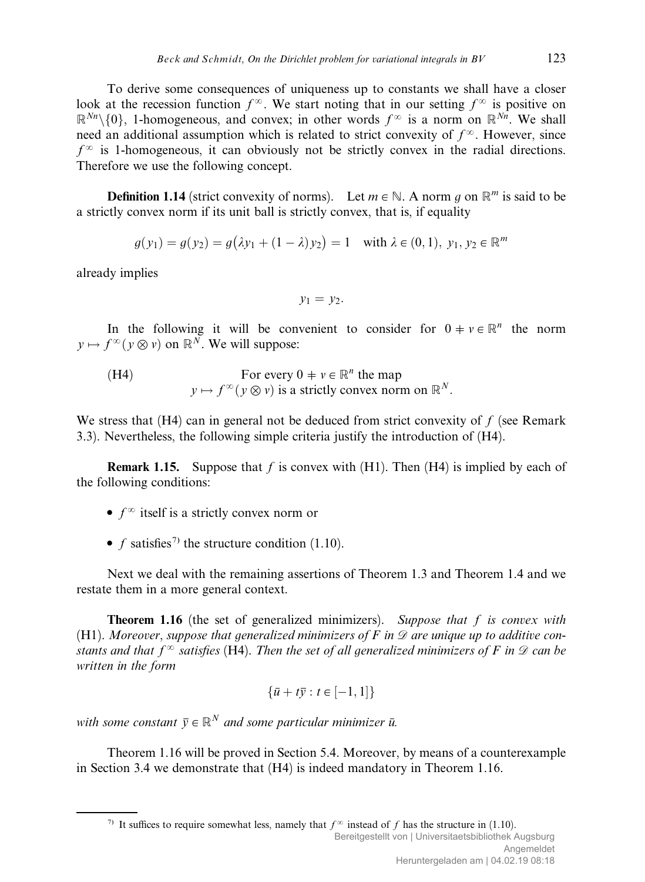To derive some consequences of uniqueness up to constants we shall have a closer look at the recession function $f^\infty$. We start noting that in our setting $f^\infty$ is positive on $\mathbb{R}^{Nn}\setminus\{0\}$, 1-homogeneous, and convex; in other words $f^\infty$ is a norm on $\mathbb{R}^{Nn}$. We shall need an additional assumption which is related to strict convexity of $f^\infty$. However, since $f^\infty$ is 1-homogeneous, it can obviously not be strictly convex in the radial directions. Therefore we use the following concept.

**Definition 1.14** (strict convexity of norms). Let $m \in \mathbb{N}$. A norm $g$ on $\mathbb{R}^m$ is said to be a strictly convex norm if its unit ball is strictly convex, that is, if equality

$$g(y_1) = g(y_2) = g\big(\lambda y_1 + (1-\lambda) y_2\big) = 1 \quad \text{with } \lambda \in (0,1),\ y_1, y_2 \in \mathbb{R}^m$$

already implies

$$y_1 = y_2.$$

In the following it will be convenient to consider for $0 \neq v \in \mathbb{R}^n$ the norm $y \mapsto f^\infty(y \otimes v)$ on $\mathbb{R}^N$. We will suppose:

(H4) For every $0 \neq v \in \mathbb{R}^n$ the map $y \mapsto f^\infty(y \otimes v)$ is a strictly convex norm on $\mathbb{R}^N$.

We stress that (H4) can in general not be deduced from strict convexity of $f$ (see Remark 3.3). Nevertheless, the following simple criteria justify the introduction of (H4).

**Remark 1.15.** Suppose that $f$ is convex with (H1). Then (H4) is implied by each of the following conditions:

- $f^\infty$ itself is a strictly convex norm or
- $f$ satisfies[7] the structure condition (1.10).

Next we deal with the remaining assertions of Theorem 1.3 and Theorem 1.4 and we restate them in a more general context.

**Theorem 1.16** (the set of generalized minimizers). *Suppose that $f$ is convex with* (H1). *Moreover, suppose that generalized minimizers of $F$ in $\mathscr{D}$ are unique up to additive constants and that $f^\infty$ satisfies* (H4). *Then the set of all generalized minimizers of $F$ in $\mathscr{D}$ can be written in the form*

$$\{\bar{u} + t\bar{y} : t \in [-1,1]\}$$

*with some constant $\bar{y} \in \mathbb{R}^N$ and some particular minimizer $\bar{u}$.*

Theorem 1.16 will be proved in Section 5.4. Moreover, by means of a counterexample in Section 3.4 we demonstrate that (H4) is indeed mandatory in Theorem 1.16.

---

[7] It suffices to require somewhat less, namely that $f^\infty$ instead of $f$ has the structure in (1.10).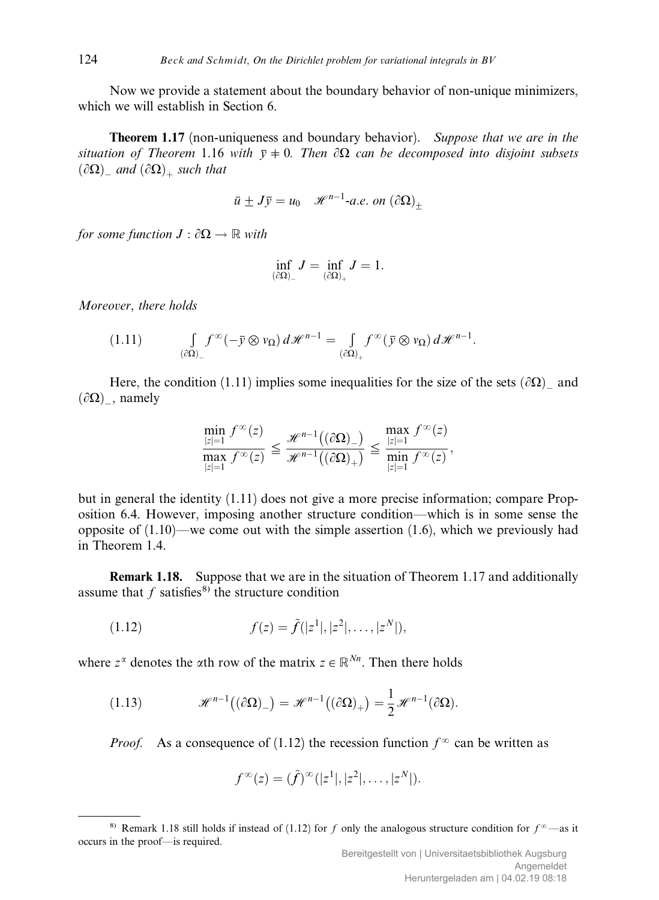Now we provide a statement about the boundary behavior of non-unique minimizers, which we will establish in Section 6.

**Theorem 1.17** (non-uniqueness and boundary behavior). *Suppose that we are in the situation of Theorem* 1.16 *with* $\bar{y} \neq 0$. *Then* $\partial\Omega$ *can be decomposed into disjoint subsets* $(\partial\Omega)_-$ *and* $(\partial\Omega)_+$ *such that*

$$\bar{u} \pm J\bar{y} = u_0 \quad \mathscr{H}^{n-1}\text{-a.e. on } (\partial\Omega)_\pm$$

*for some function* $J : \partial\Omega \to \mathbb{R}$ *with*

$$\inf_{(\partial\Omega)_-} J = \inf_{(\partial\Omega)_+} J = 1.$$

*Moreover, there holds*

$$\int_{(\partial\Omega)_-} f^\infty(-\bar{y} \otimes \nu_\Omega)\, d\mathscr{H}^{n-1} = \int_{(\partial\Omega)_+} f^\infty(\bar{y} \otimes \nu_\Omega)\, d\mathscr{H}^{n-1}. \tag{1.11}$$

Here, the condition (1.11) implies some inequalities for the size of the sets $(\partial\Omega)_-$ and $(\partial\Omega)_-$, namely

$$\frac{\min\limits_{|z|=1} f^\infty(z)}{\max\limits_{|z|=1} f^\infty(z)} \leqq \frac{\mathscr{H}^{n-1}\big((\partial\Omega)_-\big)}{\mathscr{H}^{n-1}\big((\partial\Omega)_+\big)} \leqq \frac{\max\limits_{|z|=1} f^\infty(z)}{\min\limits_{|z|=1} f^\infty(z)},$$

but in general the identity (1.11) does not give a more precise information; compare Proposition 6.4. However, imposing another structure condition—which is in some sense the opposite of (1.10)—we come out with the simple assertion (1.6), which we previously had in Theorem 1.4.

**Remark 1.18.** Suppose that we are in the situation of Theorem 1.17 and additionally assume that $f$ satisfies[8] the structure condition

$$f(z) = \tilde{f}(|z^1|, |z^2|, \ldots, |z^N|), \tag{1.12}$$

where $z^\alpha$ denotes the $\alpha$th row of the matrix $z \in \mathbb{R}^{Nn}$. Then there holds

$$\mathscr{H}^{n-1}\big((\partial\Omega)_-\big) = \mathscr{H}^{n-1}\big((\partial\Omega)_+\big) = \frac{1}{2}\mathscr{H}^{n-1}(\partial\Omega). \tag{1.13}$$

*Proof.* As a consequence of (1.12) the recession function $f^\infty$ can be written as

$$f^\infty(z) = (\tilde{f})^\infty(|z^1|, |z^2|, \ldots, |z^N|).$$

---

[8] Remark 1.18 still holds if instead of (1.12) for $f$ only the analogous structure condition for $f^\infty$—as it occurs in the proof—is required.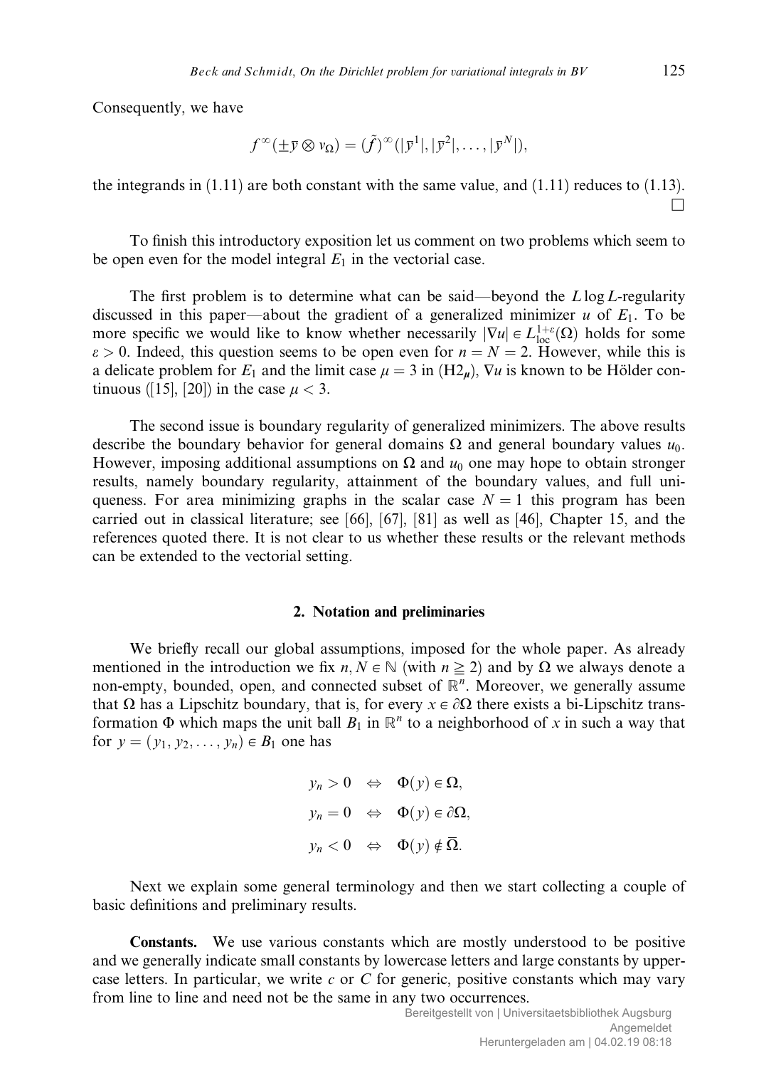Consequently, we have

$$f^{\infty}(\pm \bar{y} \otimes \nu_\Omega) = (\tilde{f})^{\infty}(|\bar{y}^1|, |\bar{y}^2|, \ldots, |\bar{y}^N|),$$

the integrands in (1.11) are both constant with the same value, and (1.11) reduces to (1.13). $\square$

To finish this introductory exposition let us comment on two problems which seem to be open even for the model integral $E_1$ in the vectorial case.

The first problem is to determine what can be said—beyond the $L \log L$-regularity discussed in this paper—about the gradient of a generalized minimizer $u$ of $E_1$. To be more specific we would like to know whether necessarily $|\nabla u| \in L^{1+\varepsilon}_{\mathrm{loc}}(\Omega)$ holds for some $\varepsilon > 0$. Indeed, this question seems to be open even for $n = N = 2$. However, while this is a delicate problem for $E_1$ and the limit case $\mu = 3$ in $(\mathrm{H2}_{\boldsymbol{\mu}})$, $\nabla u$ is known to be Hölder continuous ([15], [20]) in the case $\mu < 3$.

The second issue is boundary regularity of generalized minimizers. The above results describe the boundary behavior for general domains $\Omega$ and general boundary values $u_0$. However, imposing additional assumptions on $\Omega$ and $u_0$ one may hope to obtain stronger results, namely boundary regularity, attainment of the boundary values, and full uniqueness. For area minimizing graphs in the scalar case $N = 1$ this program has been carried out in classical literature; see [66], [67], [81] as well as [46], Chapter 15, and the references quoted there. It is not clear to us whether these results or the relevant methods can be extended to the vectorial setting.

## 2. Notation and preliminaries

We briefly recall our global assumptions, imposed for the whole paper. As already mentioned in the introduction we fix $n, N \in \mathbb{N}$ (with $n \geqq 2$) and by $\Omega$ we always denote a non-empty, bounded, open, and connected subset of $\mathbb{R}^n$. Moreover, we generally assume that $\Omega$ has a Lipschitz boundary, that is, for every $x \in \partial\Omega$ there exists a bi-Lipschitz transformation $\Phi$ which maps the unit ball $B_1$ in $\mathbb{R}^n$ to a neighborhood of $x$ in such a way that for $y = (y_1, y_2, \ldots, y_n) \in B_1$ one has

$$
\begin{aligned}
y_n > 0 \quad &\Leftrightarrow \quad \Phi(y) \in \Omega,\\
y_n = 0 \quad &\Leftrightarrow \quad \Phi(y) \in \partial\Omega,\\
y_n < 0 \quad &\Leftrightarrow \quad \Phi(y) \notin \overline{\Omega}.
\end{aligned}
$$

Next we explain some general terminology and then we start collecting a couple of basic definitions and preliminary results.

**Constants.** We use various constants which are mostly understood to be positive and we generally indicate small constants by lowercase letters and large constants by uppercase letters. In particular, we write $c$ or $C$ for generic, positive constants which may vary from line to line and need not be the same in any two occurrences.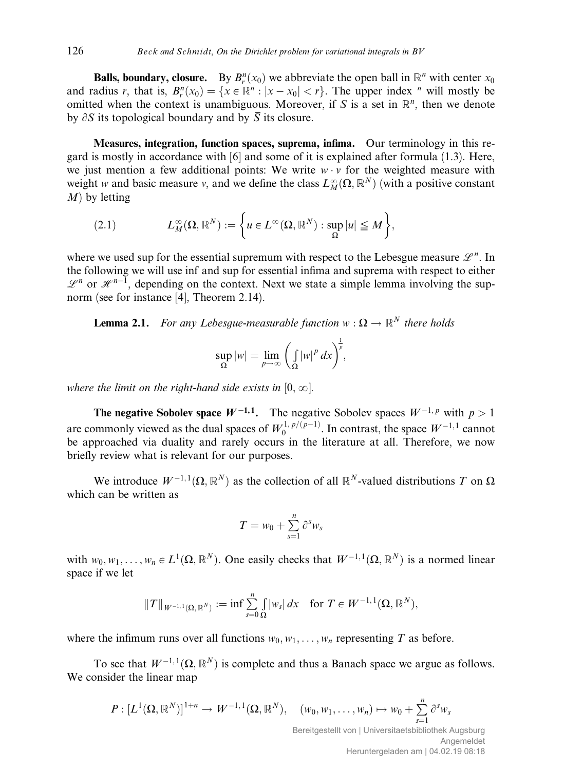**Balls, boundary, closure.** By $B_r^n(x_0)$ we abbreviate the open ball in $\mathbb{R}^n$ with center $x_0$ and radius $r$, that is, $B_r^n(x_0) = \{x \in \mathbb{R}^n : |x - x_0| < r\}$. The upper index $^n$ will mostly be omitted when the context is unambiguous. Moreover, if $S$ is a set in $\mathbb{R}^n$, then we denote by $\partial S$ its topological boundary and by $\overline{S}$ its closure.

**Measures, integration, function spaces, suprema, infima.** Our terminology in this regard is mostly in accordance with [6] and some of it is explained after formula (1.3). Here, we just mention a few additional points: We write $w \cdot v$ for the weighted measure with weight $w$ and basic measure $v$, and we define the class $L_M^\infty(\Omega, \mathbb{R}^N)$ (with a positive constant $M$) by letting

$$L_M^\infty(\Omega, \mathbb{R}^N) := \left\{ u \in L^\infty(\Omega, \mathbb{R}^N) : \sup_\Omega |u| \leqq M \right\}, \tag{2.1}$$

where we used sup for the essential supremum with respect to the Lebesgue measure $\mathscr{L}^n$. In the following we will use inf and sup for essential infima and suprema with respect to either $\mathscr{L}^n$ or $\mathscr{H}^{n-1}$, depending on the context. Next we state a simple lemma involving the sup-norm (see for instance [4], Theorem 2.14).

**Lemma 2.1.** *For any Lebesgue-measurable function $w : \Omega \to \mathbb{R}^N$ there holds*

$$\sup_\Omega |w| = \lim_{p \to \infty} \left( \int_\Omega |w|^p \, dx \right)^{\frac{1}{p}},$$

*where the limit on the right-hand side exists in $[0, \infty]$.*

**The negative Sobolev space $W^{-1,1}$.** The negative Sobolev spaces $W^{-1,p}$ with $p > 1$ are commonly viewed as the dual spaces of $W_0^{1,p/(p-1)}$. In contrast, the space $W^{-1,1}$ cannot be approached via duality and rarely occurs in the literature at all. Therefore, we now briefly review what is relevant for our purposes.

We introduce $W^{-1,1}(\Omega, \mathbb{R}^N)$ as the collection of all $\mathbb{R}^N$-valued distributions $T$ on $\Omega$ which can be written as

$$T = w_0 + \sum_{s=1}^n \partial^s w_s$$

with $w_0, w_1, \ldots, w_n \in L^1(\Omega, \mathbb{R}^N)$. One easily checks that $W^{-1,1}(\Omega, \mathbb{R}^N)$ is a normed linear space if we let

$$\|T\|_{W^{-1,1}(\Omega, \mathbb{R}^N)} := \inf \sum_{s=0}^n \int_\Omega |w_s| \, dx \quad \text{for } T \in W^{-1,1}(\Omega, \mathbb{R}^N),$$

where the infimum runs over all functions $w_0, w_1, \ldots, w_n$ representing $T$ as before.

To see that $W^{-1,1}(\Omega, \mathbb{R}^N)$ is complete and thus a Banach space we argue as follows. We consider the linear map

$$P : [L^1(\Omega, \mathbb{R}^N)]^{1+n} \to W^{-1,1}(\Omega, \mathbb{R}^N), \quad (w_0, w_1, \ldots, w_n) \mapsto w_0 + \sum_{s=1}^n \partial^s w_s$$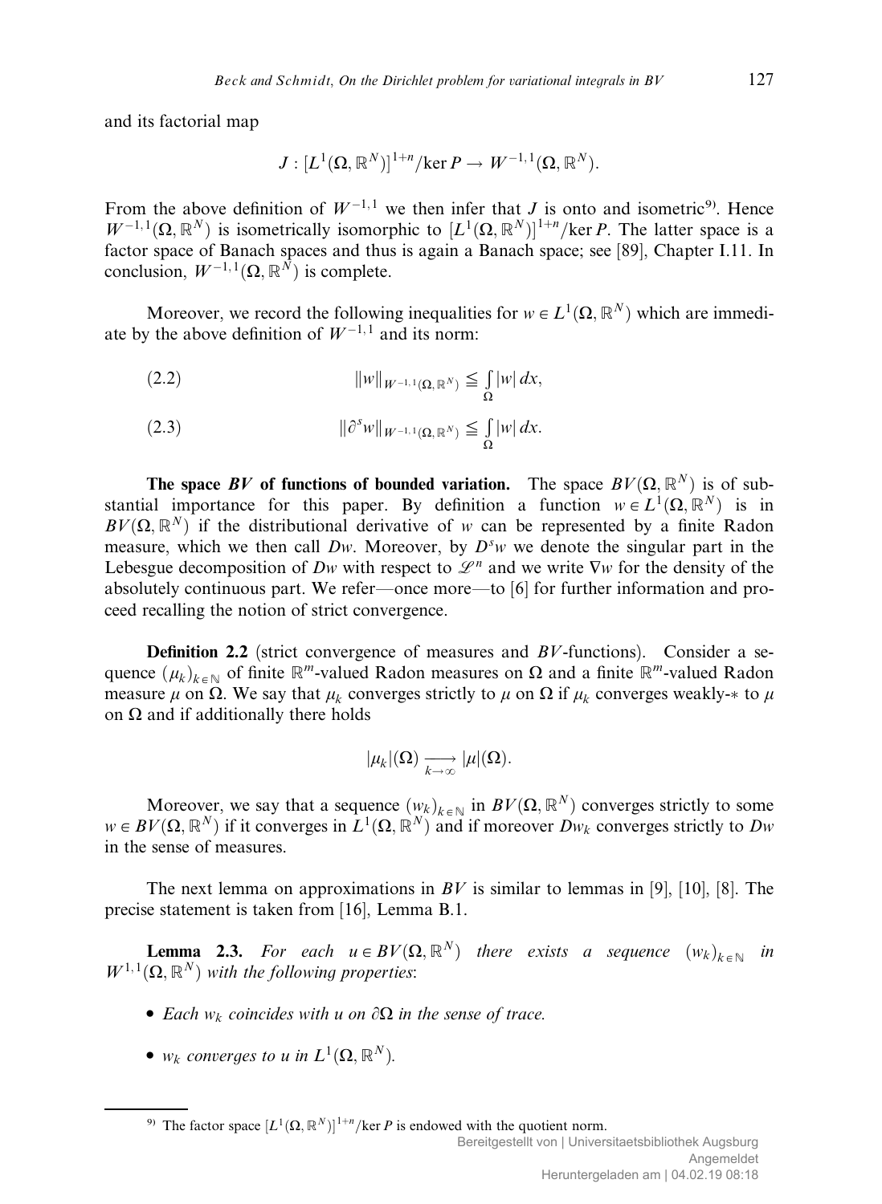and its factorial map

$$J : [L^1(\Omega, \mathbb{R}^N)]^{1+n}/\ker P \to W^{-1,1}(\Omega, \mathbb{R}^N).$$

From the above definition of $W^{-1,1}$ we then infer that $J$ is onto and isometric[9]. Hence $W^{-1,1}(\Omega, \mathbb{R}^N)$ is isometrically isomorphic to $[L^1(\Omega, \mathbb{R}^N)]^{1+n}/\ker P$. The latter space is a factor space of Banach spaces and thus is again a Banach space; see [89], Chapter I.11. In conclusion, $W^{-1,1}(\Omega, \mathbb{R}^N)$ is complete.

Moreover, we record the following inequalities for $w \in L^1(\Omega, \mathbb{R}^N)$ which are immediate by the above definition of $W^{-1,1}$ and its norm:

$$\|w\|_{W^{-1,1}(\Omega, \mathbb{R}^N)} \leqq \int_\Omega |w| \, dx, \tag{2.2}$$

$$\|\partial^s w\|_{W^{-1,1}(\Omega, \mathbb{R}^N)} \leqq \int_\Omega |w| \, dx. \tag{2.3}$$

**The space *BV* of functions of bounded variation.** The space $BV(\Omega, \mathbb{R}^N)$ is of substantial importance for this paper. By definition a function $w \in L^1(\Omega, \mathbb{R}^N)$ is in $BV(\Omega, \mathbb{R}^N)$ if the distributional derivative of $w$ can be represented by a finite Radon measure, which we then call $Dw$. Moreover, by $D^s w$ we denote the singular part in the Lebesgue decomposition of $Dw$ with respect to $\mathscr{L}^n$ and we write $\nabla w$ for the density of the absolutely continuous part. We refer—once more—to [6] for further information and proceed recalling the notion of strict convergence.

**Definition 2.2** (strict convergence of measures and *BV*-functions). Consider a sequence $(\mu_k)_{k \in \mathbb{N}}$ of finite $\mathbb{R}^m$-valued Radon measures on $\Omega$ and a finite $\mathbb{R}^m$-valued Radon measure $\mu$ on $\Omega$. We say that $\mu_k$ converges strictly to $\mu$ on $\Omega$ if $\mu_k$ converges weakly-$*$ to $\mu$ on $\Omega$ and if additionally there holds

$$|\mu_k|(\Omega) \xrightarrow[k \to \infty]{} |\mu|(\Omega).$$

Moreover, we say that a sequence $(w_k)_{k \in \mathbb{N}}$ in $BV(\Omega, \mathbb{R}^N)$ converges strictly to some $w \in BV(\Omega, \mathbb{R}^N)$ if it converges in $L^1(\Omega, \mathbb{R}^N)$ and if moreover $Dw_k$ converges strictly to $Dw$ in the sense of measures.

The next lemma on approximations in *BV* is similar to lemmas in [9], [10], [8]. The precise statement is taken from [16], Lemma B.1.

**Lemma 2.3.** *For each $u \in BV(\Omega, \mathbb{R}^N)$ there exists a sequence $(w_k)_{k \in \mathbb{N}}$ in $W^{1,1}(\Omega, \mathbb{R}^N)$ with the following properties*:

- *Each $w_k$ coincides with $u$ on $\partial\Omega$ in the sense of trace.*
- *$w_k$ converges to $u$ in $L^1(\Omega, \mathbb{R}^N)$.*

[9] The factor space $[L^1(\Omega, \mathbb{R}^N)]^{1+n}/\ker P$ is endowed with the quotient norm.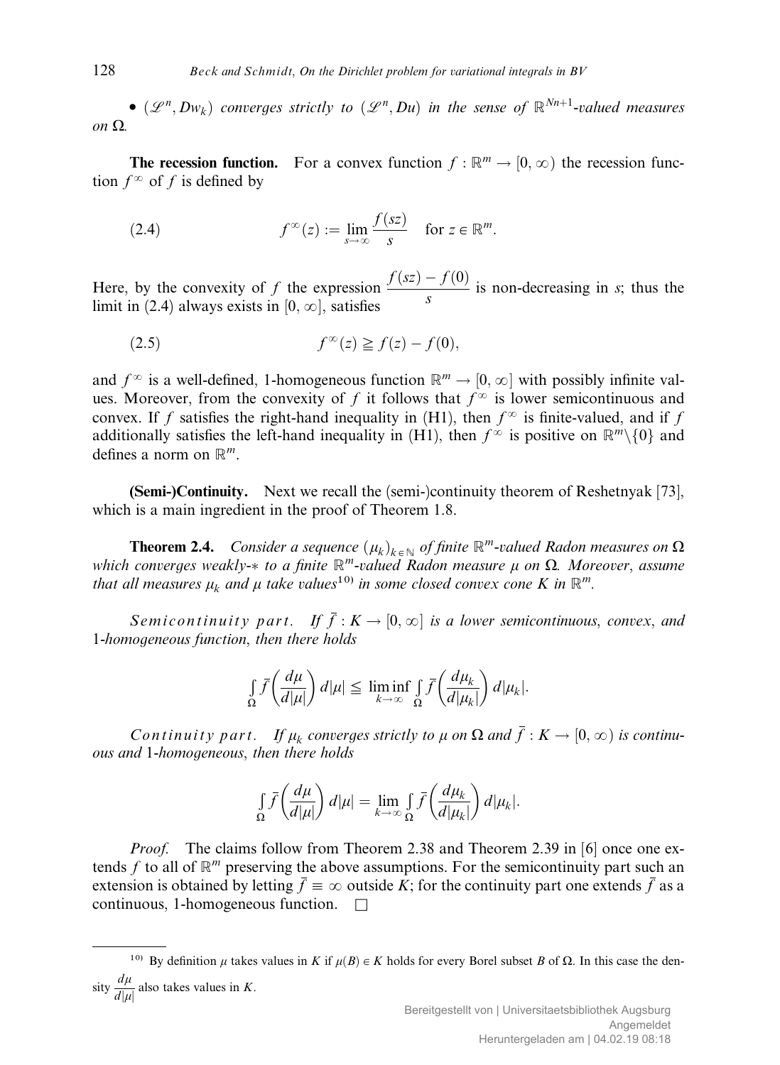• $(\mathscr{L}^n, Dw_k)$ *converges strictly to* $(\mathscr{L}^n, Du)$ *in the sense of* $\mathbb{R}^{Nn+1}$*-valued measures on* $\Omega$.

**The recession function.** For a convex function $f : \mathbb{R}^m \to [0, \infty)$ the recession function $f^\infty$ of $f$ is defined by

$$f^\infty(z) := \lim_{s \to \infty} \frac{f(sz)}{s} \quad \text{for } z \in \mathbb{R}^m. \tag{2.4}$$

Here, by the convexity of $f$ the expression $\dfrac{f(sz) - f(0)}{s}$ is non-decreasing in $s$; thus the limit in (2.4) always exists in $[0, \infty]$, satisfies

$$f^\infty(z) \geqq f(z) - f(0), \tag{2.5}$$

and $f^\infty$ is a well-defined, 1-homogeneous function $\mathbb{R}^m \to [0, \infty]$ with possibly infinite values. Moreover, from the convexity of $f$ it follows that $f^\infty$ is lower semicontinuous and convex. If $f$ satisfies the right-hand inequality in (H1), then $f^\infty$ is finite-valued, and if $f$ additionally satisfies the left-hand inequality in (H1), then $f^\infty$ is positive on $\mathbb{R}^m \setminus \{0\}$ and defines a norm on $\mathbb{R}^m$.

**(Semi-)Continuity.** Next we recall the (semi-)continuity theorem of Reshetnyak [73], which is a main ingredient in the proof of Theorem 1.8.

**Theorem 2.4.** *Consider a sequence* $(\mu_k)_{k \in \mathbb{N}}$ *of finite* $\mathbb{R}^m$*-valued Radon measures on* $\Omega$ *which converges weakly-∗ to a finite* $\mathbb{R}^m$*-valued Radon measure* $\mu$ *on* $\Omega$. *Moreover, assume that all measures* $\mu_k$ *and* $\mu$ *take values*[10] *in some closed convex cone* $K$ *in* $\mathbb{R}^m$.

*Semicontinuity part.* *If* $\bar{f} : K \to [0, \infty]$ *is a lower semicontinuous, convex, and* 1*-homogeneous function, then there holds*

$$\int_\Omega \bar{f}\left(\frac{d\mu}{d|\mu|}\right) d|\mu| \leqq \liminf_{k \to \infty} \int_\Omega \bar{f}\left(\frac{d\mu_k}{d|\mu_k|}\right) d|\mu_k|.$$

*Continuity part.* *If* $\mu_k$ *converges strictly to* $\mu$ *on* $\Omega$ *and* $\bar{f} : K \to [0, \infty)$ *is continuous and* 1*-homogeneous, then there holds*

$$\int_\Omega \bar{f}\left(\frac{d\mu}{d|\mu|}\right) d|\mu| = \lim_{k \to \infty} \int_\Omega \bar{f}\left(\frac{d\mu_k}{d|\mu_k|}\right) d|\mu_k|.$$

*Proof.* The claims follow from Theorem 2.38 and Theorem 2.39 in [6] once one extends $f$ to all of $\mathbb{R}^m$ preserving the above assumptions. For the semicontinuity part such an extension is obtained by letting $\bar{f} \equiv \infty$ outside $K$; for the continuity part one extends $\bar{f}$ as a continuous, 1-homogeneous function. □

---

[10] By definition $\mu$ takes values in $K$ if $\mu(B) \in K$ holds for every Borel subset $B$ of $\Omega$. In this case the density $\dfrac{d\mu}{d|\mu|}$ also takes values in $K$.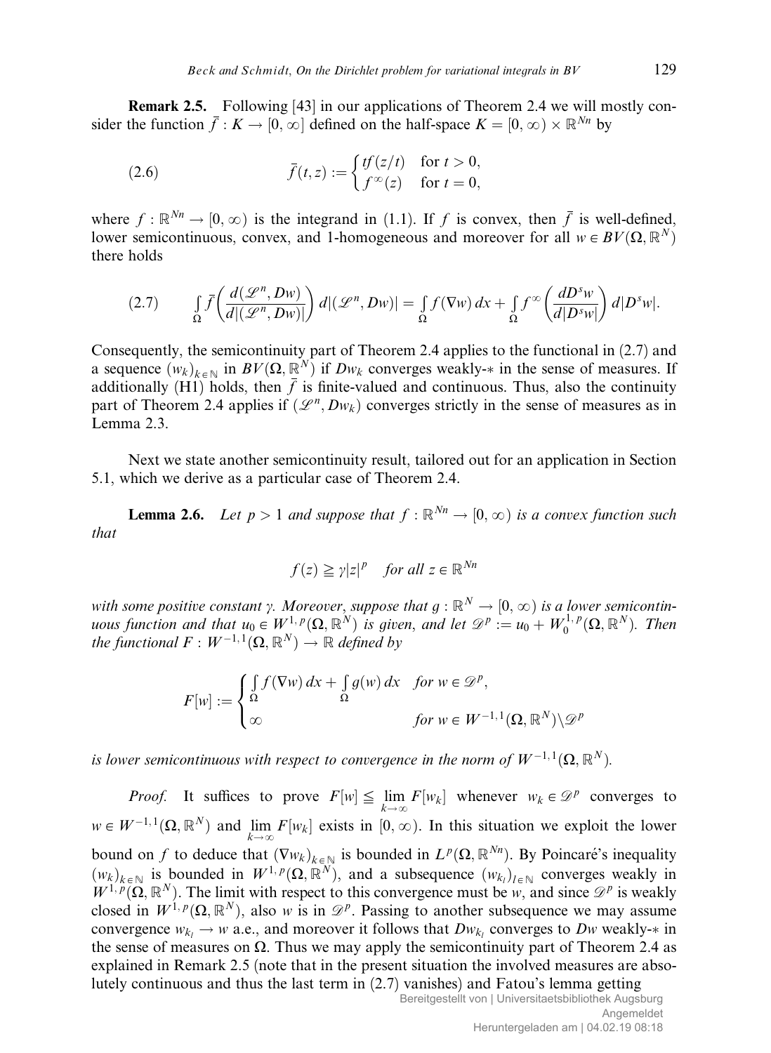**Remark 2.5.** Following [43] in our applications of Theorem 2.4 we will mostly consider the function $\bar{f} : K \to [0, \infty]$ defined on the half-space $K = [0, \infty) \times \mathbb{R}^{Nn}$ by

$$\bar{f}(t, z) := \begin{cases} tf(z/t) & \text{for } t > 0, \\ f^\infty(z) & \text{for } t = 0, \end{cases} \tag{2.6}$$

where $f : \mathbb{R}^{Nn} \to [0, \infty)$ is the integrand in (1.1). If $f$ is convex, then $\bar{f}$ is well-defined, lower semicontinuous, convex, and 1-homogeneous and moreover for all $w \in BV(\Omega, \mathbb{R}^N)$ there holds

$$\int_\Omega \bar{f}\left(\frac{d(\mathscr{L}^n, Dw)}{d|(\mathscr{L}^n, Dw)|}\right) d|(\mathscr{L}^n, Dw)| = \int_\Omega f(\nabla w)\, dx + \int_\Omega f^\infty\left(\frac{dD^s w}{d|D^s w|}\right) d|D^s w|. \tag{2.7}$$

Consequently, the semicontinuity part of Theorem 2.4 applies to the functional in (2.7) and a sequence $(w_k)_{k \in \mathbb{N}}$ in $BV(\Omega, \mathbb{R}^N)$ if $Dw_k$ converges weakly-$*$ in the sense of measures. If additionally (H1) holds, then $\bar{f}$ is finite-valued and continuous. Thus, also the continuity part of Theorem 2.4 applies if $(\mathscr{L}^n, Dw_k)$ converges strictly in the sense of measures as in Lemma 2.3.

Next we state another semicontinuity result, tailored out for an application in Section 5.1, which we derive as a particular case of Theorem 2.4.

**Lemma 2.6.** *Let $p > 1$ and suppose that $f : \mathbb{R}^{Nn} \to [0, \infty)$ is a convex function such that*

$$f(z) \geqq \gamma |z|^p \quad \text{for all } z \in \mathbb{R}^{Nn}$$

*with some positive constant $\gamma$. Moreover, suppose that $g : \mathbb{R}^N \to [0, \infty)$ is a lower semicontinuous function and that $u_0 \in W^{1,p}(\Omega, \mathbb{R}^N)$ is given, and let $\mathscr{D}^p := u_0 + W_0^{1,p}(\Omega, \mathbb{R}^N)$. Then the functional $F : W^{-1,1}(\Omega, \mathbb{R}^N) \to \mathbb{R}$ defined by*

$$F[w] := \begin{cases} \int_\Omega f(\nabla w)\, dx + \int_\Omega g(w)\, dx & \text{for } w \in \mathscr{D}^p, \\ \infty & \text{for } w \in W^{-1,1}(\Omega, \mathbb{R}^N) \setminus \mathscr{D}^p \end{cases}$$

*is lower semicontinuous with respect to convergence in the norm of $W^{-1,1}(\Omega, \mathbb{R}^N)$.*

*Proof.* It suffices to prove $F[w] \leqq \lim_{k \to \infty} F[w_k]$ whenever $w_k \in \mathscr{D}^p$ converges to $w \in W^{-1,1}(\Omega, \mathbb{R}^N)$ and $\lim_{k \to \infty} F[w_k]$ exists in $[0, \infty)$. In this situation we exploit the lower bound on $f$ to deduce that $(\nabla w_k)_{k \in \mathbb{N}}$ is bounded in $L^p(\Omega, \mathbb{R}^{Nn})$. By Poincaré's inequality $(w_k)_{k \in \mathbb{N}}$ is bounded in $W^{1,p}(\Omega, \mathbb{R}^N)$, and a subsequence $(w_{k_l})_{l \in \mathbb{N}}$ converges weakly in $W^{1,p}(\Omega, \mathbb{R}^N)$. The limit with respect to this convergence must be $w$, and since $\mathscr{D}^p$ is weakly closed in $W^{1,p}(\Omega, \mathbb{R}^N)$, also $w$ is in $\mathscr{D}^p$. Passing to another subsequence we may assume convergence $w_{k_l} \to w$ a.e., and moreover it follows that $Dw_{k_l}$ converges to $Dw$ weakly-$*$ in the sense of measures on $\Omega$. Thus we may apply the semicontinuity part of Theorem 2.4 as explained in Remark 2.5 (note that in the present situation the involved measures are absolutely continuous and thus the last term in (2.7) vanishes) and Fatou's lemma getting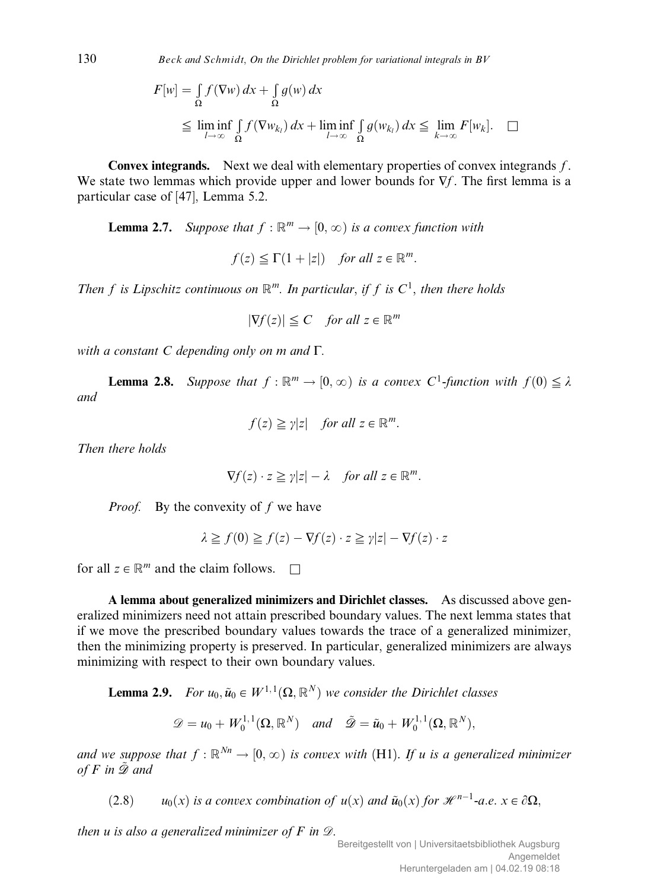$$
\begin{aligned}
F[w] &= \int_\Omega f(\nabla w)\,dx + \int_\Omega g(w)\,dx \\
&\leqq \liminf_{l\to\infty} \int_\Omega f(\nabla w_{k_l})\,dx + \liminf_{l\to\infty} \int_\Omega g(w_{k_l})\,dx \leqq \lim_{k\to\infty} F[w_k]. \quad \square
\end{aligned}
$$

**Convex integrands.** Next we deal with elementary properties of convex integrands $f$. We state two lemmas which provide upper and lower bounds for $\nabla f$. The first lemma is a particular case of [47], Lemma 5.2.

**Lemma 2.7.** *Suppose that $f : \mathbb{R}^m \to [0,\infty)$ is a convex function with*

$$f(z) \leqq \Gamma(1 + |z|) \quad \text{for all } z \in \mathbb{R}^m.$$

*Then $f$ is Lipschitz continuous on $\mathbb{R}^m$. In particular, if $f$ is $C^1$, then there holds*

$$|\nabla f(z)| \leqq C \quad \text{for all } z \in \mathbb{R}^m$$

*with a constant $C$ depending only on $m$ and $\Gamma$.*

**Lemma 2.8.** *Suppose that $f : \mathbb{R}^m \to [0,\infty)$ is a convex $C^1$-function with $f(0) \leqq \lambda$ and*

$$f(z) \geqq \gamma|z| \quad \text{for all } z \in \mathbb{R}^m.$$

*Then there holds*

$$\nabla f(z) \cdot z \geqq \gamma|z| - \lambda \quad \text{for all } z \in \mathbb{R}^m.$$

*Proof.* By the convexity of $f$ we have

$$\lambda \geqq f(0) \geqq f(z) - \nabla f(z) \cdot z \geqq \gamma|z| - \nabla f(z) \cdot z$$

for all $z \in \mathbb{R}^m$ and the claim follows. $\square$

**A lemma about generalized minimizers and Dirichlet classes.** As discussed above generalized minimizers need not attain prescribed boundary values. The next lemma states that if we move the prescribed boundary values towards the trace of a generalized minimizer, then the minimizing property is preserved. In particular, generalized minimizers are always minimizing with respect to their own boundary values.

**Lemma 2.9.** *For $u_0, \tilde{u}_0 \in W^{1,1}(\Omega, \mathbb{R}^N)$ we consider the Dirichlet classes*

$$\mathscr{D} = u_0 + W_0^{1,1}(\Omega, \mathbb{R}^N) \quad \text{and} \quad \tilde{\mathscr{D}} = \tilde{u}_0 + W_0^{1,1}(\Omega, \mathbb{R}^N),$$

*and we suppose that $f : \mathbb{R}^{Nn} \to [0,\infty)$ is convex with* (H1). *If $u$ is a generalized minimizer of $F$ in $\tilde{\mathscr{D}}$ and*

(2.8) $\quad$ *$u_0(x)$ is a convex combination of $u(x)$ and $\tilde{u}_0(x)$ for $\mathscr{H}^{n-1}$-a.e. $x \in \partial\Omega$,*

*then $u$ is also a generalized minimizer of $F$ in $\mathscr{D}$.*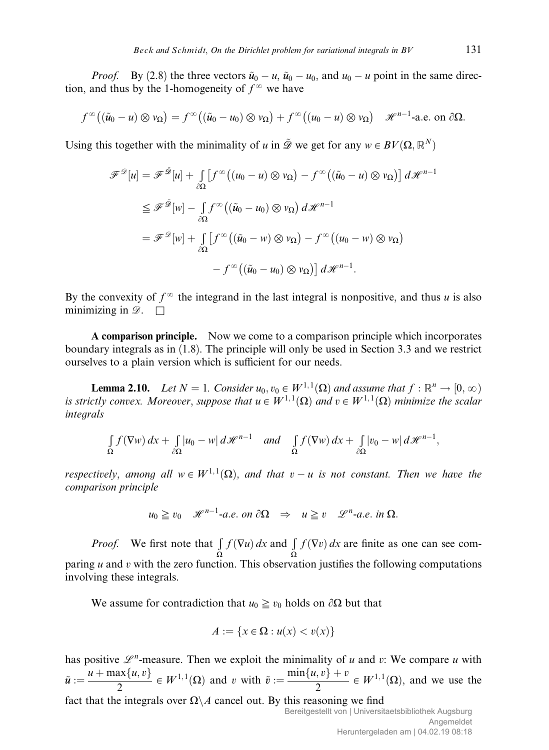*Proof.* By (2.8) the three vectors $\tilde{u}_0 - u$, $\tilde{u}_0 - u_0$, and $u_0 - u$ point in the same direction, and thus by the 1-homogeneity of $f^\infty$ we have

$$f^\infty\big((\tilde{u}_0 - u) \otimes \nu_\Omega\big) = f^\infty\big((\tilde{u}_0 - u_0) \otimes \nu_\Omega\big) + f^\infty\big((u_0 - u) \otimes \nu_\Omega\big) \quad \mathscr{H}^{n-1}\text{-a.e. on } \partial\Omega.$$

Using this together with the minimality of $u$ in $\tilde{\mathscr{D}}$ we get for any $w \in BV(\Omega, \mathbb{R}^N)$

$$\begin{aligned}
\mathscr{F}^{\mathscr{D}}[u] &= \mathscr{F}^{\tilde{\mathscr{D}}}[u] + \int_{\partial\Omega} \big[f^\infty\big((u_0 - u) \otimes \nu_\Omega\big) - f^\infty\big((\tilde{u}_0 - u) \otimes \nu_\Omega\big)\big]\, d\mathscr{H}^{n-1} \\
&\leqq \mathscr{F}^{\tilde{\mathscr{D}}}[w] - \int_{\partial\Omega} f^\infty\big((\tilde{u}_0 - u_0) \otimes \nu_\Omega\big)\, d\mathscr{H}^{n-1} \\
&= \mathscr{F}^{\mathscr{D}}[w] + \int_{\partial\Omega} \big[f^\infty\big((\tilde{u}_0 - w) \otimes \nu_\Omega\big) - f^\infty\big((u_0 - w) \otimes \nu_\Omega\big) \\
&\qquad\qquad - f^\infty\big((\tilde{u}_0 - u_0) \otimes \nu_\Omega\big)\big]\, d\mathscr{H}^{n-1}.
\end{aligned}$$

By the convexity of $f^\infty$ the integrand in the last integral is nonpositive, and thus $u$ is also minimizing in $\mathscr{D}$. $\square$

**A comparison principle.** Now we come to a comparison principle which incorporates boundary integrals as in (1.8). The principle will only be used in Section 3.3 and we restrict ourselves to a plain version which is sufficient for our needs.

**Lemma 2.10.** *Let $N = 1$. Consider $u_0, v_0 \in W^{1,1}(\Omega)$ and assume that $f : \mathbb{R}^n \to [0, \infty)$ is strictly convex. Moreover, suppose that $u \in W^{1,1}(\Omega)$ and $v \in W^{1,1}(\Omega)$ minimize the scalar integrals*

$$\int_\Omega f(\nabla w)\, dx + \int_{\partial\Omega} |u_0 - w|\, d\mathscr{H}^{n-1} \quad \text{and} \quad \int_\Omega f(\nabla w)\, dx + \int_{\partial\Omega} |v_0 - w|\, d\mathscr{H}^{n-1},$$

*respectively, among all $w \in W^{1,1}(\Omega)$, and that $v - u$ is not constant. Then we have the comparison principle*

$$u_0 \geqq v_0 \quad \mathscr{H}^{n-1}\text{-a.e. on } \partial\Omega \quad \Rightarrow \quad u \geqq v \quad \mathscr{L}^n\text{-a.e. in } \Omega.$$

*Proof.* We first note that $\int_\Omega f(\nabla u)\, dx$ and $\int_\Omega f(\nabla v)\, dx$ are finite as one can see comparing $u$ and $v$ with the zero function. This observation justifies the following computations involving these integrals.

We assume for contradiction that $u_0 \geqq v_0$ holds on $\partial\Omega$ but that

$$A := \{x \in \Omega : u(x) < v(x)\}$$

has positive $\mathscr{L}^n$-measure. Then we exploit the minimality of $u$ and $v$: We compare $u$ with $\tilde{u} := \dfrac{u + \max\{u, v\}}{2} \in W^{1,1}(\Omega)$ and $v$ with $\tilde{v} := \dfrac{\min\{u, v\} + v}{2} \in W^{1,1}(\Omega)$, and we use the fact that the integrals over $\Omega \backslash A$ cancel out. By this reasoning we find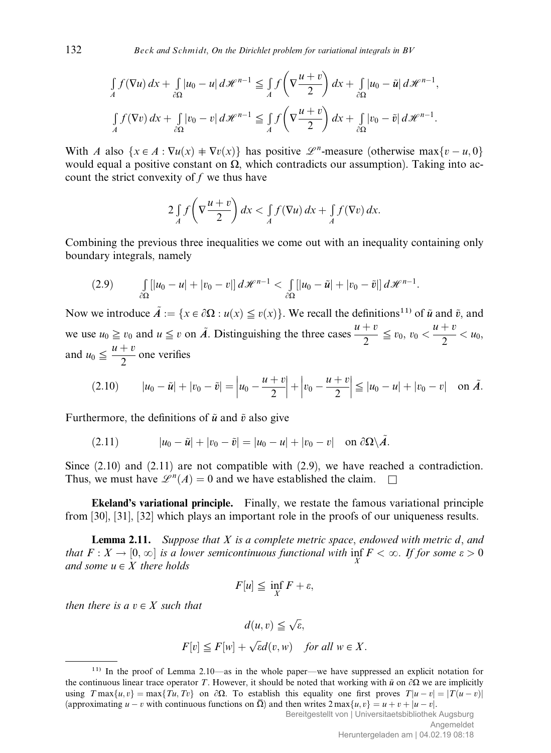$$\int_A f(\nabla u)\,dx + \int_{\partial\Omega} |u_0 - u|\,d\mathscr{H}^{n-1} \leqq \int_A f\left(\nabla \frac{u+v}{2}\right) dx + \int_{\partial\Omega} |u_0 - \tilde{u}|\,d\mathscr{H}^{n-1},$$

$$\int_A f(\nabla v)\,dx + \int_{\partial\Omega} |v_0 - v|\,d\mathscr{H}^{n-1} \leqq \int_A f\left(\nabla \frac{u+v}{2}\right) dx + \int_{\partial\Omega} |v_0 - \tilde{v}|\,d\mathscr{H}^{n-1}.$$

With $A$ also $\{x \in A : \nabla u(x) \neq \nabla v(x)\}$ has positive $\mathscr{L}^n$-measure (otherwise $\max\{v-u, 0\}$ would equal a positive constant on $\Omega$, which contradicts our assumption). Taking into account the strict convexity of $f$ we thus have

$$2\int_A f\left(\nabla \frac{u+v}{2}\right) dx < \int_A f(\nabla u)\,dx + \int_A f(\nabla v)\,dx.$$

Combining the previous three inequalities we come out with an inequality containing only boundary integrals, namely

$$\int_{\partial\Omega} [|u_0 - u| + |v_0 - v|]\,d\mathscr{H}^{n-1} < \int_{\partial\Omega} [|u_0 - \tilde{u}| + |v_0 - \tilde{v}|]\,d\mathscr{H}^{n-1}. \tag{2.9}$$

Now we introduce $\tilde{A} := \{x \in \partial\Omega : u(x) \leqq v(x)\}$. We recall the definitions[11] of $\tilde{u}$ and $\tilde{v}$, and we use $u_0 \geqq v_0$ and $u \leqq v$ on $\tilde{A}$. Distinguishing the three cases $\frac{u+v}{2} \leqq v_0$, $v_0 < \frac{u+v}{2} < u_0$, and $u_0 \leqq \frac{u+v}{2}$ one verifies

$$|u_0 - \tilde{u}| + |v_0 - \tilde{v}| = \left|u_0 - \frac{u+v}{2}\right| + \left|v_0 - \frac{u+v}{2}\right| \leqq |u_0 - u| + |v_0 - v| \quad \text{on } \tilde{A}. \tag{2.10}$$

Furthermore, the definitions of $\tilde{u}$ and $\tilde{v}$ also give

$$|u_0 - \tilde{u}| + |v_0 - \tilde{v}| = |u_0 - u| + |v_0 - v| \quad \text{on } \partial\Omega \setminus \tilde{A}. \tag{2.11}$$

Since (2.10) and (2.11) are not compatible with (2.9), we have reached a contradiction. Thus, we must have $\mathscr{L}^n(A) = 0$ and we have established the claim. $\square$

**Ekeland's variational principle.** Finally, we restate the famous variational principle from [30], [31], [32] which plays an important role in the proofs of our uniqueness results.

**Lemma 2.11.** *Suppose that $X$ is a complete metric space, endowed with metric $d$, and that $F : X \to [0, \infty]$ is a lower semicontinuous functional with $\inf_X F < \infty$. If for some $\varepsilon > 0$ and some $u \in X$ there holds*

$$F[u] \leqq \inf_X F + \varepsilon,$$

*then there is a $v \in X$ such that*

$$d(u, v) \leqq \sqrt{\varepsilon},$$

$$F[v] \leqq F[w] + \sqrt{\varepsilon}\, d(v, w) \quad \textit{for all } w \in X.$$

---

[11] In the proof of Lemma 2.10—as in the whole paper—we have suppressed an explicit notation for the continuous linear trace operator $T$. However, it should be noted that working with $\tilde{u}$ on $\partial\Omega$ we are implicitly using $T\max\{u, v\} = \max\{Tu, Tv\}$ on $\partial\Omega$. To establish this equality one first proves $T|u - v| = |T(u - v)|$ (approximating $u - v$ with continuous functions on $\overline{\Omega}$) and then writes $2\max\{u, v\} = u + v + |u - v|$.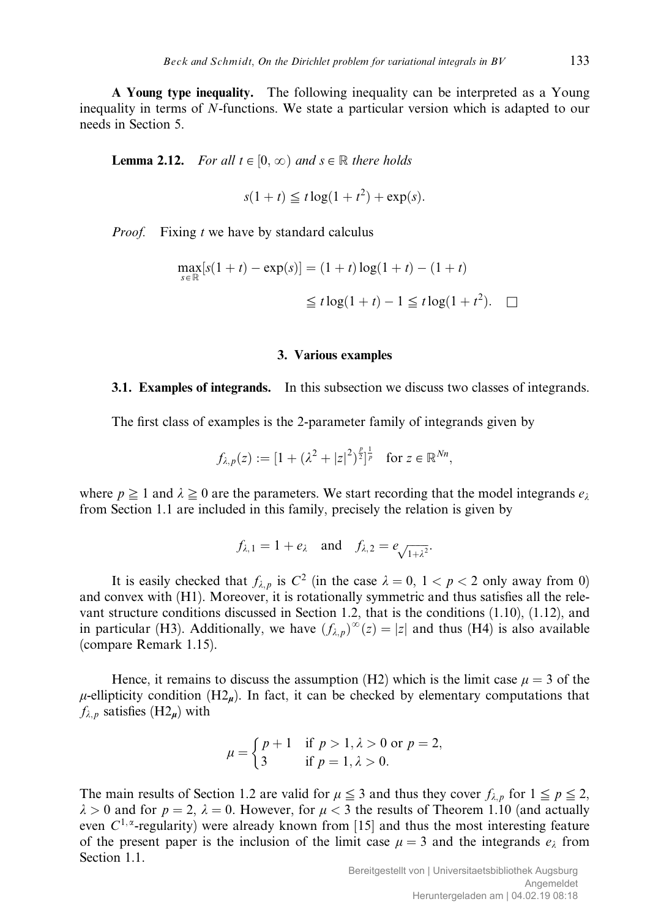**A Young type inequality.** The following inequality can be interpreted as a Young inequality in terms of $N$-functions. We state a particular version which is adapted to our needs in Section 5.

**Lemma 2.12.** *For all $t \in [0, \infty)$ and $s \in \mathbb{R}$ there holds*

$$s(1+t) \leqq t\log(1+t^2) + \exp(s).$$

*Proof.* Fixing $t$ we have by standard calculus

$$\begin{aligned}\max_{s \in \mathbb{R}}[s(1+t) - \exp(s)] &= (1+t)\log(1+t) - (1+t)\\ &\leqq t\log(1+t) - 1 \leqq t\log(1+t^2). \quad \square\end{aligned}$$

## 3. Various examples

**3.1. Examples of integrands.** In this subsection we discuss two classes of integrands.

The first class of examples is the 2-parameter family of integrands given by

$$f_{\lambda,p}(z) := [1 + (\lambda^2 + |z|^2)^{\frac{p}{2}}]^{\frac{1}{p}} \quad \text{for } z \in \mathbb{R}^{Nn},$$

where $p \geqq 1$ and $\lambda \geqq 0$ are the parameters. We start recording that the model integrands $e_\lambda$ from Section 1.1 are included in this family, precisely the relation is given by

$$f_{\lambda,1} = 1 + e_\lambda \quad \text{and} \quad f_{\lambda,2} = e_{\sqrt{1+\lambda^2}}.$$

It is easily checked that $f_{\lambda,p}$ is $C^2$ (in the case $\lambda = 0$, $1 < p < 2$ only away from 0) and convex with (H1). Moreover, it is rotationally symmetric and thus satisfies all the relevant structure conditions discussed in Section 1.2, that is the conditions (1.10), (1.12), and in particular (H3). Additionally, we have $(f_{\lambda,p})^\infty(z) = |z|$ and thus (H4) is also available (compare Remark 1.15).

Hence, it remains to discuss the assumption (H2) which is the limit case $\mu = 3$ of the $\mu$-ellipticity condition (H2$_{\boldsymbol{\mu}}$). In fact, it can be checked by elementary computations that $f_{\lambda,p}$ satisfies (H2$_{\boldsymbol{\mu}}$) with

$$\mu = \begin{cases} p+1 & \text{if } p > 1, \lambda > 0 \text{ or } p = 2, \\ 3 & \text{if } p = 1, \lambda > 0. \end{cases}$$

The main results of Section 1.2 are valid for $\mu \leqq 3$ and thus they cover $f_{\lambda,p}$ for $1 \leqq p \leqq 2$, $\lambda > 0$ and for $p = 2$, $\lambda = 0$. However, for $\mu < 3$ the results of Theorem 1.10 (and actually even $C^{1,\alpha}$-regularity) were already known from [15] and thus the most interesting feature of the present paper is the inclusion of the limit case $\mu = 3$ and the integrands $e_\lambda$ from Section 1.1.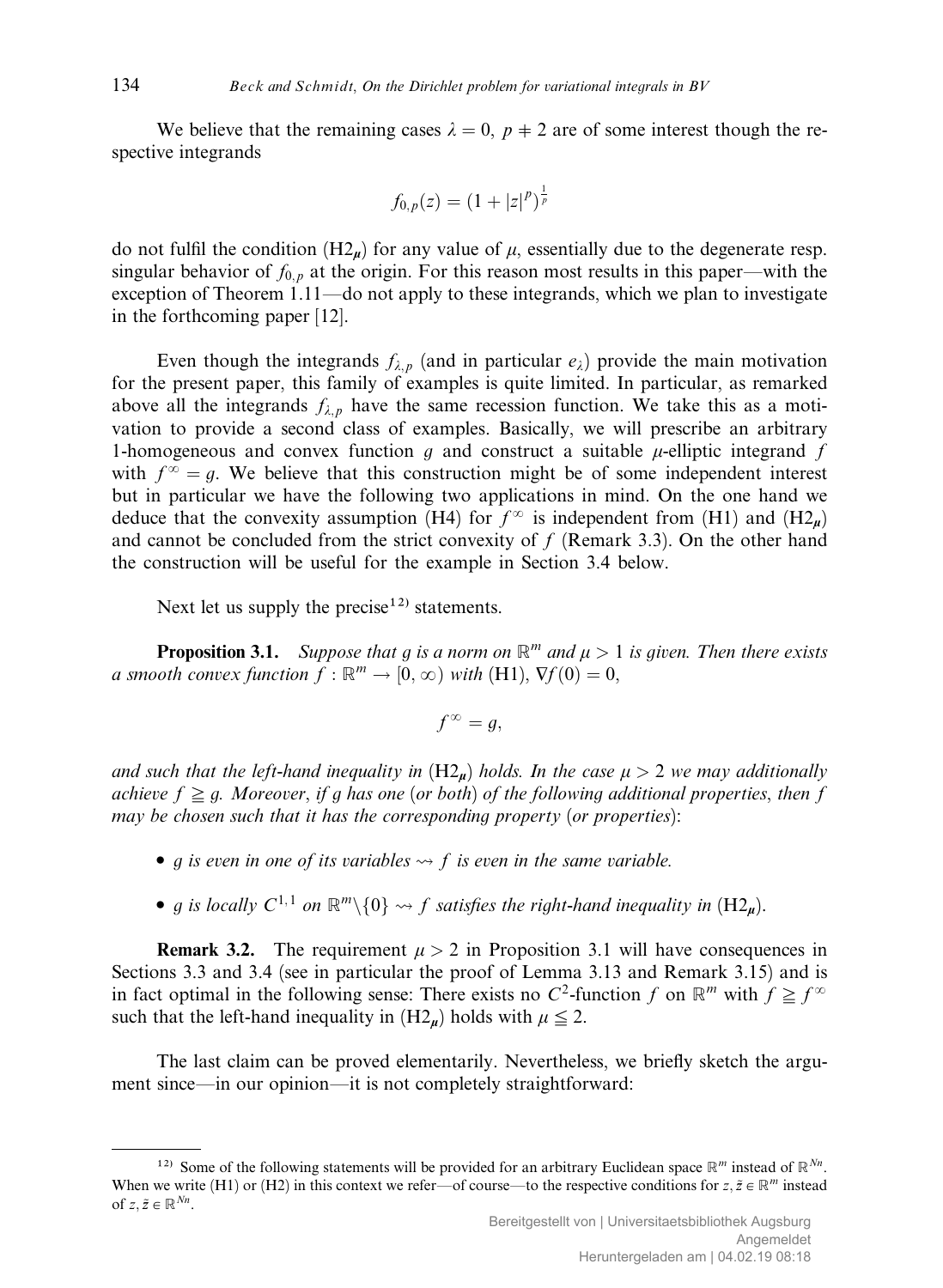We believe that the remaining cases $\lambda = 0$, $p \neq 2$ are of some interest though the respective integrands

$$f_{0,p}(z) = (1 + |z|^p)^{\frac{1}{p}}$$

do not fulfil the condition ($\mathrm{H2}_{\boldsymbol{\mu}}$) for any value of $\mu$, essentially due to the degenerate resp. singular behavior of $f_{0,p}$ at the origin. For this reason most results in this paper—with the exception of Theorem 1.11—do not apply to these integrands, which we plan to investigate in the forthcoming paper [12].

Even though the integrands $f_{\lambda,p}$ (and in particular $e_\lambda$) provide the main motivation for the present paper, this family of examples is quite limited. In particular, as remarked above all the integrands $f_{\lambda,p}$ have the same recession function. We take this as a motivation to provide a second class of examples. Basically, we will prescribe an arbitrary 1-homogeneous and convex function $g$ and construct a suitable $\mu$-elliptic integrand $f$ with $f^\infty = g$. We believe that this construction might be of some independent interest but in particular we have the following two applications in mind. On the one hand we deduce that the convexity assumption (H4) for $f^\infty$ is independent from (H1) and ($\mathrm{H2}_{\boldsymbol{\mu}}$) and cannot be concluded from the strict convexity of $f$ (Remark 3.3). On the other hand the construction will be useful for the example in Section 3.4 below.

Next let us supply the precise[12)] statements.

**Proposition 3.1.** *Suppose that $g$ is a norm on $\mathbb{R}^m$ and $\mu > 1$ is given. Then there exists a smooth convex function $f : \mathbb{R}^m \to [0, \infty)$ with* (H1), $\nabla f(0) = 0$,

$$f^\infty = g,$$

*and such that the left-hand inequality in* ($\mathrm{H2}_{\boldsymbol{\mu}}$) *holds. In the case $\mu > 2$ we may additionally achieve $f \geqq g$. Moreover, if $g$ has one* (*or both*) *of the following additional properties, then $f$ may be chosen such that it has the corresponding property* (*or properties*):

- *$g$ is even in one of its variables $\rightsquigarrow$ $f$ is even in the same variable.*
- *$g$ is locally $C^{1,1}$ on $\mathbb{R}^m \setminus \{0\}$ $\rightsquigarrow$ $f$ satisfies the right-hand inequality in* ($\mathrm{H2}_{\boldsymbol{\mu}}$).

**Remark 3.2.** The requirement $\mu > 2$ in Proposition 3.1 will have consequences in Sections 3.3 and 3.4 (see in particular the proof of Lemma 3.13 and Remark 3.15) and is in fact optimal in the following sense: There exists no $C^2$-function $f$ on $\mathbb{R}^m$ with $f \geqq f^\infty$ such that the left-hand inequality in ($\mathrm{H2}_{\boldsymbol{\mu}}$) holds with $\mu \leqq 2$.

The last claim can be proved elementarily. Nevertheless, we briefly sketch the argument since—in our opinion—it is not completely straightforward:

---

[12)] Some of the following statements will be provided for an arbitrary Euclidean space $\mathbb{R}^m$ instead of $\mathbb{R}^{Nn}$. When we write (H1) or (H2) in this context we refer—of course—to the respective conditions for $z, \tilde{z} \in \mathbb{R}^m$ instead of $z, \tilde{z} \in \mathbb{R}^{Nn}$.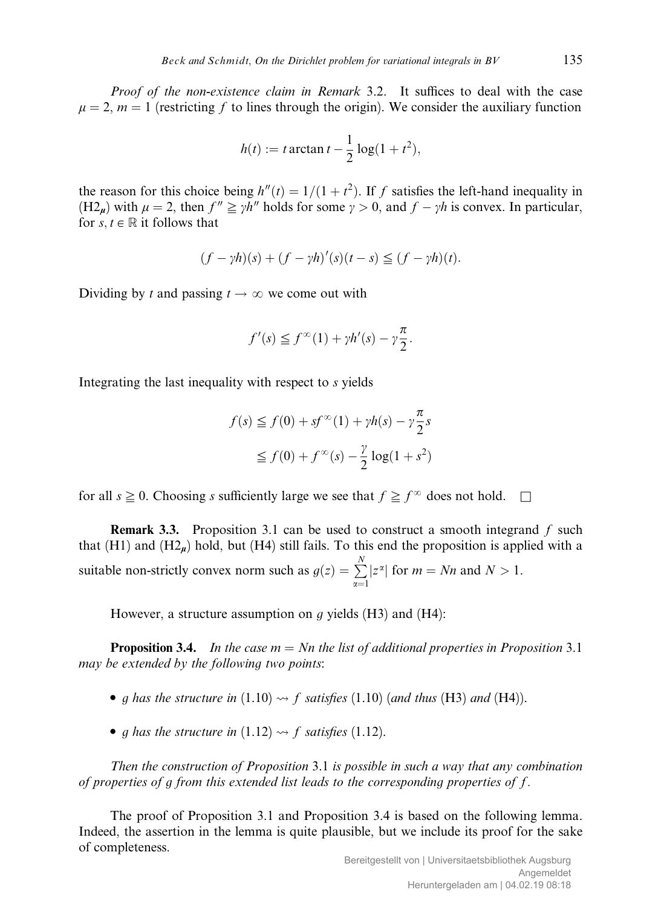*Proof of the non-existence claim in Remark* 3.2. It suffices to deal with the case $\mu = 2$, $m = 1$ (restricting $f$ to lines through the origin). We consider the auxiliary function

$$h(t) := t \arctan t - \frac{1}{2} \log(1 + t^2),$$

the reason for this choice being $h''(t) = 1/(1 + t^2)$. If $f$ satisfies the left-hand inequality in ($\mathrm{H2}_{\mu}$) with $\mu = 2$, then $f'' \geqq \gamma h''$ holds for some $\gamma > 0$, and $f - \gamma h$ is convex. In particular, for $s, t \in \mathbb{R}$ it follows that

$$(f - \gamma h)(s) + (f - \gamma h)'(s)(t - s) \leqq (f - \gamma h)(t).$$

Dividing by $t$ and passing $t \to \infty$ we come out with

$$f'(s) \leqq f^{\infty}(1) + \gamma h'(s) - \gamma \frac{\pi}{2}.$$

Integrating the last inequality with respect to $s$ yields

$$\begin{aligned} f(s) &\leqq f(0) + s f^{\infty}(1) + \gamma h(s) - \gamma \frac{\pi}{2} s \\ &\leqq f(0) + f^{\infty}(s) - \frac{\gamma}{2} \log(1 + s^2) \end{aligned}$$

for all $s \geqq 0$. Choosing $s$ sufficiently large we see that $f \geqq f^{\infty}$ does not hold. $\square$

**Remark 3.3.** Proposition 3.1 can be used to construct a smooth integrand $f$ such that (H1) and ($\mathrm{H2}_{\mu}$) hold, but (H4) still fails. To this end the proposition is applied with a suitable non-strictly convex norm such as $g(z) = \sum_{\alpha=1}^{N} |z^{\alpha}|$ for $m = Nn$ and $N > 1$.

However, a structure assumption on $g$ yields (H3) and (H4):

**Proposition 3.4.** *In the case $m = Nn$ the list of additional properties in Proposition* 3.1 *may be extended by the following two points*:

- *$g$ has the structure in* (1.10) $\rightsquigarrow$ *$f$ satisfies* (1.10) (*and thus* (H3) *and* (H4)).
- *$g$ has the structure in* (1.12) $\rightsquigarrow$ *$f$ satisfies* (1.12).

*Then the construction of Proposition* 3.1 *is possible in such a way that any combination of properties of $g$ from this extended list leads to the corresponding properties of $f$.*

The proof of Proposition 3.1 and Proposition 3.4 is based on the following lemma. Indeed, the assertion in the lemma is quite plausible, but we include its proof for the sake of completeness.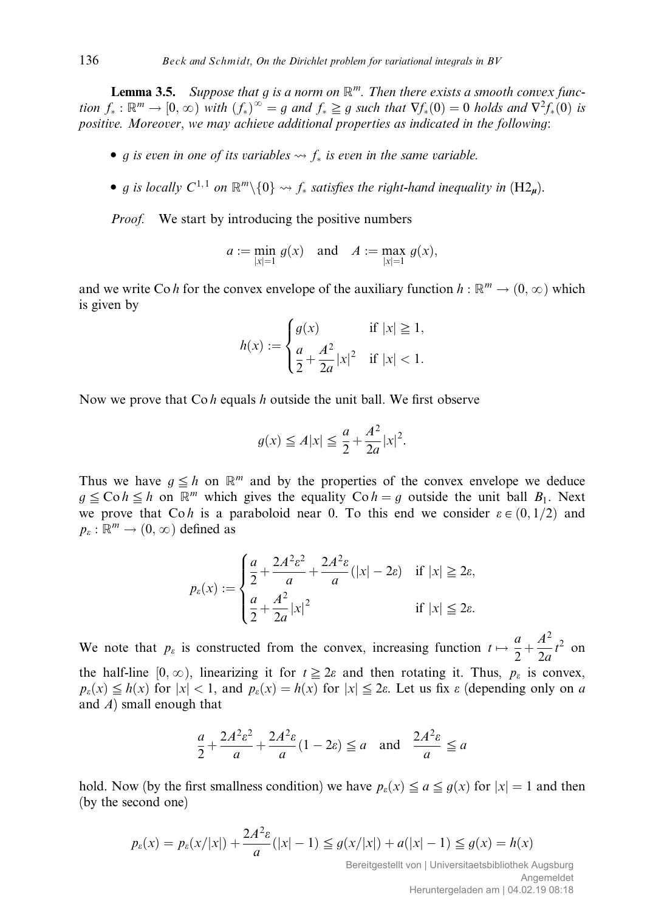**Lemma 3.5.** *Suppose that $g$ is a norm on $\mathbb{R}^m$. Then there exists a smooth convex function $f_* : \mathbb{R}^m \to [0, \infty)$ with $(f_*)^\infty = g$ and $f_* \geqq g$ such that $\nabla f_*(0) = 0$ holds and $\nabla^2 f_*(0)$ is positive. Moreover, we may achieve additional properties as indicated in the following*:

- *$g$ is even in one of its variables $\rightsquigarrow$ $f_*$ is even in the same variable.*
- *$g$ is locally $C^{1,1}$ on $\mathbb{R}^m \setminus \{0\}$ $\rightsquigarrow$ $f_*$ satisfies the right-hand inequality in* ($\mathrm{H2}_{\boldsymbol{\mu}}$).

*Proof.* We start by introducing the positive numbers

$$a := \min_{|x|=1} g(x) \quad \text{and} \quad A := \max_{|x|=1} g(x),$$

and we write $\operatorname{Co} h$ for the convex envelope of the auxiliary function $h : \mathbb{R}^m \to (0, \infty)$ which is given by

$$h(x) := \begin{cases} g(x) & \text{if } |x| \geqq 1, \\ \dfrac{a}{2} + \dfrac{A^2}{2a}|x|^2 & \text{if } |x| < 1. \end{cases}$$

Now we prove that $\operatorname{Co} h$ equals $h$ outside the unit ball. We first observe

$$g(x) \leqq A|x| \leqq \frac{a}{2} + \frac{A^2}{2a}|x|^2.$$

Thus we have $g \leqq h$ on $\mathbb{R}^m$ and by the properties of the convex envelope we deduce $g \leqq \operatorname{Co} h \leqq h$ on $\mathbb{R}^m$ which gives the equality $\operatorname{Co} h = g$ outside the unit ball $B_1$. Next we prove that $\operatorname{Co} h$ is a paraboloid near 0. To this end we consider $\varepsilon \in (0, 1/2)$ and $p_\varepsilon : \mathbb{R}^m \to (0, \infty)$ defined as

$$p_\varepsilon(x) := \begin{cases} \dfrac{a}{2} + \dfrac{2A^2\varepsilon^2}{a} + \dfrac{2A^2\varepsilon}{a}(|x| - 2\varepsilon) & \text{if } |x| \geqq 2\varepsilon, \\ \dfrac{a}{2} + \dfrac{A^2}{2a}|x|^2 & \text{if } |x| \leqq 2\varepsilon. \end{cases}$$

We note that $p_\varepsilon$ is constructed from the convex, increasing function $t \mapsto \dfrac{a}{2} + \dfrac{A^2}{2a}t^2$ on the half-line $[0, \infty)$, linearizing it for $t \geqq 2\varepsilon$ and then rotating it. Thus, $p_\varepsilon$ is convex, $p_\varepsilon(x) \leqq h(x)$ for $|x| < 1$, and $p_\varepsilon(x) = h(x)$ for $|x| \leqq 2\varepsilon$. Let us fix $\varepsilon$ (depending only on $a$ and $A$) small enough that

$$\frac{a}{2} + \frac{2A^2\varepsilon^2}{a} + \frac{2A^2\varepsilon}{a}(1 - 2\varepsilon) \leqq a \quad \text{and} \quad \frac{2A^2\varepsilon}{a} \leqq a$$

hold. Now (by the first smallness condition) we have $p_\varepsilon(x) \leqq a \leqq g(x)$ for $|x| = 1$ and then (by the second one)

$$p_\varepsilon(x) = p_\varepsilon(x/|x|) + \frac{2A^2\varepsilon}{a}(|x| - 1) \leqq g(x/|x|) + a(|x| - 1) \leqq g(x) = h(x)$$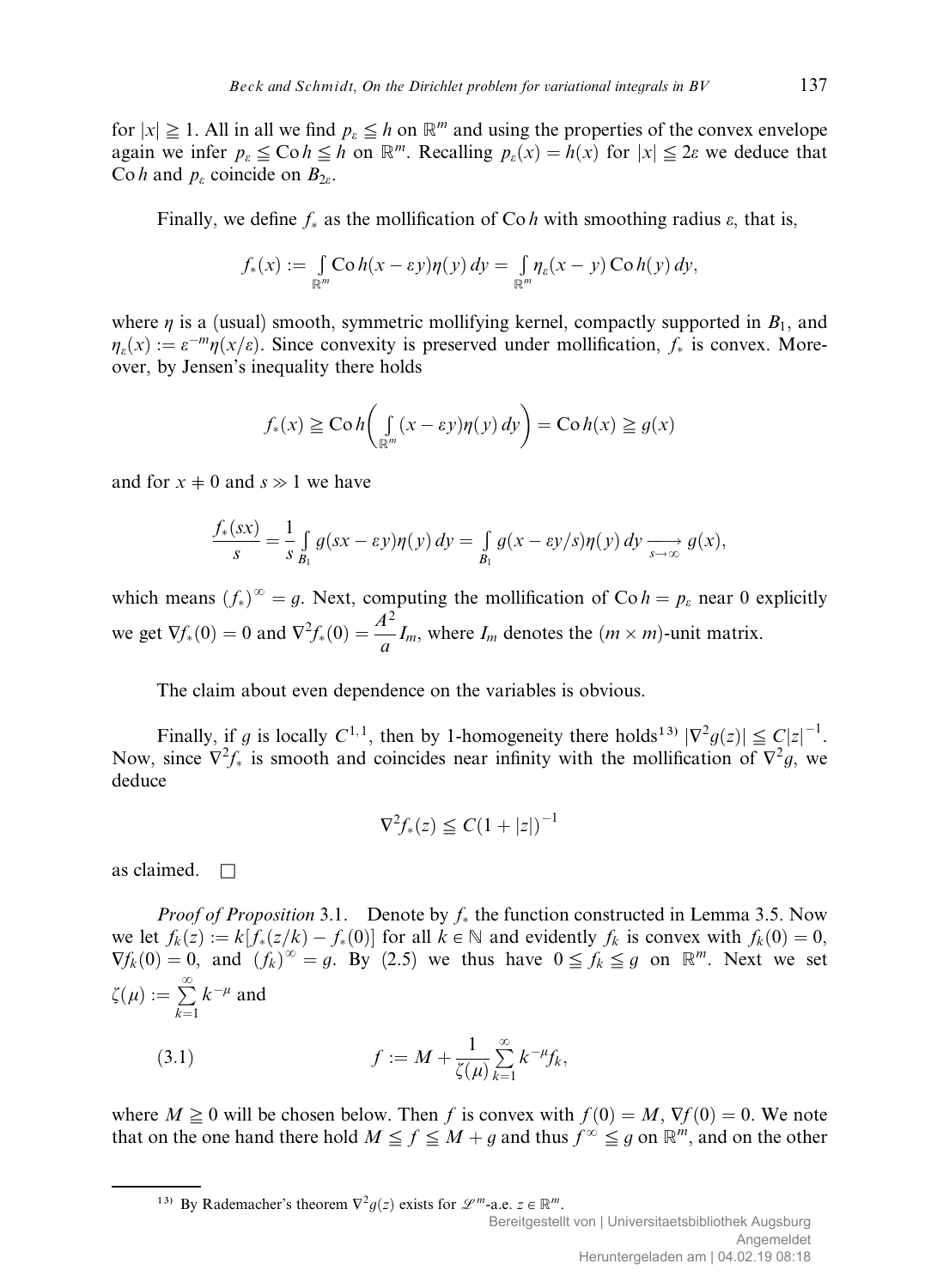for $|x| \geqq 1$. All in all we find $p_\varepsilon \leqq h$ on $\mathbb{R}^m$ and using the properties of the convex envelope again we infer $p_\varepsilon \leqq \operatorname{Co} h \leqq h$ on $\mathbb{R}^m$. Recalling $p_\varepsilon(x) = h(x)$ for $|x| \leqq 2\varepsilon$ we deduce that $\operatorname{Co} h$ and $p_\varepsilon$ coincide on $B_{2\varepsilon}$.

Finally, we define $f_*$ as the mollification of $\operatorname{Co} h$ with smoothing radius $\varepsilon$, that is,

$$f_*(x) := \int_{\mathbb{R}^m} \operatorname{Co} h(x - \varepsilon y)\eta(y)\,dy = \int_{\mathbb{R}^m} \eta_\varepsilon(x-y)\operatorname{Co} h(y)\,dy,$$

where $\eta$ is a (usual) smooth, symmetric mollifying kernel, compactly supported in $B_1$, and $\eta_\varepsilon(x) := \varepsilon^{-m}\eta(x/\varepsilon)$. Since convexity is preserved under mollification, $f_*$ is convex. Moreover, by Jensen's inequality there holds

$$f_*(x) \geqq \operatorname{Co} h\left(\int_{\mathbb{R}^m} (x - \varepsilon y)\eta(y)\,dy\right) = \operatorname{Co} h(x) \geqq g(x)$$

and for $x \neq 0$ and $s \gg 1$ we have

$$\frac{f_*(sx)}{s} = \frac{1}{s}\int_{B_1} g(sx - \varepsilon y)\eta(y)\,dy = \int_{B_1} g(x - \varepsilon y/s)\eta(y)\,dy \xrightarrow[s\to\infty]{} g(x),$$

which means $(f_*)^\infty = g$. Next, computing the mollification of $\operatorname{Co} h = p_\varepsilon$ near 0 explicitly we get $\nabla f_*(0) = 0$ and $\nabla^2 f_*(0) = \dfrac{A^2}{a} I_m$, where $I_m$ denotes the $(m \times m)$-unit matrix.

The claim about even dependence on the variables is obvious.

Finally, if $g$ is locally $C^{1,1}$, then by 1-homogeneity there holds[13] $|\nabla^2 g(z)| \leqq C|z|^{-1}$. Now, since $\nabla^2 f_*$ is smooth and coincides near infinity with the mollification of $\nabla^2 g$, we deduce

$$\nabla^2 f_*(z) \leqq C(1 + |z|)^{-1}$$

as claimed. $\square$

*Proof of Proposition* 3.1. Denote by $f_*$ the function constructed in Lemma 3.5. Now we let $f_k(z) := k[f_*(z/k) - f_*(0)]$ for all $k \in \mathbb{N}$ and evidently $f_k$ is convex with $f_k(0) = 0$, $\nabla f_k(0) = 0$, and $(f_k)^\infty = g$. By (2.5) we thus have $0 \leqq f_k \leqq g$ on $\mathbb{R}^m$. Next we set $\zeta(\mu) := \sum_{k=1}^{\infty} k^{-\mu}$ and

$$f := M + \frac{1}{\zeta(\mu)}\sum_{k=1}^{\infty} k^{-\mu} f_k, \tag{3.1}$$

where $M \geqq 0$ will be chosen below. Then $f$ is convex with $f(0) = M$, $\nabla f(0) = 0$. We note that on the one hand there hold $M \leqq f \leqq M + g$ and thus $f^\infty \leqq g$ on $\mathbb{R}^m$, and on the other

---

[13] By Rademacher's theorem $\nabla^2 g(z)$ exists for $\mathscr{L}^m$-a.e. $z \in \mathbb{R}^m$.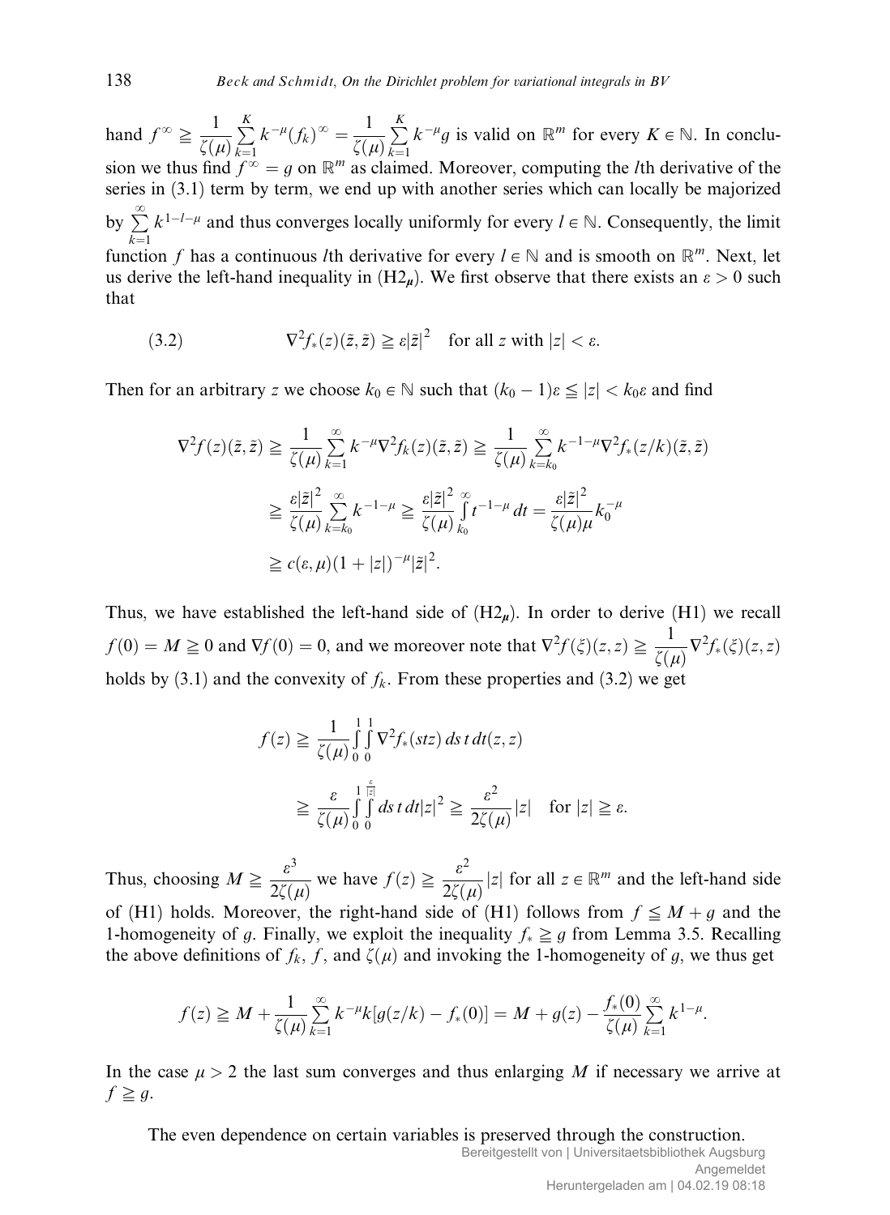hand $f^\infty \geqq \frac{1}{\zeta(\mu)} \sum_{k=1}^{K} k^{-\mu}(f_k)^\infty = \frac{1}{\zeta(\mu)} \sum_{k=1}^{K} k^{-\mu} g$ is valid on $\mathbb{R}^m$ for every $K \in \mathbb{N}$. In conclusion we thus find $f^\infty = g$ on $\mathbb{R}^m$ as claimed. Moreover, computing the $l$th derivative of the series in (3.1) term by term, we end up with another series which can locally be majorized by $\sum_{k=1}^{\infty} k^{1-l-\mu}$ and thus converges locally uniformly for every $l \in \mathbb{N}$. Consequently, the limit function $f$ has a continuous $l$th derivative for every $l \in \mathbb{N}$ and is smooth on $\mathbb{R}^m$. Next, let us derive the left-hand inequality in (H2$_\mu$). We first observe that there exists an $\varepsilon > 0$ such that

$$
\nabla^2 f_*(z)(\tilde{z}, \tilde{z}) \geqq \varepsilon |\tilde{z}|^2 \quad \text{for all } z \text{ with } |z| < \varepsilon. \tag{3.2}
$$

Then for an arbitrary $z$ we choose $k_0 \in \mathbb{N}$ such that $(k_0 - 1)\varepsilon \leqq |z| < k_0 \varepsilon$ and find

$$
\begin{aligned}
\nabla^2 f(z)(\tilde{z}, \tilde{z}) &\geqq \frac{1}{\zeta(\mu)} \sum_{k=1}^{\infty} k^{-\mu} \nabla^2 f_k(z)(\tilde{z}, \tilde{z}) \geqq \frac{1}{\zeta(\mu)} \sum_{k=k_0}^{\infty} k^{-1-\mu} \nabla^2 f_*(z/k)(\tilde{z}, \tilde{z}) \\
&\geqq \frac{\varepsilon |\tilde{z}|^2}{\zeta(\mu)} \sum_{k=k_0}^{\infty} k^{-1-\mu} \geqq \frac{\varepsilon |\tilde{z}|^2}{\zeta(\mu)} \int_{k_0}^{\infty} t^{-1-\mu} \, dt = \frac{\varepsilon |\tilde{z}|^2}{\zeta(\mu)\mu} k_0^{-\mu} \\
&\geqq c(\varepsilon, \mu)(1 + |z|)^{-\mu} |\tilde{z}|^2.
\end{aligned}
$$

Thus, we have established the left-hand side of (H2$_\mu$). In order to derive (H1) we recall $f(0) = M \geqq 0$ and $\nabla f(0) = 0$, and we moreover note that $\nabla^2 f(\xi)(z, z) \geqq \frac{1}{\zeta(\mu)} \nabla^2 f_*(\xi)(z, z)$ holds by (3.1) and the convexity of $f_k$. From these properties and (3.2) we get

$$
\begin{aligned}
f(z) &\geqq \frac{1}{\zeta(\mu)} \int_0^1 \int_0^1 \nabla^2 f_*(stz) \, ds \, t \, dt (z, z) \\
&\geqq \frac{\varepsilon}{\zeta(\mu)} \int_0^1 \int_0^{\frac{\varepsilon}{|z|}} ds \, t \, dt |z|^2 \geqq \frac{\varepsilon^2}{2\zeta(\mu)} |z| \quad \text{for } |z| \geqq \varepsilon.
\end{aligned}
$$

Thus, choosing $M \geqq \frac{\varepsilon^3}{2\zeta(\mu)}$ we have $f(z) \geqq \frac{\varepsilon^2}{2\zeta(\mu)} |z|$ for all $z \in \mathbb{R}^m$ and the left-hand side of (H1) holds. Moreover, the right-hand side of (H1) follows from $f \leqq M + g$ and the 1-homogeneity of $g$. Finally, we exploit the inequality $f_* \geqq g$ from Lemma 3.5. Recalling the above definitions of $f_k$, $f$, and $\zeta(\mu)$ and invoking the 1-homogeneity of $g$, we thus get

$$
f(z) \geqq M + \frac{1}{\zeta(\mu)} \sum_{k=1}^{\infty} k^{-\mu} k [g(z/k) - f_*(0)] = M + g(z) - \frac{f_*(0)}{\zeta(\mu)} \sum_{k=1}^{\infty} k^{1-\mu}.
$$

In the case $\mu > 2$ the last sum converges and thus enlarging $M$ if necessary we arrive at $f \geqq g$.

The even dependence on certain variables is preserved through the construction.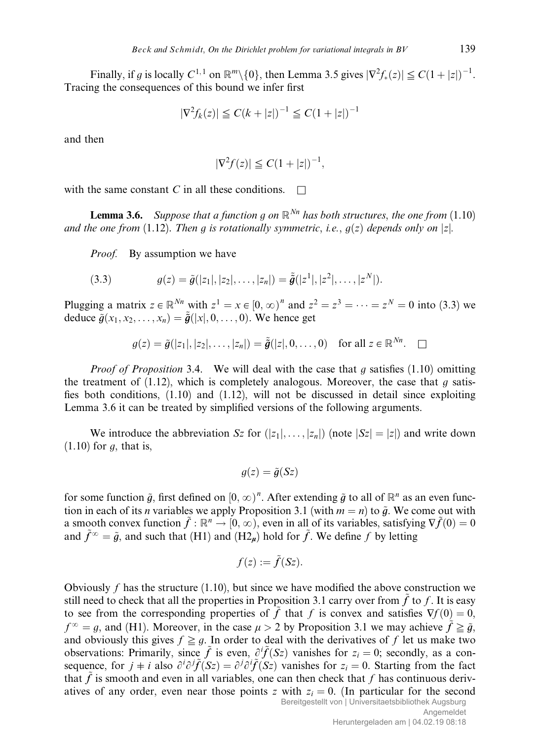Finally, if $g$ is locally $C^{1,1}$ on $\mathbb{R}^m \setminus \{0\}$, then Lemma 3.5 gives $|\nabla^2 f_*(z)| \leqq C(1+|z|)^{-1}$. Tracing the consequences of this bound we infer first

$$|\nabla^2 f_k(z)| \leqq C(k+|z|)^{-1} \leqq C(1+|z|)^{-1}$$

and then

$$|\nabla^2 f(z)| \leqq C(1+|z|)^{-1},$$

with the same constant $C$ in all these conditions. $\square$

**Lemma 3.6.** *Suppose that a function $g$ on $\mathbb{R}^{Nn}$ has both structures, the one from* (1.10) *and the one from* (1.12). *Then $g$ is rotationally symmetric, i.e., $g(z)$ depends only on $|z|$.*

*Proof.* By assumption we have

$$g(z) = \tilde{g}(|z_1|, |z_2|, \ldots, |z_n|) = \tilde{\tilde{g}}(|z^1|, |z^2|, \ldots, |z^N|). \tag{3.3}$$

Plugging a matrix $z \in \mathbb{R}^{Nn}$ with $z^1 = x \in [0, \infty)^n$ and $z^2 = z^3 = \cdots = z^N = 0$ into (3.3) we deduce $\tilde{g}(x_1, x_2, \ldots, x_n) = \tilde{\tilde{g}}(|x|, 0, \ldots, 0)$. We hence get

$$g(z) = \tilde{g}(|z_1|, |z_2|, \ldots, |z_n|) = \tilde{\tilde{g}}(|z|, 0, \ldots, 0) \quad \text{for all } z \in \mathbb{R}^{Nn}. \quad \square$$

*Proof of Proposition* 3.4. We will deal with the case that $g$ satisfies (1.10) omitting the treatment of (1.12), which is completely analogous. Moreover, the case that $g$ satisfies both conditions, (1.10) and (1.12), will not be discussed in detail since exploiting Lemma 3.6 it can be treated by simplified versions of the following arguments.

We introduce the abbreviation $Sz$ for $(|z_1|, \ldots, |z_n|)$ (note $|Sz| = |z|$) and write down (1.10) for $g$, that is,

$$g(z) = \tilde{g}(Sz)$$

for some function $\tilde{g}$, first defined on $[0, \infty)^n$. After extending $\tilde{g}$ to all of $\mathbb{R}^n$ as an even function in each of its $n$ variables we apply Proposition 3.1 (with $m = n$) to $\tilde{g}$. We come out with a smooth convex function $\tilde{f} : \mathbb{R}^n \to [0, \infty)$, even in all of its variables, satisfying $\nabla \tilde{f}(0) = 0$ and $\tilde{f}^\infty = \tilde{g}$, and such that (H1) and (H2$_\mu$) hold for $\tilde{f}$. We define $f$ by letting

$$f(z) := \tilde{f}(Sz).$$

Obviously $f$ has the structure (1.10), but since we have modified the above construction we still need to check that all the properties in Proposition 3.1 carry over from $\tilde{f}$ to $f$. It is easy to see from the corresponding properties of $\tilde{f}$ that $f$ is convex and satisfies $\nabla f(0) = 0$, $f^\infty = g$, and (H1). Moreover, in the case $\mu > 2$ by Proposition 3.1 we may achieve $\tilde{f} \geqq \tilde{g}$, and obviously this gives $f \geqq g$. In order to deal with the derivatives of $f$ let us make two observations: Primarily, since $\tilde{f}$ is even, $\partial^i \tilde{f}(Sz)$ vanishes for $z_i = 0$; secondly, as a consequence, for $j \neq i$ also $\partial^i \partial^j \tilde{f}(Sz) = \partial^j \partial^i \tilde{f}(Sz)$ vanishes for $z_i = 0$. Starting from the fact that $\tilde{f}$ is smooth and even in all variables, one can then check that $f$ has continuous derivatives of any order, even near those points $z$ with $z_i = 0$. (In particular for the second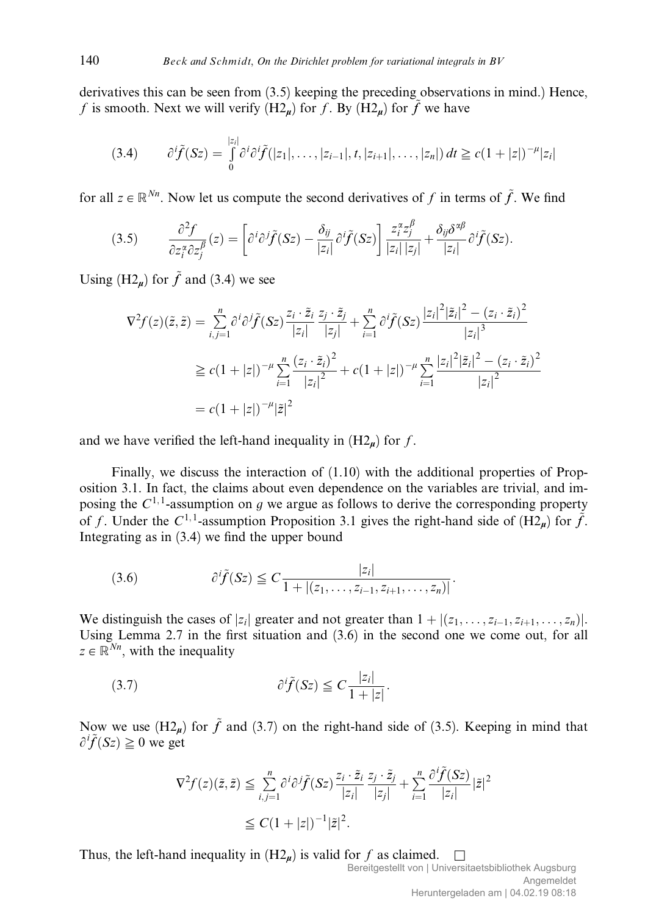derivatives this can be seen from (3.5) keeping the preceding observations in mind.) Hence, $f$ is smooth. Next we will verify $(\mathrm{H2}_\mu)$ for $f$. By $(\mathrm{H2}_\mu)$ for $\tilde{f}$ we have

$$\partial^i \tilde{f}(Sz) = \int_0^{|z_i|} \partial^i \partial^i \tilde{f}(|z_1|, \ldots, |z_{i-1}|, t, |z_{i+1}|, \ldots, |z_n|)\, dt \geqq c(1+|z|)^{-\mu}|z_i| \tag{3.4}$$

for all $z \in \mathbb{R}^{Nn}$. Now let us compute the second derivatives of $f$ in terms of $\tilde{f}$. We find

$$\frac{\partial^2 f}{\partial z_i^\alpha \partial z_j^\beta}(z) = \left[\partial^i \partial^j \tilde{f}(Sz) - \frac{\delta_{ij}}{|z_i|}\partial^i \tilde{f}(Sz)\right]\frac{z_i^\alpha z_j^\beta}{|z_i|\,|z_j|} + \frac{\delta_{ij}\delta^{\alpha\beta}}{|z_i|}\partial^i \tilde{f}(Sz). \tag{3.5}$$

Using $(\mathrm{H2}_\mu)$ for $\tilde{f}$ and (3.4) we see

$$\begin{aligned}
\nabla^2 f(z)(\tilde{z},\tilde{z}) &= \sum_{i,j=1}^n \partial^i \partial^j \tilde{f}(Sz)\frac{z_i \cdot \tilde{z}_i}{|z_i|}\frac{z_j \cdot \tilde{z}_j}{|z_j|} + \sum_{i=1}^n \partial^i \tilde{f}(Sz)\frac{|z_i|^2|\tilde{z}_i|^2 - (z_i \cdot \tilde{z}_i)^2}{|z_i|^3} \\
&\geqq c(1+|z|)^{-\mu}\sum_{i=1}^n \frac{(z_i \cdot \tilde{z}_i)^2}{|z_i|^2} + c(1+|z|)^{-\mu}\sum_{i=1}^n \frac{|z_i|^2|\tilde{z}_i|^2 - (z_i \cdot \tilde{z}_i)^2}{|z_i|^2} \\
&= c(1+|z|)^{-\mu}|\tilde{z}|^2
\end{aligned}$$

and we have verified the left-hand inequality in $(\mathrm{H2}_\mu)$ for $f$.

Finally, we discuss the interaction of (1.10) with the additional properties of Proposition 3.1. In fact, the claims about even dependence on the variables are trivial, and imposing the $C^{1,1}$-assumption on $g$ we argue as follows to derive the corresponding property of $f$. Under the $C^{1,1}$-assumption Proposition 3.1 gives the right-hand side of $(\mathrm{H2}_\mu)$ for $\tilde{f}$. Integrating as in (3.4) we find the upper bound

$$\partial^i \tilde{f}(Sz) \leqq C\frac{|z_i|}{1+|(z_1,\ldots,z_{i-1},z_{i+1},\ldots,z_n)|}. \tag{3.6}$$

We distinguish the cases of $|z_i|$ greater and not greater than $1+|(z_1,\ldots,z_{i-1},z_{i+1},\ldots,z_n)|$. Using Lemma 2.7 in the first situation and (3.6) in the second one we come out, for all $z \in \mathbb{R}^{Nn}$, with the inequality

$$\partial^i \tilde{f}(Sz) \leqq C\frac{|z_i|}{1+|z|}. \tag{3.7}$$

Now we use $(\mathrm{H2}_\mu)$ for $\tilde{f}$ and (3.7) on the right-hand side of (3.5). Keeping in mind that $\partial^i \tilde{f}(Sz) \geqq 0$ we get

$$\begin{aligned}
\nabla^2 f(z)(\tilde{z},\tilde{z}) &\leqq \sum_{i,j=1}^n \partial^i \partial^j \tilde{f}(Sz)\frac{z_i \cdot \tilde{z}_i}{|z_i|}\frac{z_j \cdot \tilde{z}_j}{|z_j|} + \sum_{i=1}^n \frac{\partial^i \tilde{f}(Sz)}{|z_i|}|\tilde{z}|^2 \\
&\leqq C(1+|z|)^{-1}|\tilde{z}|^2.
\end{aligned}$$

Thus, the left-hand inequality in $(\mathrm{H2}_\mu)$ is valid for $f$ as claimed. $\square$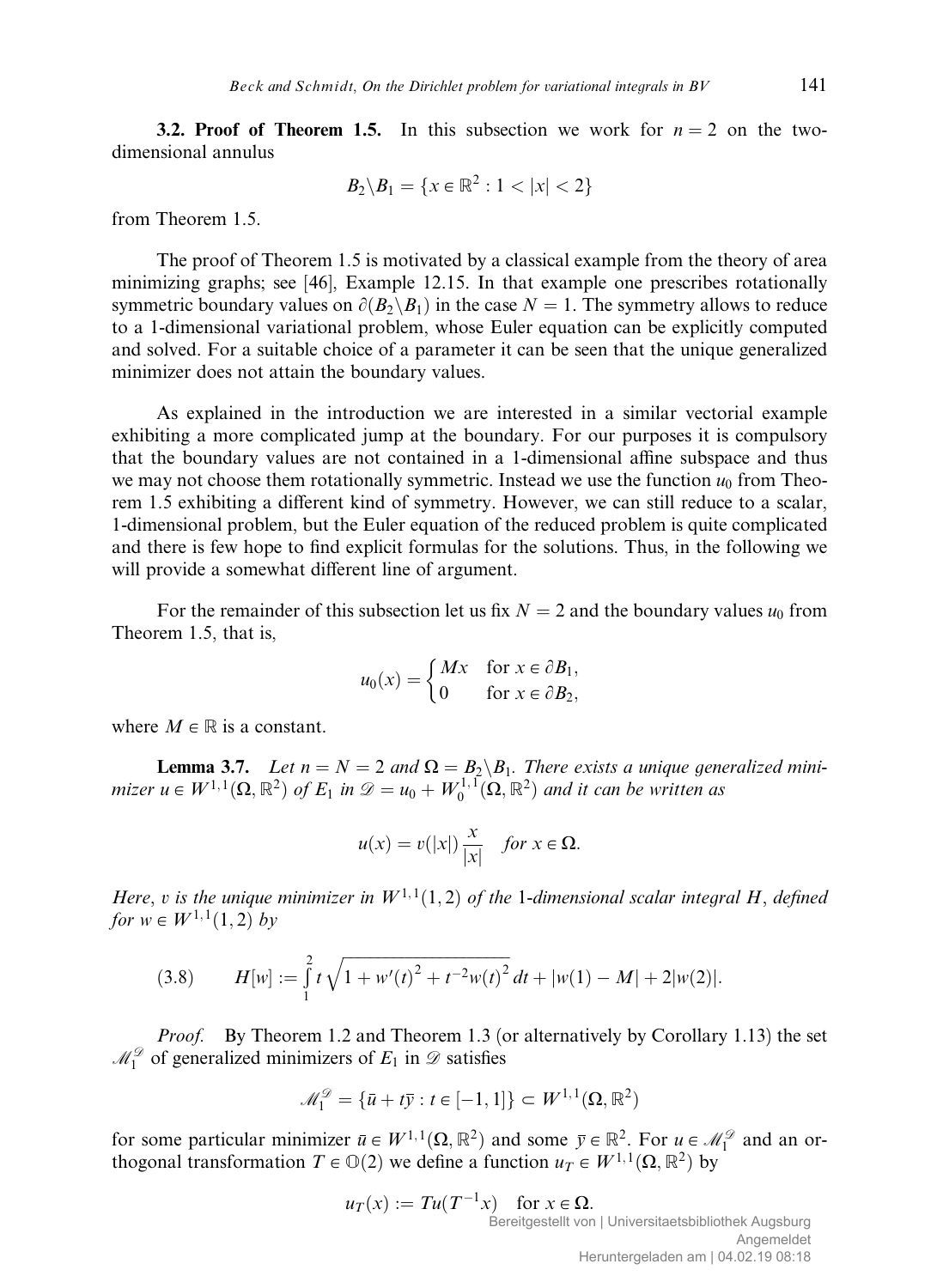**3.2. Proof of Theorem 1.5.** In this subsection we work for $n = 2$ on the two-dimensional annulus

$$B_2 \backslash B_1 = \{x \in \mathbb{R}^2 : 1 < |x| < 2\}$$

from Theorem 1.5.

The proof of Theorem 1.5 is motivated by a classical example from the theory of area minimizing graphs; see [46], Example 12.15. In that example one prescribes rotationally symmetric boundary values on $\partial(B_2 \backslash B_1)$ in the case $N = 1$. The symmetry allows to reduce to a 1-dimensional variational problem, whose Euler equation can be explicitly computed and solved. For a suitable choice of a parameter it can be seen that the unique generalized minimizer does not attain the boundary values.

As explained in the introduction we are interested in a similar vectorial example exhibiting a more complicated jump at the boundary. For our purposes it is compulsory that the boundary values are not contained in a 1-dimensional affine subspace and thus we may not choose them rotationally symmetric. Instead we use the function $u_0$ from Theorem 1.5 exhibiting a different kind of symmetry. However, we can still reduce to a scalar, 1-dimensional problem, but the Euler equation of the reduced problem is quite complicated and there is few hope to find explicit formulas for the solutions. Thus, in the following we will provide a somewhat different line of argument.

For the remainder of this subsection let us fix $N = 2$ and the boundary values $u_0$ from Theorem 1.5, that is,

$$u_0(x) = \begin{cases} Mx & \text{for } x \in \partial B_1, \\ 0 & \text{for } x \in \partial B_2, \end{cases}$$

where $M \in \mathbb{R}$ is a constant.

**Lemma 3.7.** *Let $n = N = 2$ and $\Omega = B_2 \backslash B_1$. There exists a unique generalized minimizer $u \in W^{1,1}(\Omega, \mathbb{R}^2)$ of $E_1$ in $\mathscr{D} = u_0 + W_0^{1,1}(\Omega, \mathbb{R}^2)$ and it can be written as*

$$u(x) = v(|x|)\frac{x}{|x|} \quad \textit{for } x \in \Omega.$$

*Here, $v$ is the unique minimizer in $W^{1,1}(1,2)$ of the 1-dimensional scalar integral $H$, defined for $w \in W^{1,1}(1,2)$ by*

$$H[w] := \int_1^2 t\sqrt{1 + w'(t)^2 + t^{-2}w(t)^2}\,dt + |w(1) - M| + 2|w(2)|. \tag{3.8}$$

*Proof.* By Theorem 1.2 and Theorem 1.3 (or alternatively by Corollary 1.13) the set $\mathscr{M}_1^{\mathscr{D}}$ of generalized minimizers of $E_1$ in $\mathscr{D}$ satisfies

$$\mathscr{M}_1^{\mathscr{D}} = \{\bar{u} + t\bar{y} : t \in [-1, 1]\} \subset W^{1,1}(\Omega, \mathbb{R}^2)$$

for some particular minimizer $\bar{u} \in W^{1,1}(\Omega, \mathbb{R}^2)$ and some $\bar{y} \in \mathbb{R}^2$. For $u \in \mathscr{M}_1^{\mathscr{D}}$ and an orthogonal transformation $T \in \mathbb{O}(2)$ we define a function $u_T \in W^{1,1}(\Omega, \mathbb{R}^2)$ by

$$u_T(x) := Tu(T^{-1}x) \quad \text{for } x \in \Omega.$$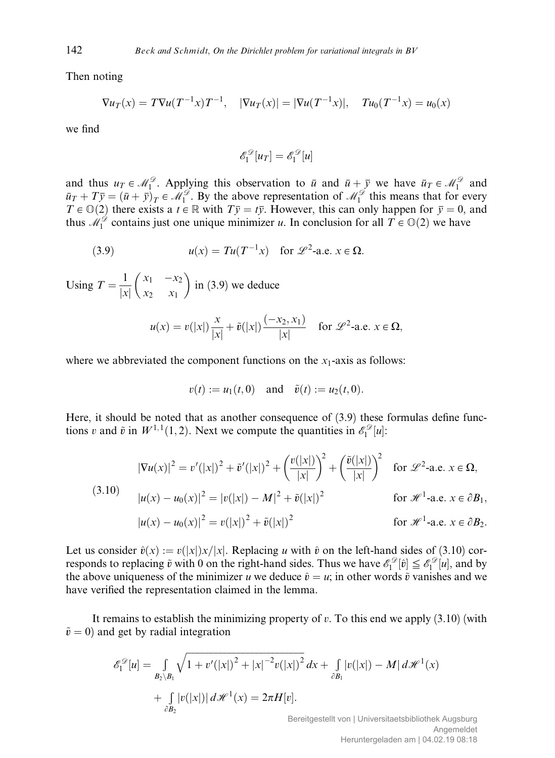Then noting

$$\nabla u_T(x) = T\nabla u(T^{-1}x)T^{-1}, \quad |\nabla u_T(x)| = |\nabla u(T^{-1}x)|, \quad Tu_0(T^{-1}x) = u_0(x)$$

we find

$$\mathscr{E}_1^{\mathscr{D}}[u_T] = \mathscr{E}_1^{\mathscr{D}}[u]$$

and thus $u_T \in \mathscr{M}_1^{\mathscr{D}}$. Applying this observation to $\bar{u}$ and $\bar{u} + \bar{y}$ we have $\bar{u}_T \in \mathscr{M}_1^{\mathscr{D}}$ and $\bar{u}_T + T\bar{y} = (\bar{u} + \bar{y})_T \in \mathscr{M}_1^{\mathscr{D}}$. By the above representation of $\mathscr{M}_1^{\mathscr{D}}$ this means that for every $T \in \mathbb{O}(2)$ there exists a $t \in \mathbb{R}$ with $T\bar{y} = t\bar{y}$. However, this can only happen for $\bar{y} = 0$, and thus $\mathscr{M}_1^{\mathscr{D}}$ contains just one unique minimizer $u$. In conclusion for all $T \in \mathbb{O}(2)$ we have

$$u(x) = Tu(T^{-1}x) \quad \text{for } \mathscr{L}^2\text{-a.e. } x \in \Omega. \tag{3.9}$$

Using $T = \dfrac{1}{|x|}\begin{pmatrix} x_1 & -x_2 \\ x_2 & x_1 \end{pmatrix}$ in (3.9) we deduce

$$u(x) = v(|x|)\frac{x}{|x|} + \tilde{v}(|x|)\frac{(-x_2, x_1)}{|x|} \quad \text{for } \mathscr{L}^2\text{-a.e. } x \in \Omega,$$

where we abbreviated the component functions on the $x_1$-axis as follows:

$$v(t) := u_1(t, 0) \quad \text{and} \quad \tilde{v}(t) := u_2(t, 0).$$

Here, it should be noted that as another consequence of (3.9) these formulas define functions $v$ and $\tilde{v}$ in $W^{1,1}(1, 2)$. Next we compute the quantities in $\mathscr{E}_1^{\mathscr{D}}[u]$:

$$\begin{aligned}
&|\nabla u(x)|^2 = v'(|x|)^2 + \tilde{v}'(|x|)^2 + \left(\frac{v(|x|)}{|x|}\right)^2 + \left(\frac{\tilde{v}(|x|)}{|x|}\right)^2 && \text{for } \mathscr{L}^2\text{-a.e. } x \in \Omega, \\
&|u(x) - u_0(x)|^2 = |v(|x|) - M|^2 + \tilde{v}(|x|)^2 && \text{for } \mathscr{H}^1\text{-a.e. } x \in \partial B_1, \\
&|u(x) - u_0(x)|^2 = v(|x|)^2 + \tilde{v}(|x|)^2 && \text{for } \mathscr{H}^1\text{-a.e. } x \in \partial B_2.
\end{aligned} \tag{3.10}$$

Let us consider $\hat{v}(x) := v(|x|)x/|x|$. Replacing $u$ with $\hat{v}$ on the left-hand sides of (3.10) corresponds to replacing $\tilde{v}$ with 0 on the right-hand sides. Thus we have $\mathscr{E}_1^{\mathscr{D}}[\hat{v}] \leqq \mathscr{E}_1^{\mathscr{D}}[u]$, and by the above uniqueness of the minimizer $u$ we deduce $\hat{v} = u$; in other words $\tilde{v}$ vanishes and we have verified the representation claimed in the lemma.

It remains to establish the minimizing property of $v$. To this end we apply (3.10) (with $\tilde{v} = 0$) and get by radial integration

$$\begin{aligned}
\mathscr{E}_1^{\mathscr{D}}[u] &= \int_{B_2 \setminus B_1} \sqrt{1 + v'(|x|)^2 + |x|^{-2}v(|x|)^2}\, dx + \int_{\partial B_1} |v(|x|) - M|\, d\mathscr{H}^1(x) \\
&\quad + \int_{\partial B_2} |v(|x|)|\, d\mathscr{H}^1(x) = 2\pi H[v].
\end{aligned}$$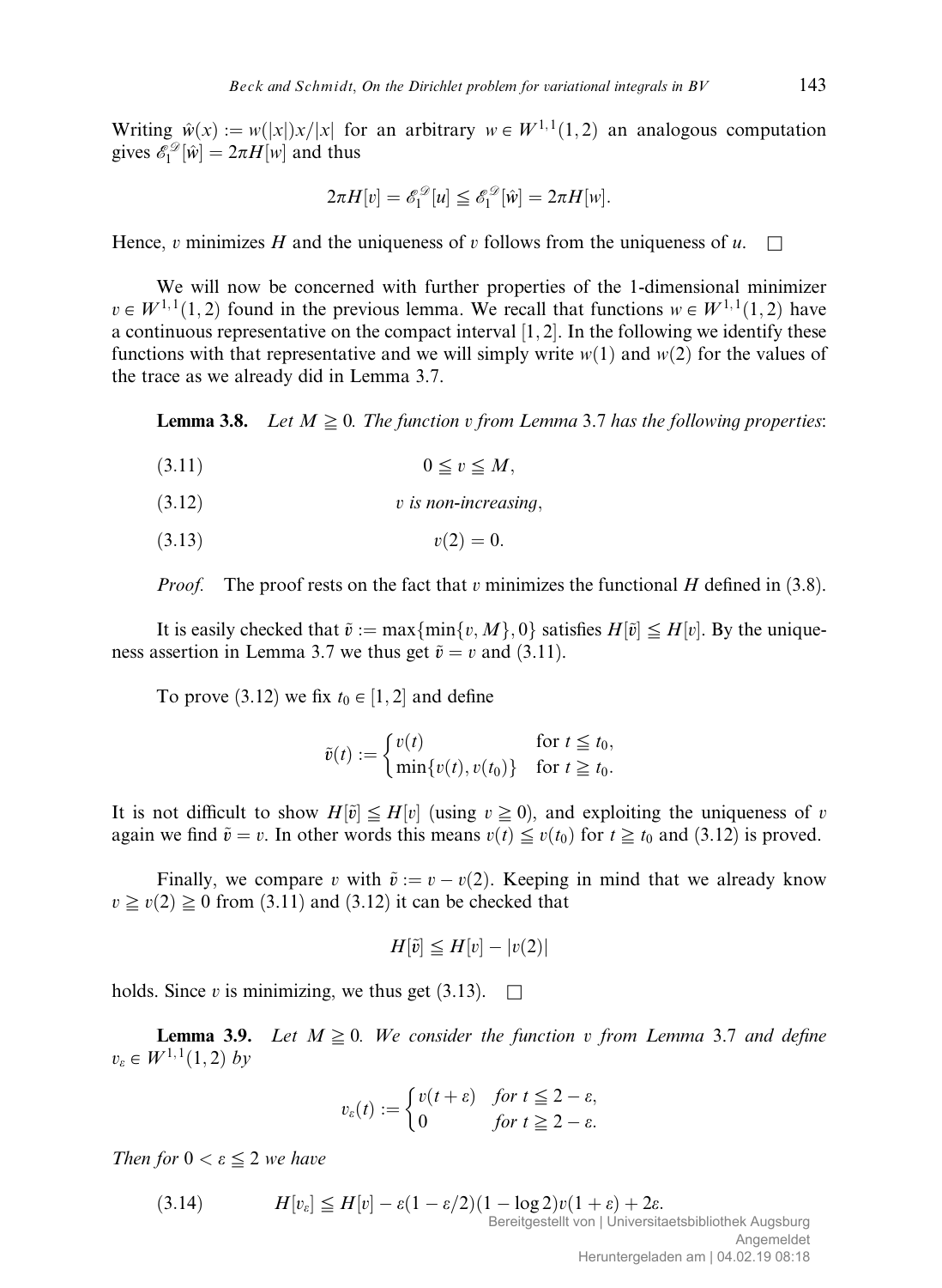Writing $\hat{w}(x) := w(|x|)x/|x|$ for an arbitrary $w \in W^{1,1}(1,2)$ an analogous computation gives $\mathscr{E}_1^{\mathscr{D}}[\hat{w}] = 2\pi H[w]$ and thus

$$2\pi H[v] = \mathscr{E}_1^{\mathscr{D}}[u] \leqq \mathscr{E}_1^{\mathscr{D}}[\hat{w}] = 2\pi H[w].$$

Hence, $v$ minimizes $H$ and the uniqueness of $v$ follows from the uniqueness of $u$. $\square$

We will now be concerned with further properties of the 1-dimensional minimizer $v \in W^{1,1}(1,2)$ found in the previous lemma. We recall that functions $w \in W^{1,1}(1,2)$ have a continuous representative on the compact interval $[1,2]$. In the following we identify these functions with that representative and we will simply write $w(1)$ and $w(2)$ for the values of the trace as we already did in Lemma 3.7.

**Lemma 3.8.** *Let $M \geqq 0$. The function $v$ from Lemma 3.7 has the following properties*:

$$0 \leqq v \leqq M, \tag{3.11}$$

$$v \text{ is non-increasing}, \tag{3.12}$$

$$v(2) = 0. \tag{3.13}$$

*Proof.* The proof rests on the fact that $v$ minimizes the functional $H$ defined in (3.8).

It is easily checked that $\tilde{v} := \max\{\min\{v, M\}, 0\}$ satisfies $H[\tilde{v}] \leqq H[v]$. By the uniqueness assertion in Lemma 3.7 we thus get $\tilde{v} = v$ and (3.11).

To prove (3.12) we fix $t_0 \in [1,2]$ and define

$$\tilde{v}(t) := \begin{cases} v(t) & \text{for } t \leqq t_0, \\ \min\{v(t), v(t_0)\} & \text{for } t \geqq t_0. \end{cases}$$

It is not difficult to show $H[\tilde{v}] \leqq H[v]$ (using $v \geqq 0$), and exploiting the uniqueness of $v$ again we find $\tilde{v} = v$. In other words this means $v(t) \leqq v(t_0)$ for $t \geqq t_0$ and (3.12) is proved.

Finally, we compare $v$ with $\tilde{v} := v - v(2)$. Keeping in mind that we already know $v \geqq v(2) \geqq 0$ from (3.11) and (3.12) it can be checked that

$$H[\tilde{v}] \leqq H[v] - |v(2)|$$

holds. Since $v$ is minimizing, we thus get (3.13). $\square$

**Lemma 3.9.** *Let $M \geqq 0$. We consider the function $v$ from Lemma 3.7 and define $v_\varepsilon \in W^{1,1}(1,2)$ by*

$$v_\varepsilon(t) := \begin{cases} v(t+\varepsilon) & \text{for } t \leqq 2-\varepsilon, \\ 0 & \text{for } t \geqq 2-\varepsilon. \end{cases}$$

*Then for $0 < \varepsilon \leqq 2$ we have*

$$H[v_\varepsilon] \leqq H[v] - \varepsilon(1-\varepsilon/2)(1-\log 2)v(1+\varepsilon) + 2\varepsilon. \tag{3.14}$$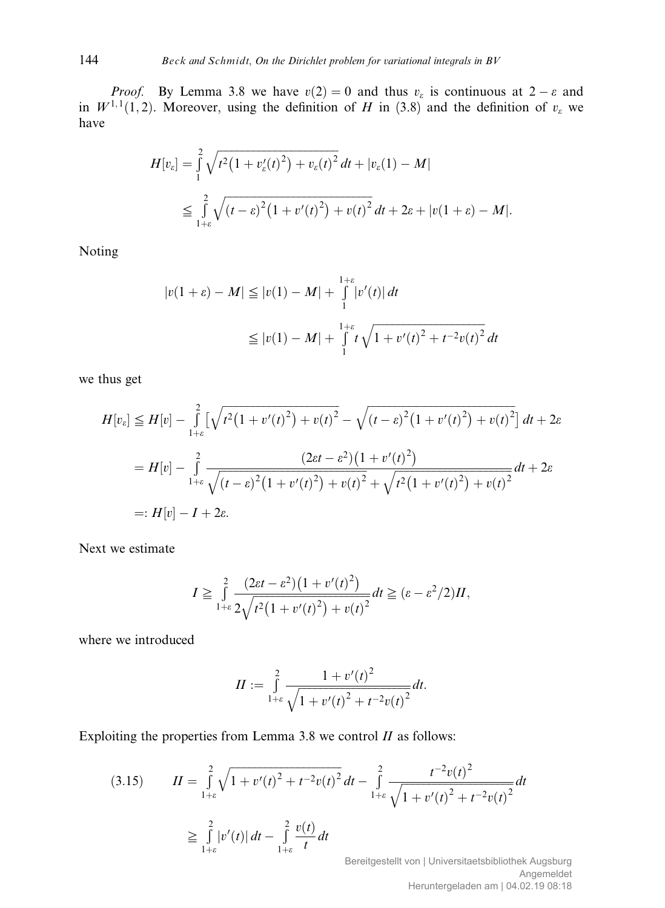*Proof.* By Lemma 3.8 we have $v(2) = 0$ and thus $v_\varepsilon$ is continuous at $2 - \varepsilon$ and in $W^{1,1}(1,2)$. Moreover, using the definition of $H$ in (3.8) and the definition of $v_\varepsilon$ we have

$$H[v_\varepsilon] = \int_1^2 \sqrt{t^2\big(1 + v_\varepsilon'(t)^2\big) + v_\varepsilon(t)^2}\,dt + |v_\varepsilon(1) - M|$$

$$\leqq \int_{1+\varepsilon}^2 \sqrt{(t-\varepsilon)^2\big(1 + v'(t)^2\big) + v(t)^2}\,dt + 2\varepsilon + |v(1+\varepsilon) - M|.$$

Noting

$$|v(1+\varepsilon) - M| \leqq |v(1) - M| + \int_1^{1+\varepsilon} |v'(t)|\,dt$$

$$\leqq |v(1) - M| + \int_1^{1+\varepsilon} t\sqrt{1 + v'(t)^2 + t^{-2}v(t)^2}\,dt$$

we thus get

$$H[v_\varepsilon] \leqq H[v] - \int_{1+\varepsilon}^2 \Big[\sqrt{t^2\big(1 + v'(t)^2\big) + v(t)^2} - \sqrt{(t-\varepsilon)^2\big(1 + v'(t)^2\big) + v(t)^2}\Big]\,dt + 2\varepsilon$$

$$= H[v] - \int_{1+\varepsilon}^2 \frac{(2\varepsilon t - \varepsilon^2)\big(1 + v'(t)^2\big)}{\sqrt{(t-\varepsilon)^2\big(1 + v'(t)^2\big) + v(t)^2} + \sqrt{t^2\big(1 + v'(t)^2\big) + v(t)^2}}\,dt + 2\varepsilon$$

$$=: H[v] - I + 2\varepsilon.$$

Next we estimate

$$I \geqq \int_{1+\varepsilon}^2 \frac{(2\varepsilon t - \varepsilon^2)\big(1 + v'(t)^2\big)}{2\sqrt{t^2\big(1 + v'(t)^2\big) + v(t)^2}}\,dt \geqq (\varepsilon - \varepsilon^2/2)II,$$

where we introduced

$$II := \int_{1+\varepsilon}^2 \frac{1 + v'(t)^2}{\sqrt{1 + v'(t)^2 + t^{-2}v(t)^2}}\,dt.$$

Exploiting the properties from Lemma 3.8 we control $II$ as follows:

$$II = \int_{1+\varepsilon}^2 \sqrt{1 + v'(t)^2 + t^{-2}v(t)^2}\,dt - \int_{1+\varepsilon}^2 \frac{t^{-2}v(t)^2}{\sqrt{1 + v'(t)^2 + t^{-2}v(t)^2}}\,dt \tag{3.15}$$

$$\geqq \int_{1+\varepsilon}^2 |v'(t)|\,dt - \int_{1+\varepsilon}^2 \frac{v(t)}{t}\,dt$$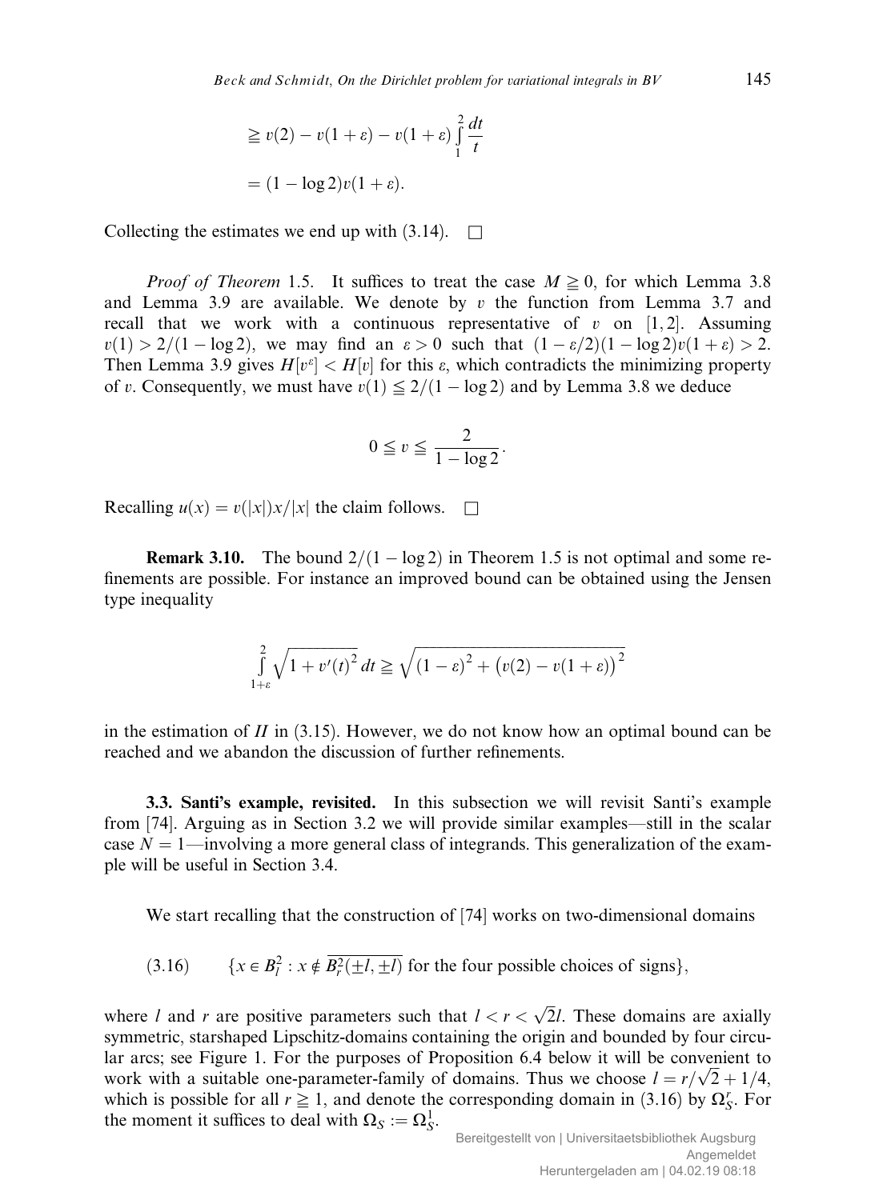$$\geqq v(2) - v(1+\varepsilon) - v(1+\varepsilon)\int_1^2 \frac{dt}{t}$$

$$= (1 - \log 2)v(1+\varepsilon).$$

Collecting the estimates we end up with (3.14). $\square$

*Proof of Theorem* 1.5. It suffices to treat the case $M \geqq 0$, for which Lemma 3.8 and Lemma 3.9 are available. We denote by $v$ the function from Lemma 3.7 and recall that we work with a continuous representative of $v$ on $[1,2]$. Assuming $v(1) > 2/(1-\log 2)$, we may find an $\varepsilon > 0$ such that $(1-\varepsilon/2)(1-\log 2)v(1+\varepsilon) > 2$. Then Lemma 3.9 gives $H[v^\varepsilon] < H[v]$ for this $\varepsilon$, which contradicts the minimizing property of $v$. Consequently, we must have $v(1) \leqq 2/(1-\log 2)$ and by Lemma 3.8 we deduce

$$0 \leqq v \leqq \frac{2}{1-\log 2}.$$

Recalling $u(x) = v(|x|)x/|x|$ the claim follows. $\square$

**Remark 3.10.** The bound $2/(1-\log 2)$ in Theorem 1.5 is not optimal and some refinements are possible. For instance an improved bound can be obtained using the Jensen type inequality

$$\int_{1+\varepsilon}^{2} \sqrt{1+v'(t)^2}\,dt \geqq \sqrt{(1-\varepsilon)^2 + \big(v(2)-v(1+\varepsilon)\big)^2}$$

in the estimation of $II$ in (3.15). However, we do not know how an optimal bound can be reached and we abandon the discussion of further refinements.

**3.3. Santi's example, revisited.** In this subsection we will revisit Santi's example from [74]. Arguing as in Section 3.2 we will provide similar examples—still in the scalar case $N = 1$—involving a more general class of integrands. This generalization of the example will be useful in Section 3.4.

We start recalling that the construction of [74] works on two-dimensional domains

$$\{x \in B_l^2 : x \notin \overline{B_r^2(\pm l, \pm l)} \text{ for the four possible choices of signs}\}, \tag{3.16}$$

where $l$ and $r$ are positive parameters such that $l < r < \sqrt{2}l$. These domains are axially symmetric, starshaped Lipschitz-domains containing the origin and bounded by four circular arcs; see Figure 1. For the purposes of Proposition 6.4 below it will be convenient to work with a suitable one-parameter-family of domains. Thus we choose $l = r/\sqrt{2} + 1/4$, which is possible for all $r \geqq 1$, and denote the corresponding domain in (3.16) by $\Omega_S^r$. For the moment it suffices to deal with $\Omega_S := \Omega_S^1$.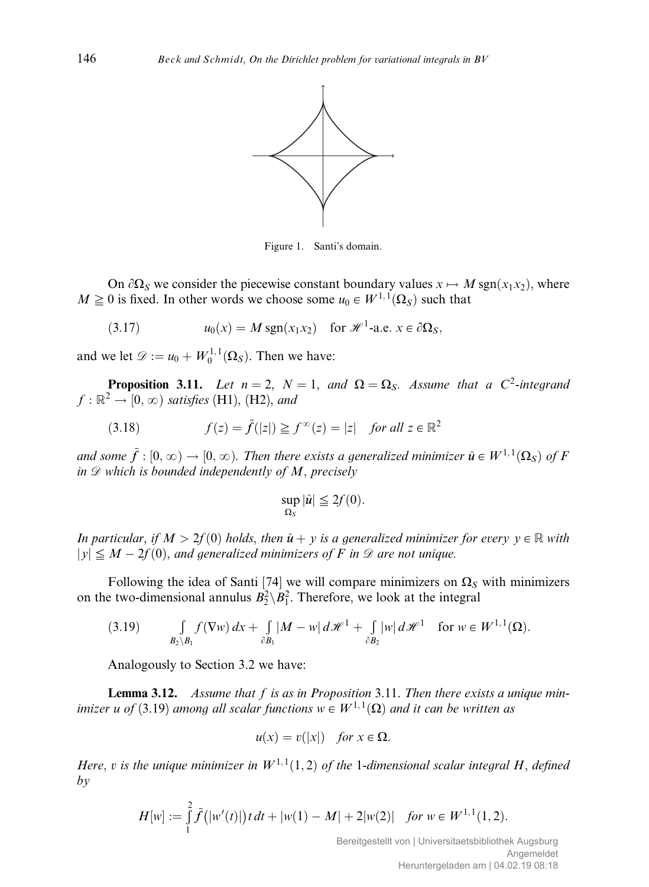Figure 1. Santi's domain.

On $\partial\Omega_S$ we consider the piecewise constant boundary values $x \mapsto M\,\mathrm{sgn}(x_1x_2)$, where $M \geqq 0$ is fixed. In other words we choose some $u_0 \in W^{1,1}(\Omega_S)$ such that

$$u_0(x) = M\,\mathrm{sgn}(x_1x_2) \quad \text{for } \mathscr{H}^1\text{-a.e. } x \in \partial\Omega_S, \tag{3.17}$$

and we let $\mathscr{D} := u_0 + W_0^{1,1}(\Omega_S)$. Then we have:

**Proposition 3.11.** *Let $n = 2$, $N = 1$, and $\Omega = \Omega_S$. Assume that a $C^2$-integrand $f : \mathbb{R}^2 \to [0,\infty)$ satisfies* (H1), (H2), *and*

$$f(z) = \tilde{f}(|z|) \geqq f^\infty(z) = |z| \quad \textit{for all } z \in \mathbb{R}^2 \tag{3.18}$$

*and some $\tilde{f} : [0,\infty) \to [0,\infty)$. Then there exists a generalized minimizer $\hat{u} \in W^{1,1}(\Omega_S)$ of $F$ in $\mathscr{D}$ which is bounded independently of $M$, precisely*

$$\sup_{\Omega_S} |\hat{u}| \leqq 2f(0).$$

*In particular, if $M > 2f(0)$ holds, then $\hat{u} + y$ is a generalized minimizer for every $y \in \mathbb{R}$ with $|y| \leqq M - 2f(0)$, and generalized minimizers of $F$ in $\mathscr{D}$ are not unique.*

Following the idea of Santi [74] we will compare minimizers on $\Omega_S$ with minimizers on the two-dimensional annulus $B_2^2 \setminus B_1^2$. Therefore, we look at the integral

$$\int_{B_2 \setminus B_1} f(\nabla w)\,dx + \int_{\partial B_1} |M - w|\,d\mathscr{H}^1 + \int_{\partial B_2} |w|\,d\mathscr{H}^1 \quad \text{for } w \in W^{1,1}(\Omega). \tag{3.19}$$

Analogously to Section 3.2 we have:

**Lemma 3.12.** *Assume that $f$ is as in Proposition* 3.11. *Then there exists a unique minimizer $u$ of* (3.19) *among all scalar functions $w \in W^{1,1}(\Omega)$ and it can be written as*

$$u(x) = v(|x|) \quad \textit{for } x \in \Omega.$$

*Here, $v$ is the unique minimizer in $W^{1,1}(1,2)$ of the 1-dimensional scalar integral $H$, defined by*

$$H[w] := \int_1^2 \tilde{f}(|w'(t)|)\,t\,dt + |w(1) - M| + 2|w(2)| \quad \textit{for } w \in W^{1,1}(1,2).$$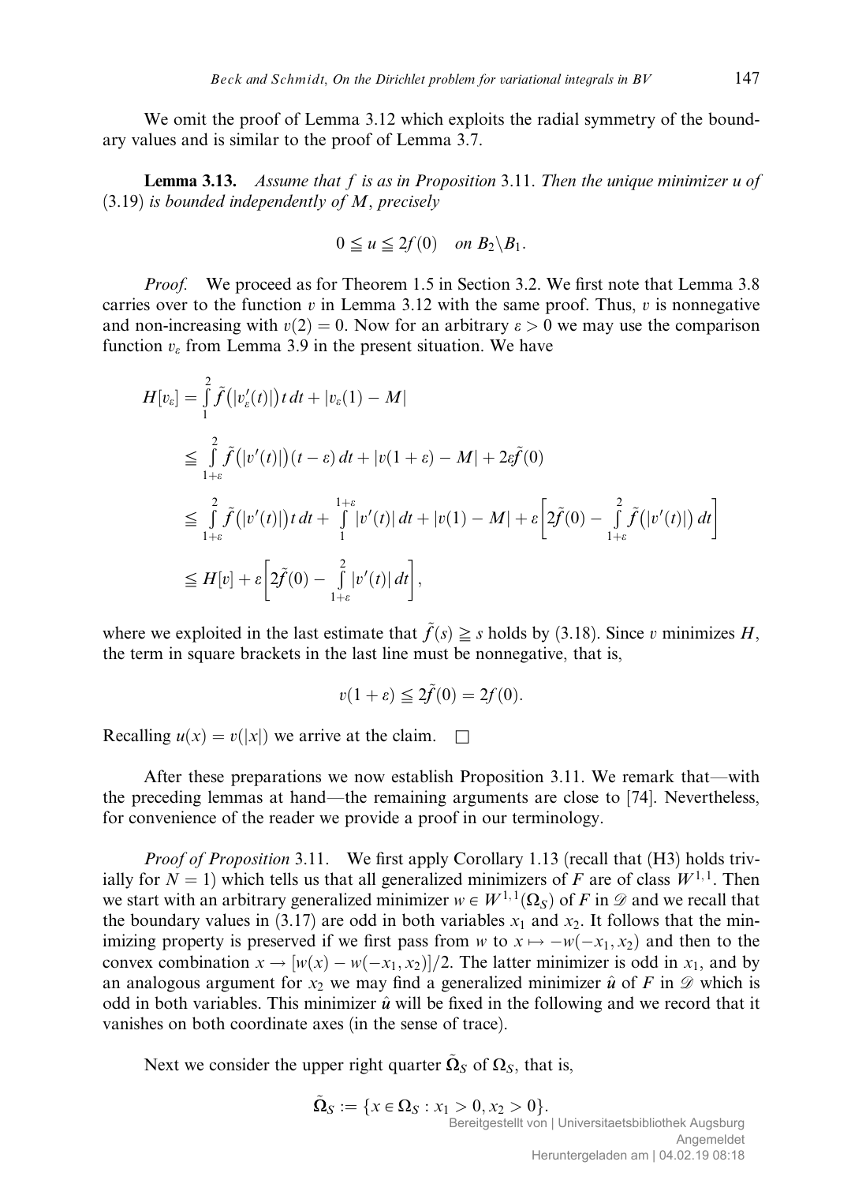We omit the proof of Lemma 3.12 which exploits the radial symmetry of the boundary values and is similar to the proof of Lemma 3.7.

**Lemma 3.13.** *Assume that $f$ is as in Proposition* 3.11. *Then the unique minimizer $u$ of* (3.19) *is bounded independently of $M$, precisely*

$$0 \leqq u \leqq 2f(0) \quad \text{on } B_2 \setminus B_1.$$

*Proof.* We proceed as for Theorem 1.5 in Section 3.2. We first note that Lemma 3.8 carries over to the function $v$ in Lemma 3.12 with the same proof. Thus, $v$ is nonnegative and non-increasing with $v(2) = 0$. Now for an arbitrary $\varepsilon > 0$ we may use the comparison function $v_\varepsilon$ from Lemma 3.9 in the present situation. We have

$$\begin{aligned}
H[v_\varepsilon] &= \int_1^2 \tilde{f}\big(|v_\varepsilon'(t)|\big)\, t\, dt + |v_\varepsilon(1) - M| \\
&\leqq \int_{1+\varepsilon}^2 \tilde{f}\big(|v'(t)|\big)(t - \varepsilon)\, dt + |v(1+\varepsilon) - M| + 2\varepsilon \tilde{f}(0) \\
&\leqq \int_{1+\varepsilon}^2 \tilde{f}\big(|v'(t)|\big)\, t\, dt + \int_1^{1+\varepsilon} |v'(t)|\, dt + |v(1) - M| + \varepsilon\left[2\tilde{f}(0) - \int_{1+\varepsilon}^2 \tilde{f}\big(|v'(t)|\big)\, dt\right] \\
&\leqq H[v] + \varepsilon\left[2\tilde{f}(0) - \int_{1+\varepsilon}^2 |v'(t)|\, dt\right],
\end{aligned}$$

where we exploited in the last estimate that $\tilde{f}(s) \geqq s$ holds by (3.18). Since $v$ minimizes $H$, the term in square brackets in the last line must be nonnegative, that is,

$$v(1+\varepsilon) \leqq 2\tilde{f}(0) = 2f(0).$$

Recalling $u(x) = v(|x|)$ we arrive at the claim. $\square$

After these preparations we now establish Proposition 3.11. We remark that—with the preceding lemmas at hand—the remaining arguments are close to [74]. Nevertheless, for convenience of the reader we provide a proof in our terminology.

*Proof of Proposition* 3.11. We first apply Corollary 1.13 (recall that (H3) holds trivially for $N = 1$) which tells us that all generalized minimizers of $F$ are of class $W^{1,1}$. Then we start with an arbitrary generalized minimizer $w \in W^{1,1}(\Omega_S)$ of $F$ in $\mathscr{D}$ and we recall that the boundary values in (3.17) are odd in both variables $x_1$ and $x_2$. It follows that the minimizing property is preserved if we first pass from $w$ to $x \mapsto -w(-x_1, x_2)$ and then to the convex combination $x \to [w(x) - w(-x_1, x_2)]/2$. The latter minimizer is odd in $x_1$, and by an analogous argument for $x_2$ we may find a generalized minimizer $\hat{u}$ of $F$ in $\mathscr{D}$ which is odd in both variables. This minimizer $\hat{u}$ will be fixed in the following and we record that it vanishes on both coordinate axes (in the sense of trace).

Next we consider the upper right quarter $\tilde{\Omega}_S$ of $\Omega_S$, that is,

$$\tilde{\Omega}_S := \{x \in \Omega_S : x_1 > 0, x_2 > 0\}.$$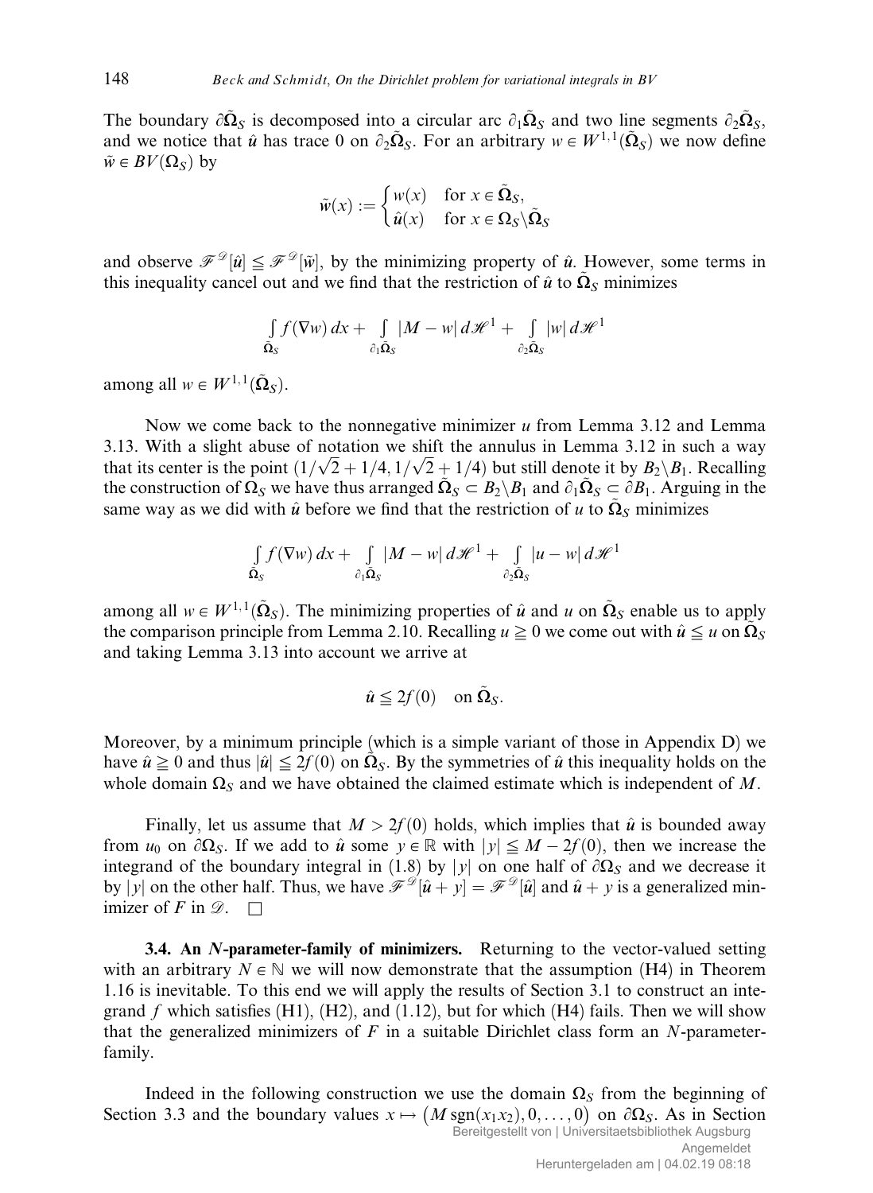The boundary $\partial\tilde{\Omega}_S$ is decomposed into a circular arc $\partial_1\tilde{\Omega}_S$ and two line segments $\partial_2\tilde{\Omega}_S$, and we notice that $\hat{u}$ has trace 0 on $\partial_2\tilde{\Omega}_S$. For an arbitrary $w \in W^{1,1}(\tilde{\Omega}_S)$ we now define $\tilde{w} \in BV(\Omega_S)$ by

$$\tilde{w}(x) := \begin{cases} w(x) & \text{for } x \in \tilde{\Omega}_S, \\ \hat{u}(x) & \text{for } x \in \Omega_S \setminus \tilde{\Omega}_S \end{cases}$$

and observe $\mathscr{F}^{\mathscr{D}}[\hat{u}] \leqq \mathscr{F}^{\mathscr{D}}[\tilde{w}]$, by the minimizing property of $\hat{u}$. However, some terms in this inequality cancel out and we find that the restriction of $\hat{u}$ to $\tilde{\Omega}_S$ minimizes

$$\int_{\tilde{\Omega}_S} f(\nabla w)\,dx + \int_{\partial_1\tilde{\Omega}_S} |M - w|\,d\mathscr{H}^1 + \int_{\partial_2\tilde{\Omega}_S} |w|\,d\mathscr{H}^1$$

among all $w \in W^{1,1}(\tilde{\Omega}_S)$.

Now we come back to the nonnegative minimizer $u$ from Lemma 3.12 and Lemma 3.13. With a slight abuse of notation we shift the annulus in Lemma 3.12 in such a way that its center is the point $(1/\sqrt{2} + 1/4, 1/\sqrt{2} + 1/4)$ but still denote it by $B_2 \setminus B_1$. Recalling the construction of $\Omega_S$ we have thus arranged $\tilde{\Omega}_S \subset B_2 \setminus B_1$ and $\partial_1\tilde{\Omega}_S \subset \partial B_1$. Arguing in the same way as we did with $\hat{u}$ before we find that the restriction of $u$ to $\tilde{\Omega}_S$ minimizes

$$\int_{\tilde{\Omega}_S} f(\nabla w)\,dx + \int_{\partial_1\tilde{\Omega}_S} |M - w|\,d\mathscr{H}^1 + \int_{\partial_2\tilde{\Omega}_S} |u - w|\,d\mathscr{H}^1$$

among all $w \in W^{1,1}(\tilde{\Omega}_S)$. The minimizing properties of $\hat{u}$ and $u$ on $\tilde{\Omega}_S$ enable us to apply the comparison principle from Lemma 2.10. Recalling $u \geqq 0$ we come out with $\hat{u} \leqq u$ on $\tilde{\Omega}_S$ and taking Lemma 3.13 into account we arrive at

$$\hat{u} \leqq 2f(0) \quad \text{on } \tilde{\Omega}_S.$$

Moreover, by a minimum principle (which is a simple variant of those in Appendix D) we have $\hat{u} \geqq 0$ and thus $|\hat{u}| \leqq 2f(0)$ on $\tilde{\Omega}_S$. By the symmetries of $\hat{u}$ this inequality holds on the whole domain $\Omega_S$ and we have obtained the claimed estimate which is independent of $M$.

Finally, let us assume that $M > 2f(0)$ holds, which implies that $\hat{u}$ is bounded away from $u_0$ on $\partial\Omega_S$. If we add to $\hat{u}$ some $y \in \mathbb{R}$ with $|y| \leqq M - 2f(0)$, then we increase the integrand of the boundary integral in (1.8) by $|y|$ on one half of $\partial\Omega_S$ and we decrease it by $|y|$ on the other half. Thus, we have $\mathscr{F}^{\mathscr{D}}[\hat{u} + y] = \mathscr{F}^{\mathscr{D}}[\hat{u}]$ and $\hat{u} + y$ is a generalized minimizer of $F$ in $\mathscr{D}$. $\square$

**3.4. An $N$-parameter-family of minimizers.** Returning to the vector-valued setting with an arbitrary $N \in \mathbb{N}$ we will now demonstrate that the assumption (H4) in Theorem 1.16 is inevitable. To this end we will apply the results of Section 3.1 to construct an integrand $f$ which satisfies (H1), (H2), and (1.12), but for which (H4) fails. Then we will show that the generalized minimizers of $F$ in a suitable Dirichlet class form an $N$-parameter-family.

Indeed in the following construction we use the domain $\Omega_S$ from the beginning of Section 3.3 and the boundary values $x \mapsto \big(M \operatorname{sgn}(x_1x_2), 0, \dots, 0\big)$ on $\partial\Omega_S$. As in Section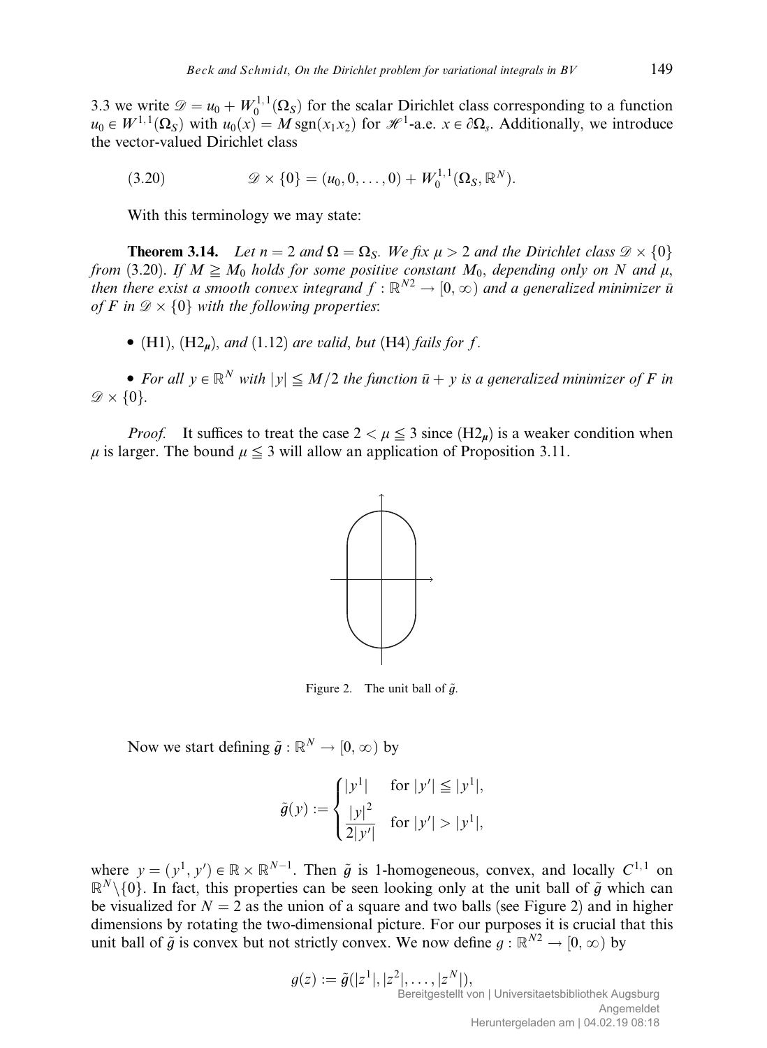3.3 we write $\mathscr{D} = u_0 + W_0^{1,1}(\Omega_S)$ for the scalar Dirichlet class corresponding to a function $u_0 \in W^{1,1}(\Omega_S)$ with $u_0(x) = M \operatorname{sgn}(x_1 x_2)$ for $\mathscr{H}^1$-a.e. $x \in \partial\Omega_s$. Additionally, we introduce the vector-valued Dirichlet class

$$\mathscr{D} \times \{0\} = (u_0, 0, \dots, 0) + W_0^{1,1}(\Omega_S, \mathbb{R}^N). \tag{3.20}$$

With this terminology we may state:

**Theorem 3.14.** *Let $n = 2$ and $\Omega = \Omega_S$. We fix $\mu > 2$ and the Dirichlet class $\mathscr{D} \times \{0\}$ from* (3.20). *If $M \geqq M_0$ holds for some positive constant $M_0$, depending only on $N$ and $\mu$, then there exist a smooth convex integrand $f : \mathbb{R}^{N2} \to [0, \infty)$ and a generalized minimizer $\bar{u}$ of $F$ in $\mathscr{D} \times \{0\}$ with the following properties*:

- (H1), (H2$_\mu$), *and* (1.12) *are valid, but* (H4) *fails for $f$.*

- *For all $y \in \mathbb{R}^N$ with $|y| \leqq M/2$ the function $\bar{u} + y$ is a generalized minimizer of $F$ in $\mathscr{D} \times \{0\}$.*

*Proof.* It suffices to treat the case $2 < \mu \leqq 3$ since (H2$_\mu$) is a weaker condition when $\mu$ is larger. The bound $\mu \leqq 3$ will allow an application of Proposition 3.11.

Figure 2. The unit ball of $\tilde{g}$.

Now we start defining $\tilde{g} : \mathbb{R}^N \to [0, \infty)$ by

$$\tilde{g}(y) := \begin{cases} |y^1| & \text{for } |y'| \leqq |y^1|, \\ \dfrac{|y|^2}{2|y'|} & \text{for } |y'| > |y^1|, \end{cases}$$

where $y = (y^1, y') \in \mathbb{R} \times \mathbb{R}^{N-1}$. Then $\tilde{g}$ is 1-homogeneous, convex, and locally $C^{1,1}$ on $\mathbb{R}^N \setminus \{0\}$. In fact, this properties can be seen looking only at the unit ball of $\tilde{g}$ which can be visualized for $N = 2$ as the union of a square and two balls (see Figure 2) and in higher dimensions by rotating the two-dimensional picture. For our purposes it is crucial that this unit ball of $\tilde{g}$ is convex but not strictly convex. We now define $g : \mathbb{R}^{N2} \to [0, \infty)$ by

$$g(z) := \tilde{g}(|z^1|, |z^2|, \dots, |z^N|),$$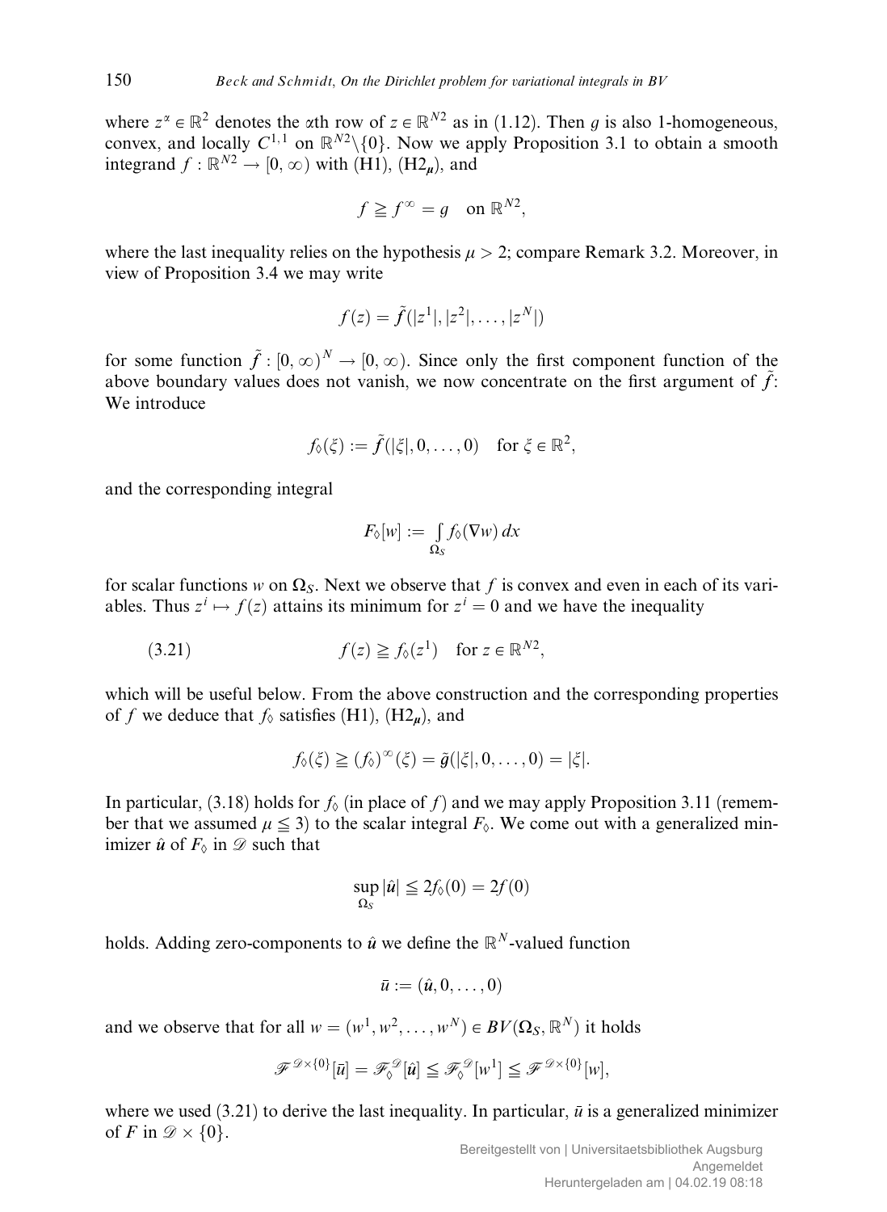where $z^\alpha \in \mathbb{R}^2$ denotes the $\alpha$th row of $z \in \mathbb{R}^{N2}$ as in (1.12). Then $g$ is also 1-homogeneous, convex, and locally $C^{1,1}$ on $\mathbb{R}^{N2}\setminus\{0\}$. Now we apply Proposition 3.1 to obtain a smooth integrand $f : \mathbb{R}^{N2} \to [0,\infty)$ with (H1), (H2$_\mu$), and

$$f \geqq f^\infty = g \quad \text{on } \mathbb{R}^{N2},$$

where the last inequality relies on the hypothesis $\mu > 2$; compare Remark 3.2. Moreover, in view of Proposition 3.4 we may write

$$f(z) = \tilde{f}(|z^1|, |z^2|, \ldots, |z^N|)$$

for some function $\tilde{f} : [0,\infty)^N \to [0,\infty)$. Since only the first component function of the above boundary values does not vanish, we now concentrate on the first argument of $\tilde{f}$: We introduce

$$f_\Diamond(\xi) := \tilde{f}(|\xi|, 0, \ldots, 0) \quad \text{for } \xi \in \mathbb{R}^2,$$

and the corresponding integral

$$F_\Diamond[w] := \int_{\Omega_S} f_\Diamond(\nabla w)\,dx$$

for scalar functions $w$ on $\Omega_S$. Next we observe that $f$ is convex and even in each of its variables. Thus $z^i \mapsto f(z)$ attains its minimum for $z^i = 0$ and we have the inequality

$$f(z) \geqq f_\Diamond(z^1) \quad \text{for } z \in \mathbb{R}^{N2}, \tag{3.21}$$

which will be useful below. From the above construction and the corresponding properties of $f$ we deduce that $f_\Diamond$ satisfies (H1), (H2$_\mu$), and

$$f_\Diamond(\xi) \geqq (f_\Diamond)^\infty(\xi) = \tilde{g}(|\xi|, 0, \ldots, 0) = |\xi|.$$

In particular, (3.18) holds for $f_\Diamond$ (in place of $f$) and we may apply Proposition 3.11 (remember that we assumed $\mu \leqq 3$) to the scalar integral $F_\Diamond$. We come out with a generalized minimizer $\hat{u}$ of $F_\Diamond$ in $\mathscr{D}$ such that

$$\sup_{\Omega_S} |\hat{u}| \leqq 2 f_\Diamond(0) = 2 f(0)$$

holds. Adding zero-components to $\hat{u}$ we define the $\mathbb{R}^N$-valued function

$$\bar{u} := (\hat{u}, 0, \ldots, 0)$$

and we observe that for all $w = (w^1, w^2, \ldots, w^N) \in BV(\Omega_S, \mathbb{R}^N)$ it holds

$$\mathscr{F}^{\mathscr{D}\times\{0\}}[\bar{u}] = \mathscr{F}_\Diamond^{\mathscr{D}}[\hat{u}] \leqq \mathscr{F}_\Diamond^{\mathscr{D}}[w^1] \leqq \mathscr{F}^{\mathscr{D}\times\{0\}}[w],$$

where we used (3.21) to derive the last inequality. In particular, $\bar{u}$ is a generalized minimizer of $F$ in $\mathscr{D} \times \{0\}$.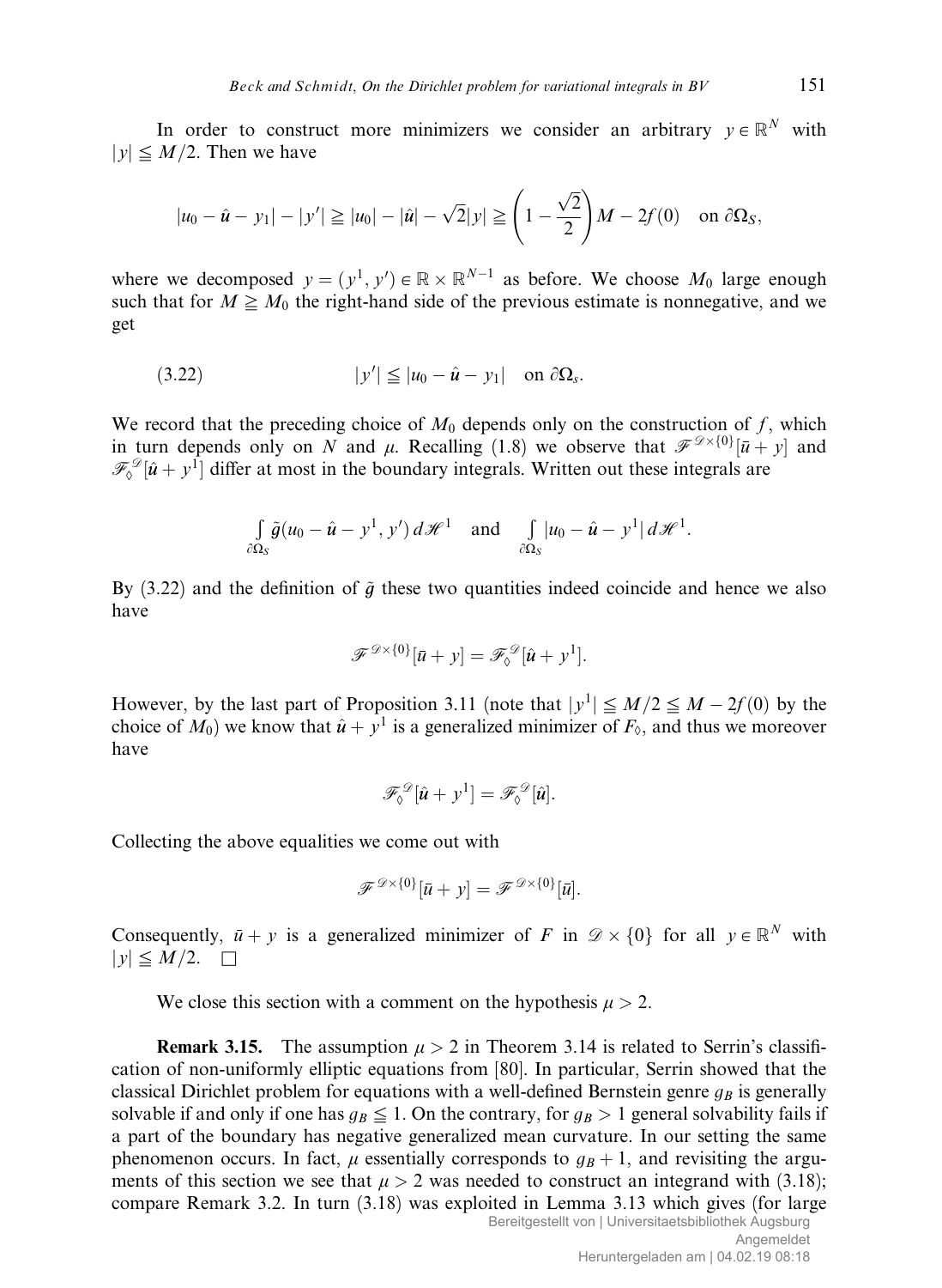In order to construct more minimizers we consider an arbitrary $y \in \mathbb{R}^N$ with $|y| \leqq M/2$. Then we have

$$|u_0 - \hat{u} - y_1| - |y'| \geqq |u_0| - |\hat{u}| - \sqrt{2}|y| \geqq \left(1 - \frac{\sqrt{2}}{2}\right) M - 2f(0) \quad \text{on } \partial\Omega_S,$$

where we decomposed $y = (y^1, y') \in \mathbb{R} \times \mathbb{R}^{N-1}$ as before. We choose $M_0$ large enough such that for $M \geqq M_0$ the right-hand side of the previous estimate is nonnegative, and we get

$$|y'| \leqq |u_0 - \hat{u} - y_1| \quad \text{on } \partial\Omega_s. \tag{3.22}$$

We record that the preceding choice of $M_0$ depends only on the construction of $f$, which in turn depends only on $N$ and $\mu$. Recalling (1.8) we observe that $\mathscr{F}^{\mathscr{D}\times\{0\}}[\bar{u} + y]$ and $\mathscr{F}_\Diamond^{\mathscr{D}}[\hat{u} + y^1]$ differ at most in the boundary integrals. Written out these integrals are

$$\int_{\partial\Omega_S} \tilde{g}(u_0 - \hat{u} - y^1, y')\, d\mathscr{H}^1 \quad \text{and} \quad \int_{\partial\Omega_S} |u_0 - \hat{u} - y^1|\, d\mathscr{H}^1.$$

By (3.22) and the definition of $\tilde{g}$ these two quantities indeed coincide and hence we also have

$$\mathscr{F}^{\mathscr{D}\times\{0\}}[\bar{u} + y] = \mathscr{F}_\Diamond^{\mathscr{D}}[\hat{u} + y^1].$$

However, by the last part of Proposition 3.11 (note that $|y^1| \leqq M/2 \leqq M - 2f(0)$ by the choice of $M_0$) we know that $\hat{u} + y^1$ is a generalized minimizer of $F_\Diamond$, and thus we moreover have

$$\mathscr{F}_\Diamond^{\mathscr{D}}[\hat{u} + y^1] = \mathscr{F}_\Diamond^{\mathscr{D}}[\hat{u}].$$

Collecting the above equalities we come out with

$$\mathscr{F}^{\mathscr{D}\times\{0\}}[\bar{u} + y] = \mathscr{F}^{\mathscr{D}\times\{0\}}[\bar{u}].$$

Consequently, $\bar{u} + y$ is a generalized minimizer of $F$ in $\mathscr{D} \times \{0\}$ for all $y \in \mathbb{R}^N$ with $|y| \leqq M/2$. $\square$

We close this section with a comment on the hypothesis $\mu > 2$.

**Remark 3.15.** The assumption $\mu > 2$ in Theorem 3.14 is related to Serrin's classification of non-uniformly elliptic equations from [80]. In particular, Serrin showed that the classical Dirichlet problem for equations with a well-defined Bernstein genre $g_B$ is generally solvable if and only if one has $g_B \leqq 1$. On the contrary, for $g_B > 1$ general solvability fails if a part of the boundary has negative generalized mean curvature. In our setting the same phenomenon occurs. In fact, $\mu$ essentially corresponds to $g_B + 1$, and revisiting the arguments of this section we see that $\mu > 2$ was needed to construct an integrand with (3.18); compare Remark 3.2. In turn (3.18) was exploited in Lemma 3.13 which gives (for large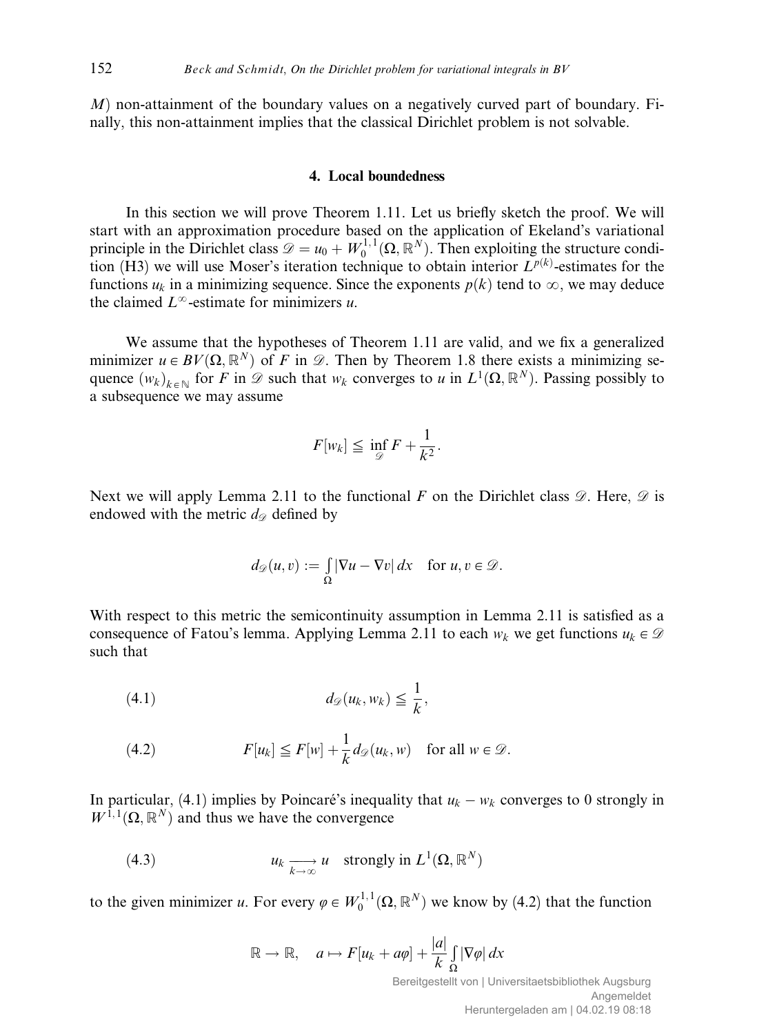$M$) non-attainment of the boundary values on a negatively curved part of boundary. Finally, this non-attainment implies that the classical Dirichlet problem is not solvable.

## 4. Local boundedness

In this section we will prove Theorem 1.11. Let us briefly sketch the proof. We will start with an approximation procedure based on the application of Ekeland's variational principle in the Dirichlet class $\mathscr{D} = u_0 + W_0^{1,1}(\Omega, \mathbb{R}^N)$. Then exploiting the structure condition (H3) we will use Moser's iteration technique to obtain interior $L^{p(k)}$-estimates for the functions $u_k$ in a minimizing sequence. Since the exponents $p(k)$ tend to $\infty$, we may deduce the claimed $L^\infty$-estimate for minimizers $u$.

We assume that the hypotheses of Theorem 1.11 are valid, and we fix a generalized minimizer $u \in BV(\Omega, \mathbb{R}^N)$ of $F$ in $\mathscr{D}$. Then by Theorem 1.8 there exists a minimizing sequence $(w_k)_{k \in \mathbb{N}}$ for $F$ in $\mathscr{D}$ such that $w_k$ converges to $u$ in $L^1(\Omega, \mathbb{R}^N)$. Passing possibly to a subsequence we may assume

$$F[w_k] \leqq \inf_{\mathscr{D}} F + \frac{1}{k^2}.$$

Next we will apply Lemma 2.11 to the functional $F$ on the Dirichlet class $\mathscr{D}$. Here, $\mathscr{D}$ is endowed with the metric $d_{\mathscr{D}}$ defined by

$$d_{\mathscr{D}}(u, v) := \int_\Omega |\nabla u - \nabla v| \, dx \quad \text{for } u, v \in \mathscr{D}.$$

With respect to this metric the semicontinuity assumption in Lemma 2.11 is satisfied as a consequence of Fatou's lemma. Applying Lemma 2.11 to each $w_k$ we get functions $u_k \in \mathscr{D}$ such that

$$d_{\mathscr{D}}(u_k, w_k) \leqq \frac{1}{k}, \tag{4.1}$$

$$F[u_k] \leqq F[w] + \frac{1}{k} d_{\mathscr{D}}(u_k, w) \quad \text{for all } w \in \mathscr{D}. \tag{4.2}$$

In particular, (4.1) implies by Poincaré's inequality that $u_k - w_k$ converges to 0 strongly in $W^{1,1}(\Omega, \mathbb{R}^N)$ and thus we have the convergence

$$u_k \xrightarrow[k \to \infty]{} u \quad \text{strongly in } L^1(\Omega, \mathbb{R}^N) \tag{4.3}$$

to the given minimizer $u$. For every $\varphi \in W_0^{1,1}(\Omega, \mathbb{R}^N)$ we know by (4.2) that the function

$$\mathbb{R} \to \mathbb{R}, \quad a \mapsto F[u_k + a\varphi] + \frac{|a|}{k} \int_\Omega |\nabla \varphi| \, dx$$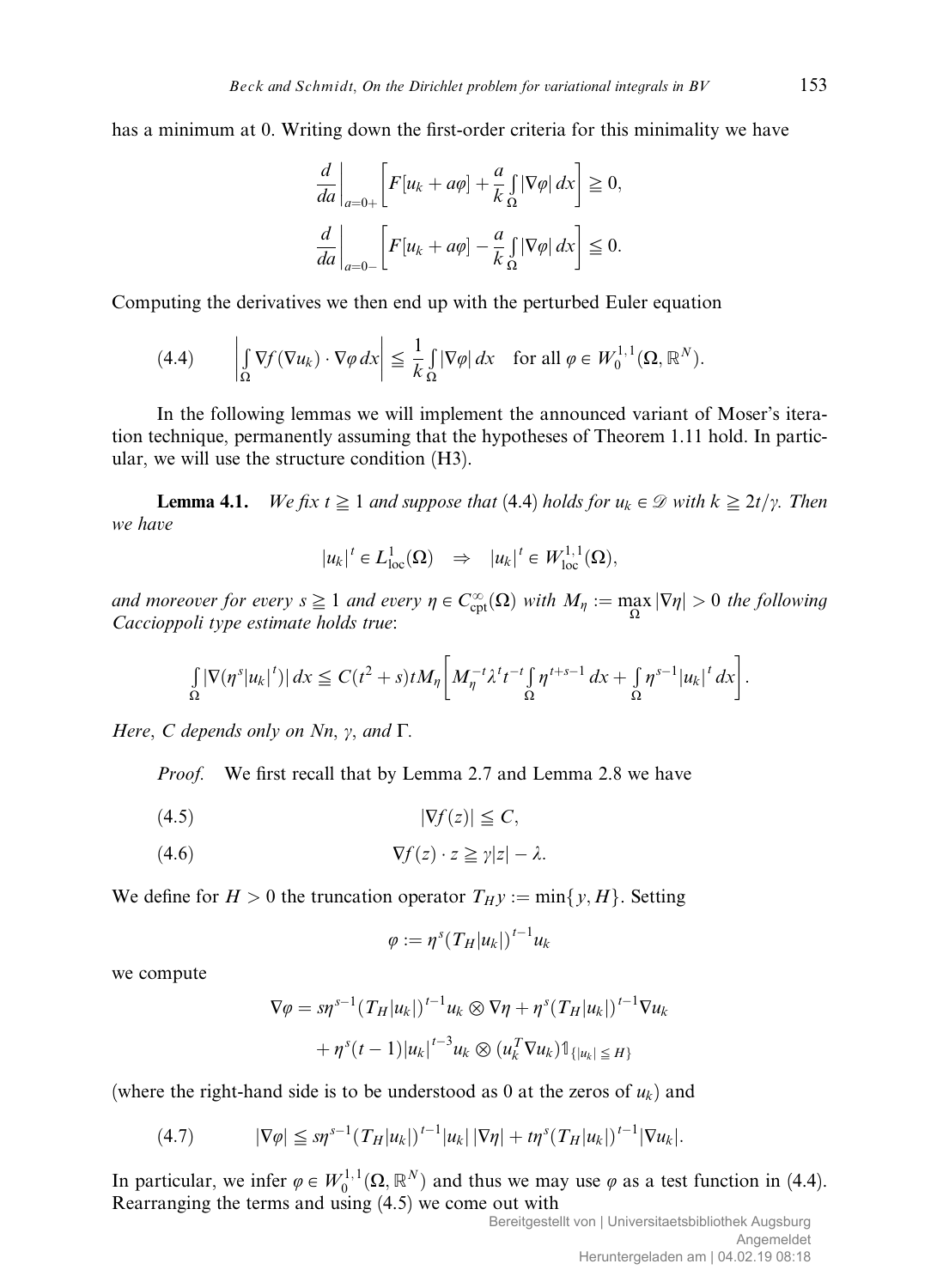has a minimum at 0. Writing down the first-order criteria for this minimality we have

$$\frac{d}{da}\bigg|_{a=0+}\left[F[u_k + a\varphi] + \frac{a}{k}\int_\Omega |\nabla\varphi|\,dx\right] \geqq 0,$$

$$\frac{d}{da}\bigg|_{a=0-}\left[F[u_k + a\varphi] - \frac{a}{k}\int_\Omega |\nabla\varphi|\,dx\right] \leqq 0.$$

Computing the derivatives we then end up with the perturbed Euler equation

$$\left|\int_\Omega \nabla f(\nabla u_k)\cdot\nabla\varphi\,dx\right| \leqq \frac{1}{k}\int_\Omega |\nabla\varphi|\,dx \quad \text{for all } \varphi \in W_0^{1,1}(\Omega,\mathbb{R}^N). \tag{4.4}$$

In the following lemmas we will implement the announced variant of Moser's iteration technique, permanently assuming that the hypotheses of Theorem 1.11 hold. In particular, we will use the structure condition (H3).

**Lemma 4.1.** *We fix $t \geqq 1$ and suppose that* (4.4) *holds for $u_k \in \mathscr{D}$ with $k \geqq 2t/\gamma$. Then we have*

$$|u_k|^t \in L^1_{\mathrm{loc}}(\Omega) \quad \Rightarrow \quad |u_k|^t \in W^{1,1}_{\mathrm{loc}}(\Omega),$$

*and moreover for every $s \geqq 1$ and every $\eta \in C^\infty_{\mathrm{cpt}}(\Omega)$ with $M_\eta := \max_\Omega |\nabla\eta| > 0$ the following Caccioppoli type estimate holds true*:

$$\int_\Omega |\nabla(\eta^s|u_k|^t)|\,dx \leqq C(t^2+s)tM_\eta\left[M_\eta^{-t}\lambda^t t^{-t}\int_\Omega \eta^{t+s-1}\,dx + \int_\Omega \eta^{s-1}|u_k|^t\,dx\right].$$

*Here, $C$ depends only on $Nn$, $\gamma$, and $\Gamma$.*

*Proof.* We first recall that by Lemma 2.7 and Lemma 2.8 we have

$$|\nabla f(z)| \leqq C, \tag{4.5}$$

$$\nabla f(z)\cdot z \geqq \gamma|z| - \lambda. \tag{4.6}$$

We define for $H > 0$ the truncation operator $T_H y := \min\{y, H\}$. Setting

$$\varphi := \eta^s(T_H|u_k|)^{t-1}u_k$$

we compute

$$\nabla\varphi = s\eta^{s-1}(T_H|u_k|)^{t-1}u_k \otimes \nabla\eta + \eta^s(T_H|u_k|)^{t-1}\nabla u_k$$
$$+ \eta^s(t-1)|u_k|^{t-3}u_k \otimes (u_k^T\nabla u_k)\mathbb{1}_{\{|u_k|\leqq H\}}$$

(where the right-hand side is to be understood as 0 at the zeros of $u_k$) and

$$|\nabla\varphi| \leqq s\eta^{s-1}(T_H|u_k|)^{t-1}|u_k|\,|\nabla\eta| + t\eta^s(T_H|u_k|)^{t-1}|\nabla u_k|. \tag{4.7}$$

In particular, we infer $\varphi \in W_0^{1,1}(\Omega,\mathbb{R}^N)$ and thus we may use $\varphi$ as a test function in (4.4). Rearranging the terms and using (4.5) we come out with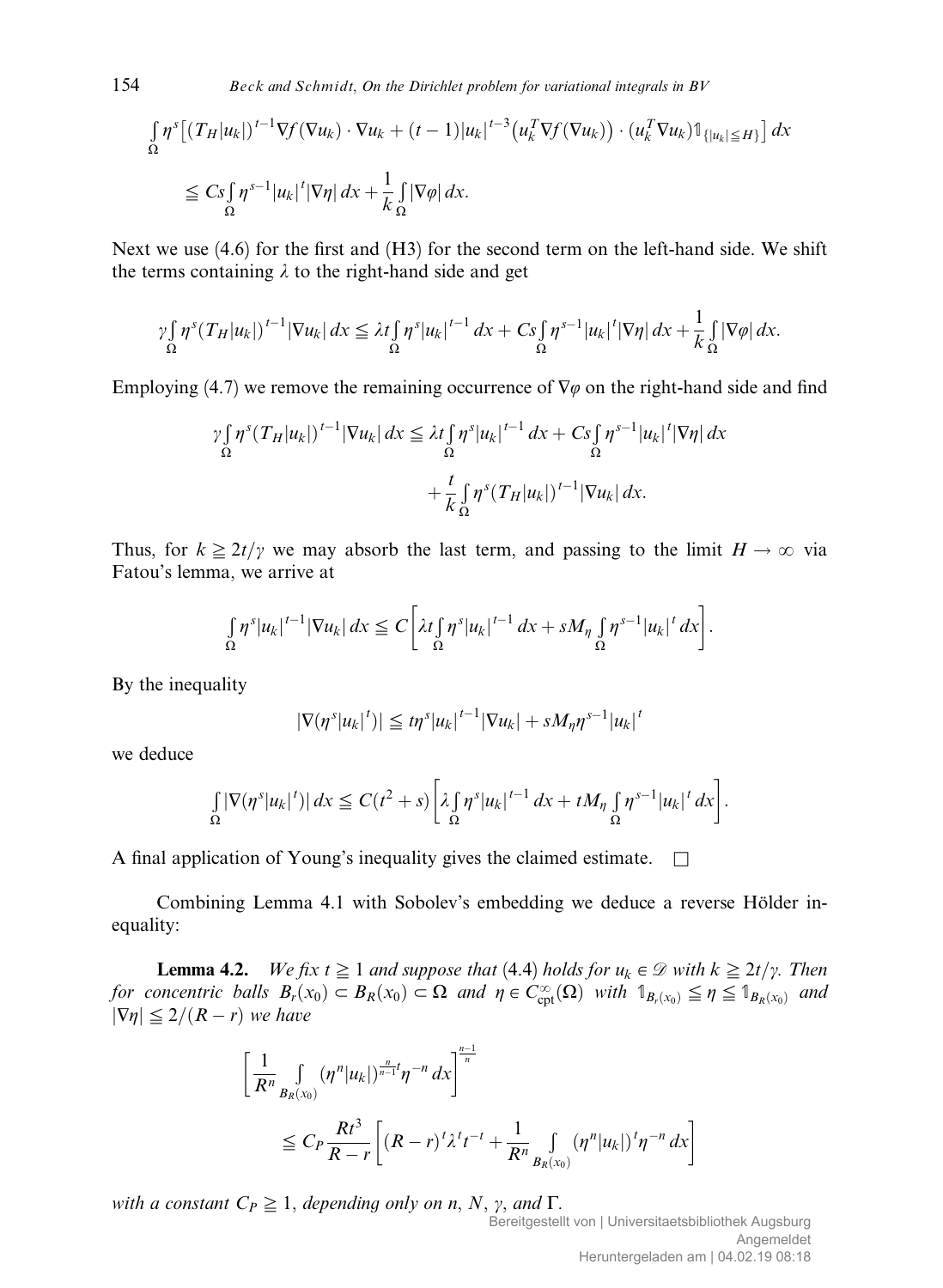$$\int_\Omega \eta^s\big[(T_H|u_k|)^{t-1}\nabla f(\nabla u_k)\cdot\nabla u_k + (t-1)|u_k|^{t-3}\big(u_k^T\nabla f(\nabla u_k)\big)\cdot(u_k^T\nabla u_k)\mathbb{1}_{\{|u_k|\leqq H\}}\big]\,dx$$

$$\leqq Cs\int_\Omega \eta^{s-1}|u_k|^t|\nabla\eta|\,dx + \frac{1}{k}\int_\Omega |\nabla\varphi|\,dx.$$

Next we use (4.6) for the first and (H3) for the second term on the left-hand side. We shift the terms containing $\lambda$ to the right-hand side and get

$$\gamma\int_\Omega \eta^s(T_H|u_k|)^{t-1}|\nabla u_k|\,dx \leqq \lambda t\int_\Omega \eta^s|u_k|^{t-1}\,dx + Cs\int_\Omega \eta^{s-1}|u_k|^t|\nabla\eta|\,dx + \frac{1}{k}\int_\Omega|\nabla\varphi|\,dx.$$

Employing (4.7) we remove the remaining occurrence of $\nabla\varphi$ on the right-hand side and find

$$\gamma\int_\Omega \eta^s(T_H|u_k|)^{t-1}|\nabla u_k|\,dx \leqq \lambda t\int_\Omega \eta^s|u_k|^{t-1}\,dx + Cs\int_\Omega \eta^{s-1}|u_k|^t|\nabla\eta|\,dx$$
$$+ \frac{t}{k}\int_\Omega \eta^s(T_H|u_k|)^{t-1}|\nabla u_k|\,dx.$$

Thus, for $k \geqq 2t/\gamma$ we may absorb the last term, and passing to the limit $H \to \infty$ via Fatou's lemma, we arrive at

$$\int_\Omega \eta^s|u_k|^{t-1}|\nabla u_k|\,dx \leqq C\left[\lambda t\int_\Omega \eta^s|u_k|^{t-1}\,dx + sM_\eta\int_\Omega \eta^{s-1}|u_k|^t\,dx\right].$$

By the inequality

$$|\nabla(\eta^s|u_k|^t)| \leqq t\eta^s|u_k|^{t-1}|\nabla u_k| + sM_\eta\eta^{s-1}|u_k|^t$$

we deduce

$$\int_\Omega |\nabla(\eta^s|u_k|^t)|\,dx \leqq C(t^2+s)\left[\lambda\int_\Omega \eta^s|u_k|^{t-1}\,dx + tM_\eta\int_\Omega \eta^{s-1}|u_k|^t\,dx\right].$$

A final application of Young's inequality gives the claimed estimate. $\square$

Combining Lemma 4.1 with Sobolev's embedding we deduce a reverse Hölder inequality:

**Lemma 4.2.** *We fix $t \geqq 1$ and suppose that* (4.4) *holds for $u_k \in \mathscr{D}$ with $k \geqq 2t/\gamma$. Then for concentric balls $B_r(x_0) \subset B_R(x_0) \subset \Omega$ and $\eta \in C^\infty_{\mathrm{cpt}}(\Omega)$ with $\mathbb{1}_{B_r(x_0)} \leqq \eta \leqq \mathbb{1}_{B_R(x_0)}$ and $|\nabla\eta| \leqq 2/(R-r)$ we have*

$$\left[\frac{1}{R^n}\int_{B_R(x_0)} (\eta^n|u_k|)^{\frac{n}{n-1}t}\eta^{-n}\,dx\right]^{\frac{n-1}{n}}$$
$$\leqq C_P\frac{Rt^3}{R-r}\left[(R-r)^t\lambda^t t^{-t} + \frac{1}{R^n}\int_{B_R(x_0)}(\eta^n|u_k|)^t\eta^{-n}\,dx\right]$$

*with a constant $C_P \geqq 1$, depending only on $n$, $N$, $\gamma$, and $\Gamma$.*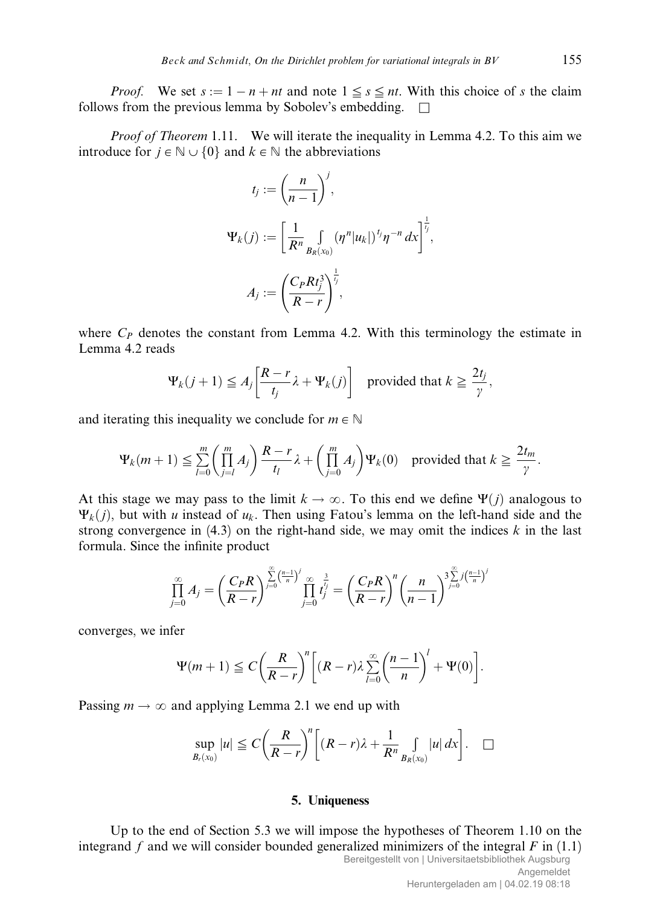*Proof.* We set $s := 1 - n + nt$ and note $1 \leqq s \leqq nt$. With this choice of $s$ the claim follows from the previous lemma by Sobolev's embedding. $\square$

*Proof of Theorem* 1.11. We will iterate the inequality in Lemma 4.2. To this aim we introduce for $j \in \mathbb{N} \cup \{0\}$ and $k \in \mathbb{N}$ the abbreviations

$$t_j := \left(\frac{n}{n-1}\right)^j,$$

$$\Psi_k(j) := \left[\frac{1}{R^n} \int_{B_R(x_0)} (\eta^n |u_k|)^{t_j} \eta^{-n} \, dx\right]^{\frac{1}{t_j}},$$

$$A_j := \left(\frac{C_P R t_j^3}{R - r}\right)^{\frac{1}{t_j}},$$

where $C_P$ denotes the constant from Lemma 4.2. With this terminology the estimate in Lemma 4.2 reads

$$\Psi_k(j+1) \leqq A_j \left[\frac{R-r}{t_j}\lambda + \Psi_k(j)\right] \quad \text{provided that } k \geqq \frac{2t_j}{\gamma},$$

and iterating this inequality we conclude for $m \in \mathbb{N}$

$$\Psi_k(m+1) \leqq \sum_{l=0}^{m} \left(\prod_{j=l}^{m} A_j\right) \frac{R-r}{t_l}\lambda + \left(\prod_{j=0}^{m} A_j\right) \Psi_k(0) \quad \text{provided that } k \geqq \frac{2t_m}{\gamma}.$$

At this stage we may pass to the limit $k \to \infty$. To this end we define $\Psi(j)$ analogous to $\Psi_k(j)$, but with $u$ instead of $u_k$. Then using Fatou's lemma on the left-hand side and the strong convergence in (4.3) on the right-hand side, we may omit the indices $k$ in the last formula. Since the infinite product

$$\prod_{j=0}^{\infty} A_j = \left(\frac{C_P R}{R-r}\right)^{\sum_{j=0}^{\infty} \left(\frac{n-1}{n}\right)^j} \prod_{j=0}^{\infty} t_j^{\frac{3}{t_j}} = \left(\frac{C_P R}{R-r}\right)^n \left(\frac{n}{n-1}\right)^{3\sum_{j=0}^{\infty} j \left(\frac{n-1}{n}\right)^j}$$

converges, we infer

$$\Psi(m+1) \leqq C\left(\frac{R}{R-r}\right)^n \left[(R-r)\lambda \sum_{l=0}^{\infty} \left(\frac{n-1}{n}\right)^l + \Psi(0)\right].$$

Passing $m \to \infty$ and applying Lemma 2.1 we end up with

$$\sup_{B_r(x_0)} |u| \leqq C\left(\frac{R}{R-r}\right)^n \left[(R-r)\lambda + \frac{1}{R^n} \int_{B_R(x_0)} |u| \, dx\right]. \quad \square$$

## 5. Uniqueness

Up to the end of Section 5.3 we will impose the hypotheses of Theorem 1.10 on the integrand $f$ and we will consider bounded generalized minimizers of the integral $F$ in (1.1)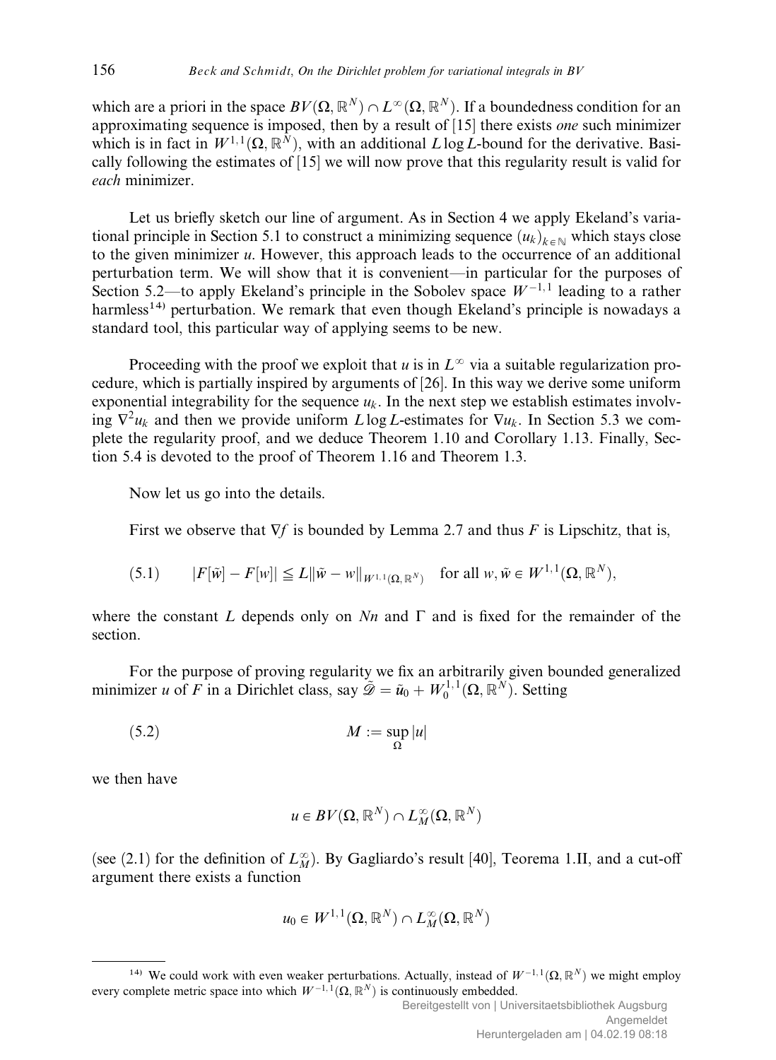which are a priori in the space $BV(\Omega, \mathbb{R}^N) \cap L^\infty(\Omega, \mathbb{R}^N)$. If a boundedness condition for an approximating sequence is imposed, then by a result of [15] there exists *one* such minimizer which is in fact in $W^{1,1}(\Omega, \mathbb{R}^N)$, with an additional $L \log L$-bound for the derivative. Basically following the estimates of [15] we will now prove that this regularity result is valid for *each* minimizer.

Let us briefly sketch our line of argument. As in Section 4 we apply Ekeland's variational principle in Section 5.1 to construct a minimizing sequence $(u_k)_{k \in \mathbb{N}}$ which stays close to the given minimizer $u$. However, this approach leads to the occurrence of an additional perturbation term. We will show that it is convenient—in particular for the purposes of Section 5.2—to apply Ekeland's principle in the Sobolev space $W^{-1,1}$ leading to a rather harmless[14] perturbation. We remark that even though Ekeland's principle is nowadays a standard tool, this particular way of applying seems to be new.

Proceeding with the proof we exploit that $u$ is in $L^\infty$ via a suitable regularization procedure, which is partially inspired by arguments of [26]. In this way we derive some uniform exponential integrability for the sequence $u_k$. In the next step we establish estimates involving $\nabla^2 u_k$ and then we provide uniform $L \log L$-estimates for $\nabla u_k$. In Section 5.3 we complete the regularity proof, and we deduce Theorem 1.10 and Corollary 1.13. Finally, Section 5.4 is devoted to the proof of Theorem 1.16 and Theorem 1.3.

Now let us go into the details.

First we observe that $\nabla f$ is bounded by Lemma 2.7 and thus $F$ is Lipschitz, that is,

$$(5.1) \qquad |F[\tilde{w}] - F[w]| \leqq L \|\tilde{w} - w\|_{W^{1,1}(\Omega, \mathbb{R}^N)} \quad \text{for all } w, \tilde{w} \in W^{1,1}(\Omega, \mathbb{R}^N),$$

where the constant $L$ depends only on $Nn$ and $\Gamma$ and is fixed for the remainder of the section.

For the purpose of proving regularity we fix an arbitrarily given bounded generalized minimizer $u$ of $F$ in a Dirichlet class, say $\tilde{\mathscr{D}} = \tilde{u}_0 + W_0^{1,1}(\Omega, \mathbb{R}^N)$. Setting

$$(5.2) \qquad M := \sup_\Omega |u|$$

we then have

$$u \in BV(\Omega, \mathbb{R}^N) \cap L_M^\infty(\Omega, \mathbb{R}^N)$$

(see (2.1) for the definition of $L_M^\infty$). By Gagliardo's result [40], Teorema 1.II, and a cut-off argument there exists a function

$$u_0 \in W^{1,1}(\Omega, \mathbb{R}^N) \cap L_M^\infty(\Omega, \mathbb{R}^N)$$

[14] We could work with even weaker perturbations. Actually, instead of $W^{-1,1}(\Omega, \mathbb{R}^N)$ we might employ every complete metric space into which $W^{-1,1}(\Omega, \mathbb{R}^N)$ is continuously embedded.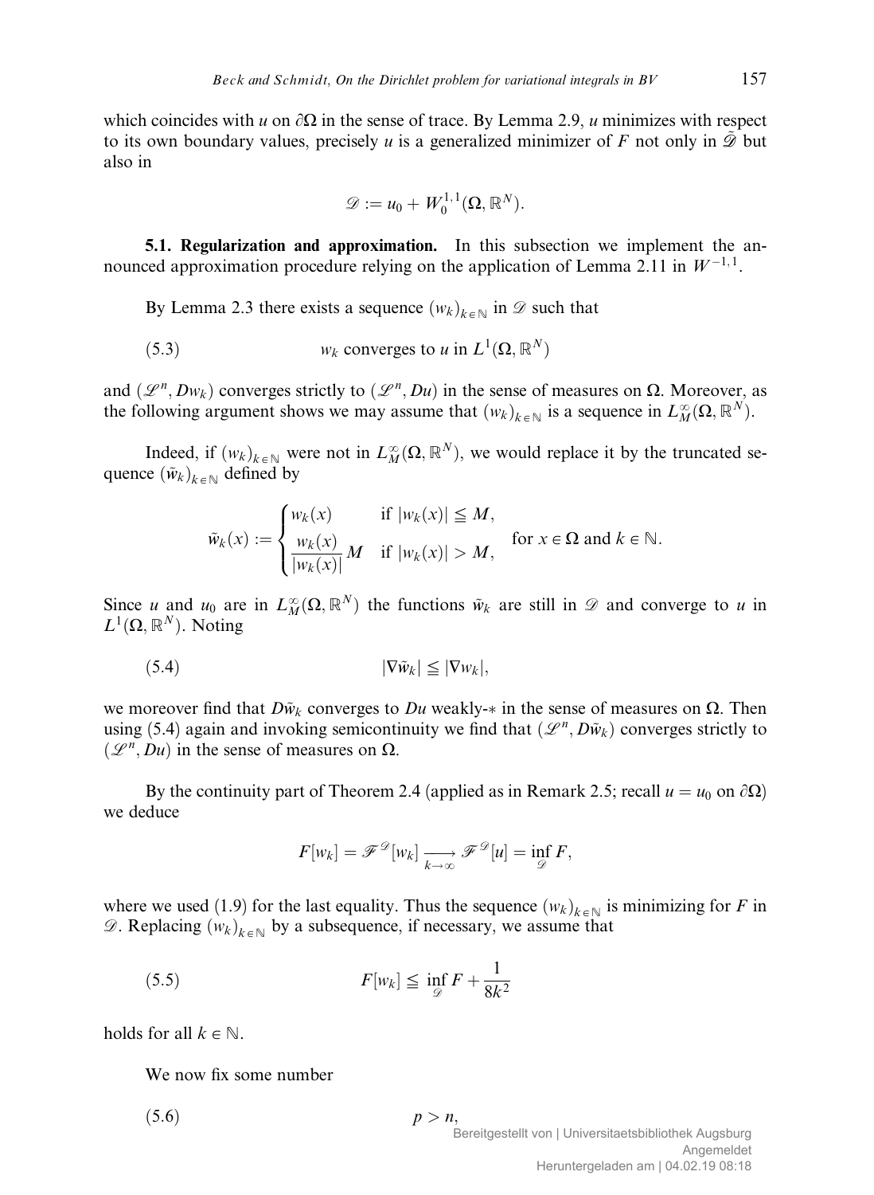which coincides with $u$ on $\partial\Omega$ in the sense of trace. By Lemma 2.9, $u$ minimizes with respect to its own boundary values, precisely $u$ is a generalized minimizer of $F$ not only in $\tilde{\mathscr{D}}$ but also in

$$\mathscr{D} := u_0 + W_0^{1,1}(\Omega, \mathbb{R}^N).$$

**5.1. Regularization and approximation.** In this subsection we implement the announced approximation procedure relying on the application of Lemma 2.11 in $W^{-1,1}$.

By Lemma 2.3 there exists a sequence $(w_k)_{k \in \mathbb{N}}$ in $\mathscr{D}$ such that

$$w_k \text{ converges to } u \text{ in } L^1(\Omega, \mathbb{R}^N) \tag{5.3}$$

and $(\mathscr{L}^n, Dw_k)$ converges strictly to $(\mathscr{L}^n, Du)$ in the sense of measures on $\Omega$. Moreover, as the following argument shows we may assume that $(w_k)_{k \in \mathbb{N}}$ is a sequence in $L_M^\infty(\Omega, \mathbb{R}^N)$.

Indeed, if $(w_k)_{k \in \mathbb{N}}$ were not in $L_M^\infty(\Omega, \mathbb{R}^N)$, we would replace it by the truncated sequence $(\tilde{w}_k)_{k \in \mathbb{N}}$ defined by

$$\tilde{w}_k(x) := \begin{cases} w_k(x) & \text{if } |w_k(x)| \leqq M, \\ \dfrac{w_k(x)}{|w_k(x)|} M & \text{if } |w_k(x)| > M, \end{cases} \quad \text{for } x \in \Omega \text{ and } k \in \mathbb{N}.$$

Since $u$ and $u_0$ are in $L_M^\infty(\Omega, \mathbb{R}^N)$ the functions $\tilde{w}_k$ are still in $\mathscr{D}$ and converge to $u$ in $L^1(\Omega, \mathbb{R}^N)$. Noting

$$|\nabla \tilde{w}_k| \leqq |\nabla w_k|, \tag{5.4}$$

we moreover find that $D\tilde{w}_k$ converges to $Du$ weakly-$*$ in the sense of measures on $\Omega$. Then using (5.4) again and invoking semicontinuity we find that $(\mathscr{L}^n, D\tilde{w}_k)$ converges strictly to $(\mathscr{L}^n, Du)$ in the sense of measures on $\Omega$.

By the continuity part of Theorem 2.4 (applied as in Remark 2.5; recall $u = u_0$ on $\partial\Omega$) we deduce

$$F[w_k] = \mathscr{F}^{\mathscr{D}}[w_k] \xrightarrow[k \to \infty]{} \mathscr{F}^{\mathscr{D}}[u] = \inf_{\mathscr{D}} F,$$

where we used (1.9) for the last equality. Thus the sequence $(w_k)_{k \in \mathbb{N}}$ is minimizing for $F$ in $\mathscr{D}$. Replacing $(w_k)_{k \in \mathbb{N}}$ by a subsequence, if necessary, we assume that

$$F[w_k] \leqq \inf_{\mathscr{D}} F + \frac{1}{8k^2} \tag{5.5}$$

holds for all $k \in \mathbb{N}$.

We now fix some number

$$p > n, \tag{5.6}$$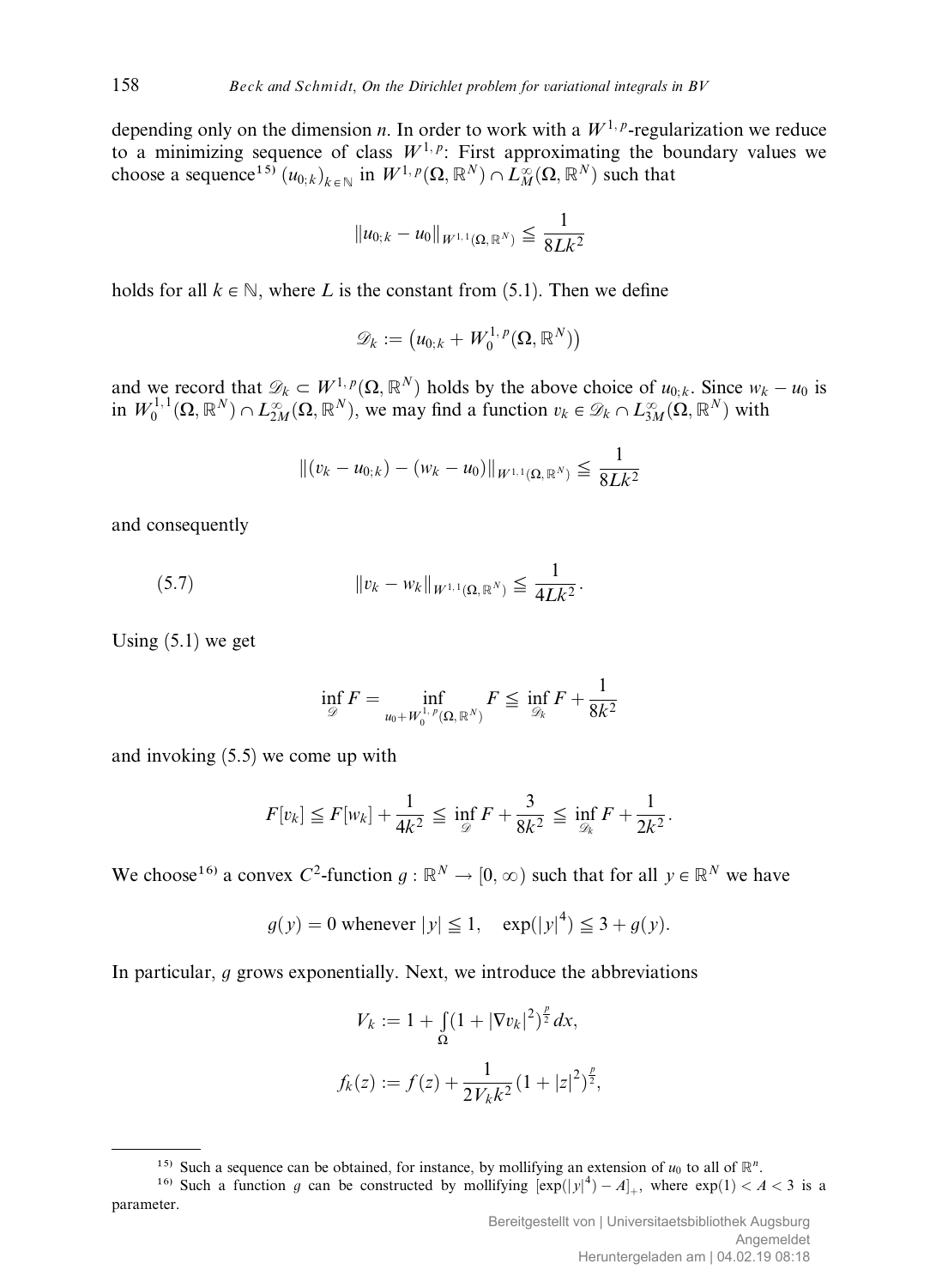depending only on the dimension $n$. In order to work with a $W^{1,p}$-regularization we reduce to a minimizing sequence of class $W^{1,p}$: First approximating the boundary values we choose a sequence[15] $(u_{0;k})_{k\in\mathbb{N}}$ in $W^{1,p}(\Omega,\mathbb{R}^N)\cap L^\infty_M(\Omega,\mathbb{R}^N)$ such that

$$\|u_{0;k}-u_0\|_{W^{1,1}(\Omega,\mathbb{R}^N)} \leqq \frac{1}{8Lk^2}$$

holds for all $k\in\mathbb{N}$, where $L$ is the constant from (5.1). Then we define

$$\mathscr{D}_k := \left(u_{0;k}+W^{1,p}_0(\Omega,\mathbb{R}^N)\right)$$

and we record that $\mathscr{D}_k\subset W^{1,p}(\Omega,\mathbb{R}^N)$ holds by the above choice of $u_{0;k}$. Since $w_k-u_0$ is in $W^{1,1}_0(\Omega,\mathbb{R}^N)\cap L^\infty_{2M}(\Omega,\mathbb{R}^N)$, we may find a function $v_k\in\mathscr{D}_k\cap L^\infty_{3M}(\Omega,\mathbb{R}^N)$ with

$$\|(v_k-u_{0;k})-(w_k-u_0)\|_{W^{1,1}(\Omega,\mathbb{R}^N)} \leqq \frac{1}{8Lk^2}$$

and consequently

$$\|v_k-w_k\|_{W^{1,1}(\Omega,\mathbb{R}^N)} \leqq \frac{1}{4Lk^2}. \tag{5.7}$$

Using (5.1) we get

$$\inf_{\mathscr{D}} F = \inf_{u_0+W^{1,p}_0(\Omega,\mathbb{R}^N)} F \leqq \inf_{\mathscr{D}_k} F + \frac{1}{8k^2}$$

and invoking (5.5) we come up with

$$F[v_k] \leqq F[w_k] + \frac{1}{4k^2} \leqq \inf_{\mathscr{D}} F + \frac{3}{8k^2} \leqq \inf_{\mathscr{D}_k} F + \frac{1}{2k^2}.$$

We choose[16] a convex $C^2$-function $g:\mathbb{R}^N\to[0,\infty)$ such that for all $y\in\mathbb{R}^N$ we have

$$g(y)=0 \text{ whenever } |y|\leqq 1, \quad \exp(|y|^4)\leqq 3+g(y).$$

In particular, $g$ grows exponentially. Next, we introduce the abbreviations

$$V_k := 1+\int_\Omega (1+|\nabla v_k|^2)^{\frac{p}{2}}\,dx,$$

$$f_k(z) := f(z)+\frac{1}{2V_k k^2}(1+|z|^2)^{\frac{p}{2}},$$

---

[15] Such a sequence can be obtained, for instance, by mollifying an extension of $u_0$ to all of $\mathbb{R}^n$.

[16] Such a function $g$ can be constructed by mollifying $[\exp(|y|^4)-A]_+$, where $\exp(1)<A<3$ is a parameter.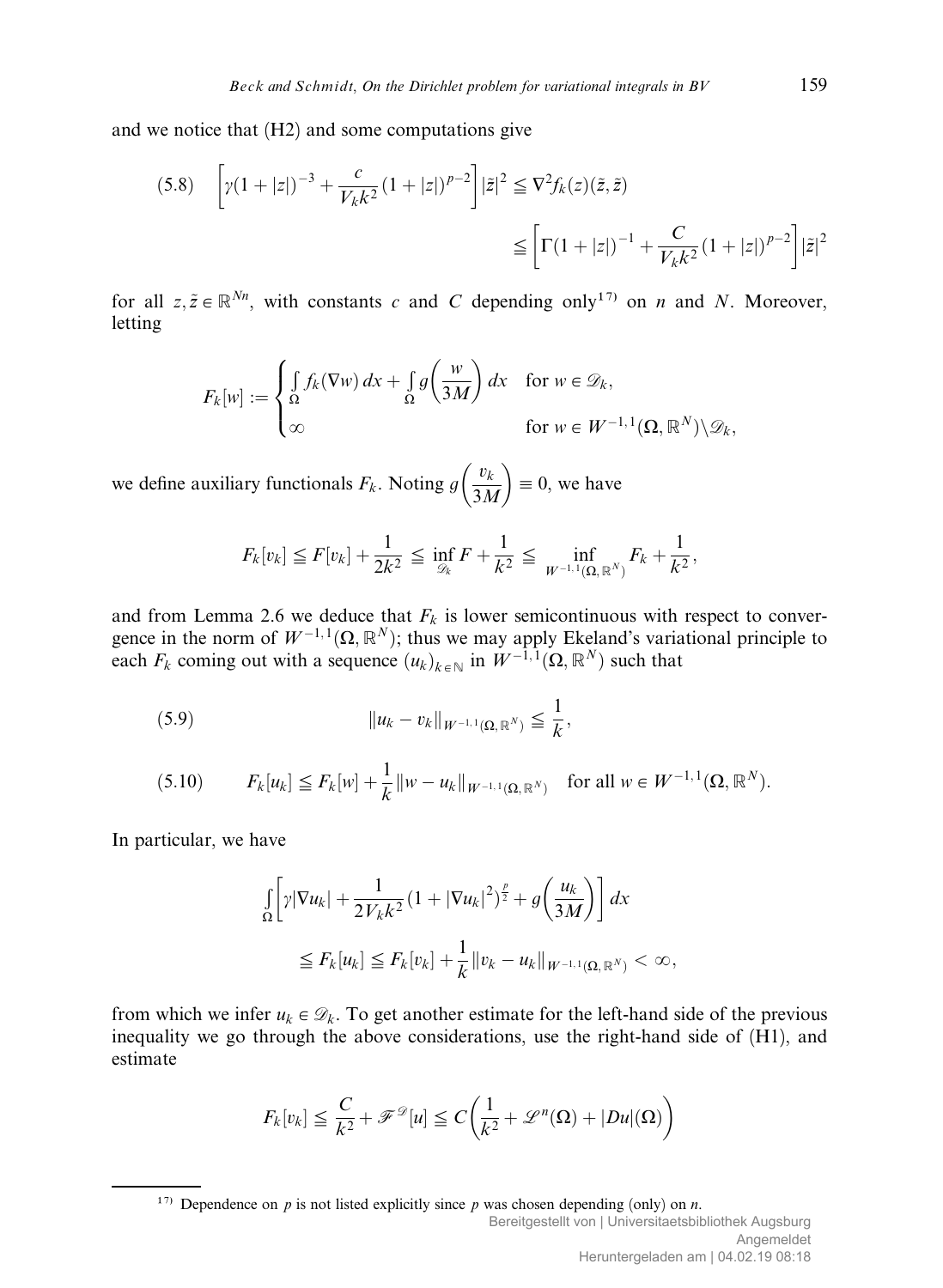and we notice that (H2) and some computations give

$$
\left[\gamma(1+|z|)^{-3} + \frac{c}{V_k k^2}(1+|z|)^{p-2}\right]|\tilde z|^2 \leqq \nabla^2 f_k(z)(\tilde z,\tilde z) \leqq \left[\Gamma(1+|z|)^{-1} + \frac{C}{V_k k^2}(1+|z|)^{p-2}\right]|\tilde z|^2 \tag{5.8}
$$

for all $z, \tilde z \in \mathbb{R}^{Nn}$, with constants $c$ and $C$ depending only[17] on $n$ and $N$. Moreover, letting

$$
F_k[w] := \begin{cases} \int\limits_\Omega f_k(\nabla w)\,dx + \int\limits_\Omega g\left(\frac{w}{3M}\right)dx & \text{for } w \in \mathscr{D}_k, \\ \infty & \text{for } w \in W^{-1,1}(\Omega,\mathbb{R}^N)\setminus\mathscr{D}_k, \end{cases}
$$

we define auxiliary functionals $F_k$. Noting $g\left(\frac{v_k}{3M}\right) \equiv 0$, we have

$$
F_k[v_k] \leqq F[v_k] + \frac{1}{2k^2} \leqq \inf_{\mathscr{D}_k} F + \frac{1}{k^2} \leqq \inf_{W^{-1,1}(\Omega,\mathbb{R}^N)} F_k + \frac{1}{k^2},
$$

and from Lemma 2.6 we deduce that $F_k$ is lower semicontinuous with respect to convergence in the norm of $W^{-1,1}(\Omega,\mathbb{R}^N)$; thus we may apply Ekeland's variational principle to each $F_k$ coming out with a sequence $(u_k)_{k\in\mathbb{N}}$ in $W^{-1,1}(\Omega,\mathbb{R}^N)$ such that

$$
\|u_k - v_k\|_{W^{-1,1}(\Omega,\mathbb{R}^N)} \leqq \frac{1}{k}, \tag{5.9}
$$

$$
F_k[u_k] \leqq F_k[w] + \frac{1}{k}\|w - u_k\|_{W^{-1,1}(\Omega,\mathbb{R}^N)} \quad \text{for all } w \in W^{-1,1}(\Omega,\mathbb{R}^N). \tag{5.10}
$$

In particular, we have

$$
\int\limits_\Omega \left[\gamma|\nabla u_k| + \frac{1}{2V_k k^2}(1+|\nabla u_k|^2)^{\frac{p}{2}} + g\left(\frac{u_k}{3M}\right)\right]dx \leqq F_k[u_k] \leqq F_k[v_k] + \frac{1}{k}\|v_k - u_k\|_{W^{-1,1}(\Omega,\mathbb{R}^N)} < \infty,
$$

from which we infer $u_k \in \mathscr{D}_k$. To get another estimate for the left-hand side of the previous inequality we go through the above considerations, use the right-hand side of (H1), and estimate

$$
F_k[v_k] \leqq \frac{C}{k^2} + \mathscr{F}^{\mathscr{D}}[u] \leqq C\left(\frac{1}{k^2} + \mathscr{L}^n(\Omega) + |Du|(\Omega)\right)
$$

---

[17] Dependence on $p$ is not listed explicitly since $p$ was chosen depending (only) on $n$.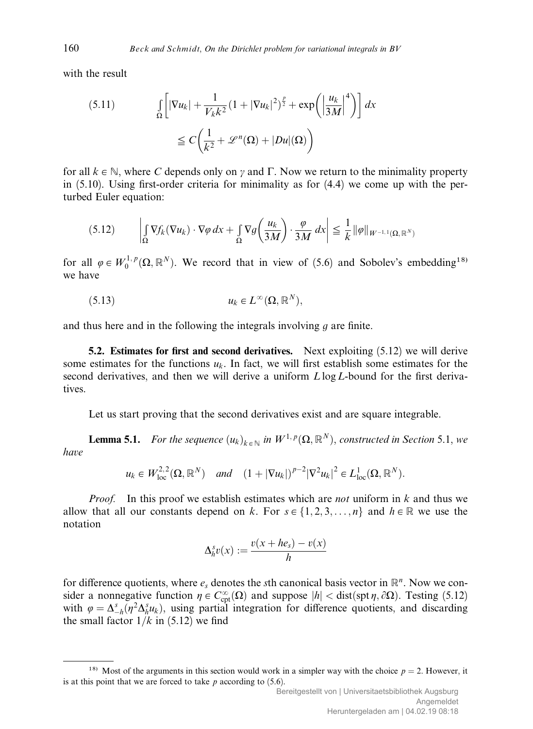with the result

$$
\int_\Omega \left[ |\nabla u_k| + \frac{1}{V_k k^2}(1+|\nabla u_k|^2)^{\frac{p}{2}} + \exp\left( \left| \frac{u_k}{3M} \right|^4 \right) \right] dx \leqq C\left( \frac{1}{k^2} + \mathscr{L}^n(\Omega) + |Du|(\Omega) \right) \tag{5.11}
$$

for all $k \in \mathbb{N}$, where $C$ depends only on $\gamma$ and $\Gamma$. Now we return to the minimality property in (5.10). Using first-order criteria for minimality as for (4.4) we come up with the perturbed Euler equation:

$$
\left| \int_\Omega \nabla f_k(\nabla u_k) \cdot \nabla \varphi \, dx + \int_\Omega \nabla g\left( \frac{u_k}{3M} \right) \cdot \frac{\varphi}{3M} \, dx \right| \leqq \frac{1}{k} \|\varphi\|_{W^{-1,1}(\Omega, \mathbb{R}^N)} \tag{5.12}
$$

for all $\varphi \in W_0^{1,p}(\Omega, \mathbb{R}^N)$. We record that in view of (5.6) and Sobolev's embedding[18] we have

$$
u_k \in L^\infty(\Omega, \mathbb{R}^N), \tag{5.13}
$$

and thus here and in the following the integrals involving $g$ are finite.

**5.2. Estimates for first and second derivatives.** Next exploiting (5.12) we will derive some estimates for the functions $u_k$. In fact, we will first establish some estimates for the second derivatives, and then we will derive a uniform $L \log L$-bound for the first derivatives.

Let us start proving that the second derivatives exist and are square integrable.

**Lemma 5.1.** *For the sequence $(u_k)_{k \in \mathbb{N}}$ in $W^{1,p}(\Omega, \mathbb{R}^N)$, constructed in Section 5.1, we have*

$$
u_k \in W^{2,2}_{\mathrm{loc}}(\Omega, \mathbb{R}^N) \quad \text{and} \quad (1+|\nabla u_k|)^{p-2} |\nabla^2 u_k|^2 \in L^1_{\mathrm{loc}}(\Omega, \mathbb{R}^N).
$$

*Proof.* In this proof we establish estimates which are *not* uniform in $k$ and thus we allow that all our constants depend on $k$. For $s \in \{1, 2, 3, \ldots, n\}$ and $h \in \mathbb{R}$ we use the notation

$$
\Delta_h^s v(x) := \frac{v(x+he_s) - v(x)}{h}
$$

for difference quotients, where $e_s$ denotes the $s$th canonical basis vector in $\mathbb{R}^n$. Now we consider a nonnegative function $\eta \in C^\infty_{\mathrm{cpt}}(\Omega)$ and suppose $|h| < \mathrm{dist}(\mathrm{spt}\,\eta, \partial\Omega)$. Testing (5.12) with $\varphi = \Delta_{-h}^s(\eta^2 \Delta_h^s u_k)$, using partial integration for difference quotients, and discarding the small factor $1/k$ in (5.12) we find

---

[18] Most of the arguments in this section would work in a simpler way with the choice $p = 2$. However, it is at this point that we are forced to take $p$ according to (5.6).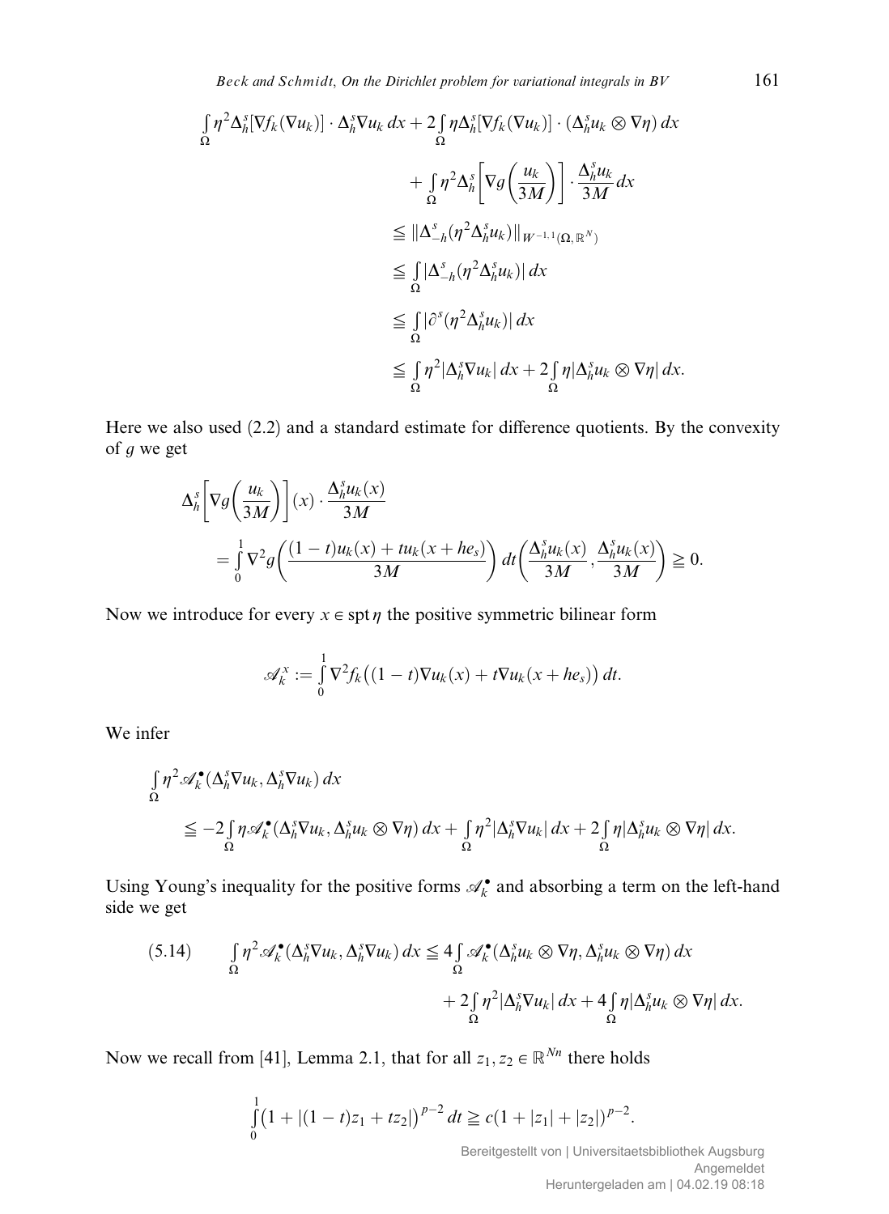$$
\begin{aligned}
\int_\Omega \eta^2 \Delta_h^s[\nabla f_k(\nabla u_k)] \cdot \Delta_h^s \nabla u_k \, dx &+ 2\int_\Omega \eta \Delta_h^s[\nabla f_k(\nabla u_k)] \cdot (\Delta_h^s u_k \otimes \nabla \eta)\, dx \\
&+ \int_\Omega \eta^2 \Delta_h^s\left[\nabla g\left(\frac{u_k}{3M}\right)\right] \cdot \frac{\Delta_h^s u_k}{3M}\, dx \\
&\leqq \|\Delta_{-h}^s(\eta^2 \Delta_h^s u_k)\|_{W^{-1,1}(\Omega,\mathbb{R}^N)} \\
&\leqq \int_\Omega |\Delta_{-h}^s(\eta^2 \Delta_h^s u_k)|\, dx \\
&\leqq \int_\Omega |\partial^s(\eta^2 \Delta_h^s u_k)|\, dx \\
&\leqq \int_\Omega \eta^2 |\Delta_h^s \nabla u_k|\, dx + 2\int_\Omega \eta |\Delta_h^s u_k \otimes \nabla \eta|\, dx.
\end{aligned}
$$

Here we also used (2.2) and a standard estimate for difference quotients. By the convexity of $g$ we get

$$
\begin{aligned}
&\Delta_h^s\left[\nabla g\left(\frac{u_k}{3M}\right)\right](x) \cdot \frac{\Delta_h^s u_k(x)}{3M} \\
&\quad = \int_0^1 \nabla^2 g\left(\frac{(1-t)u_k(x) + t u_k(x+he_s)}{3M}\right) dt \left(\frac{\Delta_h^s u_k(x)}{3M}, \frac{\Delta_h^s u_k(x)}{3M}\right) \geqq 0.
\end{aligned}
$$

Now we introduce for every $x \in \operatorname{spt} \eta$ the positive symmetric bilinear form

$$
\mathscr{A}_k^x := \int_0^1 \nabla^2 f_k\big((1-t)\nabla u_k(x) + t\nabla u_k(x+he_s)\big)\, dt.
$$

We infer

$$
\begin{aligned}
&\int_\Omega \eta^2 \mathscr{A}_k^\bullet(\Delta_h^s \nabla u_k, \Delta_h^s \nabla u_k)\, dx \\
&\quad \leqq -2\int_\Omega \eta \mathscr{A}_k^\bullet(\Delta_h^s \nabla u_k, \Delta_h^s u_k \otimes \nabla \eta)\, dx + \int_\Omega \eta^2 |\Delta_h^s \nabla u_k|\, dx + 2\int_\Omega \eta |\Delta_h^s u_k \otimes \nabla \eta|\, dx.
\end{aligned}
$$

Using Young's inequality for the positive forms $\mathscr{A}_k^\bullet$ and absorbing a term on the left-hand side we get

$$
\begin{aligned}
(5.14) \qquad \int_\Omega \eta^2 \mathscr{A}_k^\bullet(\Delta_h^s \nabla u_k, \Delta_h^s \nabla u_k)\, dx &\leqq 4\int_\Omega \mathscr{A}_k^\bullet(\Delta_h^s u_k \otimes \nabla \eta, \Delta_h^s u_k \otimes \nabla \eta)\, dx \\
&\quad + 2\int_\Omega \eta^2 |\Delta_h^s \nabla u_k|\, dx + 4\int_\Omega \eta |\Delta_h^s u_k \otimes \nabla \eta|\, dx.
\end{aligned}
$$

Now we recall from [41], Lemma 2.1, that for all $z_1, z_2 \in \mathbb{R}^{Nn}$ there holds

$$
\int_0^1 \big(1 + |(1-t)z_1 + tz_2|\big)^{p-2}\, dt \geqq c(1 + |z_1| + |z_2|)^{p-2}.
$$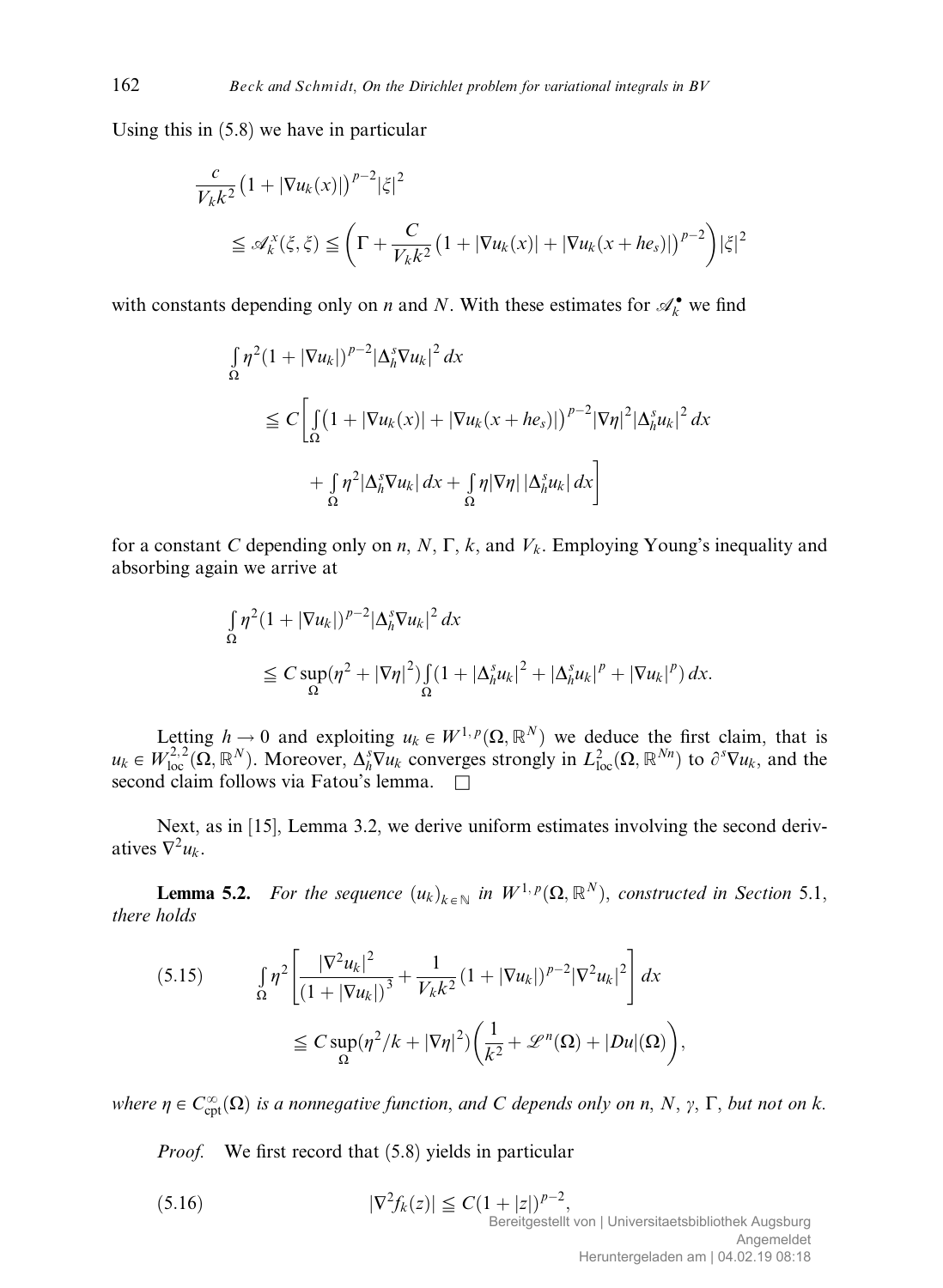Using this in (5.8) we have in particular

$$\frac{c}{V_k k^2}\big(1+|\nabla u_k(x)|\big)^{p-2}|\xi|^2$$
$$\leqq \mathscr{A}_k^x(\xi,\xi) \leqq \left(\Gamma + \frac{C}{V_k k^2}\big(1+|\nabla u_k(x)|+|\nabla u_k(x+he_s)|\big)^{p-2}\right)|\xi|^2$$

with constants depending only on $n$ and $N$. With these estimates for $\mathscr{A}_k^\bullet$ we find

$$\int_\Omega \eta^2(1+|\nabla u_k|)^{p-2}|\Delta_h^s \nabla u_k|^2\,dx$$
$$\leqq C\left[\int_\Omega \big(1+|\nabla u_k(x)|+|\nabla u_k(x+he_s)|\big)^{p-2}|\nabla\eta|^2|\Delta_h^s u_k|^2\,dx \right.$$
$$\left. + \int_\Omega \eta^2|\Delta_h^s\nabla u_k|\,dx + \int_\Omega \eta|\nabla\eta|\,|\Delta_h^s u_k|\,dx\right]$$

for a constant $C$ depending only on $n$, $N$, $\Gamma$, $k$, and $V_k$. Employing Young's inequality and absorbing again we arrive at

$$\int_\Omega \eta^2(1+|\nabla u_k|)^{p-2}|\Delta_h^s\nabla u_k|^2\,dx$$
$$\leqq C\sup_\Omega(\eta^2+|\nabla\eta|^2)\int_\Omega(1+|\Delta_h^s u_k|^2+|\Delta_h^s u_k|^p+|\nabla u_k|^p)\,dx.$$

Letting $h\to 0$ and exploiting $u_k\in W^{1,p}(\Omega,\mathbb{R}^N)$ we deduce the first claim, that is $u_k\in W^{2,2}_{\mathrm{loc}}(\Omega,\mathbb{R}^N)$. Moreover, $\Delta_h^s\nabla u_k$ converges strongly in $L^2_{\mathrm{loc}}(\Omega,\mathbb{R}^{Nn})$ to $\partial^s\nabla u_k$, and the second claim follows via Fatou's lemma. $\square$

Next, as in [15], Lemma 3.2, we derive uniform estimates involving the second derivatives $\nabla^2 u_k$.

**Lemma 5.2.** *For the sequence $(u_k)_{k\in\mathbb{N}}$ in $W^{1,p}(\Omega,\mathbb{R}^N)$, constructed in Section 5.1, there holds*

$$\int_\Omega \eta^2\left[\frac{|\nabla^2 u_k|^2}{(1+|\nabla u_k|)^3}+\frac{1}{V_k k^2}(1+|\nabla u_k|)^{p-2}|\nabla^2 u_k|^2\right]dx \tag{5.15}$$
$$\leqq C\sup_\Omega(\eta^2/k+|\nabla\eta|^2)\left(\frac{1}{k^2}+\mathscr{L}^n(\Omega)+|Du|(\Omega)\right),$$

*where $\eta\in C^\infty_{\mathrm{cpt}}(\Omega)$ is a nonnegative function, and $C$ depends only on $n$, $N$, $\gamma$, $\Gamma$, but not on $k$.*

*Proof.* We first record that (5.8) yields in particular

$$|\nabla^2 f_k(z)| \leqq C(1+|z|)^{p-2}, \tag{5.16}$$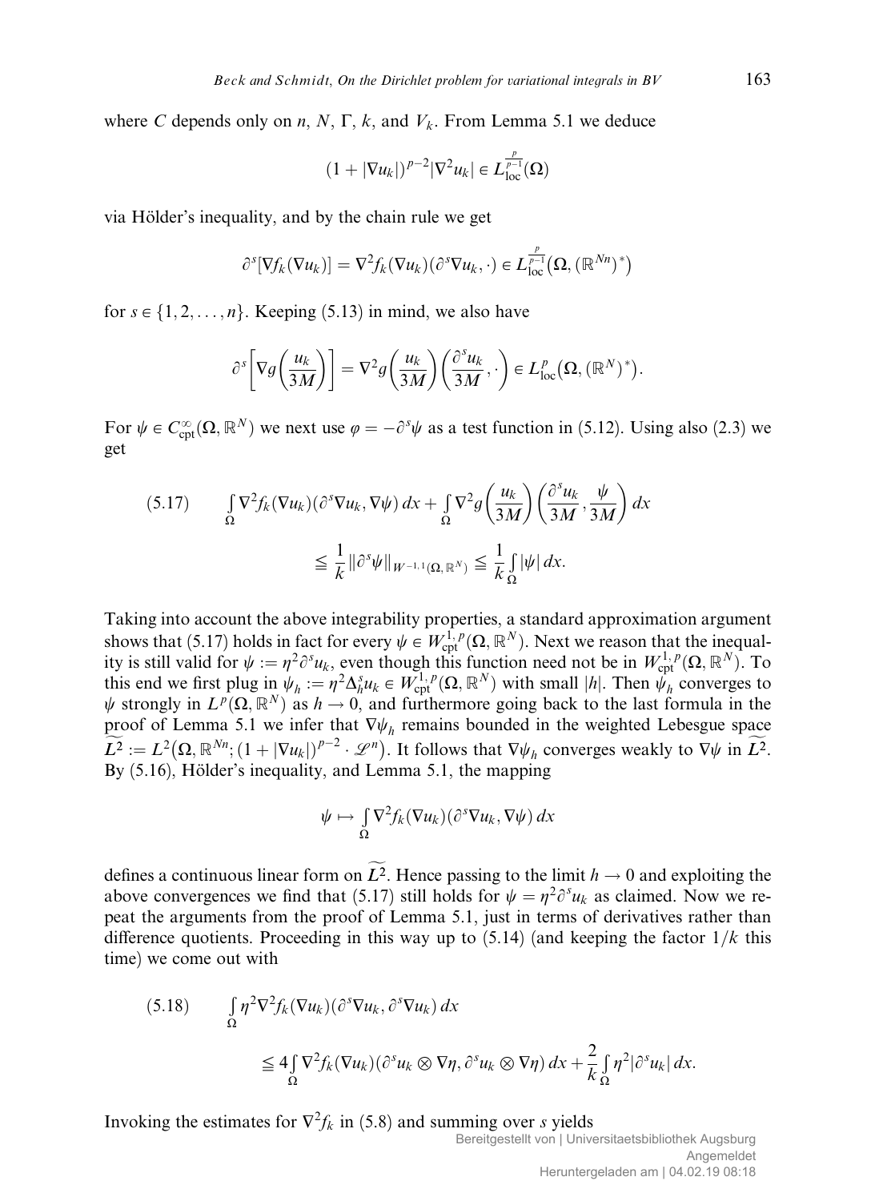where $C$ depends only on $n$, $N$, $\Gamma$, $k$, and $V_k$. From Lemma 5.1 we deduce

$$(1 + |\nabla u_k|)^{p-2} |\nabla^2 u_k| \in L^{\frac{p}{p-1}}_{\mathrm{loc}}(\Omega)$$

via Hölder's inequality, and by the chain rule we get

$$\partial^s [\nabla f_k(\nabla u_k)] = \nabla^2 f_k(\nabla u_k)(\partial^s \nabla u_k, \cdot) \in L^{\frac{p}{p-1}}_{\mathrm{loc}}\big(\Omega, (\mathbb{R}^{Nn})^*\big)$$

for $s \in \{1, 2, \ldots, n\}$. Keeping (5.13) in mind, we also have

$$\partial^s \left[ \nabla g\left(\frac{u_k}{3M}\right) \right] = \nabla^2 g\left(\frac{u_k}{3M}\right)\left(\frac{\partial^s u_k}{3M}, \cdot\right) \in L^p_{\mathrm{loc}}\big(\Omega, (\mathbb{R}^N)^*\big).$$

For $\psi \in C^\infty_{\mathrm{cpt}}(\Omega, \mathbb{R}^N)$ we next use $\varphi = -\partial^s \psi$ as a test function in (5.12). Using also (2.3) we get

$$\tag{5.17} \int_\Omega \nabla^2 f_k(\nabla u_k)(\partial^s \nabla u_k, \nabla \psi)\, dx + \int_\Omega \nabla^2 g\left(\frac{u_k}{3M}\right)\left(\frac{\partial^s u_k}{3M}, \frac{\psi}{3M}\right) dx \leqq \frac{1}{k} \|\partial^s \psi\|_{W^{-1,1}(\Omega, \mathbb{R}^N)} \leqq \frac{1}{k} \int_\Omega |\psi|\, dx.$$

Taking into account the above integrability properties, a standard approximation argument shows that (5.17) holds in fact for every $\psi \in W^{1,p}_{\mathrm{cpt}}(\Omega, \mathbb{R}^N)$. Next we reason that the inequality is still valid for $\psi := \eta^2 \partial^s u_k$, even though this function need not be in $W^{1,p}_{\mathrm{cpt}}(\Omega, \mathbb{R}^N)$. To this end we first plug in $\psi_h := \eta^2 \Delta^s_h u_k \in W^{1,p}_{\mathrm{cpt}}(\Omega, \mathbb{R}^N)$ with small $|h|$. Then $\psi_h$ converges to $\psi$ strongly in $L^p(\Omega, \mathbb{R}^N)$ as $h \to 0$, and furthermore going back to the last formula in the proof of Lemma 5.1 we infer that $\nabla \psi_h$ remains bounded in the weighted Lebesgue space $\widetilde{L^2} := L^2\big(\Omega, \mathbb{R}^{Nn}; (1 + |\nabla u_k|)^{p-2} \cdot \mathscr{L}^n\big)$. It follows that $\nabla \psi_h$ converges weakly to $\nabla \psi$ in $\widetilde{L^2}$. By (5.16), Hölder's inequality, and Lemma 5.1, the mapping

$$\psi \mapsto \int_\Omega \nabla^2 f_k(\nabla u_k)(\partial^s \nabla u_k, \nabla \psi)\, dx$$

defines a continuous linear form on $\widetilde{L^2}$. Hence passing to the limit $h \to 0$ and exploiting the above convergences we find that (5.17) still holds for $\psi = \eta^2 \partial^s u_k$ as claimed. Now we repeat the arguments from the proof of Lemma 5.1, just in terms of derivatives rather than difference quotients. Proceeding in this way up to (5.14) (and keeping the factor $1/k$ this time) we come out with

$$\tag{5.18} \int_\Omega \eta^2 \nabla^2 f_k(\nabla u_k)(\partial^s \nabla u_k, \partial^s \nabla u_k)\, dx \leqq 4 \int_\Omega \nabla^2 f_k(\nabla u_k)(\partial^s u_k \otimes \nabla \eta, \partial^s u_k \otimes \nabla \eta)\, dx + \frac{2}{k} \int_\Omega \eta^2 |\partial^s u_k|\, dx.$$

Invoking the estimates for $\nabla^2 f_k$ in (5.8) and summing over $s$ yields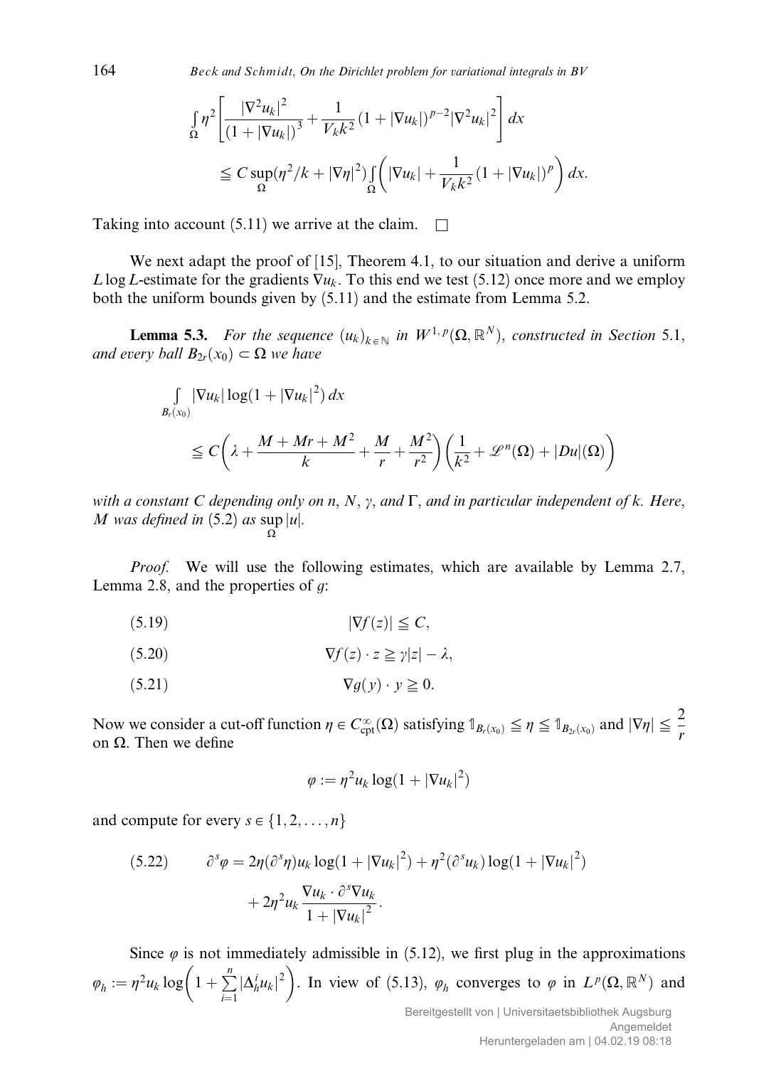$$\int_\Omega \eta^2 \left[ \frac{|\nabla^2 u_k|^2}{(1+|\nabla u_k|)^3} + \frac{1}{V_k k^2}(1+|\nabla u_k|)^{p-2}|\nabla^2 u_k|^2 \right] dx$$
$$\leqq C \sup_\Omega (\eta^2/k + |\nabla \eta|^2) \int_\Omega \left( |\nabla u_k| + \frac{1}{V_k k^2}(1+|\nabla u_k|)^p \right) dx.$$

Taking into account (5.11) we arrive at the claim. $\square$

We next adapt the proof of [15], Theorem 4.1, to our situation and derive a uniform $L \log L$-estimate for the gradients $\nabla u_k$. To this end we test (5.12) once more and we employ both the uniform bounds given by (5.11) and the estimate from Lemma 5.2.

**Lemma 5.3.** *For the sequence $(u_k)_{k \in \mathbb{N}}$ in $W^{1,p}(\Omega, \mathbb{R}^N)$, constructed in Section 5.1, and every ball $B_{2r}(x_0) \subset \Omega$ we have*

$$\int_{B_r(x_0)} |\nabla u_k| \log(1+|\nabla u_k|^2)\, dx$$
$$\leqq C\left(\lambda + \frac{M + Mr + M^2}{k} + \frac{M}{r} + \frac{M^2}{r^2}\right)\left(\frac{1}{k^2} + \mathscr{L}^n(\Omega) + |Du|(\Omega)\right)$$

*with a constant $C$ depending only on $n$, $N$, $\gamma$, and $\Gamma$, and in particular independent of $k$. Here, $M$ was defined in (5.2) as $\sup_\Omega |u|$.*

*Proof.* We will use the following estimates, which are available by Lemma 2.7, Lemma 2.8, and the properties of $g$:

$$|\nabla f(z)| \leqq C, \tag{5.19}$$

$$\nabla f(z) \cdot z \geqq \gamma |z| - \lambda, \tag{5.20}$$

$$\nabla g(y) \cdot y \geqq 0. \tag{5.21}$$

Now we consider a cut-off function $\eta \in C^\infty_{\mathrm{cpt}}(\Omega)$ satisfying $\mathbb{1}_{B_r(x_0)} \leqq \eta \leqq \mathbb{1}_{B_{2r}(x_0)}$ and $|\nabla \eta| \leqq \dfrac{2}{r}$ on $\Omega$. Then we define

$$\varphi := \eta^2 u_k \log(1+|\nabla u_k|^2)$$

and compute for every $s \in \{1, 2, \ldots, n\}$

$$\partial^s \varphi = 2\eta(\partial^s \eta) u_k \log(1+|\nabla u_k|^2) + \eta^2 (\partial^s u_k)\log(1+|\nabla u_k|^2) + 2\eta^2 u_k \frac{\nabla u_k \cdot \partial^s \nabla u_k}{1+|\nabla u_k|^2}. \tag{5.22}$$

Since $\varphi$ is not immediately admissible in (5.12), we first plug in the approximations $\varphi_h := \eta^2 u_k \log\left(1 + \sum_{i=1}^n |\Delta_h^i u_k|^2\right)$. In view of (5.13), $\varphi_h$ converges to $\varphi$ in $L^p(\Omega, \mathbb{R}^N)$ and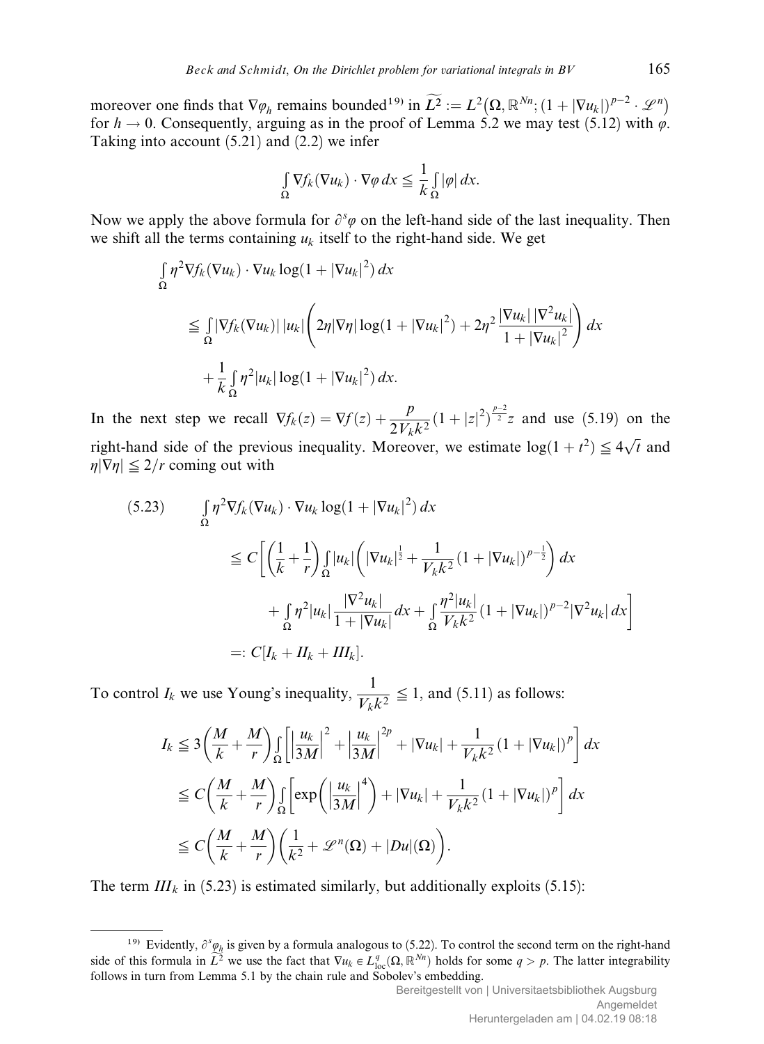moreover one finds that $\nabla\varphi_h$ remains bounded[19] in $\widetilde{L^2} := L^2\big(\Omega, \mathbb{R}^{Nn}; (1+|\nabla u_k|)^{p-2}\cdot \mathscr{L}^n\big)$ for $h \to 0$. Consequently, arguing as in the proof of Lemma 5.2 we may test (5.12) with $\varphi$. Taking into account (5.21) and (2.2) we infer

$$\int_\Omega \nabla f_k(\nabla u_k)\cdot \nabla\varphi\, dx \leqq \frac{1}{k}\int_\Omega |\varphi|\, dx.$$

Now we apply the above formula for $\partial^s\varphi$ on the left-hand side of the last inequality. Then we shift all the terms containing $u_k$ itself to the right-hand side. We get

$$\begin{aligned}
&\int_\Omega \eta^2 \nabla f_k(\nabla u_k)\cdot \nabla u_k \log(1+|\nabla u_k|^2)\, dx \\
&\leqq \int_\Omega |\nabla f_k(\nabla u_k)|\,|u_k|\left(2\eta|\nabla\eta|\log(1+|\nabla u_k|^2) + 2\eta^2\frac{|\nabla u_k|\,|\nabla^2 u_k|}{1+|\nabla u_k|^2}\right) dx \\
&\quad + \frac{1}{k}\int_\Omega \eta^2 |u_k|\log(1+|\nabla u_k|^2)\, dx.
\end{aligned}$$

In the next step we recall $\nabla f_k(z) = \nabla f(z) + \dfrac{p}{2V_k k^2}(1+|z|^2)^{\frac{p-2}{2}} z$ and use (5.19) on the right-hand side of the previous inequality. Moreover, we estimate $\log(1+t^2) \leqq 4\sqrt{t}$ and $\eta|\nabla\eta| \leqq 2/r$ coming out with

$$\begin{aligned}
(5.23)\qquad &\int_\Omega \eta^2 \nabla f_k(\nabla u_k)\cdot\nabla u_k \log(1+|\nabla u_k|^2)\, dx \\
&\leqq C\Bigg[\left(\frac{1}{k}+\frac{1}{r}\right)\int_\Omega |u_k|\left(|\nabla u_k|^{\frac{1}{2}} + \frac{1}{V_k k^2}(1+|\nabla u_k|)^{p-\frac{1}{2}}\right) dx \\
&\qquad + \int_\Omega \eta^2 |u_k|\frac{|\nabla^2 u_k|}{1+|\nabla u_k|}\, dx + \int_\Omega \frac{\eta^2|u_k|}{V_k k^2}(1+|\nabla u_k|)^{p-2}|\nabla^2 u_k|\, dx\Bigg] \\
&=: C[I_k + II_k + III_k].
\end{aligned}$$

To control $I_k$ we use Young's inequality, $\dfrac{1}{V_k k^2} \leqq 1$, and (5.11) as follows:

$$\begin{aligned}
I_k &\leqq 3\left(\frac{M}{k}+\frac{M}{r}\right)\int_\Omega \left[\left|\frac{u_k}{3M}\right|^2 + \left|\frac{u_k}{3M}\right|^{2p} + |\nabla u_k| + \frac{1}{V_k k^2}(1+|\nabla u_k|)^p\right] dx \\
&\leqq C\left(\frac{M}{k}+\frac{M}{r}\right)\int_\Omega \left[\exp\left(\left|\frac{u_k}{3M}\right|^4\right) + |\nabla u_k| + \frac{1}{V_k k^2}(1+|\nabla u_k|)^p\right] dx \\
&\leqq C\left(\frac{M}{k}+\frac{M}{r}\right)\left(\frac{1}{k^2} + \mathscr{L}^n(\Omega) + |Du|(\Omega)\right).
\end{aligned}$$

The term $III_k$ in (5.23) is estimated similarly, but additionally exploits (5.15):

---

[19] Evidently, $\partial^s\varphi_h$ is given by a formula analogous to (5.22). To control the second term on the right-hand side of this formula in $\widetilde{L^2}$ we use the fact that $\nabla u_k \in L^q_{\text{loc}}(\Omega, \mathbb{R}^{Nn})$ holds for some $q > p$. The latter integrability follows in turn from Lemma 5.1 by the chain rule and Sobolev's embedding.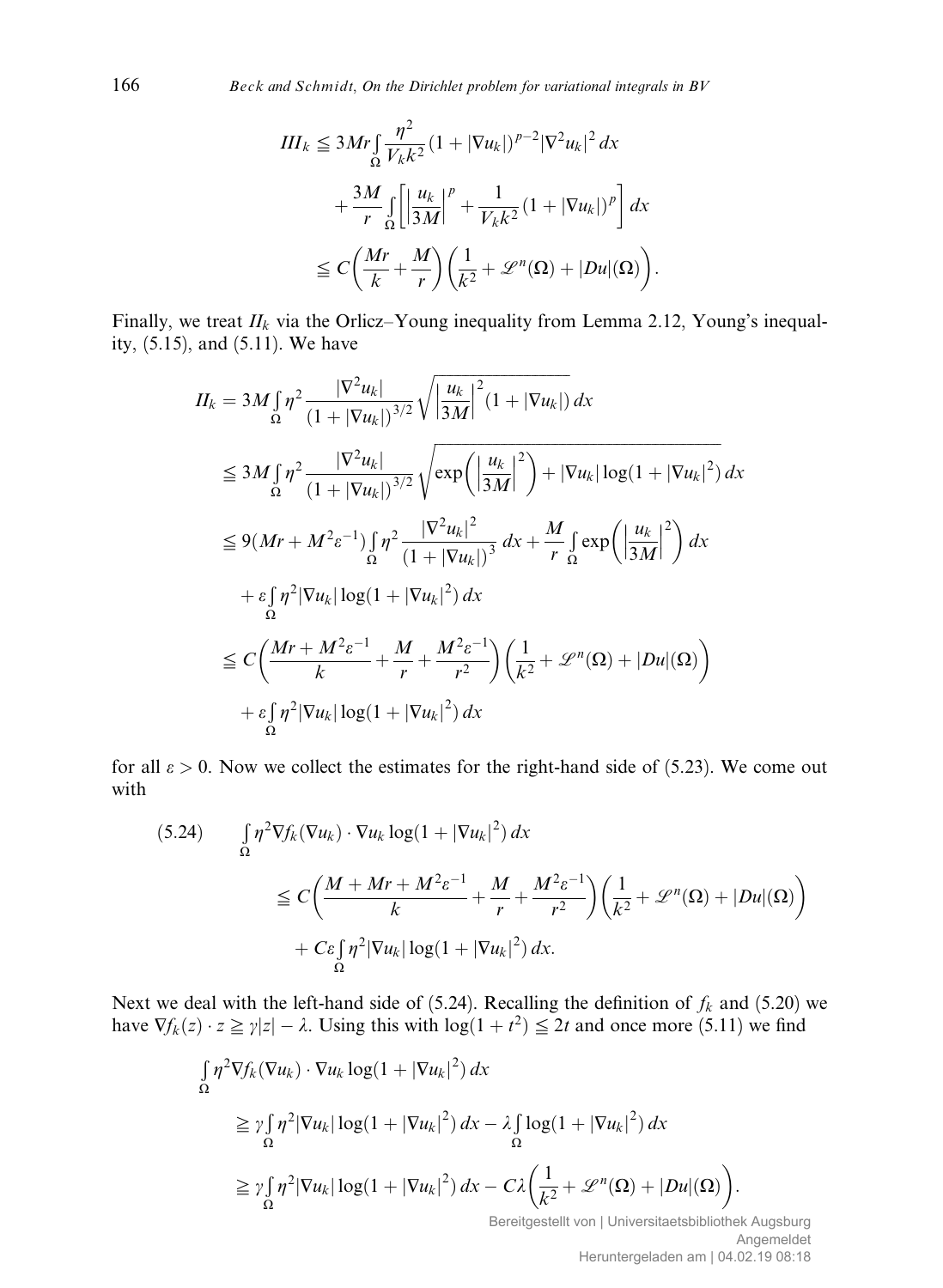$$
\begin{aligned}
III_k &\leqq 3Mr \int_\Omega \frac{\eta^2}{V_k k^2} (1+|\nabla u_k|)^{p-2} |\nabla^2 u_k|^2 \, dx \\
&\quad + \frac{3M}{r} \int_\Omega \left[ \left| \frac{u_k}{3M} \right|^p + \frac{1}{V_k k^2} (1+|\nabla u_k|)^p \right] dx \\
&\leqq C\left( \frac{Mr}{k} + \frac{M}{r} \right) \left( \frac{1}{k^2} + \mathscr{L}^n(\Omega) + |Du|(\Omega) \right).
\end{aligned}
$$

Finally, we treat $II_k$ via the Orlicz–Young inequality from Lemma 2.12, Young's inequality, (5.15), and (5.11). We have

$$
\begin{aligned}
II_k &= 3M \int_\Omega \eta^2 \frac{|\nabla^2 u_k|}{(1+|\nabla u_k|)^{3/2}} \sqrt{\left| \frac{u_k}{3M} \right|^2 (1+|\nabla u_k|)} \, dx \\
&\leqq 3M \int_\Omega \eta^2 \frac{|\nabla^2 u_k|}{(1+|\nabla u_k|)^{3/2}} \sqrt{\exp\left( \left| \frac{u_k}{3M} \right|^2 \right) + |\nabla u_k| \log(1+|\nabla u_k|^2)} \, dx \\
&\leqq 9(Mr + M^2 \varepsilon^{-1}) \int_\Omega \eta^2 \frac{|\nabla^2 u_k|^2}{(1+|\nabla u_k|)^3} \, dx + \frac{M}{r} \int_\Omega \exp\left( \left| \frac{u_k}{3M} \right|^2 \right) dx \\
&\quad + \varepsilon \int_\Omega \eta^2 |\nabla u_k| \log(1+|\nabla u_k|^2) \, dx \\
&\leqq C\left( \frac{Mr + M^2\varepsilon^{-1}}{k} + \frac{M}{r} + \frac{M^2 \varepsilon^{-1}}{r^2} \right) \left( \frac{1}{k^2} + \mathscr{L}^n(\Omega) + |Du|(\Omega) \right) \\
&\quad + \varepsilon \int_\Omega \eta^2 |\nabla u_k| \log(1+|\nabla u_k|^2) \, dx
\end{aligned}
$$

for all $\varepsilon > 0$. Now we collect the estimates for the right-hand side of (5.23). We come out with

$$
\begin{aligned}
(5.24) \qquad &\int_\Omega \eta^2 \nabla f_k(\nabla u_k) \cdot \nabla u_k \log(1+|\nabla u_k|^2) \, dx \\
&\quad \leqq C\left( \frac{M + Mr + M^2\varepsilon^{-1}}{k} + \frac{M}{r} + \frac{M^2\varepsilon^{-1}}{r^2} \right) \left( \frac{1}{k^2} + \mathscr{L}^n(\Omega) + |Du|(\Omega) \right) \\
&\quad\quad + C\varepsilon \int_\Omega \eta^2 |\nabla u_k| \log(1+|\nabla u_k|^2) \, dx.
\end{aligned}
$$

Next we deal with the left-hand side of (5.24). Recalling the definition of $f_k$ and (5.20) we have $\nabla f_k(z) \cdot z \geqq \gamma |z| - \lambda$. Using this with $\log(1+t^2) \leqq 2t$ and once more (5.11) we find

$$
\begin{aligned}
&\int_\Omega \eta^2 \nabla f_k(\nabla u_k) \cdot \nabla u_k \log(1+|\nabla u_k|^2) \, dx \\
&\quad \geqq \gamma \int_\Omega \eta^2 |\nabla u_k| \log(1+|\nabla u_k|^2) \, dx - \lambda \int_\Omega \log(1+|\nabla u_k|^2) \, dx \\
&\quad \geqq \gamma \int_\Omega \eta^2 |\nabla u_k| \log(1+|\nabla u_k|^2) \, dx - C\lambda \left( \frac{1}{k^2} + \mathscr{L}^n(\Omega) + |Du|(\Omega) \right).
\end{aligned}
$$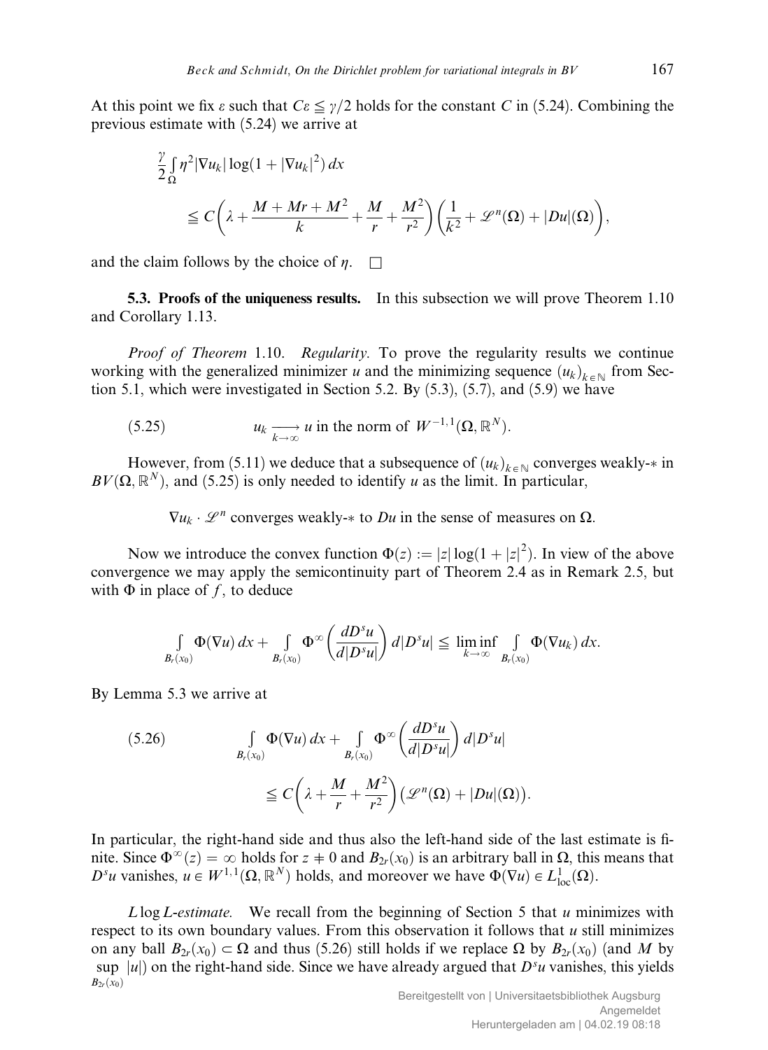At this point we fix $\varepsilon$ such that $C\varepsilon \leqq \gamma/2$ holds for the constant $C$ in (5.24). Combining the previous estimate with (5.24) we arrive at

$$\frac{\gamma}{2}\int_\Omega \eta^2 |\nabla u_k| \log(1+|\nabla u_k|^2)\,dx$$

$$\leqq C\left(\lambda + \frac{M+Mr+M^2}{k} + \frac{M}{r} + \frac{M^2}{r^2}\right)\left(\frac{1}{k^2} + \mathscr{L}^n(\Omega) + |Du|(\Omega)\right),$$

and the claim follows by the choice of $\eta$. $\square$

**5.3. Proofs of the uniqueness results.** In this subsection we will prove Theorem 1.10 and Corollary 1.13.

*Proof of Theorem* 1.10. *Regularity.* To prove the regularity results we continue working with the generalized minimizer $u$ and the minimizing sequence $(u_k)_{k\in\mathbb{N}}$ from Section 5.1, which were investigated in Section 5.2. By (5.3), (5.7), and (5.9) we have

$$u_k \underset{k\to\infty}{\longrightarrow} u \text{ in the norm of } W^{-1,1}(\Omega,\mathbb{R}^N). \tag{5.25}$$

However, from (5.11) we deduce that a subsequence of $(u_k)_{k\in\mathbb{N}}$ converges weakly-$*$ in $BV(\Omega,\mathbb{R}^N)$, and (5.25) is only needed to identify $u$ as the limit. In particular,

$$\nabla u_k \cdot \mathscr{L}^n \text{ converges weakly-}* \text{ to } Du \text{ in the sense of measures on } \Omega.$$

Now we introduce the convex function $\Phi(z) := |z|\log(1+|z|^2)$. In view of the above convergence we may apply the semicontinuity part of Theorem 2.4 as in Remark 2.5, but with $\Phi$ in place of $f$, to deduce

$$\int_{B_r(x_0)} \Phi(\nabla u)\,dx + \int_{B_r(x_0)} \Phi^\infty\left(\frac{dD^s u}{d|D^s u|}\right) d|D^s u| \leqq \liminf_{k\to\infty} \int_{B_r(x_0)} \Phi(\nabla u_k)\,dx.$$

By Lemma 5.3 we arrive at

$$\int_{B_r(x_0)} \Phi(\nabla u)\,dx + \int_{B_r(x_0)} \Phi^\infty\left(\frac{dD^s u}{d|D^s u|}\right) d|D^s u| \leqq C\left(\lambda + \frac{M}{r} + \frac{M^2}{r^2}\right)\big(\mathscr{L}^n(\Omega) + |Du|(\Omega)\big). \tag{5.26}$$

In particular, the right-hand side and thus also the left-hand side of the last estimate is finite. Since $\Phi^\infty(z) = \infty$ holds for $z \neq 0$ and $B_{2r}(x_0)$ is an arbitrary ball in $\Omega$, this means that $D^s u$ vanishes, $u \in W^{1,1}(\Omega,\mathbb{R}^N)$ holds, and moreover we have $\Phi(\nabla u) \in L^1_{\mathrm{loc}}(\Omega)$.

*L* log *L-estimate.* We recall from the beginning of Section 5 that $u$ minimizes with respect to its own boundary values. From this observation it follows that $u$ still minimizes on any ball $B_{2r}(x_0) \subset \Omega$ and thus (5.26) still holds if we replace $\Omega$ by $B_{2r}(x_0)$ (and $M$ by $\sup_{B_{2r}(x_0)} |u|$) on the right-hand side. Since we have already argued that $D^s u$ vanishes, this yields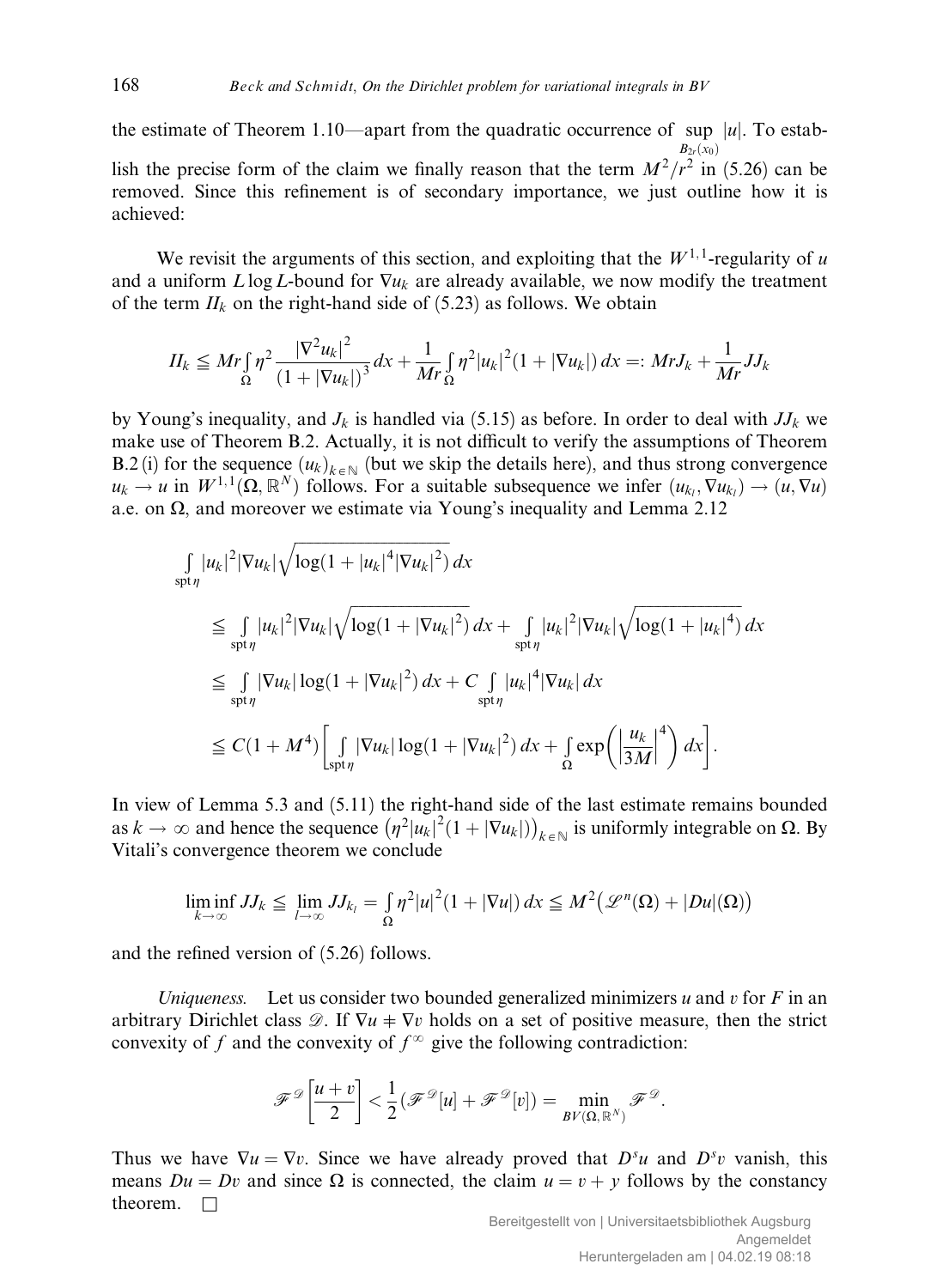the estimate of Theorem 1.10—apart from the quadratic occurrence of $\sup_{B_{2r}(x_0)} |u|$. To establish the precise form of the claim we finally reason that the term $M^2/r^2$ in (5.26) can be removed. Since this refinement is of secondary importance, we just outline how it is achieved:

We revisit the arguments of this section, and exploiting that the $W^{1,1}$-regularity of $u$ and a uniform $L \log L$-bound for $\nabla u_k$ are already available, we now modify the treatment of the term $II_k$ on the right-hand side of (5.23) as follows. We obtain

$$II_k \leqq Mr \int_\Omega \eta^2 \frac{|\nabla^2 u_k|^2}{(1+|\nabla u_k|)^3}\,dx + \frac{1}{Mr}\int_\Omega \eta^2 |u_k|^2 (1+|\nabla u_k|)\,dx =: MrJ_k + \frac{1}{Mr} JJ_k$$

by Young's inequality, and $J_k$ is handled via (5.15) as before. In order to deal with $JJ_k$ we make use of Theorem B.2. Actually, it is not difficult to verify the assumptions of Theorem B.2 (i) for the sequence $(u_k)_{k\in\mathbb{N}}$ (but we skip the details here), and thus strong convergence $u_k \to u$ in $W^{1,1}(\Omega, \mathbb{R}^N)$ follows. For a suitable subsequence we infer $(u_{k_l}, \nabla u_{k_l}) \to (u, \nabla u)$ a.e. on $\Omega$, and moreover we estimate via Young's inequality and Lemma 2.12

$$\begin{aligned}
&\int_{\operatorname{spt}\eta} |u_k|^2 |\nabla u_k| \sqrt{\log(1+|u_k|^4 |\nabla u_k|^2)}\,dx \\
&\quad \leqq \int_{\operatorname{spt}\eta} |u_k|^2 |\nabla u_k| \sqrt{\log(1+|\nabla u_k|^2)}\,dx + \int_{\operatorname{spt}\eta} |u_k|^2 |\nabla u_k| \sqrt{\log(1+|u_k|^4)}\,dx \\
&\quad \leqq \int_{\operatorname{spt}\eta} |\nabla u_k| \log(1+|\nabla u_k|^2)\,dx + C \int_{\operatorname{spt}\eta} |u_k|^4 |\nabla u_k|\,dx \\
&\quad \leqq C(1+M^4)\left[\int_{\operatorname{spt}\eta} |\nabla u_k| \log(1+|\nabla u_k|^2)\,dx + \int_\Omega \exp\left(\left|\frac{u_k}{3M}\right|^4\right) dx\right].
\end{aligned}$$

In view of Lemma 5.3 and (5.11) the right-hand side of the last estimate remains bounded as $k \to \infty$ and hence the sequence $\left(\eta^2 |u_k|^2 (1+|\nabla u_k|)\right)_{k\in\mathbb{N}}$ is uniformly integrable on $\Omega$. By Vitali's convergence theorem we conclude

$$\liminf_{k\to\infty} JJ_k \leqq \lim_{l\to\infty} JJ_{k_l} = \int_\Omega \eta^2 |u|^2 (1+|\nabla u|)\,dx \leqq M^2\left(\mathscr{L}^n(\Omega) + |Du|(\Omega)\right)$$

and the refined version of (5.26) follows.

*Uniqueness.* Let us consider two bounded generalized minimizers $u$ and $v$ for $F$ in an arbitrary Dirichlet class $\mathscr{D}$. If $\nabla u \neq \nabla v$ holds on a set of positive measure, then the strict convexity of $f$ and the convexity of $f^\infty$ give the following contradiction:

$$\mathscr{F}^{\mathscr{D}}\left[\frac{u+v}{2}\right] < \frac{1}{2}\left(\mathscr{F}^{\mathscr{D}}[u] + \mathscr{F}^{\mathscr{D}}[v]\right) = \min_{BV(\Omega,\mathbb{R}^N)} \mathscr{F}^{\mathscr{D}}.$$

Thus we have $\nabla u = \nabla v$. Since we have already proved that $D^s u$ and $D^s v$ vanish, this means $Du = Dv$ and since $\Omega$ is connected, the claim $u = v + y$ follows by the constancy theorem. $\square$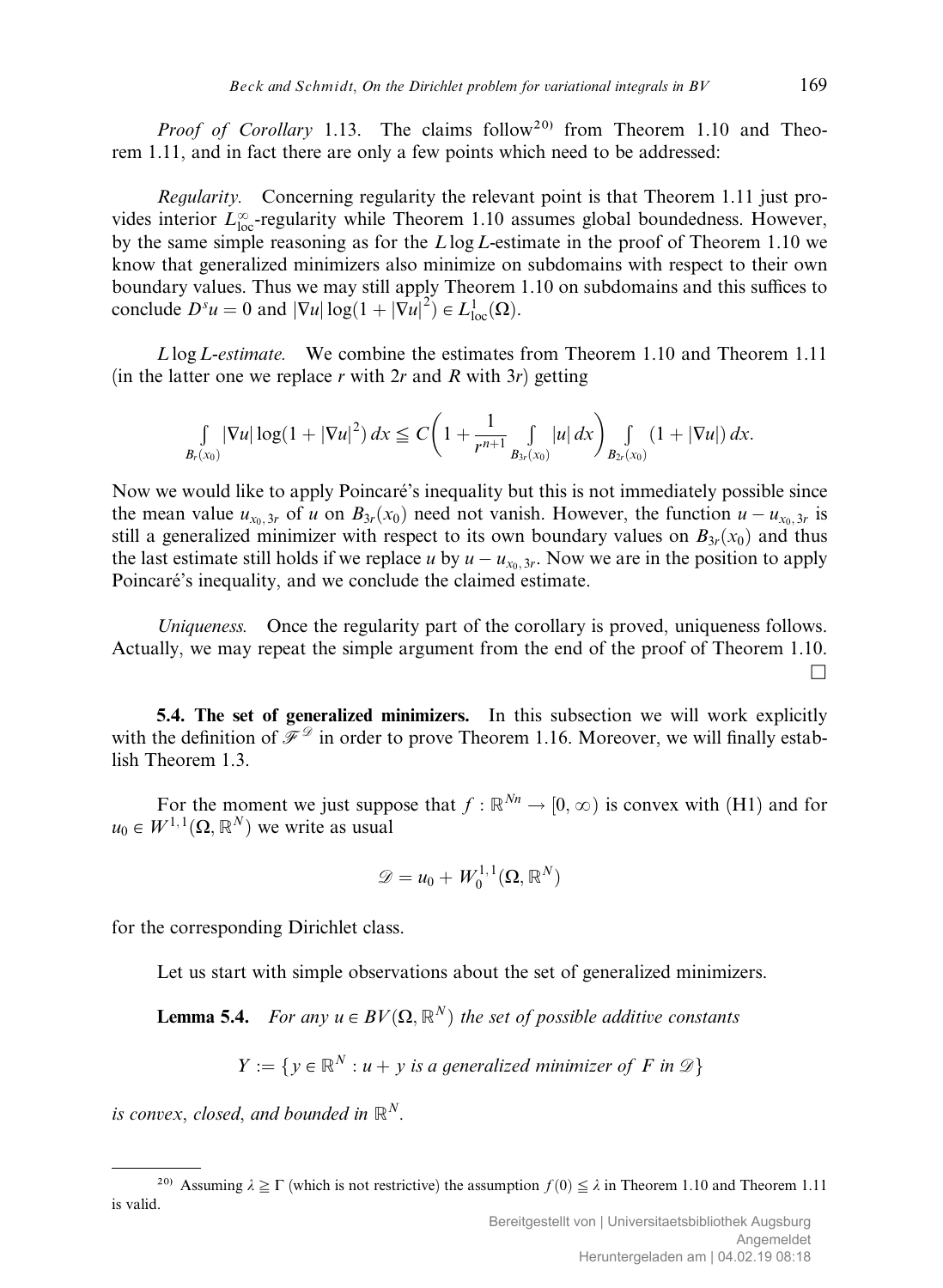*Proof of Corollary* 1.13. The claims follow[20] from Theorem 1.10 and Theorem 1.11, and in fact there are only a few points which need to be addressed:

*Regularity.* Concerning regularity the relevant point is that Theorem 1.11 just provides interior $L^\infty_{\text{loc}}$-regularity while Theorem 1.10 assumes global boundedness. However, by the same simple reasoning as for the $L \log L$-estimate in the proof of Theorem 1.10 we know that generalized minimizers also minimize on subdomains with respect to their own boundary values. Thus we may still apply Theorem 1.10 on subdomains and this suffices to conclude $D^s u = 0$ and $|\nabla u| \log(1 + |\nabla u|^2) \in L^1_{\text{loc}}(\Omega)$.

*$L \log L$-estimate.* We combine the estimates from Theorem 1.10 and Theorem 1.11 (in the latter one we replace $r$ with $2r$ and $R$ with $3r$) getting

$$\int_{B_r(x_0)} |\nabla u| \log(1 + |\nabla u|^2)\, dx \leqq C\left(1 + \frac{1}{r^{n+1}} \int_{B_{3r}(x_0)} |u|\, dx\right) \int_{B_{2r}(x_0)} (1 + |\nabla u|)\, dx.$$

Now we would like to apply Poincaré's inequality but this is not immediately possible since the mean value $u_{x_0, 3r}$ of $u$ on $B_{3r}(x_0)$ need not vanish. However, the function $u - u_{x_0, 3r}$ is still a generalized minimizer with respect to its own boundary values on $B_{3r}(x_0)$ and thus the last estimate still holds if we replace $u$ by $u - u_{x_0, 3r}$. Now we are in the position to apply Poincaré's inequality, and we conclude the claimed estimate.

*Uniqueness.* Once the regularity part of the corollary is proved, uniqueness follows. Actually, we may repeat the simple argument from the end of the proof of Theorem 1.10. □

**5.4. The set of generalized minimizers.** In this subsection we will work explicitly with the definition of $\mathscr{F}^{\mathscr{D}}$ in order to prove Theorem 1.16. Moreover, we will finally establish Theorem 1.3.

For the moment we just suppose that $f : \mathbb{R}^{Nn} \to [0, \infty)$ is convex with (H1) and for $u_0 \in W^{1,1}(\Omega, \mathbb{R}^N)$ we write as usual

$$\mathscr{D} = u_0 + W^{1,1}_0(\Omega, \mathbb{R}^N)$$

for the corresponding Dirichlet class.

Let us start with simple observations about the set of generalized minimizers.

**Lemma 5.4.** *For any $u \in BV(\Omega, \mathbb{R}^N)$ the set of possible additive constants*

$$Y := \{y \in \mathbb{R}^N : u + y \text{ is a generalized minimizer of } F \text{ in } \mathscr{D}\}$$

*is convex, closed, and bounded in $\mathbb{R}^N$.*

[20] Assuming $\lambda \geqq \Gamma$ (which is not restrictive) the assumption $f(0) \leqq \lambda$ in Theorem 1.10 and Theorem 1.11 is valid.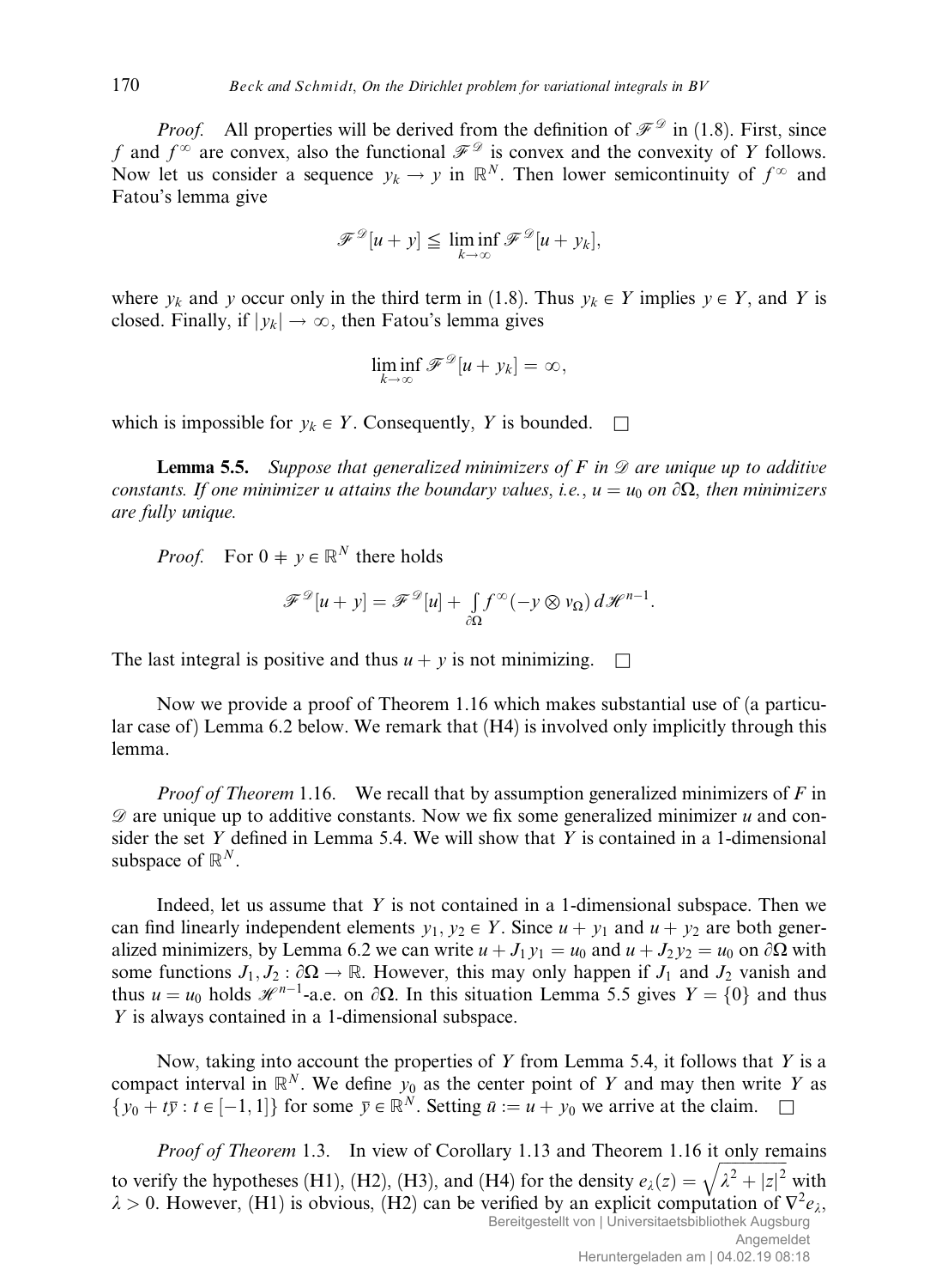*Proof.* All properties will be derived from the definition of $\mathscr{F}^{\mathscr{D}}$ in (1.8). First, since $f$ and $f^\infty$ are convex, also the functional $\mathscr{F}^{\mathscr{D}}$ is convex and the convexity of $Y$ follows. Now let us consider a sequence $y_k \to y$ in $\mathbb{R}^N$. Then lower semicontinuity of $f^\infty$ and Fatou's lemma give

$$\mathscr{F}^{\mathscr{D}}[u+y] \leqq \liminf_{k\to\infty} \mathscr{F}^{\mathscr{D}}[u+y_k],$$

where $y_k$ and $y$ occur only in the third term in (1.8). Thus $y_k \in Y$ implies $y \in Y$, and $Y$ is closed. Finally, if $|y_k| \to \infty$, then Fatou's lemma gives

$$\liminf_{k\to\infty} \mathscr{F}^{\mathscr{D}}[u+y_k] = \infty,$$

which is impossible for $y_k \in Y$. Consequently, $Y$ is bounded. $\square$

**Lemma 5.5.** *Suppose that generalized minimizers of $F$ in $\mathscr{D}$ are unique up to additive constants. If one minimizer $u$ attains the boundary values, i.e., $u = u_0$ on $\partial\Omega$, then minimizers are fully unique.*

*Proof.* For $0 \neq y \in \mathbb{R}^N$ there holds

$$\mathscr{F}^{\mathscr{D}}[u+y] = \mathscr{F}^{\mathscr{D}}[u] + \int_{\partial\Omega} f^\infty(-y \otimes \nu_\Omega)\, d\mathscr{H}^{n-1}.$$

The last integral is positive and thus $u + y$ is not minimizing. $\square$

Now we provide a proof of Theorem 1.16 which makes substantial use of (a particular case of) Lemma 6.2 below. We remark that (H4) is involved only implicitly through this lemma.

*Proof of Theorem* 1.16. We recall that by assumption generalized minimizers of $F$ in $\mathscr{D}$ are unique up to additive constants. Now we fix some generalized minimizer $u$ and consider the set $Y$ defined in Lemma 5.4. We will show that $Y$ is contained in a 1-dimensional subspace of $\mathbb{R}^N$.

Indeed, let us assume that $Y$ is not contained in a 1-dimensional subspace. Then we can find linearly independent elements $y_1, y_2 \in Y$. Since $u + y_1$ and $u + y_2$ are both generalized minimizers, by Lemma 6.2 we can write $u + J_1 y_1 = u_0$ and $u + J_2 y_2 = u_0$ on $\partial\Omega$ with some functions $J_1, J_2 : \partial\Omega \to \mathbb{R}$. However, this may only happen if $J_1$ and $J_2$ vanish and thus $u = u_0$ holds $\mathscr{H}^{n-1}$-a.e. on $\partial\Omega$. In this situation Lemma 5.5 gives $Y = \{0\}$ and thus $Y$ is always contained in a 1-dimensional subspace.

Now, taking into account the properties of $Y$ from Lemma 5.4, it follows that $Y$ is a compact interval in $\mathbb{R}^N$. We define $y_0$ as the center point of $Y$ and may then write $Y$ as $\{y_0 + t\bar{y} : t \in [-1,1]\}$ for some $\bar{y} \in \mathbb{R}^N$. Setting $\bar{u} := u + y_0$ we arrive at the claim. $\square$

*Proof of Theorem* 1.3. In view of Corollary 1.13 and Theorem 1.16 it only remains to verify the hypotheses (H1), (H2), (H3), and (H4) for the density $e_\lambda(z) = \sqrt{\lambda^2 + |z|^2}$ with $\lambda > 0$. However, (H1) is obvious, (H2) can be verified by an explicit computation of $\nabla^2 e_\lambda$,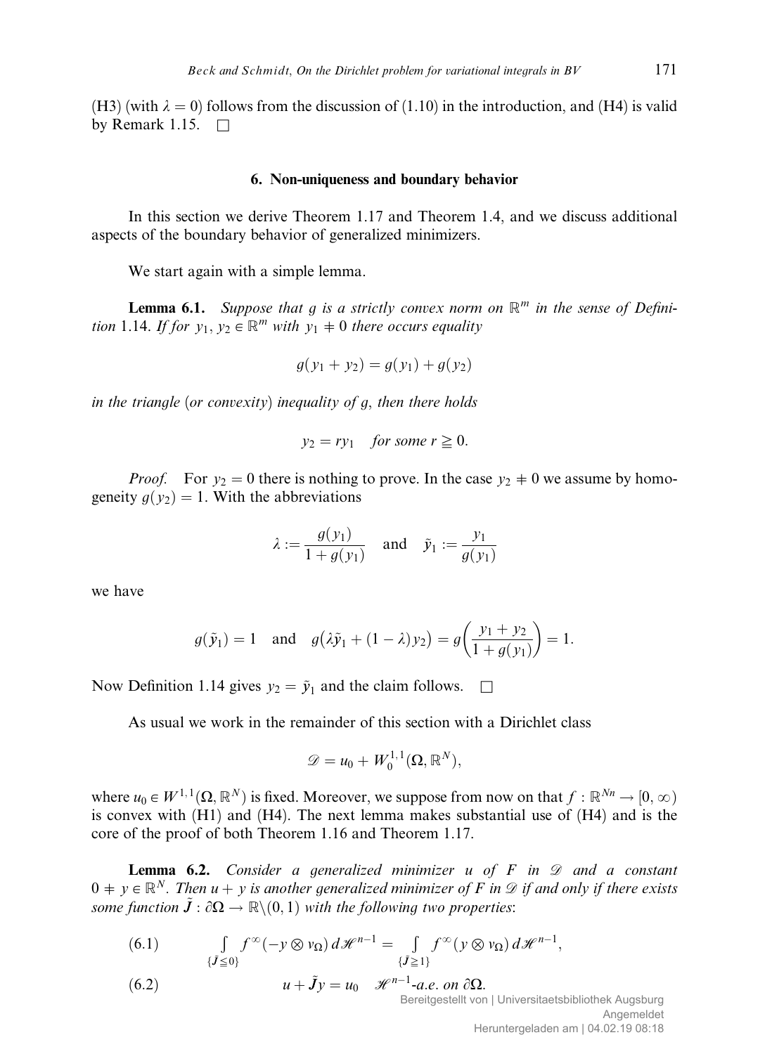(H3) (with $\lambda = 0$) follows from the discussion of (1.10) in the introduction, and (H4) is valid by Remark 1.15. $\square$

## 6. Non-uniqueness and boundary behavior

In this section we derive Theorem 1.17 and Theorem 1.4, and we discuss additional aspects of the boundary behavior of generalized minimizers.

We start again with a simple lemma.

**Lemma 6.1.** *Suppose that $g$ is a strictly convex norm on $\mathbb{R}^m$ in the sense of Definition 1.14. If for $y_1, y_2 \in \mathbb{R}^m$ with $y_1 \neq 0$ there occurs equality*

$$g(y_1 + y_2) = g(y_1) + g(y_2)$$

*in the triangle (or convexity) inequality of $g$, then there holds*

$$y_2 = r y_1 \quad \textit{for some } r \geqq 0.$$

*Proof.* For $y_2 = 0$ there is nothing to prove. In the case $y_2 \neq 0$ we assume by homogeneity $g(y_2) = 1$. With the abbreviations

$$\lambda := \frac{g(y_1)}{1 + g(y_1)} \quad \text{and} \quad \tilde{y}_1 := \frac{y_1}{g(y_1)}$$

we have

$$g(\tilde{y}_1) = 1 \quad \text{and} \quad g\big(\lambda \tilde{y}_1 + (1-\lambda) y_2\big) = g\left(\frac{y_1 + y_2}{1 + g(y_1)}\right) = 1.$$

Now Definition 1.14 gives $y_2 = \tilde{y}_1$ and the claim follows. $\square$

As usual we work in the remainder of this section with a Dirichlet class

$$\mathscr{D} = u_0 + W_0^{1,1}(\Omega, \mathbb{R}^N),$$

where $u_0 \in W^{1,1}(\Omega, \mathbb{R}^N)$ is fixed. Moreover, we suppose from now on that $f : \mathbb{R}^{Nn} \to [0, \infty)$ is convex with (H1) and (H4). The next lemma makes substantial use of (H4) and is the core of the proof of both Theorem 1.16 and Theorem 1.17.

**Lemma 6.2.** *Consider a generalized minimizer $u$ of $F$ in $\mathscr{D}$ and a constant $0 \neq y \in \mathbb{R}^N$. Then $u + y$ is another generalized minimizer of $F$ in $\mathscr{D}$ if and only if there exists some function $\tilde{J} : \partial\Omega \to \mathbb{R} \setminus (0, 1)$ with the following two properties:*

$$\int_{\{\tilde{J} \leqq 0\}} f^\infty(-y \otimes \nu_\Omega) \, d\mathscr{H}^{n-1} = \int_{\{\tilde{J} \geqq 1\}} f^\infty(y \otimes \nu_\Omega) \, d\mathscr{H}^{n-1}, \tag{6.1}$$

$$u + \tilde{J} y = u_0 \quad \mathscr{H}^{n-1}\textit{-a.e. on } \partial\Omega. \tag{6.2}$$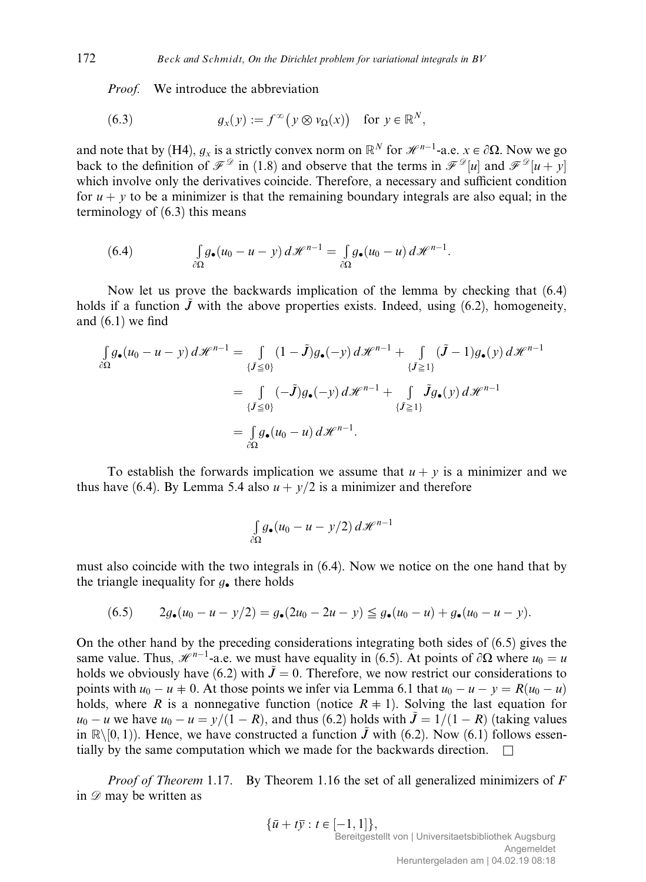*Proof.* We introduce the abbreviation

$$g_x(y) := f^\infty\big(y \otimes \nu_\Omega(x)\big) \quad \text{for } y \in \mathbb{R}^N, \tag{6.3}$$

and note that by (H4), $g_x$ is a strictly convex norm on $\mathbb{R}^N$ for $\mathscr{H}^{n-1}$-a.e. $x \in \partial\Omega$. Now we go back to the definition of $\mathscr{F}^{\mathscr{D}}$ in (1.8) and observe that the terms in $\mathscr{F}^{\mathscr{D}}[u]$ and $\mathscr{F}^{\mathscr{D}}[u+y]$ which involve only the derivatives coincide. Therefore, a necessary and sufficient condition for $u + y$ to be a minimizer is that the remaining boundary integrals are also equal; in the terminology of (6.3) this means

$$\int_{\partial\Omega} g_\bullet(u_0 - u - y)\, d\mathscr{H}^{n-1} = \int_{\partial\Omega} g_\bullet(u_0 - u)\, d\mathscr{H}^{n-1}. \tag{6.4}$$

Now let us prove the backwards implication of the lemma by checking that (6.4) holds if a function $\tilde{J}$ with the above properties exists. Indeed, using (6.2), homogeneity, and (6.1) we find

$$\begin{aligned}
\int_{\partial\Omega} g_\bullet(u_0 - u - y)\, d\mathscr{H}^{n-1} &= \int_{\{\tilde{J} \leqq 0\}} (1 - \tilde{J}) g_\bullet(-y)\, d\mathscr{H}^{n-1} + \int_{\{\tilde{J} \geqq 1\}} (\tilde{J} - 1) g_\bullet(y)\, d\mathscr{H}^{n-1} \\
&= \int_{\{\tilde{J} \leqq 0\}} (-\tilde{J}) g_\bullet(-y)\, d\mathscr{H}^{n-1} + \int_{\{\tilde{J} \geqq 1\}} \tilde{J} g_\bullet(y)\, d\mathscr{H}^{n-1} \\
&= \int_{\partial\Omega} g_\bullet(u_0 - u)\, d\mathscr{H}^{n-1}.
\end{aligned}$$

To establish the forwards implication we assume that $u + y$ is a minimizer and we thus have (6.4). By Lemma 5.4 also $u + y/2$ is a minimizer and therefore

$$\int_{\partial\Omega} g_\bullet(u_0 - u - y/2)\, d\mathscr{H}^{n-1}$$

must also coincide with the two integrals in (6.4). Now we notice on the one hand that by the triangle inequality for $g_\bullet$ there holds

$$2g_\bullet(u_0 - u - y/2) = g_\bullet(2u_0 - 2u - y) \leqq g_\bullet(u_0 - u) + g_\bullet(u_0 - u - y). \tag{6.5}$$

On the other hand by the preceding considerations integrating both sides of (6.5) gives the same value. Thus, $\mathscr{H}^{n-1}$-a.e. we must have equality in (6.5). At points of $\partial\Omega$ where $u_0 = u$ holds we obviously have (6.2) with $\tilde{J} = 0$. Therefore, we now restrict our considerations to points with $u_0 - u \neq 0$. At those points we infer via Lemma 6.1 that $u_0 - u - y = R(u_0 - u)$ holds, where $R$ is a nonnegative function (notice $R \neq 1$). Solving the last equation for $u_0 - u$ we have $u_0 - u = y/(1 - R)$, and thus (6.2) holds with $\tilde{J} = 1/(1 - R)$ (taking values in $\mathbb{R} \setminus [0, 1)$). Hence, we have constructed a function $\tilde{J}$ with (6.2). Now (6.1) follows essentially by the same computation which we made for the backwards direction. $\square$

*Proof of Theorem* 1.17. By Theorem 1.16 the set of all generalized minimizers of $F$ in $\mathscr{D}$ may be written as

$$\{\bar{u} + t\bar{y} : t \in [-1, 1]\},$$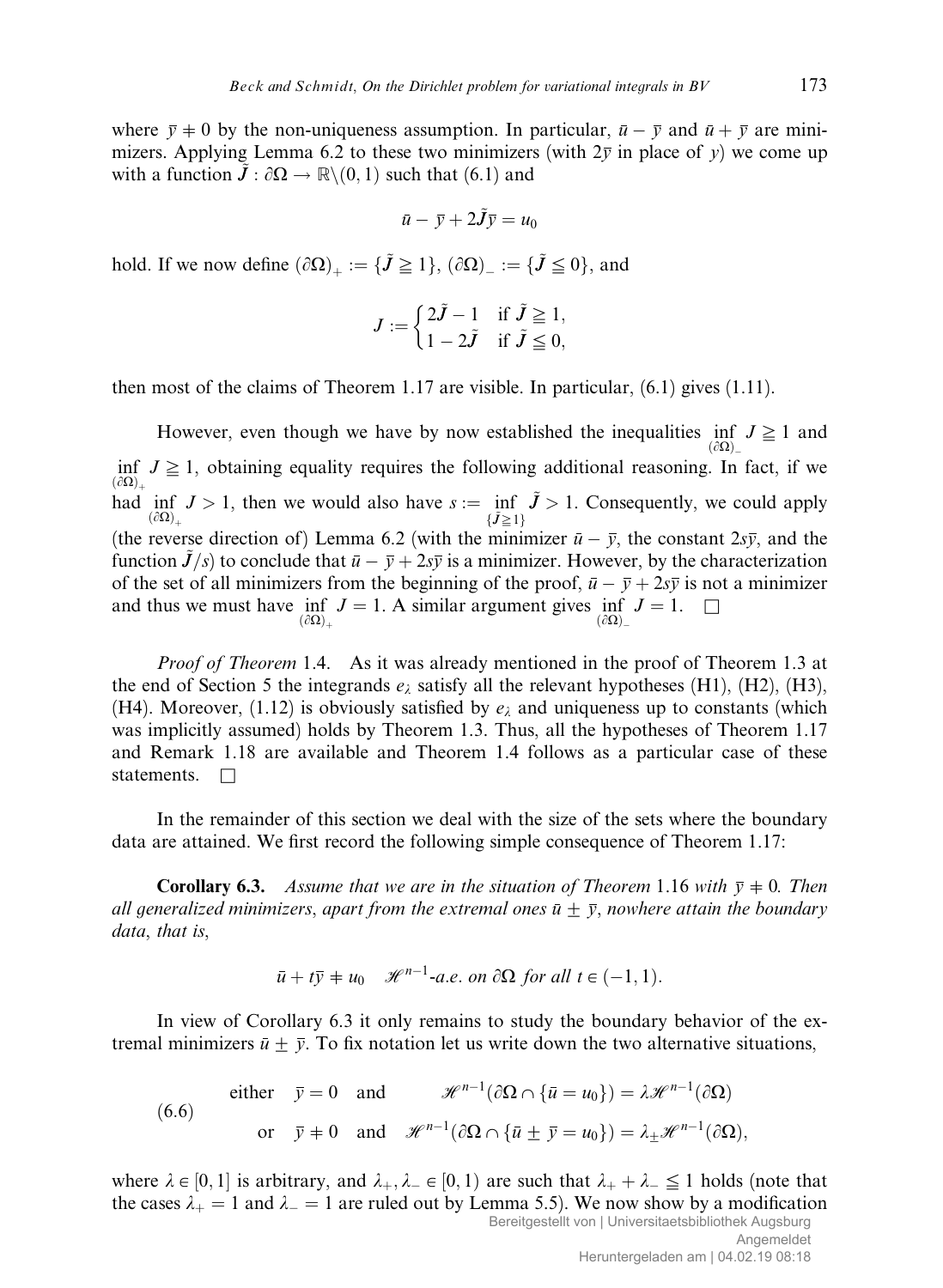where $\bar{y} \neq 0$ by the non-uniqueness assumption. In particular, $\bar{u} - \bar{y}$ and $\bar{u} + \bar{y}$ are minimizers. Applying Lemma 6.2 to these two minimizers (with $2\bar{y}$ in place of $y$) we come up with a function $\tilde{J} : \partial\Omega \to \mathbb{R}\setminus(0,1)$ such that (6.1) and

$$\bar{u} - \bar{y} + 2\tilde{J}\bar{y} = u_0$$

hold. If we now define $(\partial\Omega)_+ := \{\tilde{J} \geqq 1\}$, $(\partial\Omega)_- := \{\tilde{J} \leqq 0\}$, and

$$J := \begin{cases} 2\tilde{J} - 1 & \text{if } \tilde{J} \geqq 1, \\ 1 - 2\tilde{J} & \text{if } \tilde{J} \leqq 0, \end{cases}$$

then most of the claims of Theorem 1.17 are visible. In particular, (6.1) gives (1.11).

However, even though we have by now established the inequalities $\inf\limits_{(\partial\Omega)_-} J \geqq 1$ and $\inf\limits_{(\partial\Omega)_+} J \geqq 1$, obtaining equality requires the following additional reasoning. In fact, if we had $\inf\limits_{(\partial\Omega)_+} J > 1$, then we would also have $s := \inf\limits_{\{\tilde{J} \geqq 1\}} \tilde{J} > 1$. Consequently, we could apply (the reverse direction of) Lemma 6.2 (with the minimizer $\bar{u} - \bar{y}$, the constant $2s\bar{y}$, and the function $\tilde{J}/s$) to conclude that $\bar{u} - \bar{y} + 2s\bar{y}$ is a minimizer. However, by the characterization of the set of all minimizers from the beginning of the proof, $\bar{u} - \bar{y} + 2s\bar{y}$ is not a minimizer and thus we must have $\inf\limits_{(\partial\Omega)_+} J = 1$. A similar argument gives $\inf\limits_{(\partial\Omega)_-} J = 1$. $\square$

*Proof of Theorem* 1.4. As it was already mentioned in the proof of Theorem 1.3 at the end of Section 5 the integrands $e_\lambda$ satisfy all the relevant hypotheses (H1), (H2), (H3), (H4). Moreover, (1.12) is obviously satisfied by $e_\lambda$ and uniqueness up to constants (which was implicitly assumed) holds by Theorem 1.3. Thus, all the hypotheses of Theorem 1.17 and Remark 1.18 are available and Theorem 1.4 follows as a particular case of these statements. $\square$

In the remainder of this section we deal with the size of the sets where the boundary data are attained. We first record the following simple consequence of Theorem 1.17:

**Corollary 6.3.** *Assume that we are in the situation of Theorem* 1.16 *with* $\bar{y} \neq 0$. *Then all generalized minimizers, apart from the extremal ones* $\bar{u} \pm \bar{y}$, *nowhere attain the boundary data, that is,*

$$\bar{u} + t\bar{y} \neq u_0 \quad \mathscr{H}^{n-1}\text{-a.e. on } \partial\Omega \text{ for all } t \in (-1,1).$$

In view of Corollary 6.3 it only remains to study the boundary behavior of the extremal minimizers $\bar{u} \pm \bar{y}$. To fix notation let us write down the two alternative situations,

$$\begin{aligned} &\text{either} \quad \bar{y} = 0 \quad \text{and} \qquad \mathscr{H}^{n-1}(\partial\Omega \cap \{\bar{u} = u_0\}) = \lambda\mathscr{H}^{n-1}(\partial\Omega) \\ &\quad\;\;\text{or} \quad \bar{y} \neq 0 \quad \text{and} \quad \mathscr{H}^{n-1}(\partial\Omega \cap \{\bar{u} \pm \bar{y} = u_0\}) = \lambda_\pm\mathscr{H}^{n-1}(\partial\Omega), \end{aligned} \tag{6.6}$$

where $\lambda \in [0,1]$ is arbitrary, and $\lambda_+, \lambda_- \in [0,1)$ are such that $\lambda_+ + \lambda_- \leqq 1$ holds (note that the cases $\lambda_+ = 1$ and $\lambda_- = 1$ are ruled out by Lemma 5.5). We now show by a modification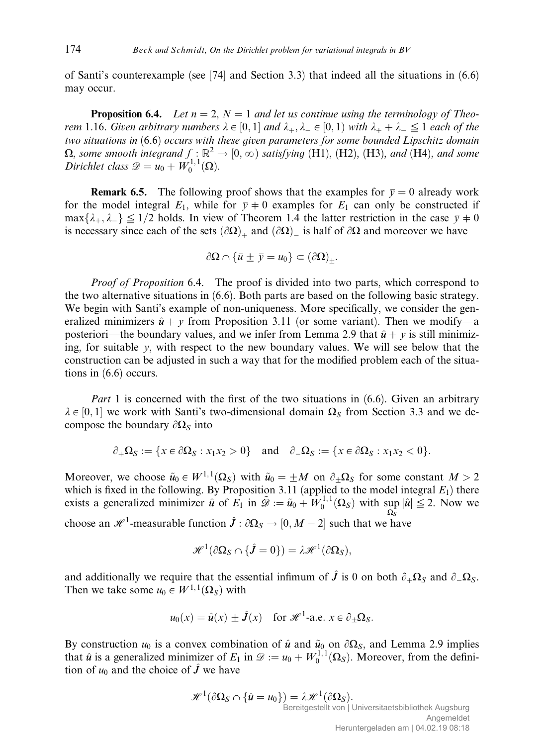of Santi's counterexample (see [74] and Section 3.3) that indeed all the situations in (6.6) may occur.

**Proposition 6.4.** *Let $n = 2$, $N = 1$ and let us continue using the terminology of Theorem* 1.16. *Given arbitrary numbers $\lambda \in [0, 1]$ and $\lambda_+, \lambda_- \in [0, 1)$ with $\lambda_+ + \lambda_- \leqq 1$ each of the two situations in* (6.6) *occurs with these given parameters for some bounded Lipschitz domain $\Omega$, some smooth integrand $f : \mathbb{R}^2 \to [0, \infty)$ satisfying* (H1), (H2), (H3), *and* (H4), *and some Dirichlet class $\mathscr{D} = u_0 + W_0^{1,1}(\Omega)$.*

**Remark 6.5.** The following proof shows that the examples for $\bar{y} = 0$ already work for the model integral $E_1$, while for $\bar{y} \neq 0$ examples for $E_1$ can only be constructed if $\max\{\lambda_+, \lambda_-\} \leqq 1/2$ holds. In view of Theorem 1.4 the latter restriction in the case $\bar{y} \neq 0$ is necessary since each of the sets $(\partial\Omega)_+$ and $(\partial\Omega)_-$ is half of $\partial\Omega$ and moreover we have

$$\partial\Omega \cap \{\bar{u} \pm \bar{y} = u_0\} \subset (\partial\Omega)_\pm.$$

*Proof of Proposition* 6.4. The proof is divided into two parts, which correspond to the two alternative situations in (6.6). Both parts are based on the following basic strategy. We begin with Santi's example of non-uniqueness. More specifically, we consider the generalized minimizers $\hat{u} + y$ from Proposition 3.11 (or some variant). Then we modify—a posteriori—the boundary values, and we infer from Lemma 2.9 that $\hat{u} + y$ is still minimizing, for suitable $y$, with respect to the new boundary values. We will see below that the construction can be adjusted in such a way that for the modified problem each of the situations in (6.6) occurs.

*Part* 1 is concerned with the first of the two situations in (6.6). Given an arbitrary $\lambda \in [0, 1]$ we work with Santi's two-dimensional domain $\Omega_S$ from Section 3.3 and we decompose the boundary $\partial\Omega_S$ into

$$\partial_+\Omega_S := \{x \in \partial\Omega_S : x_1 x_2 > 0\} \quad \text{and} \quad \partial_-\Omega_S := \{x \in \partial\Omega_S : x_1 x_2 < 0\}.$$

Moreover, we choose $\tilde{u}_0 \in W^{1,1}(\Omega_S)$ with $\tilde{u}_0 = \pm M$ on $\partial_\pm\Omega_S$ for some constant $M > 2$ which is fixed in the following. By Proposition 3.11 (applied to the model integral $E_1$) there exists a generalized minimizer $\hat{u}$ of $E_1$ in $\tilde{\mathscr{D}} := \tilde{u}_0 + W_0^{1,1}(\Omega_S)$ with $\sup\limits_{\Omega_S} |\hat{u}| \leqq 2$. Now we choose an $\mathscr{H}^1$-measurable function $\hat{J} : \partial\Omega_S \to [0, M - 2]$ such that we have

$$\mathscr{H}^1(\partial\Omega_S \cap \{\hat{J} = 0\}) = \lambda \mathscr{H}^1(\partial\Omega_S),$$

and additionally we require that the essential infimum of $\hat{J}$ is 0 on both $\partial_+\Omega_S$ and $\partial_-\Omega_S$. Then we take some $u_0 \in W^{1,1}(\Omega_S)$ with

$$u_0(x) = \hat{u}(x) \pm \hat{J}(x) \quad \text{for } \mathscr{H}^1\text{-a.e. } x \in \partial_\pm\Omega_S.$$

By construction $u_0$ is a convex combination of $\hat{u}$ and $\tilde{u}_0$ on $\partial\Omega_S$, and Lemma 2.9 implies that $\hat{u}$ is a generalized minimizer of $E_1$ in $\mathscr{D} := u_0 + W_0^{1,1}(\Omega_S)$. Moreover, from the definition of $u_0$ and the choice of $\hat{J}$ we have

$$\mathscr{H}^1(\partial\Omega_S \cap \{\hat{u} = u_0\}) = \lambda \mathscr{H}^1(\partial\Omega_S).$$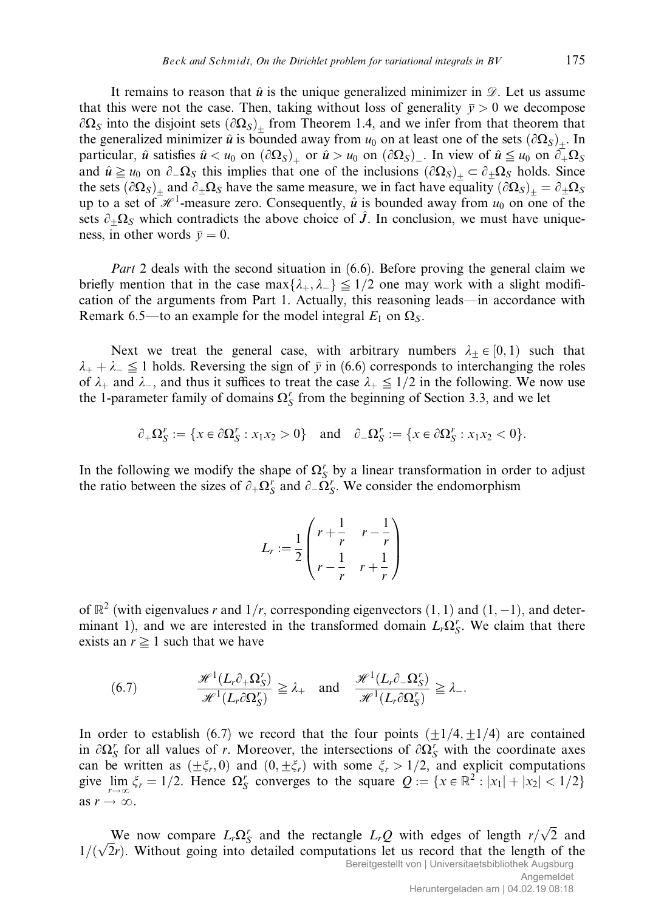It remains to reason that $\hat{u}$ is the unique generalized minimizer in $\mathscr{D}$. Let us assume that this were not the case. Then, taking without loss of generality $\bar{y} > 0$ we decompose $\partial\Omega_S$ into the disjoint sets $(\partial\Omega_S)_\pm$ from Theorem 1.4, and we infer from that theorem that the generalized minimizer $\hat{u}$ is bounded away from $u_0$ on at least one of the sets $(\partial\Omega_S)_\pm$. In particular, $\hat{u}$ satisfies $\hat{u} < u_0$ on $(\partial\Omega_S)_+$ or $\hat{u} > u_0$ on $(\partial\Omega_S)_-$. In view of $\hat{u} \leqq u_0$ on $\partial_+\Omega_S$ and $\hat{u} \geqq u_0$ on $\partial_-\Omega_S$ this implies that one of the inclusions $(\partial\Omega_S)_\pm \subset \partial_\pm\Omega_S$ holds. Since the sets $(\partial\Omega_S)_\pm$ and $\partial_\pm\Omega_S$ have the same measure, we in fact have equality $(\partial\Omega_S)_\pm = \partial_\pm\Omega_S$ up to a set of $\mathscr{H}^1$-measure zero. Consequently, $\hat{u}$ is bounded away from $u_0$ on one of the sets $\partial_\pm\Omega_S$ which contradicts the above choice of $\hat{J}$. In conclusion, we must have uniqueness, in other words $\bar{y} = 0$.

*Part* 2 deals with the second situation in (6.6). Before proving the general claim we briefly mention that in the case $\max\{\lambda_+, \lambda_-\} \leqq 1/2$ one may work with a slight modification of the arguments from Part 1. Actually, this reasoning leads—in accordance with Remark 6.5—to an example for the model integral $E_1$ on $\Omega_S$.

Next we treat the general case, with arbitrary numbers $\lambda_\pm \in [0, 1)$ such that $\lambda_+ + \lambda_- \leqq 1$ holds. Reversing the sign of $\bar{y}$ in (6.6) corresponds to interchanging the roles of $\lambda_+$ and $\lambda_-$, and thus it suffices to treat the case $\lambda_+ \leqq 1/2$ in the following. We now use the 1-parameter family of domains $\Omega_S^r$ from the beginning of Section 3.3, and we let

$$\partial_+\Omega_S^r := \{x \in \partial\Omega_S^r : x_1x_2 > 0\} \quad \text{and} \quad \partial_-\Omega_S^r := \{x \in \partial\Omega_S^r : x_1x_2 < 0\}.$$

In the following we modify the shape of $\Omega_S^r$ by a linear transformation in order to adjust the ratio between the sizes of $\partial_+\Omega_S^r$ and $\partial_-\Omega_S^r$. We consider the endomorphism

$$L_r := \frac{1}{2}\begin{pmatrix} r + \dfrac{1}{r} & r - \dfrac{1}{r} \\[2mm] r - \dfrac{1}{r} & r + \dfrac{1}{r} \end{pmatrix}$$

of $\mathbb{R}^2$ (with eigenvalues $r$ and $1/r$, corresponding eigenvectors $(1, 1)$ and $(1, -1)$, and determinant 1), and we are interested in the transformed domain $L_r\Omega_S^r$. We claim that there exists an $r \geqq 1$ such that we have

$$\frac{\mathscr{H}^1(L_r\partial_+\Omega_S^r)}{\mathscr{H}^1(L_r\partial\Omega_S^r)} \geqq \lambda_+ \quad \text{and} \quad \frac{\mathscr{H}^1(L_r\partial_-\Omega_S^r)}{\mathscr{H}^1(L_r\partial\Omega_S^r)} \geqq \lambda_-. \tag{6.7}$$

In order to establish (6.7) we record that the four points $(\pm 1/4, \pm 1/4)$ are contained in $\partial\Omega_S^r$ for all values of $r$. Moreover, the intersections of $\partial\Omega_S^r$ with the coordinate axes can be written as $(\pm\xi_r, 0)$ and $(0, \pm\xi_r)$ with some $\xi_r > 1/2$, and explicit computations give $\lim\limits_{r\to\infty} \xi_r = 1/2$. Hence $\Omega_S^r$ converges to the square $Q := \{x \in \mathbb{R}^2 : |x_1| + |x_2| < 1/2\}$ as $r \to \infty$.

We now compare $L_r\Omega_S^r$ and the rectangle $L_rQ$ with edges of length $r/\sqrt{2}$ and $1/(\sqrt{2}r)$. Without going into detailed computations let us record that the length of the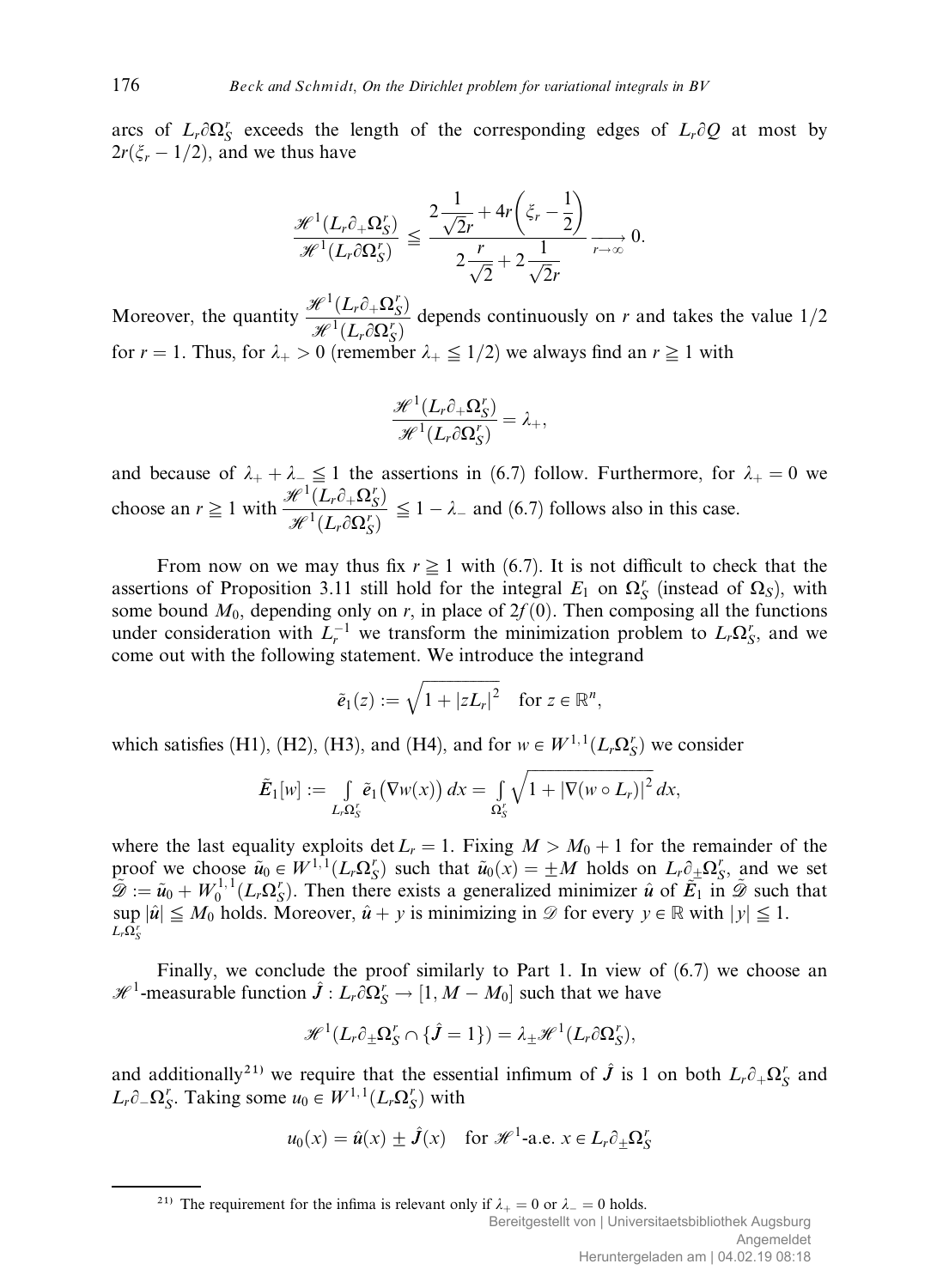arcs of $L_r\partial\Omega_S^r$ exceeds the length of the corresponding edges of $L_r\partial Q$ at most by $2r(\xi_r - 1/2)$, and we thus have

$$\frac{\mathscr{H}^1(L_r\partial_+\Omega_S^r)}{\mathscr{H}^1(L_r\partial\Omega_S^r)} \leqq \frac{2\frac{1}{\sqrt{2}r} + 4r\left(\xi_r - \frac{1}{2}\right)}{2\frac{r}{\sqrt{2}} + 2\frac{1}{\sqrt{2}r}} \xrightarrow[r\to\infty]{} 0.$$

Moreover, the quantity $\dfrac{\mathscr{H}^1(L_r\partial_+\Omega_S^r)}{\mathscr{H}^1(L_r\partial\Omega_S^r)}$ depends continuously on $r$ and takes the value $1/2$ for $r = 1$. Thus, for $\lambda_+ > 0$ (remember $\lambda_+ \leqq 1/2$) we always find an $r \geqq 1$ with

$$\frac{\mathscr{H}^1(L_r\partial_+\Omega_S^r)}{\mathscr{H}^1(L_r\partial\Omega_S^r)} = \lambda_+,$$

and because of $\lambda_+ + \lambda_- \leqq 1$ the assertions in (6.7) follow. Furthermore, for $\lambda_+ = 0$ we choose an $r \geqq 1$ with $\dfrac{\mathscr{H}^1(L_r\partial_+\Omega_S^r)}{\mathscr{H}^1(L_r\partial\Omega_S^r)} \leqq 1 - \lambda_-$ and (6.7) follows also in this case.

From now on we may thus fix $r \geqq 1$ with (6.7). It is not difficult to check that the assertions of Proposition 3.11 still hold for the integral $E_1$ on $\Omega_S^r$ (instead of $\Omega_S$), with some bound $M_0$, depending only on $r$, in place of $2f(0)$. Then composing all the functions under consideration with $L_r^{-1}$ we transform the minimization problem to $L_r\Omega_S^r$, and we come out with the following statement. We introduce the integrand

$$\tilde{e}_1(z) := \sqrt{1 + |zL_r|^2} \quad \text{for } z \in \mathbb{R}^n,$$

which satisfies (H1), (H2), (H3), and (H4), and for $w \in W^{1,1}(L_r\Omega_S^r)$ we consider

$$\tilde{E}_1[w] := \int_{L_r\Omega_S^r} \tilde{e}_1(\nabla w(x))\,dx = \int_{\Omega_S^r} \sqrt{1 + |\nabla(w \circ L_r)|^2}\,dx,$$

where the last equality exploits $\det L_r = 1$. Fixing $M > M_0 + 1$ for the remainder of the proof we choose $\tilde{u}_0 \in W^{1,1}(L_r\Omega_S^r)$ such that $\tilde{u}_0(x) = \pm M$ holds on $L_r\partial_\pm\Omega_S^r$, and we set $\tilde{\mathscr{D}} := \tilde{u}_0 + W_0^{1,1}(L_r\Omega_S^r)$. Then there exists a generalized minimizer $\hat{u}$ of $\tilde{E}_1$ in $\tilde{\mathscr{D}}$ such that $\sup_{L_r\Omega_S^r} |\hat{u}| \leqq M_0$ holds. Moreover, $\hat{u} + y$ is minimizing in $\mathscr{D}$ for every $y \in \mathbb{R}$ with $|y| \leqq 1$.

Finally, we conclude the proof similarly to Part 1. In view of (6.7) we choose an $\mathscr{H}^1$-measurable function $\hat{J} : L_r\partial\Omega_S^r \to [1, M - M_0]$ such that we have

$$\mathscr{H}^1(L_r\partial_\pm\Omega_S^r \cap \{\hat{J} = 1\}) = \lambda_\pm \mathscr{H}^1(L_r\partial\Omega_S^r),$$

and additionally[21] we require that the essential infimum of $\hat{J}$ is 1 on both $L_r\partial_+\Omega_S^r$ and $L_r\partial_-\Omega_S^r$. Taking some $u_0 \in W^{1,1}(L_r\Omega_S^r)$ with

$$u_0(x) = \hat{u}(x) \pm \hat{J}(x) \quad \text{for } \mathscr{H}^1\text{-a.e. } x \in L_r\partial_\pm\Omega_S^r$$

[21] The requirement for the infima is relevant only if $\lambda_+ = 0$ or $\lambda_- = 0$ holds.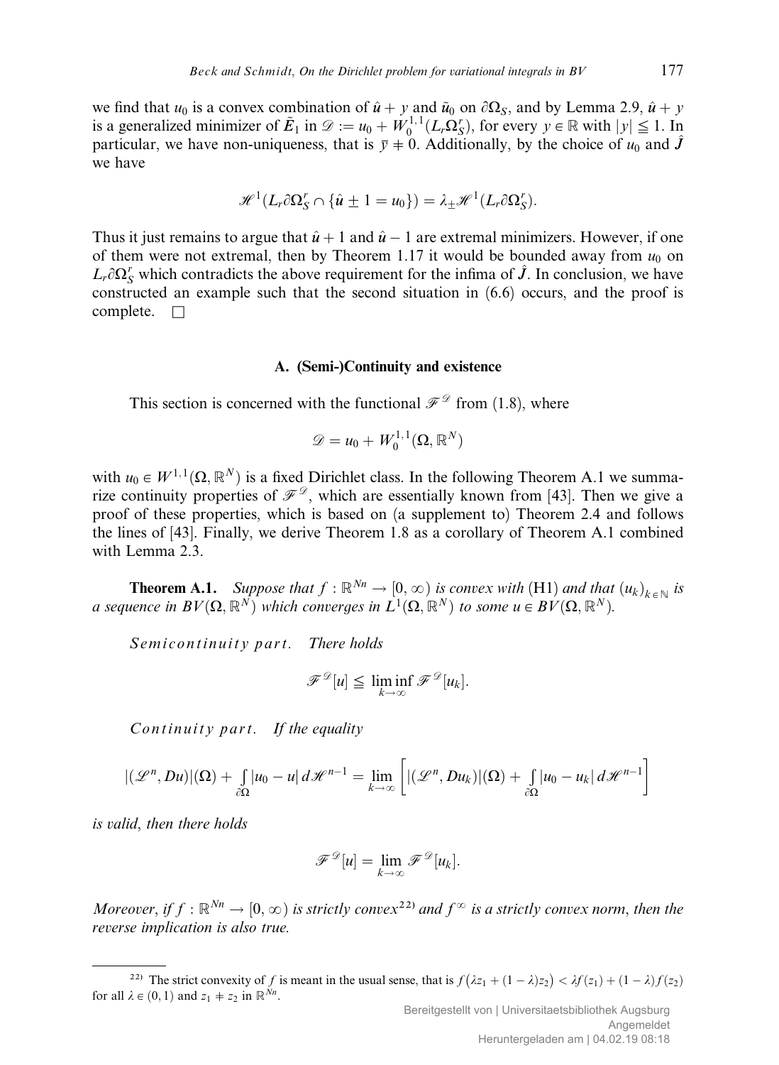we find that $u_0$ is a convex combination of $\hat{u} + y$ and $\tilde{u}_0$ on $\partial\Omega_S$, and by Lemma 2.9, $\hat{u} + y$ is a generalized minimizer of $\tilde{E}_1$ in $\mathscr{D} := u_0 + W_0^{1,1}(L_r\Omega_S^r)$, for every $y \in \mathbb{R}$ with $|y| \leqq 1$. In particular, we have non-uniqueness, that is $\bar{y} \neq 0$. Additionally, by the choice of $u_0$ and $\hat{J}$ we have

$$\mathscr{H}^1(L_r\partial\Omega_S^r \cap \{\hat{u} \pm 1 = u_0\}) = \lambda_\pm \mathscr{H}^1(L_r\partial\Omega_S^r).$$

Thus it just remains to argue that $\hat{u} + 1$ and $\hat{u} - 1$ are extremal minimizers. However, if one of them were not extremal, then by Theorem 1.17 it would be bounded away from $u_0$ on $L_r\partial\Omega_S^r$ which contradicts the above requirement for the infima of $\hat{J}$. In conclusion, we have constructed an example such that the second situation in (6.6) occurs, and the proof is complete. $\square$

## A. (Semi-)Continuity and existence

This section is concerned with the functional $\mathscr{F}^{\mathscr{D}}$ from (1.8), where

$$\mathscr{D} = u_0 + W_0^{1,1}(\Omega, \mathbb{R}^N)$$

with $u_0 \in W^{1,1}(\Omega, \mathbb{R}^N)$ is a fixed Dirichlet class. In the following Theorem A.1 we summarize continuity properties of $\mathscr{F}^{\mathscr{D}}$, which are essentially known from [43]. Then we give a proof of these properties, which is based on (a supplement to) Theorem 2.4 and follows the lines of [43]. Finally, we derive Theorem 1.8 as a corollary of Theorem A.1 combined with Lemma 2.3.

**Theorem A.1.** *Suppose that $f : \mathbb{R}^{Nn} \to [0, \infty)$ is convex with* (H1) *and that $(u_k)_{k \in \mathbb{N}}$ is a sequence in $BV(\Omega, \mathbb{R}^N)$ which converges in $L^1(\Omega, \mathbb{R}^N)$ to some $u \in BV(\Omega, \mathbb{R}^N)$.*

*Semicontinuity part. There holds*

$$\mathscr{F}^{\mathscr{D}}[u] \leqq \liminf_{k \to \infty} \mathscr{F}^{\mathscr{D}}[u_k].$$

*Continuity part. If the equality*

$$|(\mathscr{L}^n, Du)|(\Omega) + \int_{\partial\Omega} |u_0 - u| \, d\mathscr{H}^{n-1} = \lim_{k \to \infty} \left[ |(\mathscr{L}^n, Du_k)|(\Omega) + \int_{\partial\Omega} |u_0 - u_k| \, d\mathscr{H}^{n-1} \right]$$

*is valid, then there holds*

$$\mathscr{F}^{\mathscr{D}}[u] = \lim_{k \to \infty} \mathscr{F}^{\mathscr{D}}[u_k].$$

*Moreover, if $f : \mathbb{R}^{Nn} \to [0, \infty)$ is strictly convex*[22] *and $f^\infty$ is a strictly convex norm, then the reverse implication is also true.*

---

[22] The strict convexity of $f$ is meant in the usual sense, that is $f(\lambda z_1 + (1 - \lambda) z_2) < \lambda f(z_1) + (1 - \lambda) f(z_2)$ for all $\lambda \in (0, 1)$ and $z_1 \neq z_2$ in $\mathbb{R}^{Nn}$.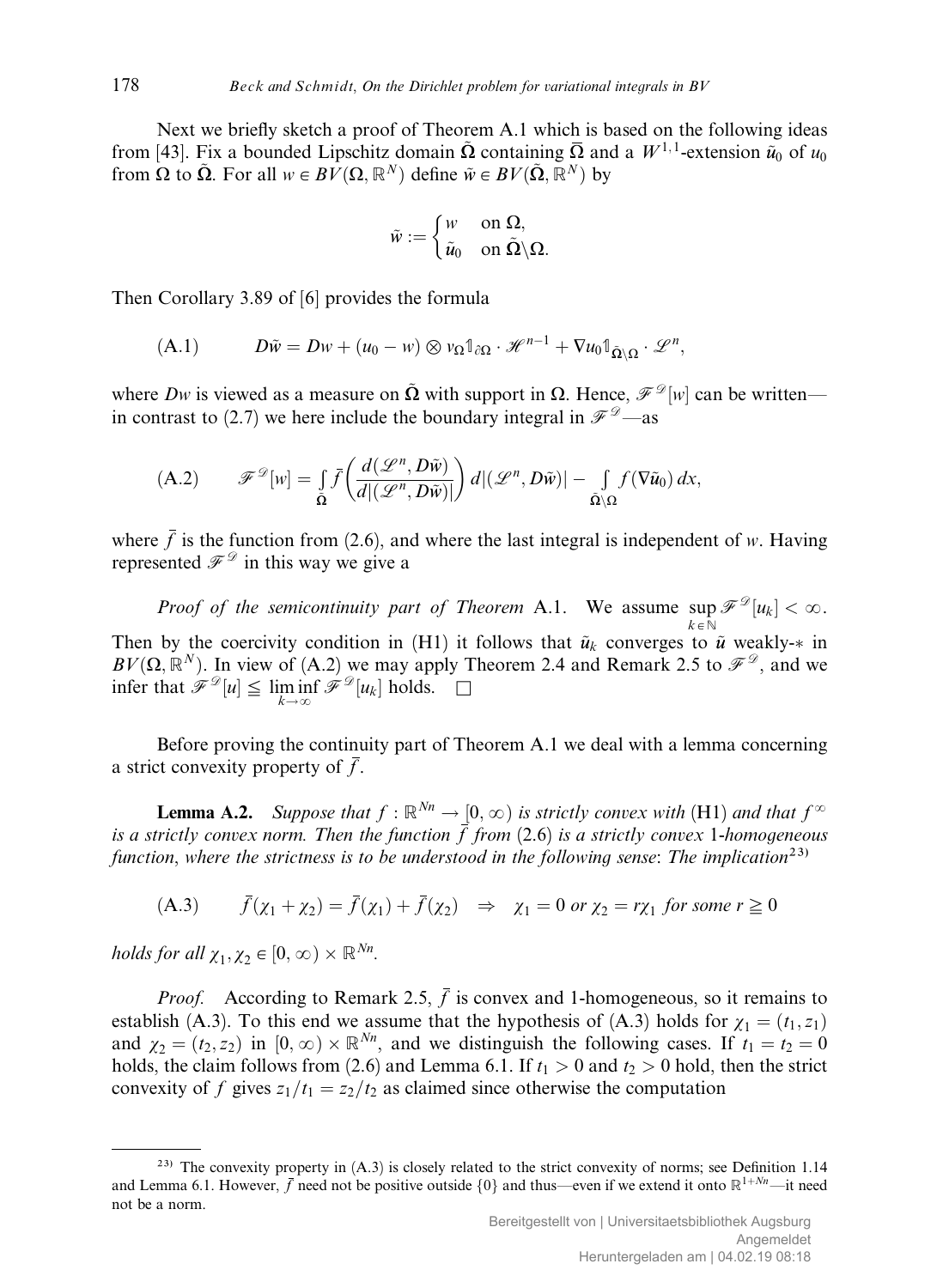Next we briefly sketch a proof of Theorem A.1 which is based on the following ideas from [43]. Fix a bounded Lipschitz domain $\tilde{\Omega}$ containing $\overline{\Omega}$ and a $W^{1,1}$-extension $\tilde{u}_0$ of $u_0$ from $\Omega$ to $\tilde{\Omega}$. For all $w \in BV(\Omega, \mathbb{R}^N)$ define $\tilde{w} \in BV(\tilde{\Omega}, \mathbb{R}^N)$ by

$$\tilde{w} := \begin{cases} w & \text{on } \Omega, \\ \tilde{u}_0 & \text{on } \tilde{\Omega} \setminus \Omega. \end{cases}$$

Then Corollary 3.89 of [6] provides the formula

$$D\tilde{w} = Dw + (u_0 - w) \otimes \nu_\Omega \mathbb{1}_{\partial\Omega} \cdot \mathscr{H}^{n-1} + \nabla u_0 \mathbb{1}_{\tilde{\Omega}\setminus\Omega} \cdot \mathscr{L}^n, \tag{A.1}$$

where $Dw$ is viewed as a measure on $\tilde{\Omega}$ with support in $\Omega$. Hence, $\mathscr{F}^{\mathscr{D}}[w]$ can be written—in contrast to (2.7) we here include the boundary integral in $\mathscr{F}^{\mathscr{D}}$—as

$$\mathscr{F}^{\mathscr{D}}[w] = \int_{\tilde{\Omega}} \bar{f}\left(\frac{d(\mathscr{L}^n, D\tilde{w})}{d|(\mathscr{L}^n, D\tilde{w})|}\right) d|(\mathscr{L}^n, D\tilde{w})| - \int_{\tilde{\Omega}\setminus\Omega} f(\nabla \tilde{u}_0)\, dx, \tag{A.2}$$

where $\bar{f}$ is the function from (2.6), and where the last integral is independent of $w$. Having represented $\mathscr{F}^{\mathscr{D}}$ in this way we give a

*Proof of the semicontinuity part of Theorem* A.1. We assume $\sup_{k\in\mathbb{N}} \mathscr{F}^{\mathscr{D}}[u_k] < \infty$. Then by the coercivity condition in (H1) it follows that $\tilde{u}_k$ converges to $\tilde{u}$ weakly-$*$ in $BV(\Omega, \mathbb{R}^N)$. In view of (A.2) we may apply Theorem 2.4 and Remark 2.5 to $\mathscr{F}^{\mathscr{D}}$, and we infer that $\mathscr{F}^{\mathscr{D}}[u] \leqq \liminf_{k\to\infty} \mathscr{F}^{\mathscr{D}}[u_k]$ holds. $\square$

Before proving the continuity part of Theorem A.1 we deal with a lemma concerning a strict convexity property of $\bar{f}$.

**Lemma A.2.** *Suppose that $f : \mathbb{R}^{Nn} \to [0, \infty)$ is strictly convex with* (H1) *and that $f^\infty$ is a strictly convex norm. Then the function $\bar{f}$ from* (2.6) *is a strictly convex* 1*-homogeneous function, where the strictness is to be understood in the following sense: The implication*[23]

$$\bar{f}(\chi_1 + \chi_2) = \bar{f}(\chi_1) + \bar{f}(\chi_2) \quad \Rightarrow \quad \chi_1 = 0 \text{ or } \chi_2 = r\chi_1 \text{ for some } r \geqq 0 \tag{A.3}$$

*holds for all $\chi_1, \chi_2 \in [0, \infty) \times \mathbb{R}^{Nn}$.*

*Proof.* According to Remark 2.5, $\bar{f}$ is convex and 1-homogeneous, so it remains to establish (A.3). To this end we assume that the hypothesis of (A.3) holds for $\chi_1 = (t_1, z_1)$ and $\chi_2 = (t_2, z_2)$ in $[0, \infty) \times \mathbb{R}^{Nn}$, and we distinguish the following cases. If $t_1 = t_2 = 0$ holds, the claim follows from (2.6) and Lemma 6.1. If $t_1 > 0$ and $t_2 > 0$ hold, then the strict convexity of $f$ gives $z_1/t_1 = z_2/t_2$ as claimed since otherwise the computation

---

[23] The convexity property in (A.3) is closely related to the strict convexity of norms; see Definition 1.14 and Lemma 6.1. However, $\bar{f}$ need not be positive outside $\{0\}$ and thus—even if we extend it onto $\mathbb{R}^{1+Nn}$—it need not be a norm.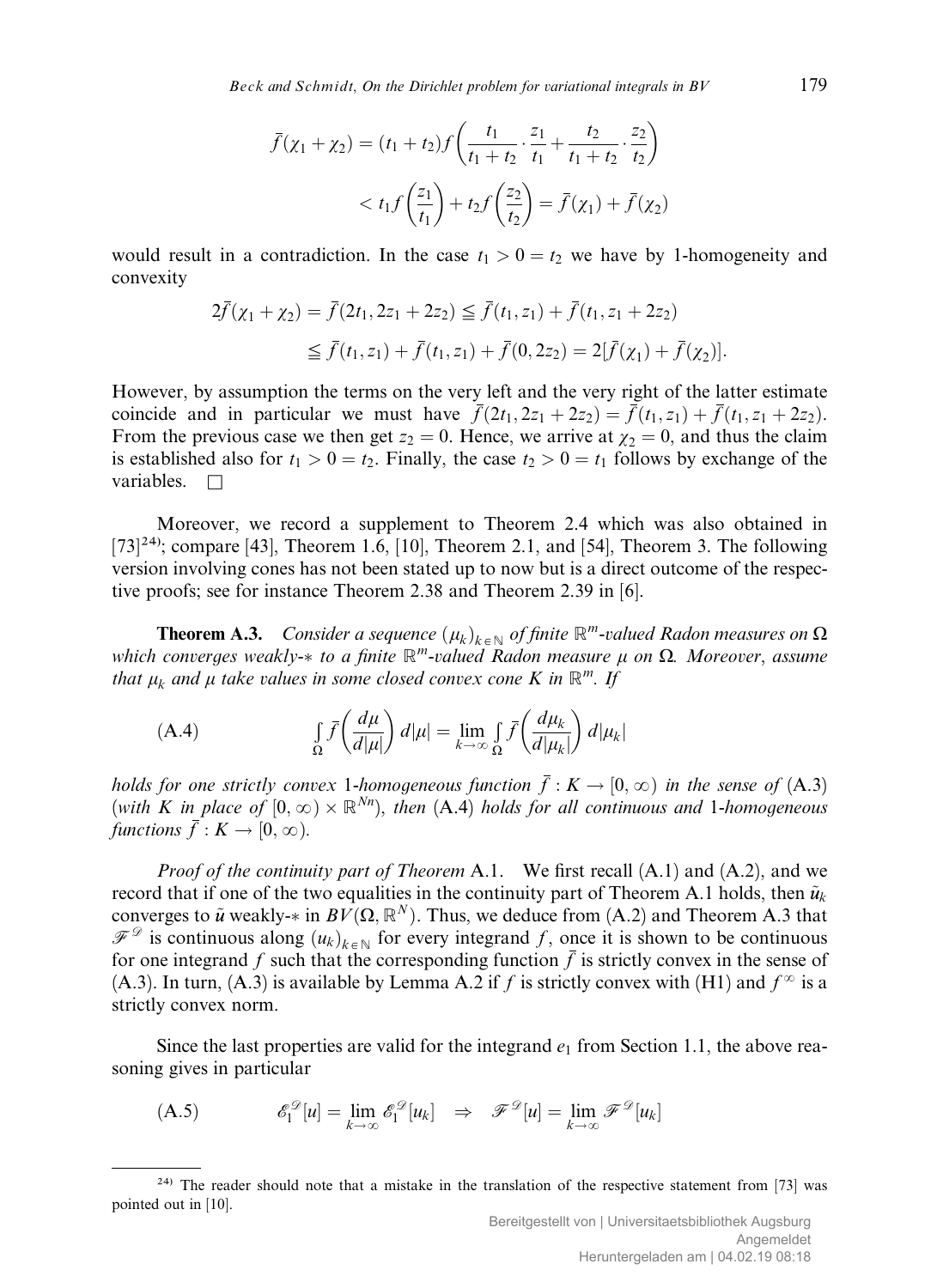$$\bar{f}(\chi_1 + \chi_2) = (t_1 + t_2) f\left(\frac{t_1}{t_1 + t_2} \cdot \frac{z_1}{t_1} + \frac{t_2}{t_1 + t_2} \cdot \frac{z_2}{t_2}\right)$$

$$< t_1 f\left(\frac{z_1}{t_1}\right) + t_2 f\left(\frac{z_2}{t_2}\right) = \bar{f}(\chi_1) + \bar{f}(\chi_2)$$

would result in a contradiction. In the case $t_1 > 0 = t_2$ we have by 1-homogeneity and convexity

$$2\bar{f}(\chi_1 + \chi_2) = \bar{f}(2t_1, 2z_1 + 2z_2) \leqq \bar{f}(t_1, z_1) + \bar{f}(t_1, z_1 + 2z_2)$$

$$\leqq \bar{f}(t_1, z_1) + \bar{f}(t_1, z_1) + \bar{f}(0, 2z_2) = 2[\bar{f}(\chi_1) + \bar{f}(\chi_2)].$$

However, by assumption the terms on the very left and the very right of the latter estimate coincide and in particular we must have $\bar{f}(2t_1, 2z_1 + 2z_2) = \bar{f}(t_1, z_1) + \bar{f}(t_1, z_1 + 2z_2)$. From the previous case we then get $z_2 = 0$. Hence, we arrive at $\chi_2 = 0$, and thus the claim is established also for $t_1 > 0 = t_2$. Finally, the case $t_2 > 0 = t_1$ follows by exchange of the variables. $\square$

Moreover, we record a supplement to Theorem 2.4 which was also obtained in [73][24]; compare [43], Theorem 1.6, [10], Theorem 2.1, and [54], Theorem 3. The following version involving cones has not been stated up to now but is a direct outcome of the respective proofs; see for instance Theorem 2.38 and Theorem 2.39 in [6].

**Theorem A.3.** *Consider a sequence $(\mu_k)_{k \in \mathbb{N}}$ of finite $\mathbb{R}^m$-valued Radon measures on $\Omega$ which converges weakly-$*$ to a finite $\mathbb{R}^m$-valued Radon measure $\mu$ on $\Omega$. Moreover, assume that $\mu_k$ and $\mu$ take values in some closed convex cone $K$ in $\mathbb{R}^m$. If*

$$\text{(A.4)} \qquad \int_\Omega \bar{f}\left(\frac{d\mu}{d|\mu|}\right) d|\mu| = \lim_{k \to \infty} \int_\Omega \bar{f}\left(\frac{d\mu_k}{d|\mu_k|}\right) d|\mu_k|$$

*holds for one strictly convex 1-homogeneous function $\bar{f} : K \to [0, \infty)$ in the sense of (A.3) (with $K$ in place of $[0, \infty) \times \mathbb{R}^{Nn}$), then (A.4) holds for all continuous and 1-homogeneous functions $\bar{f} : K \to [0, \infty)$.*

*Proof of the continuity part of Theorem* A.1. We first recall (A.1) and (A.2), and we record that if one of the two equalities in the continuity part of Theorem A.1 holds, then $\tilde{u}_k$ converges to $\tilde{u}$ weakly-$*$ in $BV(\Omega, \mathbb{R}^N)$. Thus, we deduce from (A.2) and Theorem A.3 that $\mathscr{F}^{\mathscr{D}}$ is continuous along $(u_k)_{k \in \mathbb{N}}$ for every integrand $f$, once it is shown to be continuous for one integrand $f$ such that the corresponding function $\bar{f}$ is strictly convex in the sense of (A.3). In turn, (A.3) is available by Lemma A.2 if $f$ is strictly convex with (H1) and $f^\infty$ is a strictly convex norm.

Since the last properties are valid for the integrand $e_1$ from Section 1.1, the above reasoning gives in particular

$$\text{(A.5)} \qquad \mathscr{E}_1^{\mathscr{D}}[u] = \lim_{k \to \infty} \mathscr{E}_1^{\mathscr{D}}[u_k] \quad \Rightarrow \quad \mathscr{F}^{\mathscr{D}}[u] = \lim_{k \to \infty} \mathscr{F}^{\mathscr{D}}[u_k]$$

---

[24] The reader should note that a mistake in the translation of the respective statement from [73] was pointed out in [10].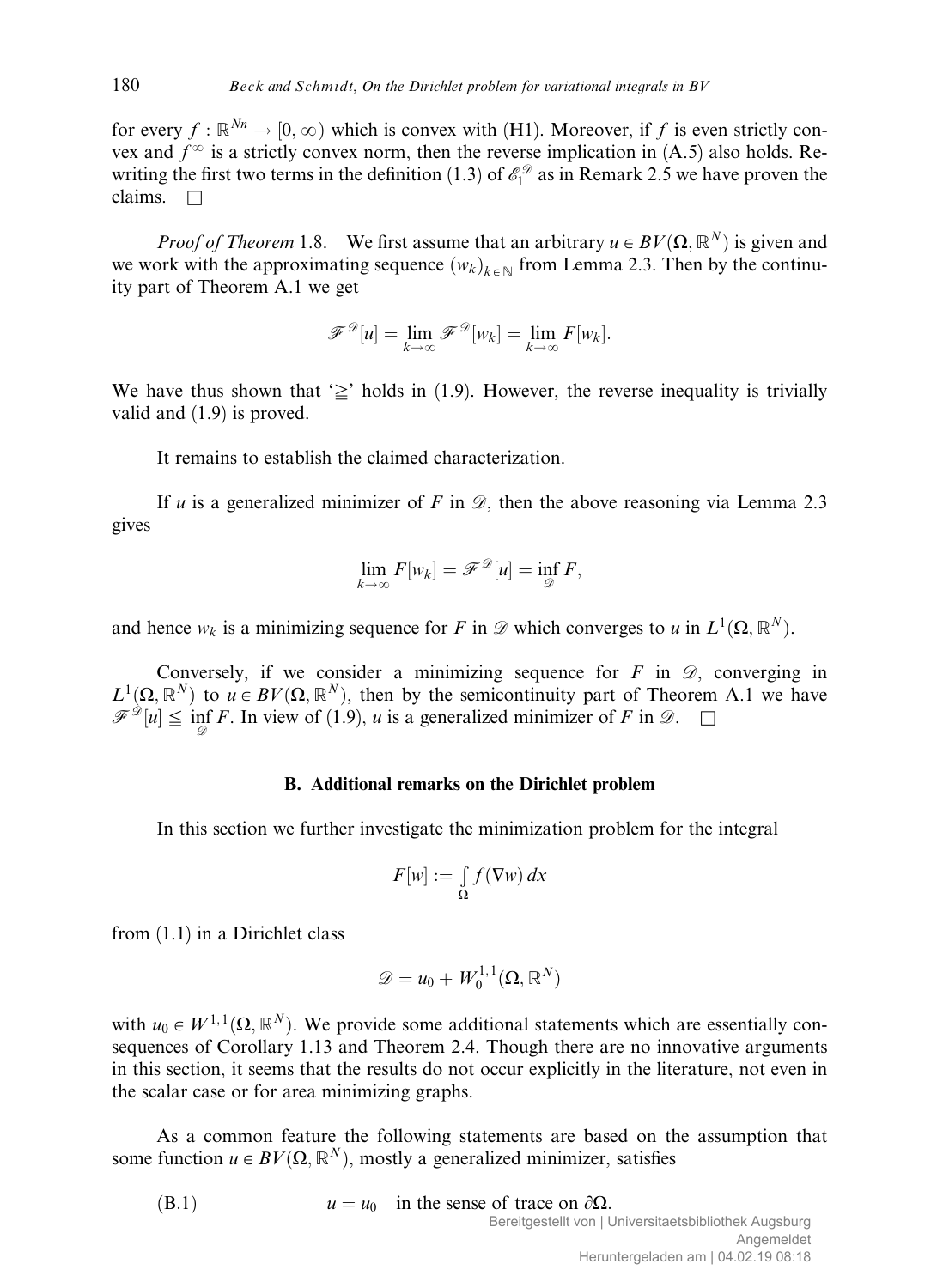for every $f : \mathbb{R}^{Nn} \to [0, \infty)$ which is convex with (H1). Moreover, if $f$ is even strictly convex and $f^\infty$ is a strictly convex norm, then the reverse implication in (A.5) also holds. Rewriting the first two terms in the definition (1.3) of $\mathscr{E}_1^{\mathscr{D}}$ as in Remark 2.5 we have proven the claims. $\square$

*Proof of Theorem* 1.8. We first assume that an arbitrary $u \in BV(\Omega, \mathbb{R}^N)$ is given and we work with the approximating sequence $(w_k)_{k\in\mathbb{N}}$ from Lemma 2.3. Then by the continuity part of Theorem A.1 we get

$$\mathscr{F}^{\mathscr{D}}[u] = \lim_{k\to\infty} \mathscr{F}^{\mathscr{D}}[w_k] = \lim_{k\to\infty} F[w_k].$$

We have thus shown that '$\geqq$' holds in (1.9). However, the reverse inequality is trivially valid and (1.9) is proved.

It remains to establish the claimed characterization.

If $u$ is a generalized minimizer of $F$ in $\mathscr{D}$, then the above reasoning via Lemma 2.3 gives

$$\lim_{k\to\infty} F[w_k] = \mathscr{F}^{\mathscr{D}}[u] = \inf_{\mathscr{D}} F,$$

and hence $w_k$ is a minimizing sequence for $F$ in $\mathscr{D}$ which converges to $u$ in $L^1(\Omega, \mathbb{R}^N)$.

Conversely, if we consider a minimizing sequence for $F$ in $\mathscr{D}$, converging in $L^1(\Omega, \mathbb{R}^N)$ to $u \in BV(\Omega, \mathbb{R}^N)$, then by the semicontinuity part of Theorem A.1 we have $\mathscr{F}^{\mathscr{D}}[u] \leqq \inf_{\mathscr{D}} F$. In view of (1.9), $u$ is a generalized minimizer of $F$ in $\mathscr{D}$. $\square$

## B. Additional remarks on the Dirichlet problem

In this section we further investigate the minimization problem for the integral

$$F[w] := \int_\Omega f(\nabla w)\, dx$$

from (1.1) in a Dirichlet class

$$\mathscr{D} = u_0 + W_0^{1,1}(\Omega, \mathbb{R}^N)$$

with $u_0 \in W^{1,1}(\Omega, \mathbb{R}^N)$. We provide some additional statements which are essentially consequences of Corollary 1.13 and Theorem 2.4. Though there are no innovative arguments in this section, it seems that the results do not occur explicitly in the literature, not even in the scalar case or for area minimizing graphs.

As a common feature the following statements are based on the assumption that some function $u \in BV(\Omega, \mathbb{R}^N)$, mostly a generalized minimizer, satisfies

(B.1) $$u = u_0 \quad \text{in the sense of trace on } \partial\Omega.$$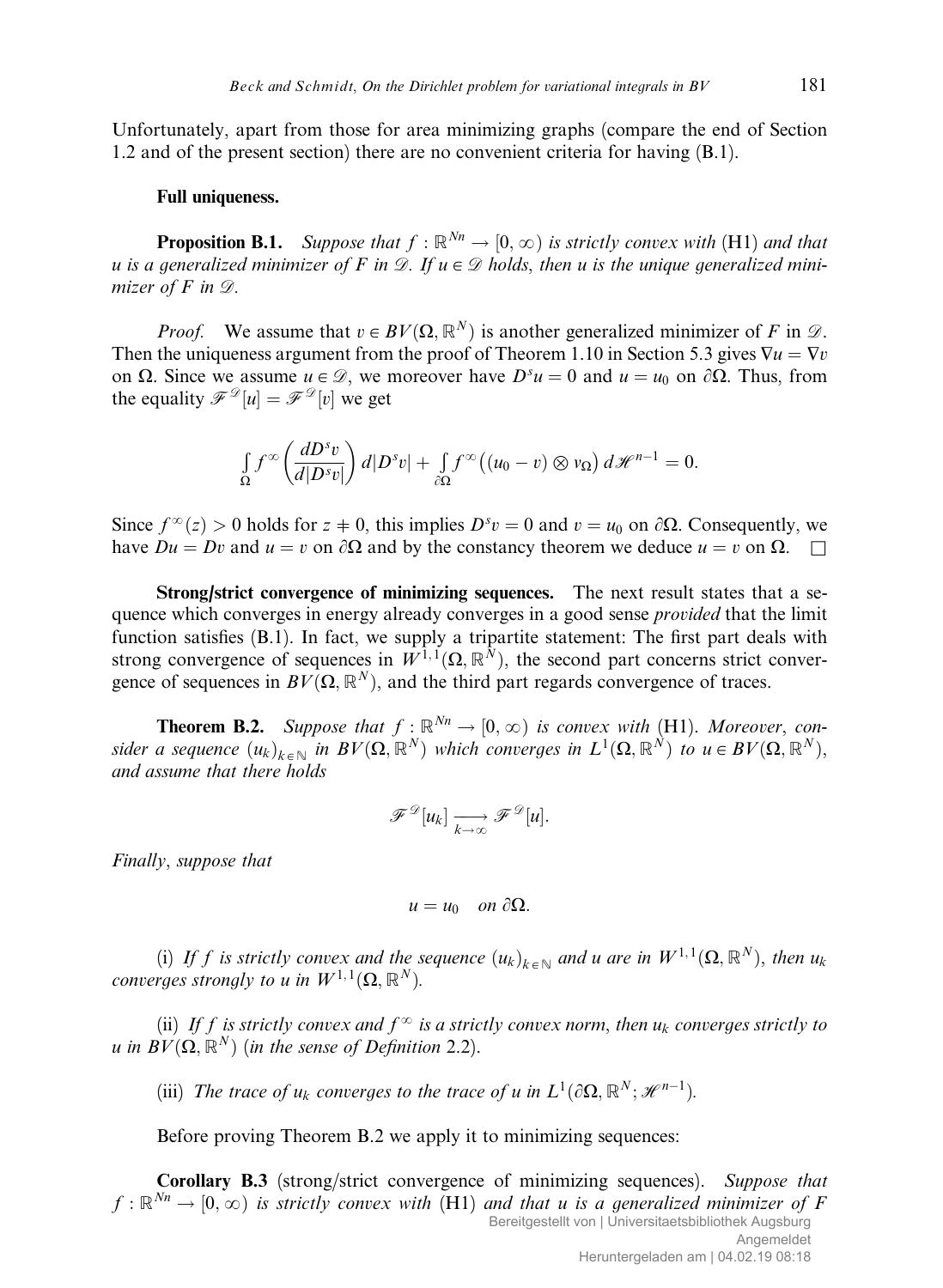Unfortunately, apart from those for area minimizing graphs (compare the end of Section 1.2 and of the present section) there are no convenient criteria for having (B.1).

**Full uniqueness.**

**Proposition B.1.** *Suppose that $f : \mathbb{R}^{Nn} \to [0, \infty)$ is strictly convex with* (H1) *and that $u$ is a generalized minimizer of $F$ in $\mathscr{D}$. If $u \in \mathscr{D}$ holds, then $u$ is the unique generalized minimizer of $F$ in $\mathscr{D}$.*

*Proof.* We assume that $v \in BV(\Omega, \mathbb{R}^N)$ is another generalized minimizer of $F$ in $\mathscr{D}$. Then the uniqueness argument from the proof of Theorem 1.10 in Section 5.3 gives $\nabla u = \nabla v$ on $\Omega$. Since we assume $u \in \mathscr{D}$, we moreover have $D^s u = 0$ and $u = u_0$ on $\partial\Omega$. Thus, from the equality $\mathscr{F}^{\mathscr{D}}[u] = \mathscr{F}^{\mathscr{D}}[v]$ we get

$$\int_\Omega f^\infty\left(\frac{dD^s v}{d|D^s v|}\right) d|D^s v| + \int_{\partial\Omega} f^\infty\big((u_0 - v) \otimes \nu_\Omega\big)\, d\mathscr{H}^{n-1} = 0.$$

Since $f^\infty(z) > 0$ holds for $z \neq 0$, this implies $D^s v = 0$ and $v = u_0$ on $\partial\Omega$. Consequently, we have $Du = Dv$ and $u = v$ on $\partial\Omega$ and by the constancy theorem we deduce $u = v$ on $\Omega$. $\square$

**Strong/strict convergence of minimizing sequences.** The next result states that a sequence which converges in energy already converges in a good sense *provided* that the limit function satisfies (B.1). In fact, we supply a tripartite statement: The first part deals with strong convergence of sequences in $W^{1,1}(\Omega, \mathbb{R}^N)$, the second part concerns strict convergence of sequences in $BV(\Omega, \mathbb{R}^N)$, and the third part regards convergence of traces.

**Theorem B.2.** *Suppose that $f : \mathbb{R}^{Nn} \to [0, \infty)$ is convex with* (H1). *Moreover, consider a sequence $(u_k)_{k \in \mathbb{N}}$ in $BV(\Omega, \mathbb{R}^N)$ which converges in $L^1(\Omega, \mathbb{R}^N)$ to $u \in BV(\Omega, \mathbb{R}^N)$, and assume that there holds*

$$\mathscr{F}^{\mathscr{D}}[u_k] \xrightarrow[k \to \infty]{} \mathscr{F}^{\mathscr{D}}[u].$$

*Finally, suppose that*

$$u = u_0 \quad \text{on } \partial\Omega.$$

(i) *If $f$ is strictly convex and the sequence $(u_k)_{k \in \mathbb{N}}$ and $u$ are in $W^{1,1}(\Omega, \mathbb{R}^N)$, then $u_k$ converges strongly to $u$ in $W^{1,1}(\Omega, \mathbb{R}^N)$.*

(ii) *If $f$ is strictly convex and $f^\infty$ is a strictly convex norm, then $u_k$ converges strictly to $u$ in $BV(\Omega, \mathbb{R}^N)$ (in the sense of Definition 2.2).*

(iii) *The trace of $u_k$ converges to the trace of $u$ in $L^1(\partial\Omega, \mathbb{R}^N; \mathscr{H}^{n-1})$.*

Before proving Theorem B.2 we apply it to minimizing sequences:

**Corollary B.3** (strong/strict convergence of minimizing sequences). *Suppose that $f : \mathbb{R}^{Nn} \to [0, \infty)$ is strictly convex with* (H1) *and that $u$ is a generalized minimizer of $F$*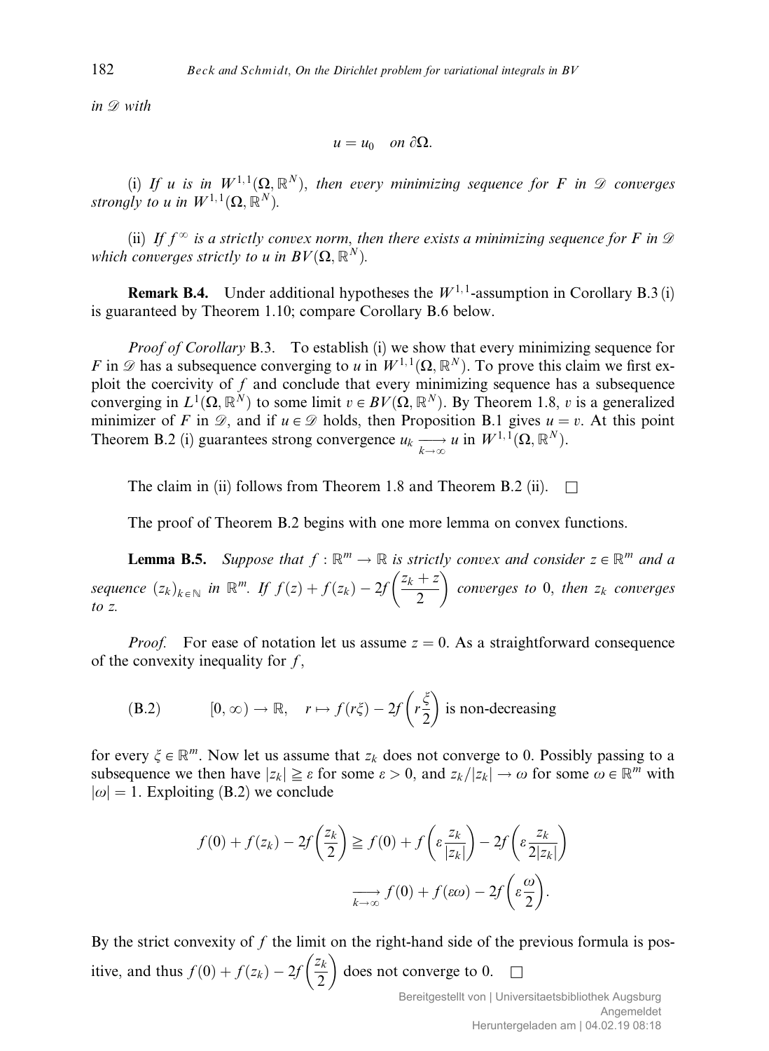*in $\mathscr{D}$ with*

$$u = u_0 \quad \text{on } \partial\Omega.$$

(i) *If $u$ is in $W^{1,1}(\Omega, \mathbb{R}^N)$, then every minimizing sequence for $F$ in $\mathscr{D}$ converges strongly to $u$ in $W^{1,1}(\Omega, \mathbb{R}^N)$.*

(ii) *If $f^\infty$ is a strictly convex norm, then there exists a minimizing sequence for $F$ in $\mathscr{D}$ which converges strictly to $u$ in $BV(\Omega, \mathbb{R}^N)$.*

**Remark B.4.** Under additional hypotheses the $W^{1,1}$-assumption in Corollary B.3 (i) is guaranteed by Theorem 1.10; compare Corollary B.6 below.

*Proof of Corollary* B.3. To establish (i) we show that every minimizing sequence for $F$ in $\mathscr{D}$ has a subsequence converging to $u$ in $W^{1,1}(\Omega, \mathbb{R}^N)$. To prove this claim we first exploit the coercivity of $f$ and conclude that every minimizing sequence has a subsequence converging in $L^1(\Omega, \mathbb{R}^N)$ to some limit $v \in BV(\Omega, \mathbb{R}^N)$. By Theorem 1.8, $v$ is a generalized minimizer of $F$ in $\mathscr{D}$, and if $u \in \mathscr{D}$ holds, then Proposition B.1 gives $u = v$. At this point Theorem B.2 (i) guarantees strong convergence $u_k \xrightarrow[k\to\infty]{} u$ in $W^{1,1}(\Omega, \mathbb{R}^N)$.

The claim in (ii) follows from Theorem 1.8 and Theorem B.2 (ii). $\square$

The proof of Theorem B.2 begins with one more lemma on convex functions.

**Lemma B.5.** *Suppose that $f : \mathbb{R}^m \to \mathbb{R}$ is strictly convex and consider $z \in \mathbb{R}^m$ and a sequence $(z_k)_{k\in\mathbb{N}}$ in $\mathbb{R}^m$. If $f(z) + f(z_k) - 2f\left(\frac{z_k + z}{2}\right)$ converges to 0, then $z_k$ converges to $z$.*

*Proof.* For ease of notation let us assume $z = 0$. As a straightforward consequence of the convexity inequality for $f$,

$$\text{(B.2)} \qquad [0, \infty) \to \mathbb{R}, \quad r \mapsto f(r\xi) - 2f\left(r\frac{\xi}{2}\right) \text{ is non-decreasing}$$

for every $\xi \in \mathbb{R}^m$. Now let us assume that $z_k$ does not converge to 0. Possibly passing to a subsequence we then have $|z_k| \geqq \varepsilon$ for some $\varepsilon > 0$, and $z_k/|z_k| \to \omega$ for some $\omega \in \mathbb{R}^m$ with $|\omega| = 1$. Exploiting (B.2) we conclude

$$\begin{aligned}
f(0) + f(z_k) - 2f\left(\frac{z_k}{2}\right) &\geqq f(0) + f\left(\varepsilon\frac{z_k}{|z_k|}\right) - 2f\left(\varepsilon\frac{z_k}{2|z_k|}\right) \\
&\xrightarrow[k\to\infty]{} f(0) + f(\varepsilon\omega) - 2f\left(\varepsilon\frac{\omega}{2}\right).
\end{aligned}$$

By the strict convexity of $f$ the limit on the right-hand side of the previous formula is positive, and thus $f(0) + f(z_k) - 2f\left(\frac{z_k}{2}\right)$ does not converge to 0. $\square$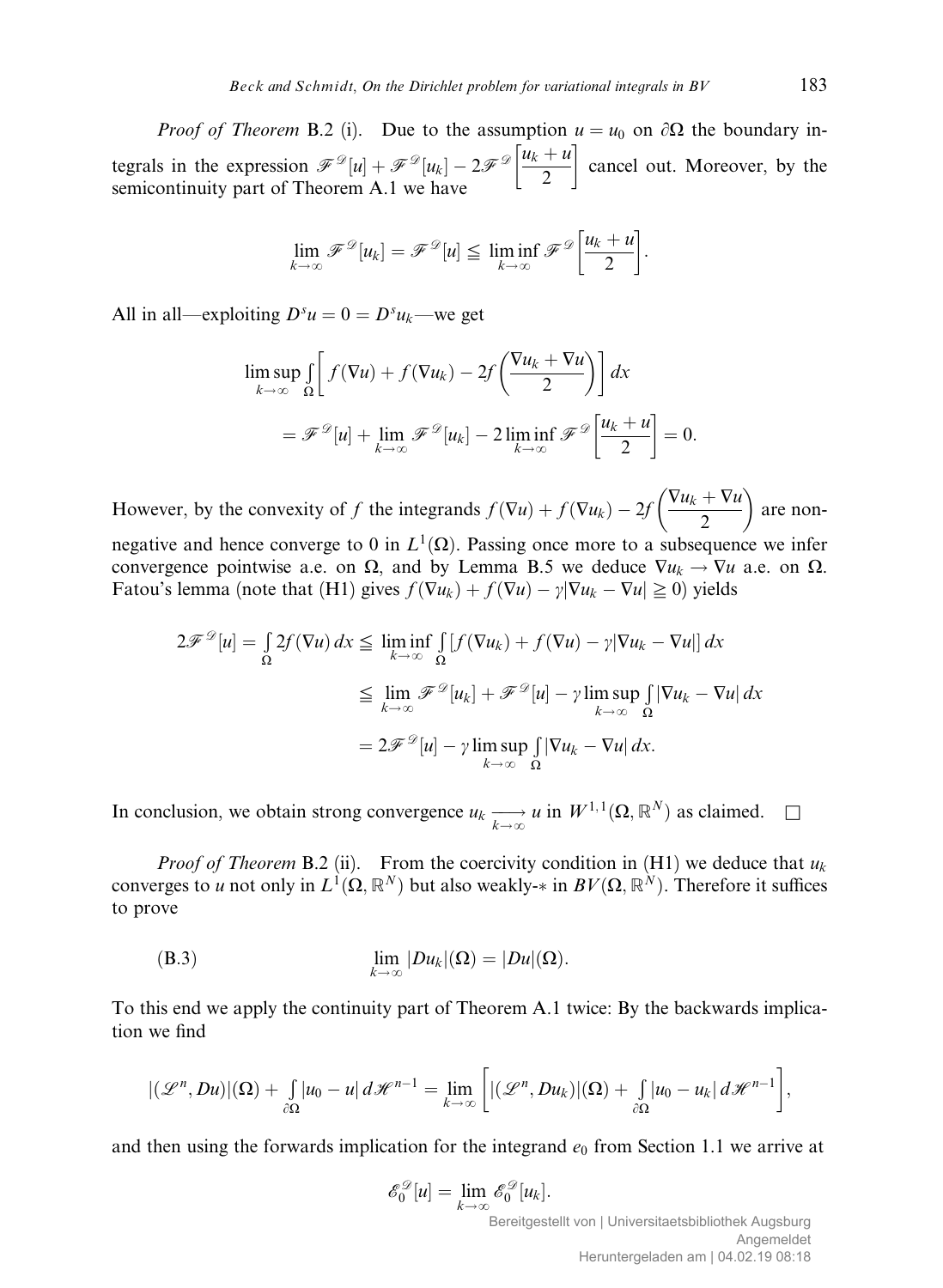*Proof of Theorem* B.2 (i). Due to the assumption $u = u_0$ on $\partial\Omega$ the boundary integrals in the expression $\mathscr{F}^{\mathscr{D}}[u] + \mathscr{F}^{\mathscr{D}}[u_k] - 2\mathscr{F}^{\mathscr{D}}\left[\frac{u_k + u}{2}\right]$ cancel out. Moreover, by the semicontinuity part of Theorem A.1 we have

$$\lim_{k\to\infty} \mathscr{F}^{\mathscr{D}}[u_k] = \mathscr{F}^{\mathscr{D}}[u] \leqq \liminf_{k\to\infty} \mathscr{F}^{\mathscr{D}}\left[\frac{u_k + u}{2}\right].$$

All in all—exploiting $D^s u = 0 = D^s u_k$—we get

$$\begin{aligned}
&\limsup_{k\to\infty} \int_\Omega \left[ f(\nabla u) + f(\nabla u_k) - 2f\left(\frac{\nabla u_k + \nabla u}{2}\right)\right] dx \\
&\quad = \mathscr{F}^{\mathscr{D}}[u] + \lim_{k\to\infty} \mathscr{F}^{\mathscr{D}}[u_k] - 2\liminf_{k\to\infty} \mathscr{F}^{\mathscr{D}}\left[\frac{u_k + u}{2}\right] = 0.
\end{aligned}$$

However, by the convexity of $f$ the integrands $f(\nabla u) + f(\nabla u_k) - 2f\left(\frac{\nabla u_k + \nabla u}{2}\right)$ are nonnegative and hence converge to 0 in $L^1(\Omega)$. Passing once more to a subsequence we infer convergence pointwise a.e. on $\Omega$, and by Lemma B.5 we deduce $\nabla u_k \to \nabla u$ a.e. on $\Omega$. Fatou's lemma (note that (H1) gives $f(\nabla u_k) + f(\nabla u) - \gamma|\nabla u_k - \nabla u| \geqq 0$) yields

$$\begin{aligned}
2\mathscr{F}^{\mathscr{D}}[u] = \int_\Omega 2f(\nabla u)\,dx &\leqq \liminf_{k\to\infty} \int_\Omega [f(\nabla u_k) + f(\nabla u) - \gamma|\nabla u_k - \nabla u|]\,dx \\
&\leqq \lim_{k\to\infty} \mathscr{F}^{\mathscr{D}}[u_k] + \mathscr{F}^{\mathscr{D}}[u] - \gamma \limsup_{k\to\infty} \int_\Omega |\nabla u_k - \nabla u|\,dx \\
&= 2\mathscr{F}^{\mathscr{D}}[u] - \gamma \limsup_{k\to\infty} \int_\Omega |\nabla u_k - \nabla u|\,dx.
\end{aligned}$$

In conclusion, we obtain strong convergence $u_k \xrightarrow[k\to\infty]{} u$ in $W^{1,1}(\Omega, \mathbb{R}^N)$ as claimed. $\square$

*Proof of Theorem* B.2 (ii). From the coercivity condition in (H1) we deduce that $u_k$ converges to $u$ not only in $L^1(\Omega, \mathbb{R}^N)$ but also weakly-$*$ in $BV(\Omega, \mathbb{R}^N)$. Therefore it suffices to prove

$$\text{(B.3)} \qquad \lim_{k\to\infty} |Du_k|(\Omega) = |Du|(\Omega).$$

To this end we apply the continuity part of Theorem A.1 twice: By the backwards implication we find

$$|(\mathscr{L}^n, Du)|(\Omega) + \int_{\partial\Omega} |u_0 - u|\,d\mathscr{H}^{n-1} = \lim_{k\to\infty}\left[|(\mathscr{L}^n, Du_k)|(\Omega) + \int_{\partial\Omega} |u_0 - u_k|\,d\mathscr{H}^{n-1}\right],$$

and then using the forwards implication for the integrand $e_0$ from Section 1.1 we arrive at

$$\mathscr{E}_0^{\mathscr{D}}[u] = \lim_{k\to\infty} \mathscr{E}_0^{\mathscr{D}}[u_k].$$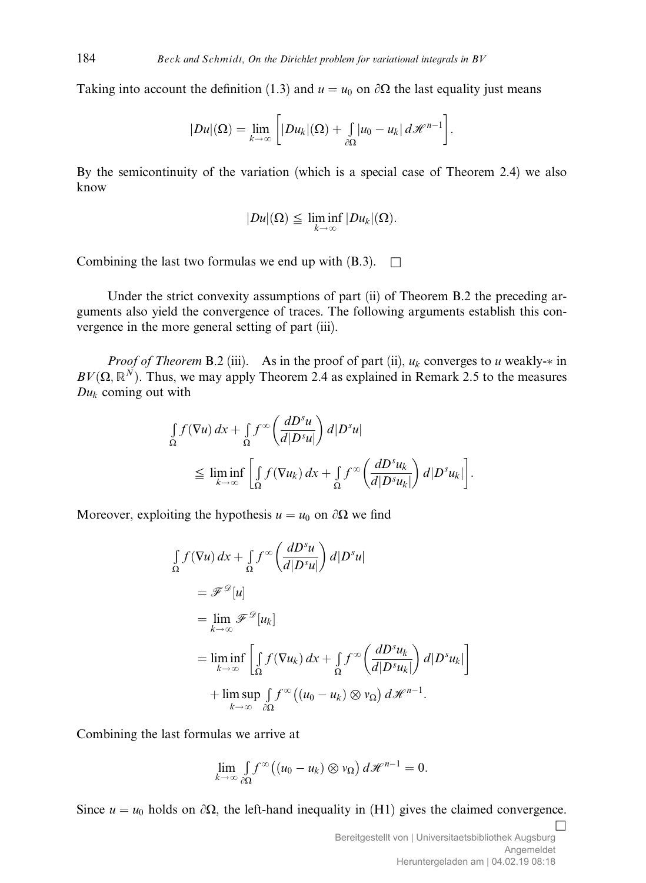Taking into account the definition (1.3) and $u = u_0$ on $\partial\Omega$ the last equality just means

$$|Du|(\Omega) = \lim_{k\to\infty}\left[|Du_k|(\Omega) + \int_{\partial\Omega}|u_0 - u_k|\,d\mathscr{H}^{n-1}\right].$$

By the semicontinuity of the variation (which is a special case of Theorem 2.4) we also know

$$|Du|(\Omega) \leqq \liminf_{k\to\infty}|Du_k|(\Omega).$$

Combining the last two formulas we end up with (B.3). $\square$

Under the strict convexity assumptions of part (ii) of Theorem B.2 the preceding arguments also yield the convergence of traces. The following arguments establish this convergence in the more general setting of part (iii).

*Proof of Theorem* B.2 (iii). As in the proof of part (ii), $u_k$ converges to $u$ weakly-$*$ in $BV(\Omega,\mathbb{R}^N)$. Thus, we may apply Theorem 2.4 as explained in Remark 2.5 to the measures $Du_k$ coming out with

$$\begin{aligned}
&\int_\Omega f(\nabla u)\,dx + \int_\Omega f^\infty\left(\frac{dD^s u}{d|D^s u|}\right)d|D^s u| \\
&\qquad \leqq \liminf_{k\to\infty}\left[\int_\Omega f(\nabla u_k)\,dx + \int_\Omega f^\infty\left(\frac{dD^s u_k}{d|D^s u_k|}\right)d|D^s u_k|\right].
\end{aligned}$$

Moreover, exploiting the hypothesis $u = u_0$ on $\partial\Omega$ we find

$$\begin{aligned}
&\int_\Omega f(\nabla u)\,dx + \int_\Omega f^\infty\left(\frac{dD^s u}{d|D^s u|}\right)d|D^s u| \\
&\qquad = \mathscr{F}^{\mathscr{D}}[u] \\
&\qquad = \lim_{k\to\infty}\mathscr{F}^{\mathscr{D}}[u_k] \\
&\qquad = \liminf_{k\to\infty}\left[\int_\Omega f(\nabla u_k)\,dx + \int_\Omega f^\infty\left(\frac{dD^s u_k}{d|D^s u_k|}\right)d|D^s u_k|\right] \\
&\qquad\quad + \limsup_{k\to\infty}\int_{\partial\Omega} f^\infty\big((u_0 - u_k)\otimes\nu_\Omega\big)\,d\mathscr{H}^{n-1}.
\end{aligned}$$

Combining the last formulas we arrive at

$$\lim_{k\to\infty}\int_{\partial\Omega} f^\infty\big((u_0 - u_k)\otimes\nu_\Omega\big)\,d\mathscr{H}^{n-1} = 0.$$

Since $u = u_0$ holds on $\partial\Omega$, the left-hand inequality in (H1) gives the claimed convergence. $\square$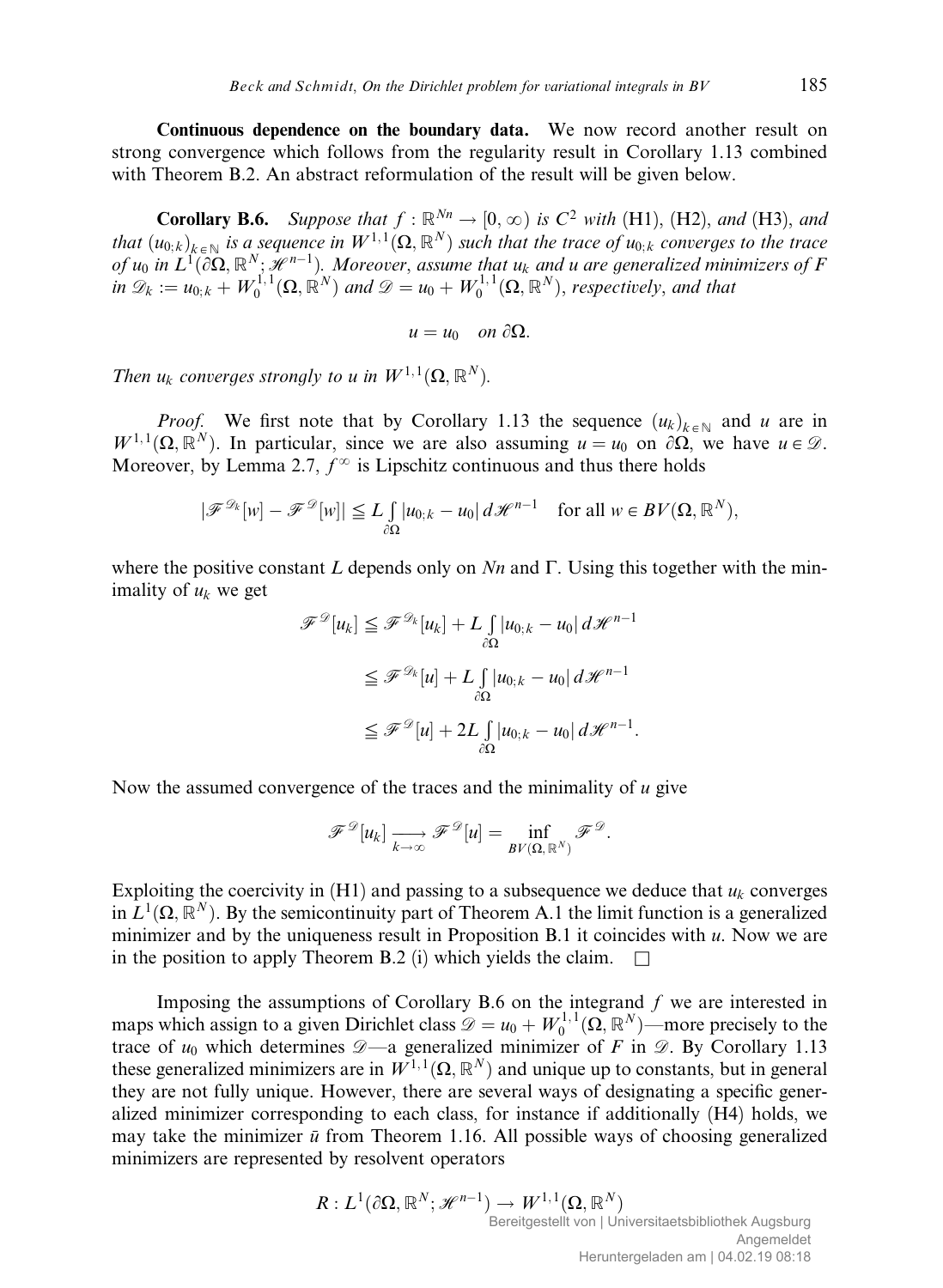**Continuous dependence on the boundary data.** We now record another result on strong convergence which follows from the regularity result in Corollary 1.13 combined with Theorem B.2. An abstract reformulation of the result will be given below.

**Corollary B.6.** *Suppose that $f : \mathbb{R}^{Nn} \to [0, \infty)$ is $C^2$ with* (H1), (H2), *and* (H3), *and that $(u_{0;k})_{k \in \mathbb{N}}$ is a sequence in $W^{1,1}(\Omega, \mathbb{R}^N)$ such that the trace of $u_{0;k}$ converges to the trace of $u_0$ in $L^1(\partial\Omega, \mathbb{R}^N; \mathscr{H}^{n-1})$. Moreover, assume that $u_k$ and $u$ are generalized minimizers of $F$ in $\mathscr{D}_k := u_{0;k} + W_0^{1,1}(\Omega, \mathbb{R}^N)$ and $\mathscr{D} = u_0 + W_0^{1,1}(\Omega, \mathbb{R}^N)$, respectively, and that*

$$u = u_0 \quad \text{on } \partial\Omega.$$

*Then $u_k$ converges strongly to $u$ in $W^{1,1}(\Omega, \mathbb{R}^N)$.*

*Proof.* We first note that by Corollary 1.13 the sequence $(u_k)_{k \in \mathbb{N}}$ and $u$ are in $W^{1,1}(\Omega, \mathbb{R}^N)$. In particular, since we are also assuming $u = u_0$ on $\partial\Omega$, we have $u \in \mathscr{D}$. Moreover, by Lemma 2.7, $f^\infty$ is Lipschitz continuous and thus there holds

$$|\mathscr{F}^{\mathscr{D}_k}[w] - \mathscr{F}^{\mathscr{D}}[w]| \leqq L \int_{\partial\Omega} |u_{0;k} - u_0| \, d\mathscr{H}^{n-1} \quad \text{for all } w \in BV(\Omega, \mathbb{R}^N),$$

where the positive constant $L$ depends only on $Nn$ and $\Gamma$. Using this together with the minimality of $u_k$ we get

$$\begin{aligned}
\mathscr{F}^{\mathscr{D}}[u_k] &\leqq \mathscr{F}^{\mathscr{D}_k}[u_k] + L \int_{\partial\Omega} |u_{0;k} - u_0| \, d\mathscr{H}^{n-1} \\
&\leqq \mathscr{F}^{\mathscr{D}_k}[u] + L \int_{\partial\Omega} |u_{0;k} - u_0| \, d\mathscr{H}^{n-1} \\
&\leqq \mathscr{F}^{\mathscr{D}}[u] + 2L \int_{\partial\Omega} |u_{0;k} - u_0| \, d\mathscr{H}^{n-1}.
\end{aligned}$$

Now the assumed convergence of the traces and the minimality of $u$ give

$$\mathscr{F}^{\mathscr{D}}[u_k] \xrightarrow[k \to \infty]{} \mathscr{F}^{\mathscr{D}}[u] = \inf_{BV(\Omega, \mathbb{R}^N)} \mathscr{F}^{\mathscr{D}}.$$

Exploiting the coercivity in (H1) and passing to a subsequence we deduce that $u_k$ converges in $L^1(\Omega, \mathbb{R}^N)$. By the semicontinuity part of Theorem A.1 the limit function is a generalized minimizer and by the uniqueness result in Proposition B.1 it coincides with $u$. Now we are in the position to apply Theorem B.2 (i) which yields the claim. $\square$

Imposing the assumptions of Corollary B.6 on the integrand $f$ we are interested in maps which assign to a given Dirichlet class $\mathscr{D} = u_0 + W_0^{1,1}(\Omega, \mathbb{R}^N)$—more precisely to the trace of $u_0$ which determines $\mathscr{D}$—a generalized minimizer of $F$ in $\mathscr{D}$. By Corollary 1.13 these generalized minimizers are in $W^{1,1}(\Omega, \mathbb{R}^N)$ and unique up to constants, but in general they are not fully unique. However, there are several ways of designating a specific generalized minimizer corresponding to each class, for instance if additionally (H4) holds, we may take the minimizer $\bar{u}$ from Theorem 1.16. All possible ways of choosing generalized minimizers are represented by resolvent operators

$$R : L^1(\partial\Omega, \mathbb{R}^N; \mathscr{H}^{n-1}) \to W^{1,1}(\Omega, \mathbb{R}^N)$$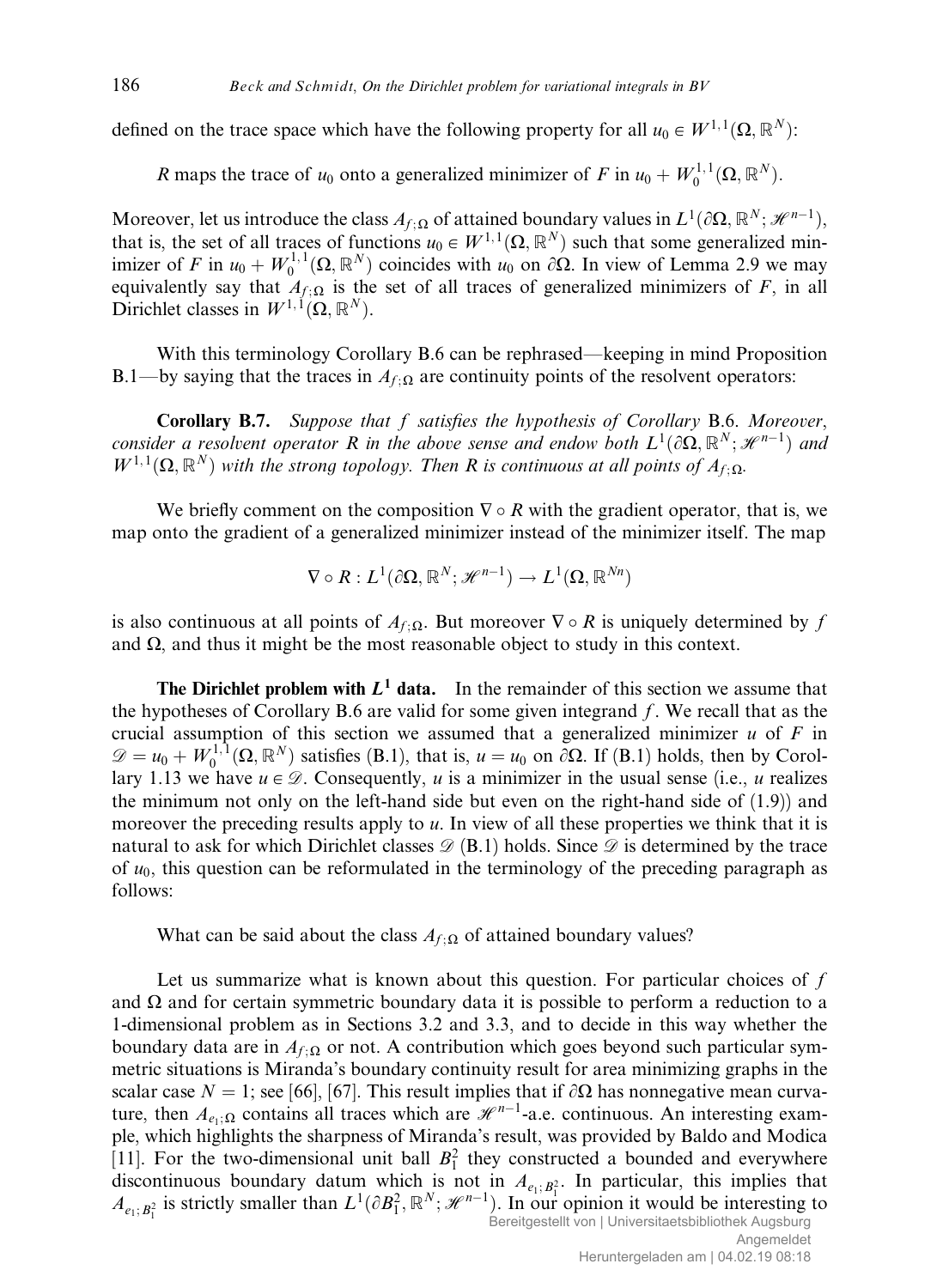defined on the trace space which have the following property for all $u_0 \in W^{1,1}(\Omega, \mathbb{R}^N)$:

$R$ maps the trace of $u_0$ onto a generalized minimizer of $F$ in $u_0 + W_0^{1,1}(\Omega, \mathbb{R}^N)$.

Moreover, let us introduce the class $A_{f;\Omega}$ of attained boundary values in $L^1(\partial\Omega, \mathbb{R}^N; \mathscr{H}^{n-1})$, that is, the set of all traces of functions $u_0 \in W^{1,1}(\Omega, \mathbb{R}^N)$ such that some generalized minimizer of $F$ in $u_0 + W_0^{1,1}(\Omega, \mathbb{R}^N)$ coincides with $u_0$ on $\partial\Omega$. In view of Lemma 2.9 we may equivalently say that $A_{f;\Omega}$ is the set of all traces of generalized minimizers of $F$, in all Dirichlet classes in $W^{1,1}(\Omega, \mathbb{R}^N)$.

With this terminology Corollary B.6 can be rephrased—keeping in mind Proposition B.1—by saying that the traces in $A_{f;\Omega}$ are continuity points of the resolvent operators:

**Corollary B.7.** *Suppose that $f$ satisfies the hypothesis of Corollary* B.6. *Moreover, consider a resolvent operator $R$ in the above sense and endow both $L^1(\partial\Omega, \mathbb{R}^N; \mathscr{H}^{n-1})$ and $W^{1,1}(\Omega, \mathbb{R}^N)$ with the strong topology. Then $R$ is continuous at all points of $A_{f;\Omega}$.*

We briefly comment on the composition $\nabla \circ R$ with the gradient operator, that is, we map onto the gradient of a generalized minimizer instead of the minimizer itself. The map

$$\nabla \circ R : L^1(\partial\Omega, \mathbb{R}^N; \mathscr{H}^{n-1}) \to L^1(\Omega, \mathbb{R}^{Nn})$$

is also continuous at all points of $A_{f;\Omega}$. But moreover $\nabla \circ R$ is uniquely determined by $f$ and $\Omega$, and thus it might be the most reasonable object to study in this context.

**The Dirichlet problem with $L^1$ data.** In the remainder of this section we assume that the hypotheses of Corollary B.6 are valid for some given integrand $f$. We recall that as the crucial assumption of this section we assumed that a generalized minimizer $u$ of $F$ in $\mathscr{D} = u_0 + W_0^{1,1}(\Omega, \mathbb{R}^N)$ satisfies (B.1), that is, $u = u_0$ on $\partial\Omega$. If (B.1) holds, then by Corollary 1.13 we have $u \in \mathscr{D}$. Consequently, $u$ is a minimizer in the usual sense (i.e., $u$ realizes the minimum not only on the left-hand side but even on the right-hand side of (1.9)) and moreover the preceding results apply to $u$. In view of all these properties we think that it is natural to ask for which Dirichlet classes $\mathscr{D}$ (B.1) holds. Since $\mathscr{D}$ is determined by the trace of $u_0$, this question can be reformulated in the terminology of the preceding paragraph as follows:

What can be said about the class $A_{f;\Omega}$ of attained boundary values?

Let us summarize what is known about this question. For particular choices of $f$ and $\Omega$ and for certain symmetric boundary data it is possible to perform a reduction to a 1-dimensional problem as in Sections 3.2 and 3.3, and to decide in this way whether the boundary data are in $A_{f;\Omega}$ or not. A contribution which goes beyond such particular symmetric situations is Miranda's boundary continuity result for area minimizing graphs in the scalar case $N = 1$; see [66], [67]. This result implies that if $\partial\Omega$ has nonnegative mean curvature, then $A_{e_1;\Omega}$ contains all traces which are $\mathscr{H}^{n-1}$-a.e. continuous. An interesting example, which highlights the sharpness of Miranda's result, was provided by Baldo and Modica [11]. For the two-dimensional unit ball $B_1^2$ they constructed a bounded and everywhere discontinuous boundary datum which is not in $A_{e_1;B_1^2}$. In particular, this implies that $A_{e_1;B_1^2}$ is strictly smaller than $L^1(\partial B_1^2, \mathbb{R}^N; \mathscr{H}^{n-1})$. In our opinion it would be interesting to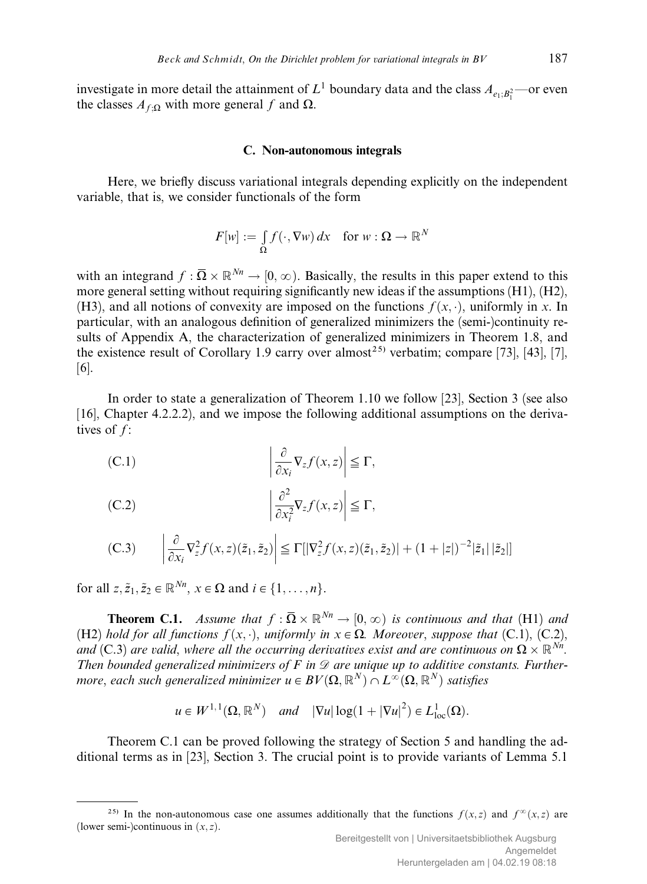investigate in more detail the attainment of $L^1$ boundary data and the class $A_{e_1;B_1^2}$—or even the classes $A_{f;\Omega}$ with more general $f$ and $\Omega$.

### C. Non-autonomous integrals

Here, we briefly discuss variational integrals depending explicitly on the independent variable, that is, we consider functionals of the form

$$F[w] := \int_\Omega f(\cdot, \nabla w)\, dx \quad \text{for } w : \Omega \to \mathbb{R}^N$$

with an integrand $f : \overline{\Omega} \times \mathbb{R}^{Nn} \to [0, \infty)$. Basically, the results in this paper extend to this more general setting without requiring significantly new ideas if the assumptions (H1), (H2), (H3), and all notions of convexity are imposed on the functions $f(x, \cdot)$, uniformly in $x$. In particular, with an analogous definition of generalized minimizers the (semi-)continuity results of Appendix A, the characterization of generalized minimizers in Theorem 1.8, and the existence result of Corollary 1.9 carry over almost[25] verbatim; compare [73], [43], [7], [6].

In order to state a generalization of Theorem 1.10 we follow [23], Section 3 (see also [16], Chapter 4.2.2.2), and we impose the following additional assumptions on the derivatives of $f$:

$$\text{(C.1)} \qquad \left| \frac{\partial}{\partial x_i} \nabla_z f(x, z) \right| \leqq \Gamma,$$

$$\text{(C.2)} \qquad \left| \frac{\partial^2}{\partial x_i^2} \nabla_z f(x, z) \right| \leqq \Gamma,$$

$$\text{(C.3)} \qquad \left| \frac{\partial}{\partial x_i} \nabla_z^2 f(x, z)(\tilde{z}_1, \tilde{z}_2) \right| \leqq \Gamma[|\nabla_z^2 f(x, z)(\tilde{z}_1, \tilde{z}_2)| + (1 + |z|)^{-2} |\tilde{z}_1|\, |\tilde{z}_2|]$$

for all $z, \tilde{z}_1, \tilde{z}_2 \in \mathbb{R}^{Nn}$, $x \in \Omega$ and $i \in \{1, \ldots, n\}$.

**Theorem C.1.** *Assume that $f : \overline{\Omega} \times \mathbb{R}^{Nn} \to [0, \infty)$ is continuous and that* (H1) *and* (H2) *hold for all functions $f(x, \cdot)$, uniformly in $x \in \Omega$. Moreover, suppose that* (C.1), (C.2), *and* (C.3) *are valid, where all the occurring derivatives exist and are continuous on $\Omega \times \mathbb{R}^{Nn}$. Then bounded generalized minimizers of $F$ in $\mathscr{D}$ are unique up to additive constants. Furthermore, each such generalized minimizer $u \in BV(\Omega, \mathbb{R}^N) \cap L^\infty(\Omega, \mathbb{R}^N)$ satisfies*

$$u \in W^{1,1}(\Omega, \mathbb{R}^N) \quad \textit{and} \quad |\nabla u| \log(1 + |\nabla u|^2) \in L^1_{\mathrm{loc}}(\Omega).$$

Theorem C.1 can be proved following the strategy of Section 5 and handling the additional terms as in [23], Section 3. The crucial point is to provide variants of Lemma 5.1

[25] In the non-autonomous case one assumes additionally that the functions $f(x, z)$ and $f^\infty(x, z)$ are (lower semi-)continuous in $(x, z)$.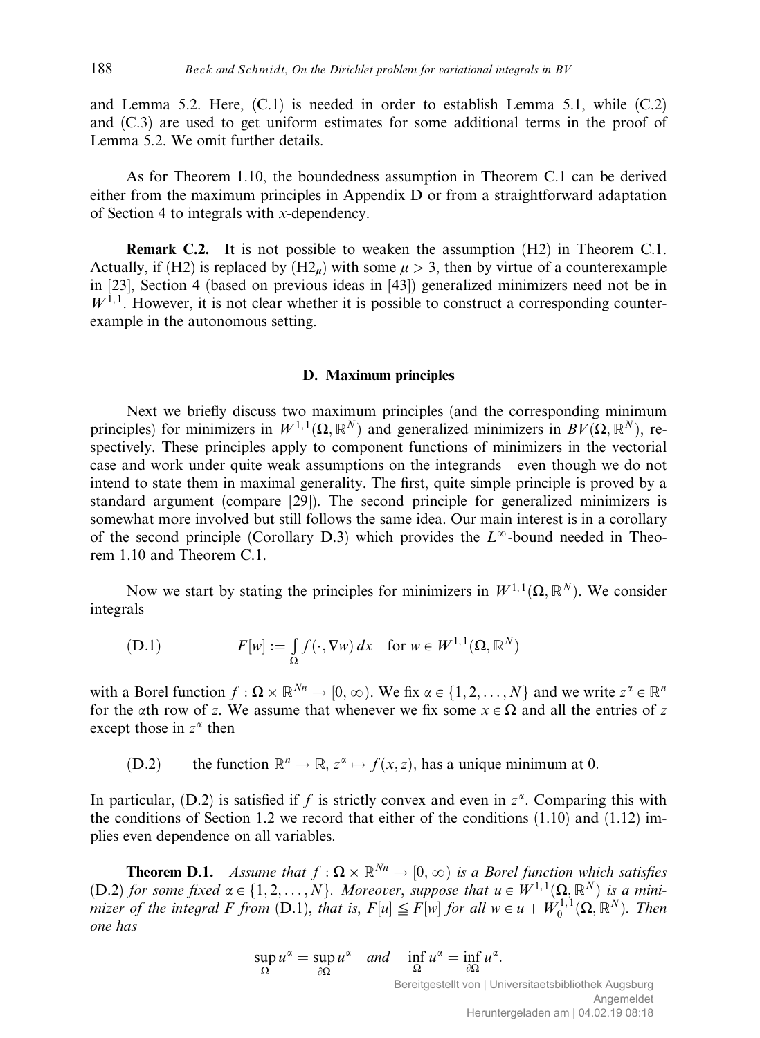and Lemma 5.2. Here, (C.1) is needed in order to establish Lemma 5.1, while (C.2) and (C.3) are used to get uniform estimates for some additional terms in the proof of Lemma 5.2. We omit further details.

As for Theorem 1.10, the boundedness assumption in Theorem C.1 can be derived either from the maximum principles in Appendix D or from a straightforward adaptation of Section 4 to integrals with $x$-dependency.

**Remark C.2.** It is not possible to weaken the assumption (H2) in Theorem C.1. Actually, if (H2) is replaced by (H2$_\mu$) with some $\mu > 3$, then by virtue of a counterexample in [23], Section 4 (based on previous ideas in [43]) generalized minimizers need not be in $W^{1,1}$. However, it is not clear whether it is possible to construct a corresponding counterexample in the autonomous setting.

## D. Maximum principles

Next we briefly discuss two maximum principles (and the corresponding minimum principles) for minimizers in $W^{1,1}(\Omega, \mathbb{R}^N)$ and generalized minimizers in $BV(\Omega, \mathbb{R}^N)$, respectively. These principles apply to component functions of minimizers in the vectorial case and work under quite weak assumptions on the integrands—even though we do not intend to state them in maximal generality. The first, quite simple principle is proved by a standard argument (compare [29]). The second principle for generalized minimizers is somewhat more involved but still follows the same idea. Our main interest is in a corollary of the second principle (Corollary D.3) which provides the $L^\infty$-bound needed in Theorem 1.10 and Theorem C.1.

Now we start by stating the principles for minimizers in $W^{1,1}(\Omega, \mathbb{R}^N)$. We consider integrals

$$
\text{(D.1)} \qquad F[w] := \int_\Omega f(\cdot, \nabla w)\, dx \quad \text{for } w \in W^{1,1}(\Omega, \mathbb{R}^N)
$$

with a Borel function $f : \Omega \times \mathbb{R}^{Nn} \to [0, \infty)$. We fix $\alpha \in \{1, 2, \dots, N\}$ and we write $z^\alpha \in \mathbb{R}^n$ for the $\alpha$th row of $z$. We assume that whenever we fix some $x \in \Omega$ and all the entries of $z$ except those in $z^\alpha$ then

$$
\text{(D.2)} \qquad \text{the function } \mathbb{R}^n \to \mathbb{R},\ z^\alpha \mapsto f(x, z), \text{ has a unique minimum at } 0.
$$

In particular, (D.2) is satisfied if $f$ is strictly convex and even in $z^\alpha$. Comparing this with the conditions of Section 1.2 we record that either of the conditions (1.10) and (1.12) implies even dependence on all variables.

**Theorem D.1.** *Assume that $f : \Omega \times \mathbb{R}^{Nn} \to [0, \infty)$ is a Borel function which satisfies (D.2) for some fixed $\alpha \in \{1, 2, \dots, N\}$. Moreover, suppose that $u \in W^{1,1}(\Omega, \mathbb{R}^N)$ is a minimizer of the integral $F$ from (D.1), that is, $F[u] \leqq F[w]$ for all $w \in u + W_0^{1,1}(\Omega, \mathbb{R}^N)$. Then one has*

$$
\sup_\Omega u^\alpha = \sup_{\partial\Omega} u^\alpha \quad \textit{and} \quad \inf_\Omega u^\alpha = \inf_{\partial\Omega} u^\alpha.
$$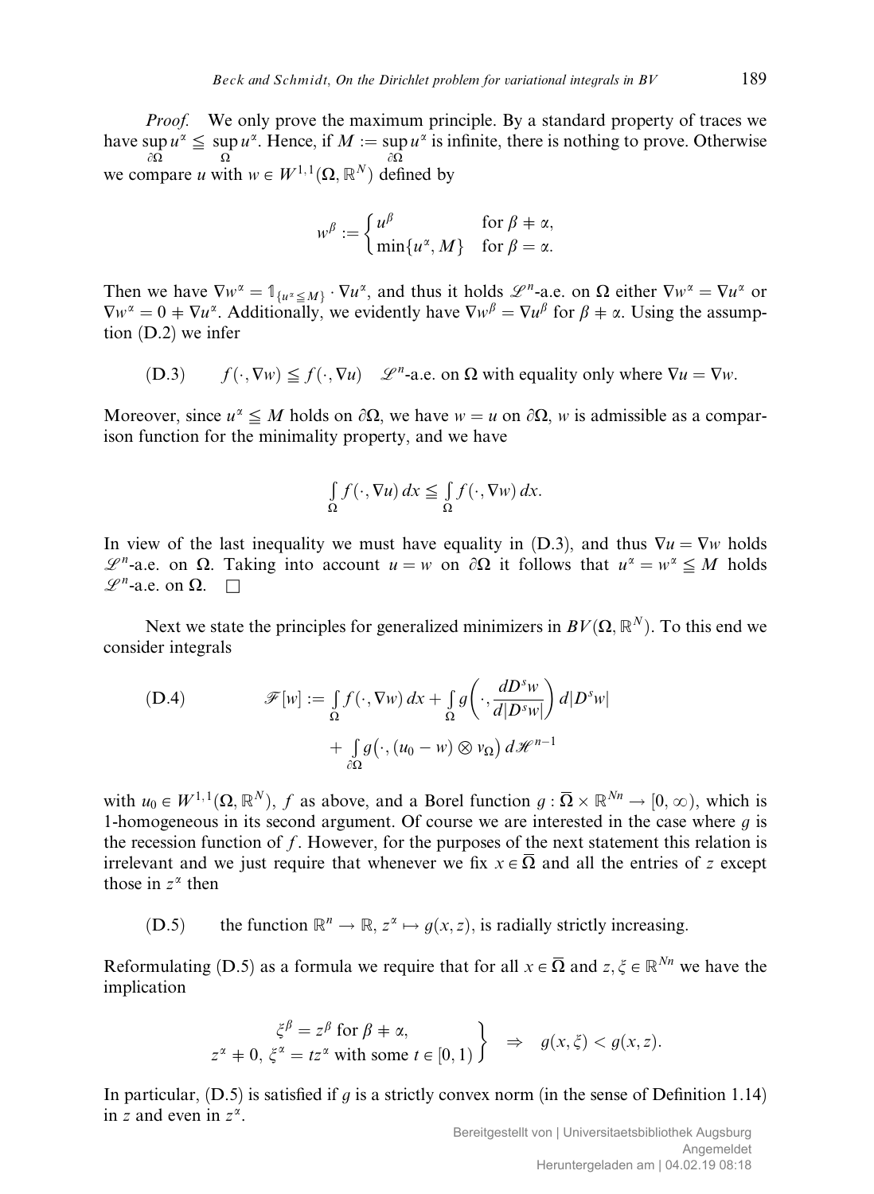*Proof.* We only prove the maximum principle. By a standard property of traces we have $\sup_{\partial\Omega} u^\alpha \leqq \sup_{\Omega} u^\alpha$. Hence, if $M := \sup_{\partial\Omega} u^\alpha$ is infinite, there is nothing to prove. Otherwise we compare $u$ with $w \in W^{1,1}(\Omega, \mathbb{R}^N)$ defined by

$$w^\beta := \begin{cases} u^\beta & \text{for } \beta \neq \alpha, \\ \min\{u^\alpha, M\} & \text{for } \beta = \alpha. \end{cases}$$

Then we have $\nabla w^\alpha = \mathbb{1}_{\{u^\alpha \leqq M\}} \cdot \nabla u^\alpha$, and thus it holds $\mathscr{L}^n$-a.e. on $\Omega$ either $\nabla w^\alpha = \nabla u^\alpha$ or $\nabla w^\alpha = 0 \neq \nabla u^\alpha$. Additionally, we evidently have $\nabla w^\beta = \nabla u^\beta$ for $\beta \neq \alpha$. Using the assumption (D.2) we infer

(D.3) $\qquad f(\cdot, \nabla w) \leqq f(\cdot, \nabla u) \quad \mathscr{L}^n\text{-a.e. on } \Omega \text{ with equality only where } \nabla u = \nabla w.$

Moreover, since $u^\alpha \leqq M$ holds on $\partial\Omega$, we have $w = u$ on $\partial\Omega$, $w$ is admissible as a comparison function for the minimality property, and we have

$$\int_\Omega f(\cdot, \nabla u)\, dx \leqq \int_\Omega f(\cdot, \nabla w)\, dx.$$

In view of the last inequality we must have equality in (D.3), and thus $\nabla u = \nabla w$ holds $\mathscr{L}^n$-a.e. on $\Omega$. Taking into account $u = w$ on $\partial\Omega$ it follows that $u^\alpha = w^\alpha \leqq M$ holds $\mathscr{L}^n$-a.e. on $\Omega$. $\square$

Next we state the principles for generalized minimizers in $BV(\Omega, \mathbb{R}^N)$. To this end we consider integrals

(D.4)
$$\mathscr{F}[w] := \int_\Omega f(\cdot, \nabla w)\, dx + \int_\Omega g\left(\cdot, \frac{dD^s w}{d|D^s w|}\right) d|D^s w| + \int_{\partial\Omega} g\big(\cdot, (u_0 - w) \otimes \nu_\Omega\big)\, d\mathscr{H}^{n-1}$$

with $u_0 \in W^{1,1}(\Omega, \mathbb{R}^N)$, $f$ as above, and a Borel function $g : \overline{\Omega} \times \mathbb{R}^{Nn} \to [0, \infty)$, which is 1-homogeneous in its second argument. Of course we are interested in the case where $g$ is the recession function of $f$. However, for the purposes of the next statement this relation is irrelevant and we just require that whenever we fix $x \in \overline{\Omega}$ and all the entries of $z$ except those in $z^\alpha$ then

(D.5) $\qquad$ the function $\mathbb{R}^n \to \mathbb{R}$, $z^\alpha \mapsto g(x, z)$, is radially strictly increasing.

Reformulating (D.5) as a formula we require that for all $x \in \overline{\Omega}$ and $z, \xi \in \mathbb{R}^{Nn}$ we have the implication

$$\left.\begin{array}{c} \xi^\beta = z^\beta \text{ for } \beta \neq \alpha, \\ z^\alpha \neq 0,\ \xi^\alpha = t z^\alpha \text{ with some } t \in [0, 1) \end{array}\right\} \quad \Rightarrow \quad g(x, \xi) < g(x, z).$$

In particular, (D.5) is satisfied if $g$ is a strictly convex norm (in the sense of Definition 1.14) in $z$ and even in $z^\alpha$.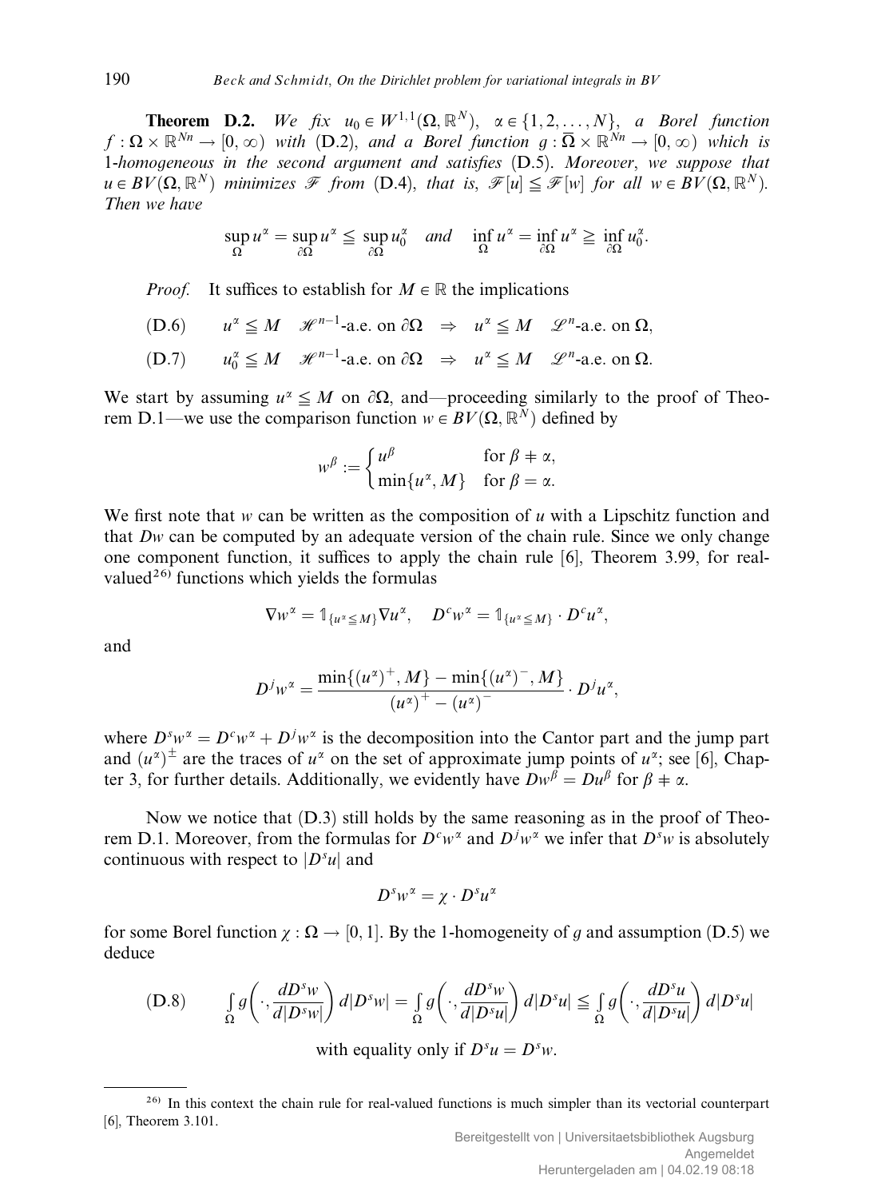**Theorem D.2.** *We fix $u_0 \in W^{1,1}(\Omega, \mathbb{R}^N)$, $\alpha \in \{1, 2, \ldots, N\}$, a Borel function $f : \Omega \times \mathbb{R}^{Nn} \to [0, \infty)$ with* (D.2), *and a Borel function $g : \overline{\Omega} \times \mathbb{R}^{Nn} \to [0, \infty)$ which is 1-homogeneous in the second argument and satisfies* (D.5). *Moreover, we suppose that $u \in BV(\Omega, \mathbb{R}^N)$ minimizes $\mathscr{F}$ from* (D.4), *that is, $\mathscr{F}[u] \leqq \mathscr{F}[w]$ for all $w \in BV(\Omega, \mathbb{R}^N)$. Then we have*

$$\sup_{\Omega} u^\alpha = \sup_{\partial\Omega} u^\alpha \leqq \sup_{\partial\Omega} u_0^\alpha \quad \text{and} \quad \inf_{\Omega} u^\alpha = \inf_{\partial\Omega} u^\alpha \geqq \inf_{\partial\Omega} u_0^\alpha.$$

*Proof.* It suffices to establish for $M \in \mathbb{R}$ the implications

$$\text{(D.6)} \qquad u^\alpha \leqq M \quad \mathscr{H}^{n-1}\text{-a.e. on } \partial\Omega \quad \Rightarrow \quad u^\alpha \leqq M \quad \mathscr{L}^n\text{-a.e. on } \Omega,$$

$$\text{(D.7)} \qquad u_0^\alpha \leqq M \quad \mathscr{H}^{n-1}\text{-a.e. on } \partial\Omega \quad \Rightarrow \quad u^\alpha \leqq M \quad \mathscr{L}^n\text{-a.e. on } \Omega.$$

We start by assuming $u^\alpha \leqq M$ on $\partial\Omega$, and—proceeding similarly to the proof of Theorem D.1—we use the comparison function $w \in BV(\Omega, \mathbb{R}^N)$ defined by

$$w^\beta := \begin{cases} u^\beta & \text{for } \beta \neq \alpha, \\ \min\{u^\alpha, M\} & \text{for } \beta = \alpha. \end{cases}$$

We first note that $w$ can be written as the composition of $u$ with a Lipschitz function and that $Dw$ can be computed by an adequate version of the chain rule. Since we only change one component function, it suffices to apply the chain rule [6], Theorem 3.99, for real-valued[26] functions which yields the formulas

$$\nabla w^\alpha = \mathbb{1}_{\{u^\alpha \leqq M\}} \nabla u^\alpha, \quad D^c w^\alpha = \mathbb{1}_{\{u^\alpha \leqq M\}} \cdot D^c u^\alpha,$$

and

$$D^j w^\alpha = \frac{\min\{(u^\alpha)^+, M\} - \min\{(u^\alpha)^-, M\}}{(u^\alpha)^+ - (u^\alpha)^-} \cdot D^j u^\alpha,$$

where $D^s w^\alpha = D^c w^\alpha + D^j w^\alpha$ is the decomposition into the Cantor part and the jump part and $(u^\alpha)^\pm$ are the traces of $u^\alpha$ on the set of approximate jump points of $u^\alpha$; see [6], Chapter 3, for further details. Additionally, we evidently have $Dw^\beta = Du^\beta$ for $\beta \neq \alpha$.

Now we notice that (D.3) still holds by the same reasoning as in the proof of Theorem D.1. Moreover, from the formulas for $D^c w^\alpha$ and $D^j w^\alpha$ we infer that $D^s w$ is absolutely continuous with respect to $|D^s u|$ and

$$D^s w^\alpha = \chi \cdot D^s u^\alpha$$

for some Borel function $\chi : \Omega \to [0, 1]$. By the 1-homogeneity of $g$ and assumption (D.5) we deduce

$$\text{(D.8)} \qquad \int_\Omega g\left(\cdot, \frac{dD^s w}{d|D^s w|}\right) d|D^s w| = \int_\Omega g\left(\cdot, \frac{dD^s w}{d|D^s u|}\right) d|D^s u| \leqq \int_\Omega g\left(\cdot, \frac{dD^s u}{d|D^s u|}\right) d|D^s u|$$

with equality only if $D^s u = D^s w$.

[26] In this context the chain rule for real-valued functions is much simpler than its vectorial counterpart [6], Theorem 3.101.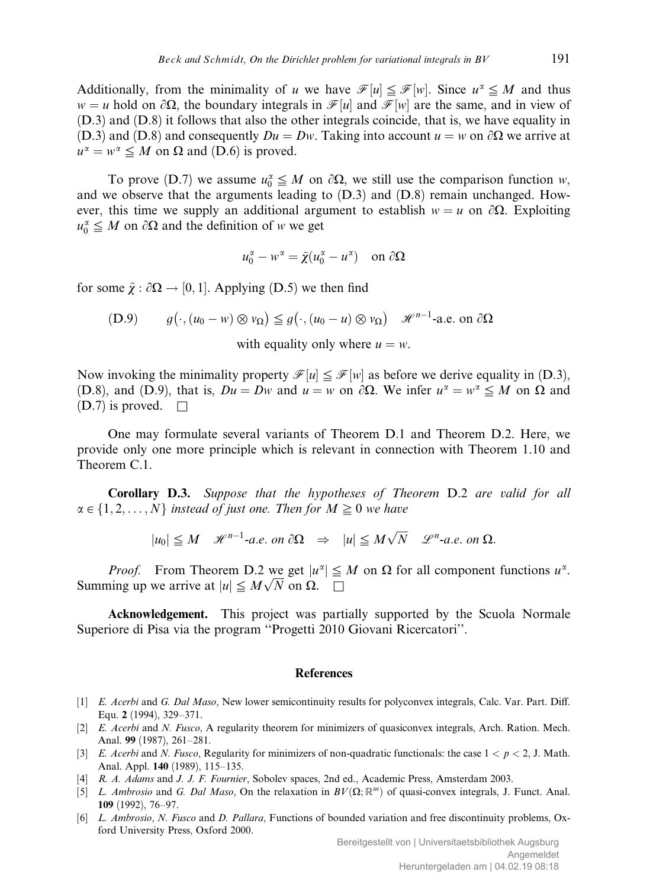Additionally, from the minimality of $u$ we have $\mathscr{F}[u] \leqq \mathscr{F}[w]$. Since $u^\alpha \leqq M$ and thus $w = u$ hold on $\partial\Omega$, the boundary integrals in $\mathscr{F}[u]$ and $\mathscr{F}[w]$ are the same, and in view of (D.3) and (D.8) it follows that also the other integrals coincide, that is, we have equality in (D.3) and (D.8) and consequently $Du = Dw$. Taking into account $u = w$ on $\partial\Omega$ we arrive at $u^\alpha = w^\alpha \leqq M$ on $\Omega$ and (D.6) is proved.

To prove (D.7) we assume $u_0^\alpha \leqq M$ on $\partial\Omega$, we still use the comparison function $w$, and we observe that the arguments leading to (D.3) and (D.8) remain unchanged. However, this time we supply an additional argument to establish $w = u$ on $\partial\Omega$. Exploiting $u_0^\alpha \leqq M$ on $\partial\Omega$ and the definition of $w$ we get

$$u_0^\alpha - w^\alpha = \tilde{\chi}(u_0^\alpha - u^\alpha) \quad \text{on } \partial\Omega$$

for some $\tilde{\chi} : \partial\Omega \to [0,1]$. Applying (D.5) we then find

$$\text{(D.9)} \qquad g\big(\cdot, (u_0 - w) \otimes \nu_\Omega\big) \leqq g\big(\cdot, (u_0 - u) \otimes \nu_\Omega\big) \quad \mathscr{H}^{n-1}\text{-a.e. on } \partial\Omega$$
$$\text{with equality only where } u = w.$$

Now invoking the minimality property $\mathscr{F}[u] \leqq \mathscr{F}[w]$ as before we derive equality in (D.3), (D.8), and (D.9), that is, $Du = Dw$ and $u = w$ on $\partial\Omega$. We infer $u^\alpha = w^\alpha \leqq M$ on $\Omega$ and (D.7) is proved. $\square$

One may formulate several variants of Theorem D.1 and Theorem D.2. Here, we provide only one more principle which is relevant in connection with Theorem 1.10 and Theorem C.1.

**Corollary D.3.** *Suppose that the hypotheses of Theorem* D.2 *are valid for all* $\alpha \in \{1, 2, \ldots, N\}$ *instead of just one. Then for* $M \geqq 0$ *we have*

$$|u_0| \leqq M \quad \mathscr{H}^{n-1}\text{-a.e. on } \partial\Omega \quad \Rightarrow \quad |u| \leqq M\sqrt{N} \quad \mathscr{L}^n\text{-a.e. on } \Omega.$$

*Proof.* From Theorem D.2 we get $|u^\alpha| \leqq M$ on $\Omega$ for all component functions $u^\alpha$. Summing up we arrive at $|u| \leqq M\sqrt{N}$ on $\Omega$. $\square$

**Acknowledgement.** This project was partially supported by the Scuola Normale Superiore di Pisa via the program "Progetti 2010 Giovani Ricercatori".

## References

[1] *E. Acerbi* and *G. Dal Maso*, New lower semicontinuity results for polyconvex integrals, Calc. Var. Part. Diff. Equ. **2** (1994), 329–371.

[2] *E. Acerbi* and *N. Fusco*, A regularity theorem for minimizers of quasiconvex integrals, Arch. Ration. Mech. Anal. **99** (1987), 261–281.

[3] *E. Acerbi* and *N. Fusco*, Regularity for minimizers of non-quadratic functionals: the case $1 < p < 2$, J. Math. Anal. Appl. **140** (1989), 115–135.

[4] *R. A. Adams* and *J. J. F. Fournier*, Sobolev spaces, 2nd ed., Academic Press, Amsterdam 2003.

[5] *L. Ambrosio* and *G. Dal Maso*, On the relaxation in $BV(\Omega; \mathbb{R}^m)$ of quasi-convex integrals, J. Funct. Anal. **109** (1992), 76–97.

[6] *L. Ambrosio*, *N. Fusco* and *D. Pallara*, Functions of bounded variation and free discontinuity problems, Oxford University Press, Oxford 2000.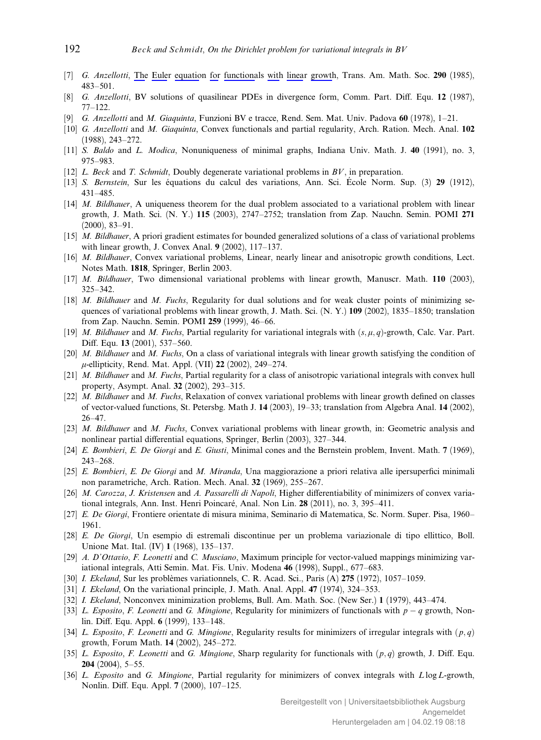[7] *G. Anzellotti*, The Euler equation for functionals with linear growth, Trans. Am. Math. Soc. **290** (1985), 483–501.

[8] *G. Anzellotti*, BV solutions of quasilinear PDEs in divergence form, Comm. Part. Diff. Equ. **12** (1987), 77–122.

[9] *G. Anzellotti* and *M. Giaquinta*, Funzioni BV e tracce, Rend. Sem. Mat. Univ. Padova **60** (1978), 1–21.

[10] *G. Anzellotti* and *M. Giaquinta*, Convex functionals and partial regularity, Arch. Ration. Mech. Anal. **102** (1988), 243–272.

[11] *S. Baldo* and *L. Modica*, Nonuniqueness of minimal graphs, Indiana Univ. Math. J. **40** (1991), no. 3, 975–983.

[12] *L. Beck* and *T. Schmidt*, Doubly degenerate variational problems in $BV$, in preparation.

[13] *S. Bernstein*, Sur les équations du calcul des variations, Ann. Sci. École Norm. Sup. (3) **29** (1912), 431–485.

[14] *M. Bildhauer*, A uniqueness theorem for the dual problem associated to a variational problem with linear growth, J. Math. Sci. (N. Y.) **115** (2003), 2747–2752; translation from Zap. Nauchn. Semin. POMI **271** (2000), 83–91.

[15] *M. Bildhauer*, A priori gradient estimates for bounded generalized solutions of a class of variational problems with linear growth, J. Convex Anal. **9** (2002), 117–137.

[16] *M. Bildhauer*, Convex variational problems, Linear, nearly linear and anisotropic growth conditions, Lect. Notes Math. **1818**, Springer, Berlin 2003.

[17] *M. Bildhauer*, Two dimensional variational problems with linear growth, Manuscr. Math. **110** (2003), 325–342.

[18] *M. Bildhauer* and *M. Fuchs*, Regularity for dual solutions and for weak cluster points of minimizing sequences of variational problems with linear growth, J. Math. Sci. (N. Y.) **109** (2002), 1835–1850; translation from Zap. Nauchn. Semin. POMI **259** (1999), 46–66.

[19] *M. Bildhauer* and *M. Fuchs*, Partial regularity for variational integrals with $(s, \mu, q)$-growth, Calc. Var. Part. Diff. Equ. **13** (2001), 537–560.

[20] *M. Bildhauer* and *M. Fuchs*, On a class of variational integrals with linear growth satisfying the condition of $\mu$-ellipticity, Rend. Mat. Appl. (VII) **22** (2002), 249–274.

[21] *M. Bildhauer* and *M. Fuchs*, Partial regularity for a class of anisotropic variational integrals with convex hull property, Asympt. Anal. **32** (2002), 293–315.

[22] *M. Bildhauer* and *M. Fuchs*, Relaxation of convex variational problems with linear growth defined on classes of vector-valued functions, St. Petersbg. Math J. **14** (2003), 19–33; translation from Algebra Anal. **14** (2002), 26–47.

[23] *M. Bildhauer* and *M. Fuchs*, Convex variational problems with linear growth, in: Geometric analysis and nonlinear partial differential equations, Springer, Berlin (2003), 327–344.

[24] *E. Bombieri*, *E. De Giorgi* and *E. Giusti*, Minimal cones and the Bernstein problem, Invent. Math. **7** (1969), 243–268.

[25] *E. Bombieri*, *E. De Giorgi* and *M. Miranda*, Una maggiorazione a priori relativa alle ipersuperfici minimali non parametriche, Arch. Ration. Mech. Anal. **32** (1969), 255–267.

[26] *M. Carozza*, *J. Kristensen* and *A. Passarelli di Napoli*, Higher differentiability of minimizers of convex variational integrals, Ann. Inst. Henri Poincaré, Anal. Non Lin. **28** (2011), no. 3, 395–411.

[27] *E. De Giorgi*, Frontiere orientate di misura minima, Seminario di Matematica, Sc. Norm. Super. Pisa, 1960–1961.

[28] *E. De Giorgi*, Un esempio di estremali discontinue per un problema variazionale di tipo ellittico, Boll. Unione Mat. Ital. (IV) **1** (1968), 135–137.

[29] *A. D'Ottavio*, *F. Leonetti* and *C. Musciano*, Maximum principle for vector-valued mappings minimizing variational integrals, Atti Semin. Mat. Fis. Univ. Modena **46** (1998), Suppl., 677–683.

[30] *I. Ekeland*, Sur les problèmes variationnels, C. R. Acad. Sci., Paris (A) **275** (1972), 1057–1059.

[31] *I. Ekeland*, On the variational principle, J. Math. Anal. Appl. **47** (1974), 324–353.

[32] *I. Ekeland*, Nonconvex minimization problems, Bull. Am. Math. Soc. (New Ser.) **1** (1979), 443–474.

[33] *L. Esposito*, *F. Leonetti* and *G. Mingione*, Regularity for minimizers of functionals with $p - q$ growth, Nonlin. Diff. Equ. Appl. **6** (1999), 133–148.

[34] *L. Esposito*, *F. Leonetti* and *G. Mingione*, Regularity results for minimizers of irregular integrals with $(p, q)$ growth, Forum Math. **14** (2002), 245–272.

[35] *L. Esposito*, *F. Leonetti* and *G. Mingione*, Sharp regularity for functionals with $(p, q)$ growth, J. Diff. Equ. **204** (2004), 5–55.

[36] *L. Esposito* and *G. Mingione*, Partial regularity for minimizers of convex integrals with $L \log L$-growth, Nonlin. Diff. Equ. Appl. **7** (2000), 107–125.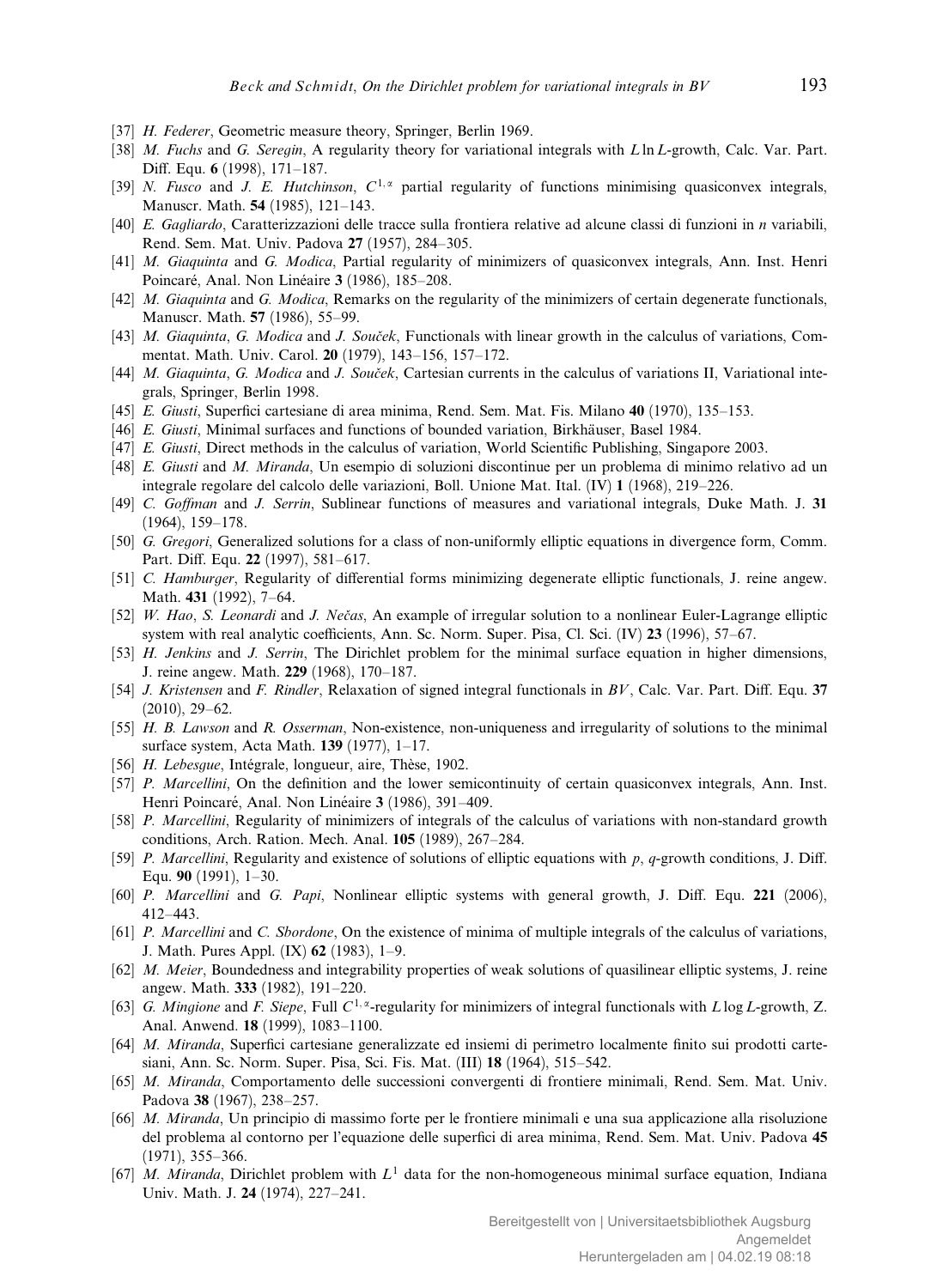[37] *H. Federer*, Geometric measure theory, Springer, Berlin 1969.

[38] *M. Fuchs* and *G. Seregin*, A regularity theory for variational integrals with $L \ln L$-growth, Calc. Var. Part. Diff. Equ. **6** (1998), 171–187.

[39] *N. Fusco* and *J. E. Hutchinson*, $C^{1,\alpha}$ partial regularity of functions minimising quasiconvex integrals, Manuscr. Math. **54** (1985), 121–143.

[40] *E. Gagliardo*, Caratterizzazioni delle tracce sulla frontiera relative ad alcune classi di funzioni in $n$ variabili, Rend. Sem. Mat. Univ. Padova **27** (1957), 284–305.

[41] *M. Giaquinta* and *G. Modica*, Partial regularity of minimizers of quasiconvex integrals, Ann. Inst. Henri Poincaré, Anal. Non Linéaire **3** (1986), 185–208.

[42] *M. Giaquinta* and *G. Modica*, Remarks on the regularity of the minimizers of certain degenerate functionals, Manuscr. Math. **57** (1986), 55–99.

[43] *M. Giaquinta*, *G. Modica* and *J. Souček*, Functionals with linear growth in the calculus of variations, Commentat. Math. Univ. Carol. **20** (1979), 143–156, 157–172.

[44] *M. Giaquinta*, *G. Modica* and *J. Souček*, Cartesian currents in the calculus of variations II, Variational integrals, Springer, Berlin 1998.

[45] *E. Giusti*, Superfici cartesiane di area minima, Rend. Sem. Mat. Fis. Milano **40** (1970), 135–153.

[46] *E. Giusti*, Minimal surfaces and functions of bounded variation, Birkhäuser, Basel 1984.

[47] *E. Giusti*, Direct methods in the calculus of variation, World Scientific Publishing, Singapore 2003.

[48] *E. Giusti* and *M. Miranda*, Un esempio di soluzioni discontinue per un problema di minimo relativo ad un integrale regolare del calcolo delle variazioni, Boll. Unione Mat. Ital. (IV) **1** (1968), 219–226.

[49] *C. Goffman* and *J. Serrin*, Sublinear functions of measures and variational integrals, Duke Math. J. **31** (1964), 159–178.

[50] *G. Gregori*, Generalized solutions for a class of non-uniformly elliptic equations in divergence form, Comm. Part. Diff. Equ. **22** (1997), 581–617.

[51] *C. Hamburger*, Regularity of differential forms minimizing degenerate elliptic functionals, J. reine angew. Math. **431** (1992), 7–64.

[52] *W. Hao*, *S. Leonardi* and *J. Nečas*, An example of irregular solution to a nonlinear Euler-Lagrange elliptic system with real analytic coefficients, Ann. Sc. Norm. Super. Pisa, Cl. Sci. (IV) **23** (1996), 57–67.

[53] *H. Jenkins* and *J. Serrin*, The Dirichlet problem for the minimal surface equation in higher dimensions, J. reine angew. Math. **229** (1968), 170–187.

[54] *J. Kristensen* and *F. Rindler*, Relaxation of signed integral functionals in $BV$, Calc. Var. Part. Diff. Equ. **37** (2010), 29–62.

[55] *H. B. Lawson* and *R. Osserman*, Non-existence, non-uniqueness and irregularity of solutions to the minimal surface system, Acta Math. **139** (1977), 1–17.

[56] *H. Lebesgue*, Intégrale, longueur, aire, Thèse, 1902.

[57] *P. Marcellini*, On the definition and the lower semicontinuity of certain quasiconvex integrals, Ann. Inst. Henri Poincaré, Anal. Non Linéaire **3** (1986), 391–409.

[58] *P. Marcellini*, Regularity of minimizers of integrals of the calculus of variations with non-standard growth conditions, Arch. Ration. Mech. Anal. **105** (1989), 267–284.

[59] *P. Marcellini*, Regularity and existence of solutions of elliptic equations with $p$, $q$-growth conditions, J. Diff. Equ. **90** (1991), 1–30.

[60] *P. Marcellini* and *G. Papi*, Nonlinear elliptic systems with general growth, J. Diff. Equ. **221** (2006), 412–443.

[61] *P. Marcellini* and *C. Sbordone*, On the existence of minima of multiple integrals of the calculus of variations, J. Math. Pures Appl. (IX) **62** (1983), 1–9.

[62] *M. Meier*, Boundedness and integrability properties of weak solutions of quasilinear elliptic systems, J. reine angew. Math. **333** (1982), 191–220.

[63] *G. Mingione* and *F. Siepe*, Full $C^{1,\alpha}$-regularity for minimizers of integral functionals with $L \log L$-growth, Z. Anal. Anwend. **18** (1999), 1083–1100.

[64] *M. Miranda*, Superfici cartesiane generalizzate ed insiemi di perimetro localmente finito sui prodotti cartesiani, Ann. Sc. Norm. Super. Pisa, Sci. Fis. Mat. (III) **18** (1964), 515–542.

[65] *M. Miranda*, Comportamento delle successioni convergenti di frontiere minimali, Rend. Sem. Mat. Univ. Padova **38** (1967), 238–257.

[66] *M. Miranda*, Un principio di massimo forte per le frontiere minimali e una sua applicazione alla risoluzione del problema al contorno per l'equazione delle superfici di area minima, Rend. Sem. Mat. Univ. Padova **45** (1971), 355–366.

[67] *M. Miranda*, Dirichlet problem with $L^1$ data for the non-homogeneous minimal surface equation, Indiana Univ. Math. J. **24** (1974), 227–241.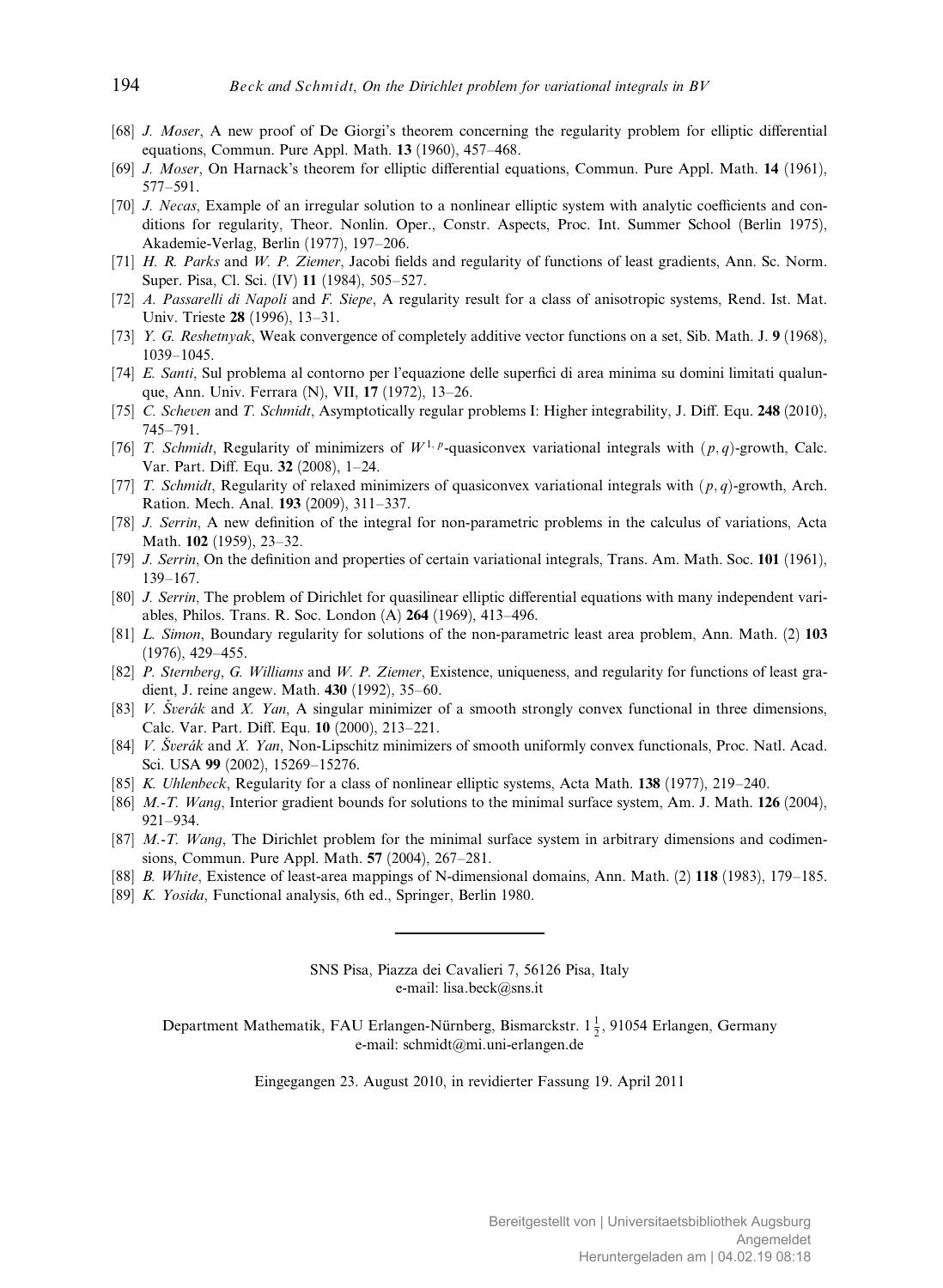[68] *J. Moser*, A new proof of De Giorgi's theorem concerning the regularity problem for elliptic differential equations, Commun. Pure Appl. Math. **13** (1960), 457–468.

[69] *J. Moser*, On Harnack's theorem for elliptic differential equations, Commun. Pure Appl. Math. **14** (1961), 577–591.

[70] *J. Necas*, Example of an irregular solution to a nonlinear elliptic system with analytic coefficients and conditions for regularity, Theor. Nonlin. Oper., Constr. Aspects, Proc. Int. Summer School (Berlin 1975), Akademie-Verlag, Berlin (1977), 197–206.

[71] *H. R. Parks* and *W. P. Ziemer*, Jacobi fields and regularity of functions of least gradients, Ann. Sc. Norm. Super. Pisa, Cl. Sci. (IV) **11** (1984), 505–527.

[72] *A. Passarelli di Napoli* and *F. Siepe*, A regularity result for a class of anisotropic systems, Rend. Ist. Mat. Univ. Trieste **28** (1996), 13–31.

[73] *Y. G. Reshetnyak*, Weak convergence of completely additive vector functions on a set, Sib. Math. J. **9** (1968), 1039–1045.

[74] *E. Santi*, Sul problema al contorno per l'equazione delle superfici di area minima su domini limitati qualunque, Ann. Univ. Ferrara (N), VII, **17** (1972), 13–26.

[75] *C. Scheven* and *T. Schmidt*, Asymptotically regular problems I: Higher integrability, J. Diff. Equ. **248** (2010), 745–791.

[76] *T. Schmidt*, Regularity of minimizers of $W^{1,p}$-quasiconvex variational integrals with $(p,q)$-growth, Calc. Var. Part. Diff. Equ. **32** (2008), 1–24.

[77] *T. Schmidt*, Regularity of relaxed minimizers of quasiconvex variational integrals with $(p,q)$-growth, Arch. Ration. Mech. Anal. **193** (2009), 311–337.

[78] *J. Serrin*, A new definition of the integral for non-parametric problems in the calculus of variations, Acta Math. **102** (1959), 23–32.

[79] *J. Serrin*, On the definition and properties of certain variational integrals, Trans. Am. Math. Soc. **101** (1961), 139–167.

[80] *J. Serrin*, The problem of Dirichlet for quasilinear elliptic differential equations with many independent variables, Philos. Trans. R. Soc. London (A) **264** (1969), 413–496.

[81] *L. Simon*, Boundary regularity for solutions of the non-parametric least area problem, Ann. Math. (2) **103** (1976), 429–455.

[82] *P. Sternberg*, *G. Williams* and *W. P. Ziemer*, Existence, uniqueness, and regularity for functions of least gradient, J. reine angew. Math. **430** (1992), 35–60.

[83] *V. Šverák* and *X. Yan*, A singular minimizer of a smooth strongly convex functional in three dimensions, Calc. Var. Part. Diff. Equ. **10** (2000), 213–221.

[84] *V. Šverák* and *X. Yan*, Non-Lipschitz minimizers of smooth uniformly convex functionals, Proc. Natl. Acad. Sci. USA **99** (2002), 15269–15276.

[85] *K. Uhlenbeck*, Regularity for a class of nonlinear elliptic systems, Acta Math. **138** (1977), 219–240.

[86] *M.-T. Wang*, Interior gradient bounds for solutions to the minimal surface system, Am. J. Math. **126** (2004), 921–934.

[87] *M.-T. Wang*, The Dirichlet problem for the minimal surface system in arbitrary dimensions and codimensions, Commun. Pure Appl. Math. **57** (2004), 267–281.

[88] *B. White*, Existence of least-area mappings of N-dimensional domains, Ann. Math. (2) **118** (1983), 179–185.

[89] *K. Yosida*, Functional analysis, 6th ed., Springer, Berlin 1980.

---

SNS Pisa, Piazza dei Cavalieri 7, 56126 Pisa, Italy
e-mail: lisa.beck@sns.it

Department Mathematik, FAU Erlangen-Nürnberg, Bismarckstr. $1\frac{1}{2}$, 91054 Erlangen, Germany
e-mail: schmidt@mi.uni-erlangen.de

Eingegangen 23. August 2010, in revidierter Fassung 19. April 2011